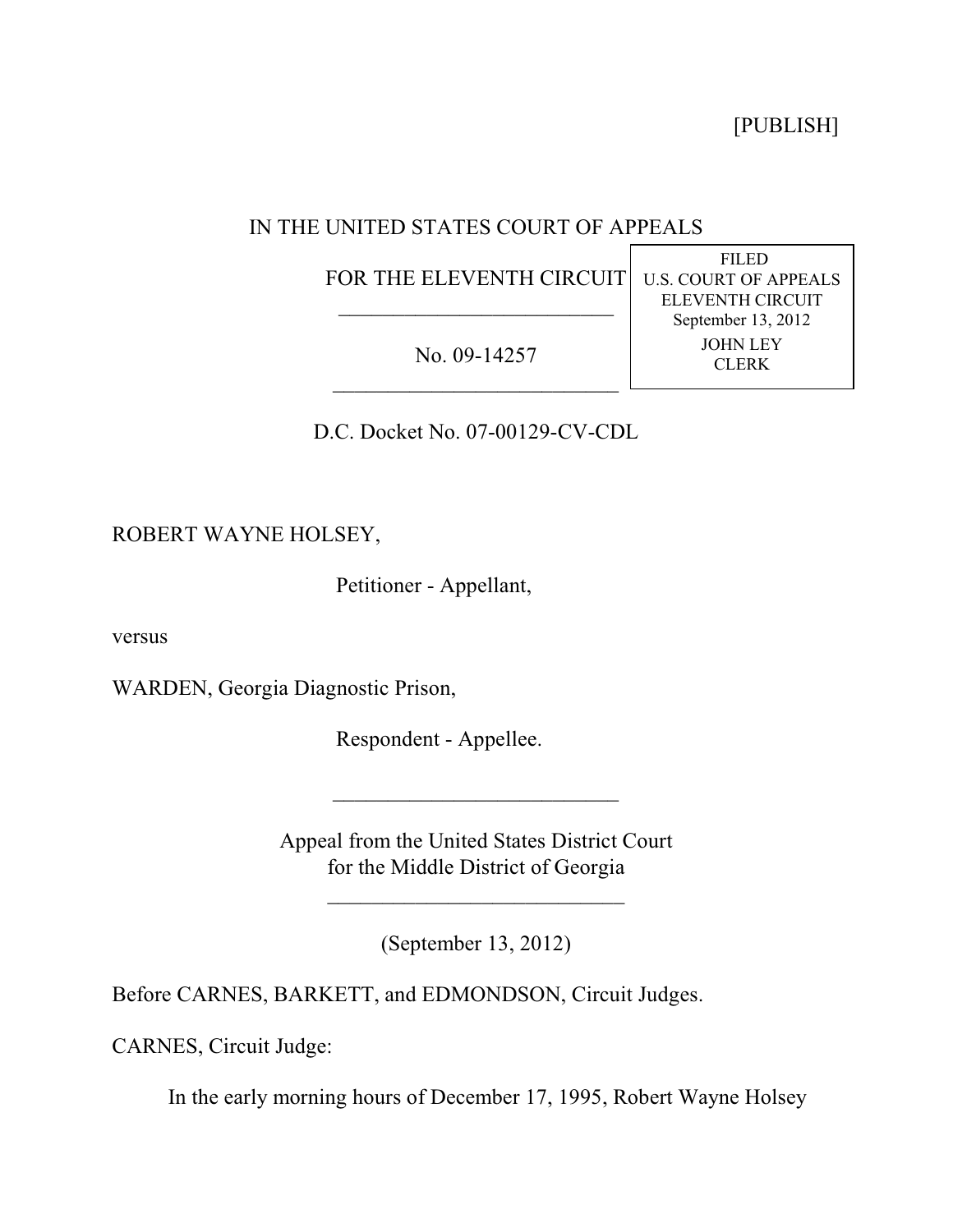[PUBLISH]

IN THE UNITED STATES COURT OF APPEALS

FOR THE ELEVENTH CIRCUIT

FILED
U.S. COURT OF APPEALS
ELEVENTH CIRCUIT
September 13, 2012
JOHN LEY
CLERK

No. 09-14257

D.C. Docket No. 07-00129-CV-CDL

ROBERT WAYNE HOLSEY,

Petitioner - Appellant,

versus

WARDEN, Georgia Diagnostic Prison,

Respondent - Appellee.

Appeal from the United States District Court
for the Middle District of Georgia

(September 13, 2012)

Before CARNES, BARKETT, and EDMONDSON, Circuit Judges.

CARNES, Circuit Judge:

In the early morning hours of December 17, 1995, Robert Wayne Holsey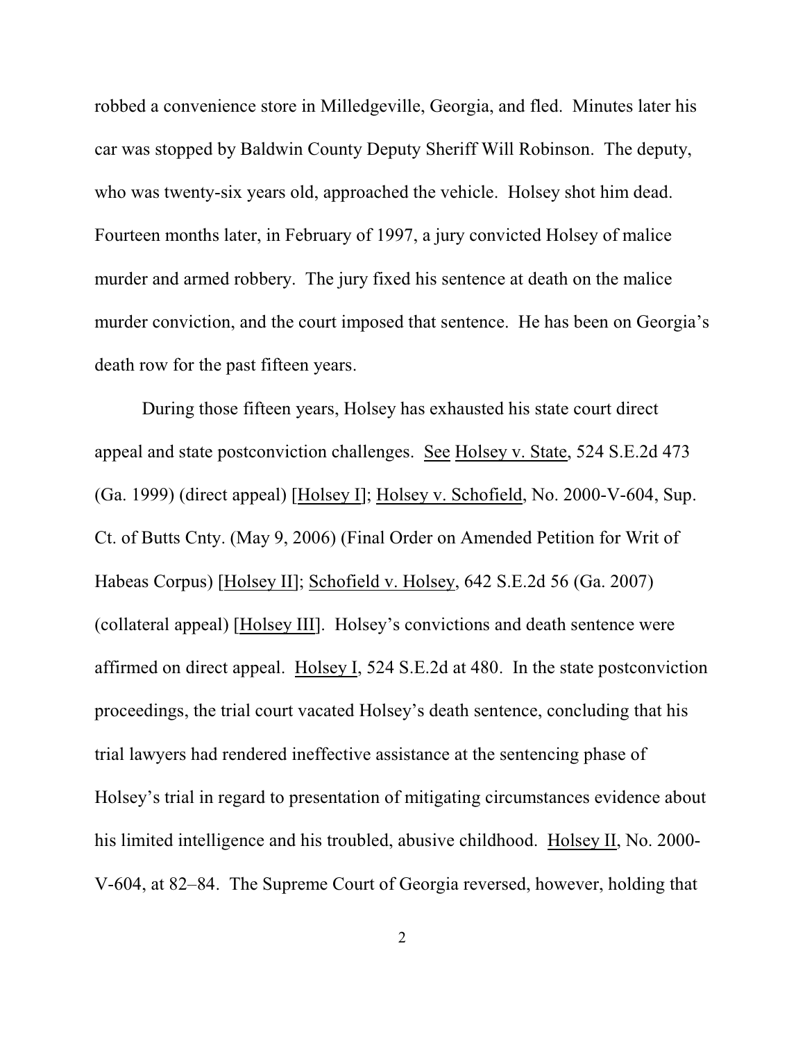robbed a convenience store in Milledgeville, Georgia, and fled. Minutes later his car was stopped by Baldwin County Deputy Sheriff Will Robinson. The deputy, who was twenty-six years old, approached the vehicle. Holsey shot him dead. Fourteen months later, in February of 1997, a jury convicted Holsey of malice murder and armed robbery. The jury fixed his sentence at death on the malice murder conviction, and the court imposed that sentence. He has been on Georgia's death row for the past fifteen years.

During those fifteen years, Holsey has exhausted his state court direct appeal and state postconviction challenges. See Holsey v. State, 524 S.E.2d 473 (Ga. 1999) (direct appeal) [Holsey I]; Holsey v. Schofield, No. 2000-V-604, Sup. Ct. of Butts Cnty. (May 9, 2006) (Final Order on Amended Petition for Writ of Habeas Corpus) [Holsey II]; Schofield v. Holsey, 642 S.E.2d 56 (Ga. 2007) (collateral appeal) [Holsey III]. Holsey's convictions and death sentence were affirmed on direct appeal. Holsey I, 524 S.E.2d at 480. In the state postconviction proceedings, the trial court vacated Holsey's death sentence, concluding that his trial lawyers had rendered ineffective assistance at the sentencing phase of Holsey's trial in regard to presentation of mitigating circumstances evidence about his limited intelligence and his troubled, abusive childhood. Holsey II, No. 2000-V-604, at 82–84. The Supreme Court of Georgia reversed, however, holding that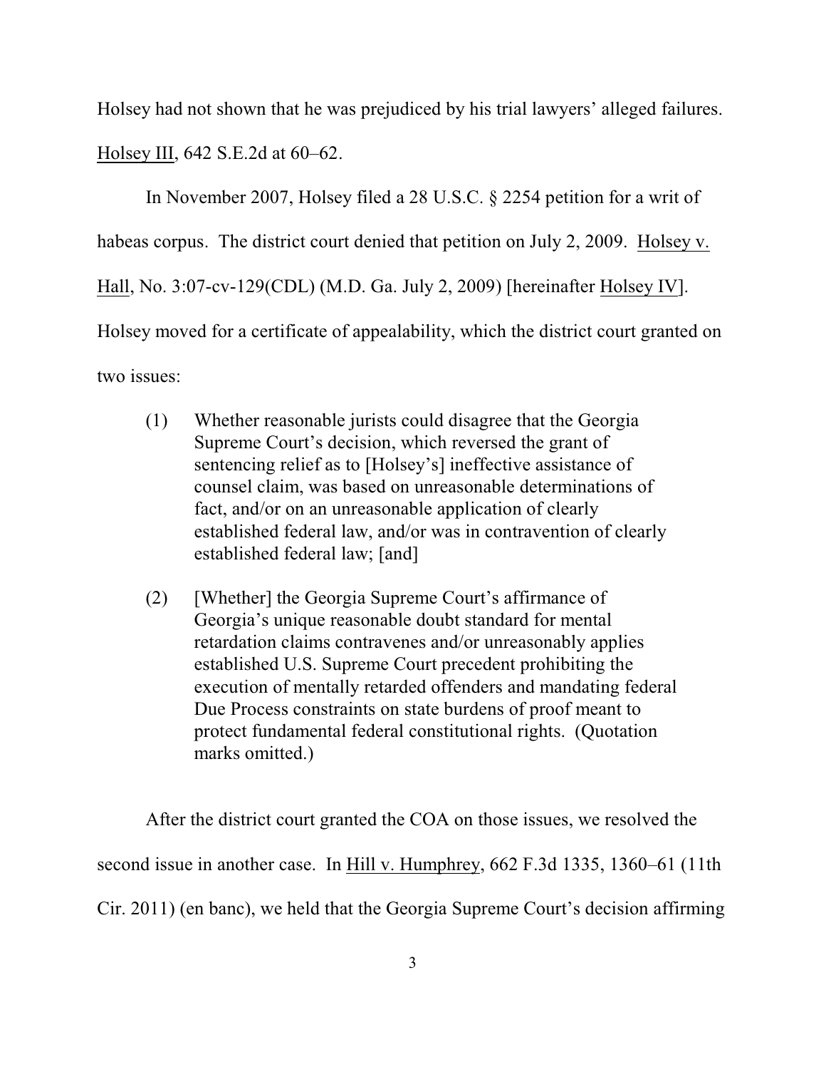Holsey had not shown that he was prejudiced by his trial lawyers' alleged failures. Holsey III, 642 S.E.2d at 60–62.

In November 2007, Holsey filed a 28 U.S.C. § 2254 petition for a writ of habeas corpus. The district court denied that petition on July 2, 2009. Holsey v. Hall, No. 3:07-cv-129(CDL) (M.D. Ga. July 2, 2009) [hereinafter Holsey IV]. Holsey moved for a certificate of appealability, which the district court granted on two issues:

> (1) Whether reasonable jurists could disagree that the Georgia Supreme Court's decision, which reversed the grant of sentencing relief as to [Holsey's] ineffective assistance of counsel claim, was based on unreasonable determinations of fact, and/or on an unreasonable application of clearly established federal law, and/or was in contravention of clearly established federal law; [and]
>
> (2) [Whether] the Georgia Supreme Court's affirmance of Georgia's unique reasonable doubt standard for mental retardation claims contravenes and/or unreasonably applies established U.S. Supreme Court precedent prohibiting the execution of mentally retarded offenders and mandating federal Due Process constraints on state burdens of proof meant to protect fundamental federal constitutional rights. (Quotation marks omitted.)

After the district court granted the COA on those issues, we resolved the second issue in another case. In Hill v. Humphrey, 662 F.3d 1335, 1360–61 (11th Cir. 2011) (en banc), we held that the Georgia Supreme Court's decision affirming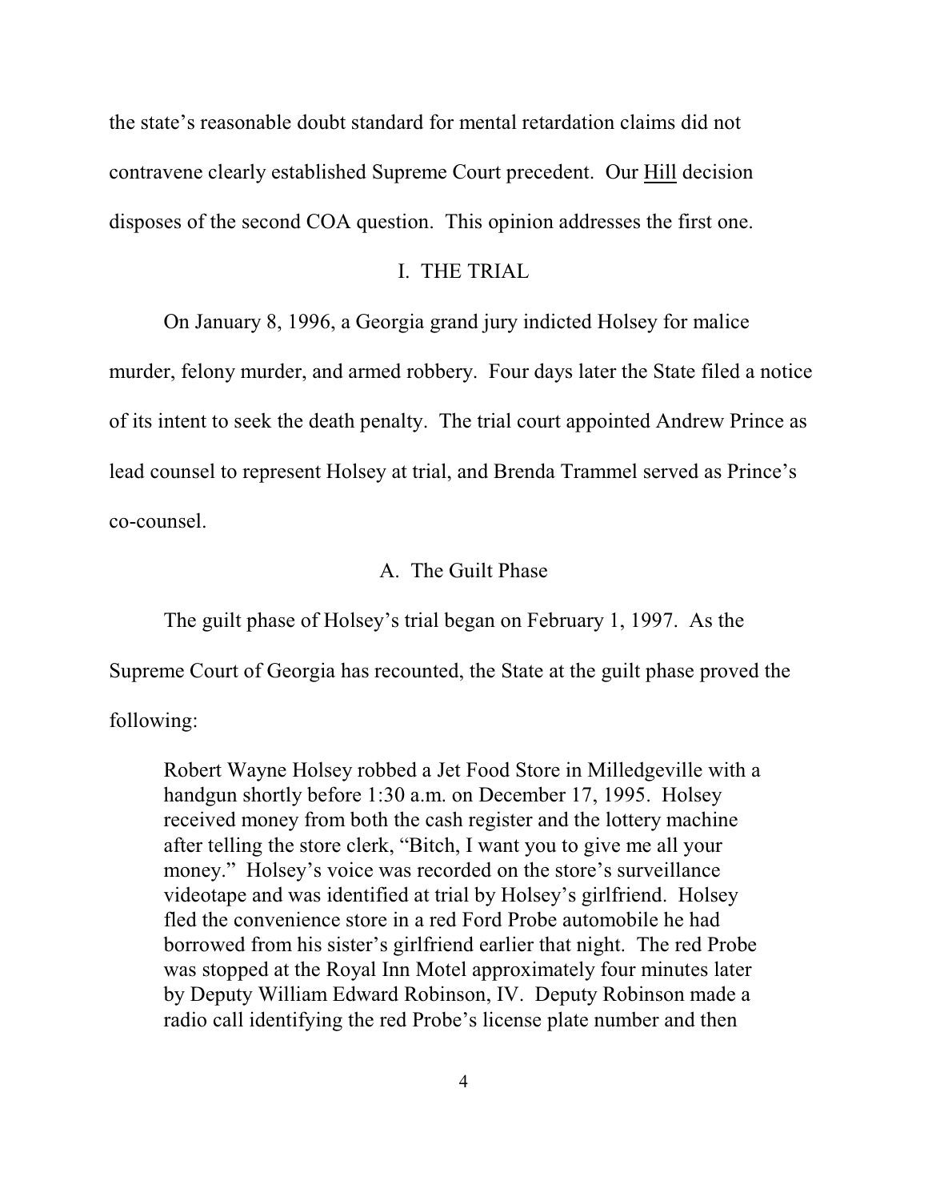the state's reasonable doubt standard for mental retardation claims did not contravene clearly established Supreme Court precedent. Our Hill decision disposes of the second COA question. This opinion addresses the first one.

## I. THE TRIAL

On January 8, 1996, a Georgia grand jury indicted Holsey for malice murder, felony murder, and armed robbery. Four days later the State filed a notice of its intent to seek the death penalty. The trial court appointed Andrew Prince as lead counsel to represent Holsey at trial, and Brenda Trammel served as Prince's co-counsel.

### A. The Guilt Phase

The guilt phase of Holsey's trial began on February 1, 1997. As the Supreme Court of Georgia has recounted, the State at the guilt phase proved the following:

> Robert Wayne Holsey robbed a Jet Food Store in Milledgeville with a handgun shortly before 1:30 a.m. on December 17, 1995. Holsey received money from both the cash register and the lottery machine after telling the store clerk, "Bitch, I want you to give me all your money." Holsey's voice was recorded on the store's surveillance videotape and was identified at trial by Holsey's girlfriend. Holsey fled the convenience store in a red Ford Probe automobile he had borrowed from his sister's girlfriend earlier that night. The red Probe was stopped at the Royal Inn Motel approximately four minutes later by Deputy William Edward Robinson, IV. Deputy Robinson made a radio call identifying the red Probe's license plate number and then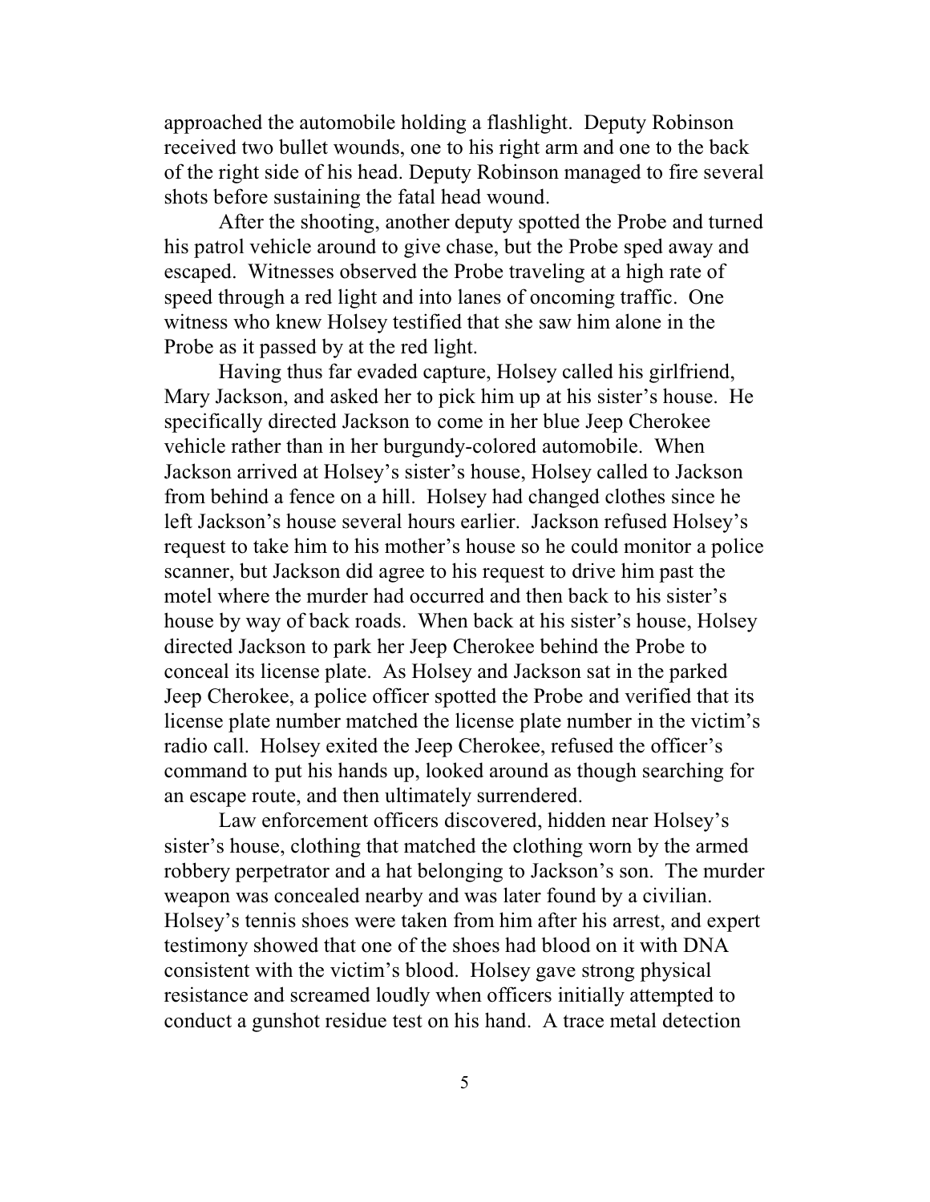approached the automobile holding a flashlight. Deputy Robinson received two bullet wounds, one to his right arm and one to the back of the right side of his head. Deputy Robinson managed to fire several shots before sustaining the fatal head wound.

After the shooting, another deputy spotted the Probe and turned his patrol vehicle around to give chase, but the Probe sped away and escaped. Witnesses observed the Probe traveling at a high rate of speed through a red light and into lanes of oncoming traffic. One witness who knew Holsey testified that she saw him alone in the Probe as it passed by at the red light.

Having thus far evaded capture, Holsey called his girlfriend, Mary Jackson, and asked her to pick him up at his sister's house. He specifically directed Jackson to come in her blue Jeep Cherokee vehicle rather than in her burgundy-colored automobile. When Jackson arrived at Holsey's sister's house, Holsey called to Jackson from behind a fence on a hill. Holsey had changed clothes since he left Jackson's house several hours earlier. Jackson refused Holsey's request to take him to his mother's house so he could monitor a police scanner, but Jackson did agree to his request to drive him past the motel where the murder had occurred and then back to his sister's house by way of back roads. When back at his sister's house, Holsey directed Jackson to park her Jeep Cherokee behind the Probe to conceal its license plate. As Holsey and Jackson sat in the parked Jeep Cherokee, a police officer spotted the Probe and verified that its license plate number matched the license plate number in the victim's radio call. Holsey exited the Jeep Cherokee, refused the officer's command to put his hands up, looked around as though searching for an escape route, and then ultimately surrendered.

Law enforcement officers discovered, hidden near Holsey's sister's house, clothing that matched the clothing worn by the armed robbery perpetrator and a hat belonging to Jackson's son. The murder weapon was concealed nearby and was later found by a civilian. Holsey's tennis shoes were taken from him after his arrest, and expert testimony showed that one of the shoes had blood on it with DNA consistent with the victim's blood. Holsey gave strong physical resistance and screamed loudly when officers initially attempted to conduct a gunshot residue test on his hand. A trace metal detection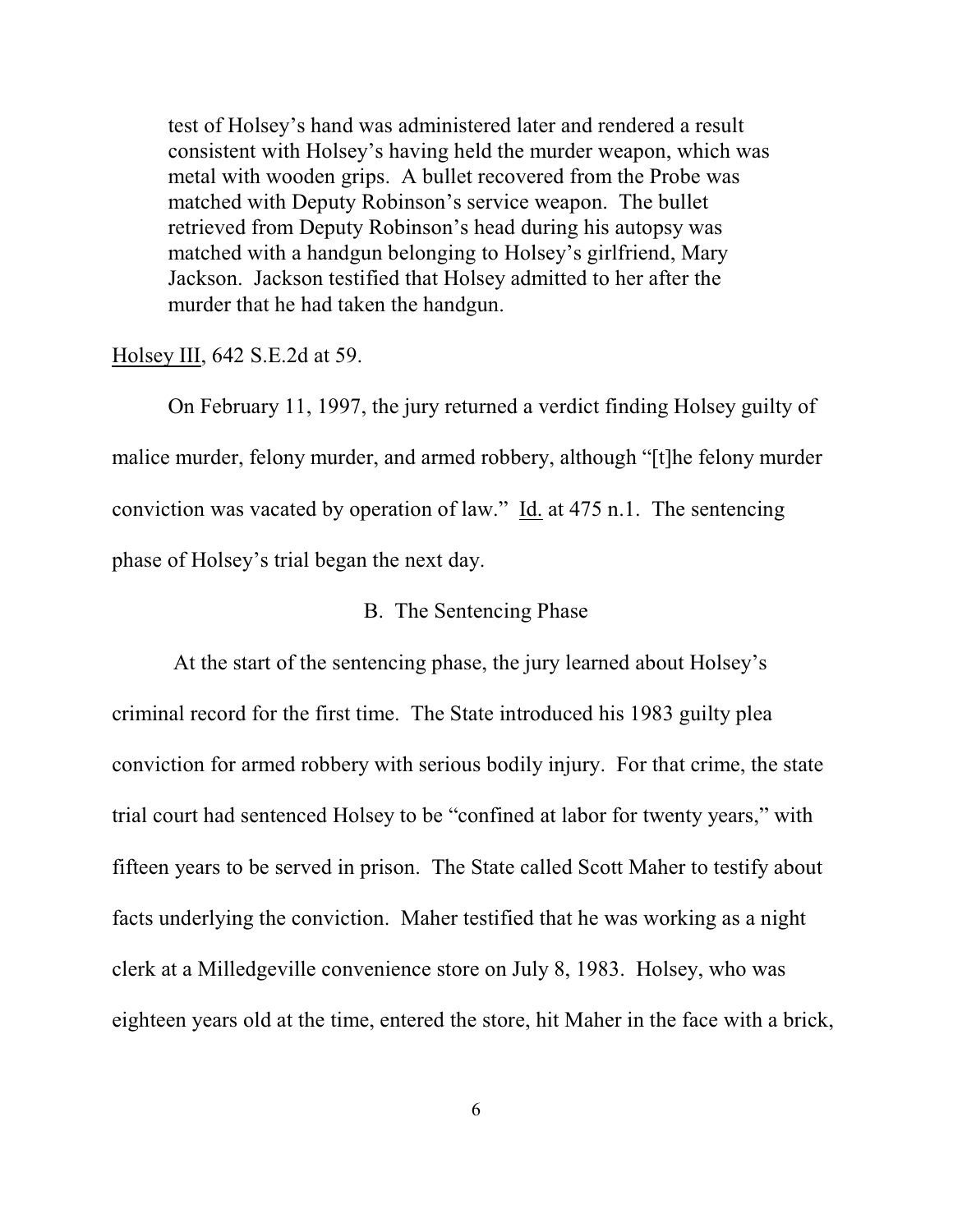> test of Holsey's hand was administered later and rendered a result consistent with Holsey's having held the murder weapon, which was metal with wooden grips. A bullet recovered from the Probe was matched with Deputy Robinson's service weapon. The bullet retrieved from Deputy Robinson's head during his autopsy was matched with a handgun belonging to Holsey's girlfriend, Mary Jackson. Jackson testified that Holsey admitted to her after the murder that he had taken the handgun.

Holsey III, 642 S.E.2d at 59.

On February 11, 1997, the jury returned a verdict finding Holsey guilty of malice murder, felony murder, and armed robbery, although "[t]he felony murder conviction was vacated by operation of law." Id. at 475 n.1. The sentencing phase of Holsey's trial began the next day.

### B. The Sentencing Phase

At the start of the sentencing phase, the jury learned about Holsey's criminal record for the first time. The State introduced his 1983 guilty plea conviction for armed robbery with serious bodily injury. For that crime, the state trial court had sentenced Holsey to be "confined at labor for twenty years," with fifteen years to be served in prison. The State called Scott Maher to testify about facts underlying the conviction. Maher testified that he was working as a night clerk at a Milledgeville convenience store on July 8, 1983. Holsey, who was eighteen years old at the time, entered the store, hit Maher in the face with a brick,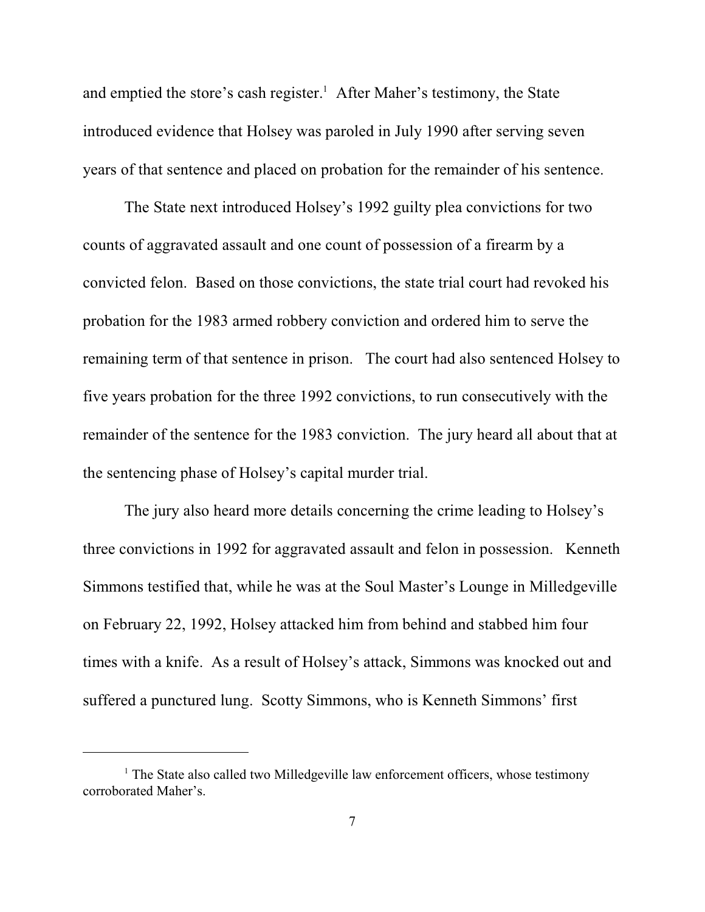and emptied the store's cash register.[1] After Maher's testimony, the State introduced evidence that Holsey was paroled in July 1990 after serving seven years of that sentence and placed on probation for the remainder of his sentence.

The State next introduced Holsey's 1992 guilty plea convictions for two counts of aggravated assault and one count of possession of a firearm by a convicted felon. Based on those convictions, the state trial court had revoked his probation for the 1983 armed robbery conviction and ordered him to serve the remaining term of that sentence in prison. The court had also sentenced Holsey to five years probation for the three 1992 convictions, to run consecutively with the remainder of the sentence for the 1983 conviction. The jury heard all about that at the sentencing phase of Holsey's capital murder trial.

The jury also heard more details concerning the crime leading to Holsey's three convictions in 1992 for aggravated assault and felon in possession. Kenneth Simmons testified that, while he was at the Soul Master's Lounge in Milledgeville on February 22, 1992, Holsey attacked him from behind and stabbed him four times with a knife. As a result of Holsey's attack, Simmons was knocked out and suffered a punctured lung. Scotty Simmons, who is Kenneth Simmons' first

---

[1] The State also called two Milledgeville law enforcement officers, whose testimony corroborated Maher's.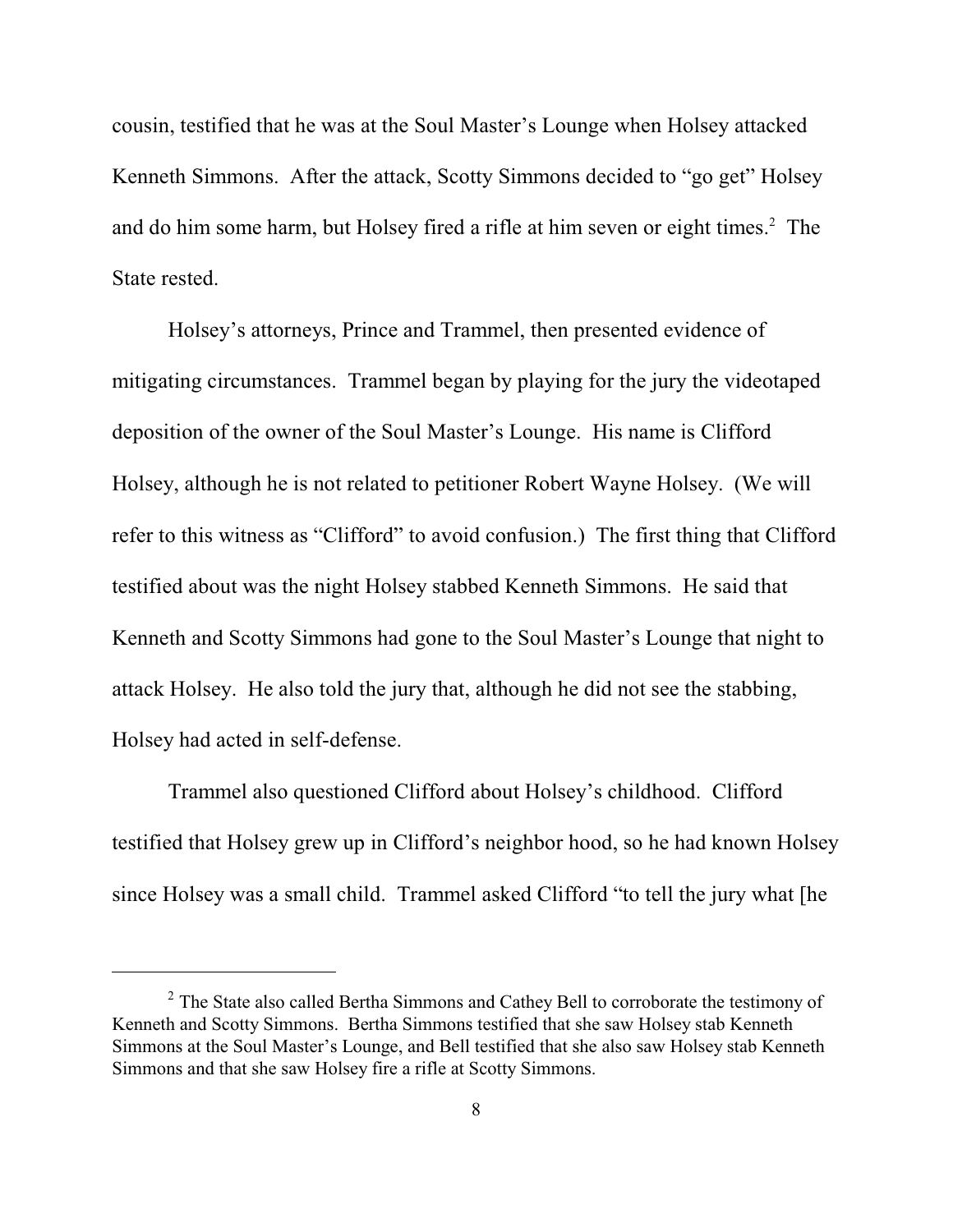cousin, testified that he was at the Soul Master's Lounge when Holsey attacked Kenneth Simmons. After the attack, Scotty Simmons decided to "go get" Holsey and do him some harm, but Holsey fired a rifle at him seven or eight times.[2] The State rested.

Holsey's attorneys, Prince and Trammel, then presented evidence of mitigating circumstances. Trammel began by playing for the jury the videotaped deposition of the owner of the Soul Master's Lounge. His name is Clifford Holsey, although he is not related to petitioner Robert Wayne Holsey. (We will refer to this witness as "Clifford" to avoid confusion.) The first thing that Clifford testified about was the night Holsey stabbed Kenneth Simmons. He said that Kenneth and Scotty Simmons had gone to the Soul Master's Lounge that night to attack Holsey. He also told the jury that, although he did not see the stabbing, Holsey had acted in self-defense.

Trammel also questioned Clifford about Holsey's childhood. Clifford testified that Holsey grew up in Clifford's neighbor hood, so he had known Holsey since Holsey was a small child. Trammel asked Clifford "to tell the jury what [he

---

[2] The State also called Bertha Simmons and Cathey Bell to corroborate the testimony of Kenneth and Scotty Simmons. Bertha Simmons testified that she saw Holsey stab Kenneth Simmons at the Soul Master's Lounge, and Bell testified that she also saw Holsey stab Kenneth Simmons and that she saw Holsey fire a rifle at Scotty Simmons.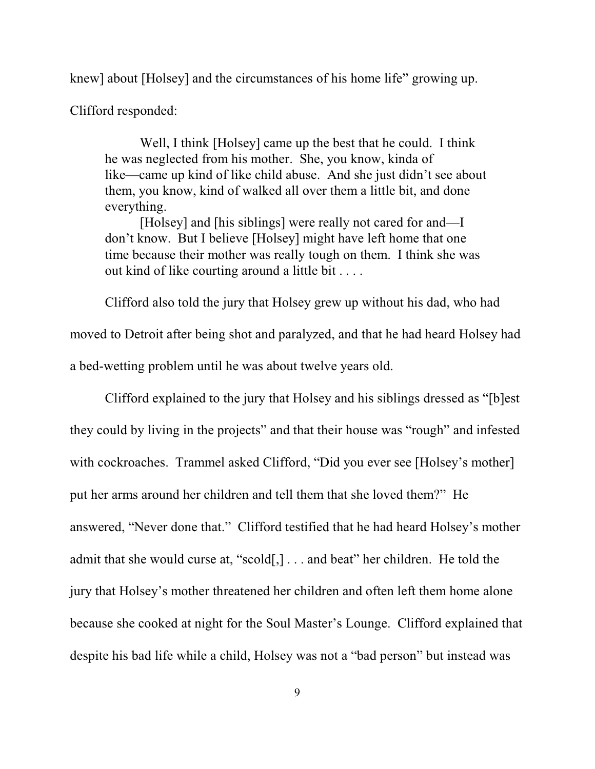knew] about [Holsey] and the circumstances of his home life" growing up.

Clifford responded:

> Well, I think [Holsey] came up the best that he could. I think he was neglected from his mother. She, you know, kinda of like—came up kind of like child abuse. And she just didn't see about them, you know, kind of walked all over them a little bit, and done everything.
>
> [Holsey] and [his siblings] were really not cared for and—I don't know. But I believe [Holsey] might have left home that one time because their mother was really tough on them. I think she was out kind of like courting around a little bit . . . .

Clifford also told the jury that Holsey grew up without his dad, who had moved to Detroit after being shot and paralyzed, and that he had heard Holsey had a bed-wetting problem until he was about twelve years old.

Clifford explained to the jury that Holsey and his siblings dressed as "[b]est they could by living in the projects" and that their house was "rough" and infested with cockroaches. Trammel asked Clifford, "Did you ever see [Holsey's mother] put her arms around her children and tell them that she loved them?" He answered, "Never done that." Clifford testified that he had heard Holsey's mother admit that she would curse at, "scold[,] . . . and beat" her children. He told the jury that Holsey's mother threatened her children and often left them home alone because she cooked at night for the Soul Master's Lounge. Clifford explained that despite his bad life while a child, Holsey was not a "bad person" but instead was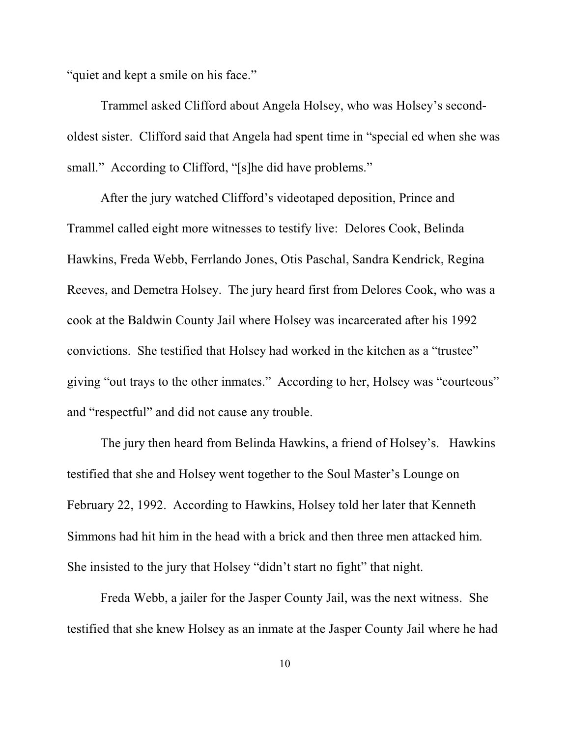"quiet and kept a smile on his face."

Trammel asked Clifford about Angela Holsey, who was Holsey's second-oldest sister. Clifford said that Angela had spent time in "special ed when she was small." According to Clifford, "[s]he did have problems."

After the jury watched Clifford's videotaped deposition, Prince and Trammel called eight more witnesses to testify live: Delores Cook, Belinda Hawkins, Freda Webb, Ferrlando Jones, Otis Paschal, Sandra Kendrick, Regina Reeves, and Demetra Holsey. The jury heard first from Delores Cook, who was a cook at the Baldwin County Jail where Holsey was incarcerated after his 1992 convictions. She testified that Holsey had worked in the kitchen as a "trustee" giving "out trays to the other inmates." According to her, Holsey was "courteous" and "respectful" and did not cause any trouble.

The jury then heard from Belinda Hawkins, a friend of Holsey's. Hawkins testified that she and Holsey went together to the Soul Master's Lounge on February 22, 1992. According to Hawkins, Holsey told her later that Kenneth Simmons had hit him in the head with a brick and then three men attacked him. She insisted to the jury that Holsey "didn't start no fight" that night.

Freda Webb, a jailer for the Jasper County Jail, was the next witness. She testified that she knew Holsey as an inmate at the Jasper County Jail where he had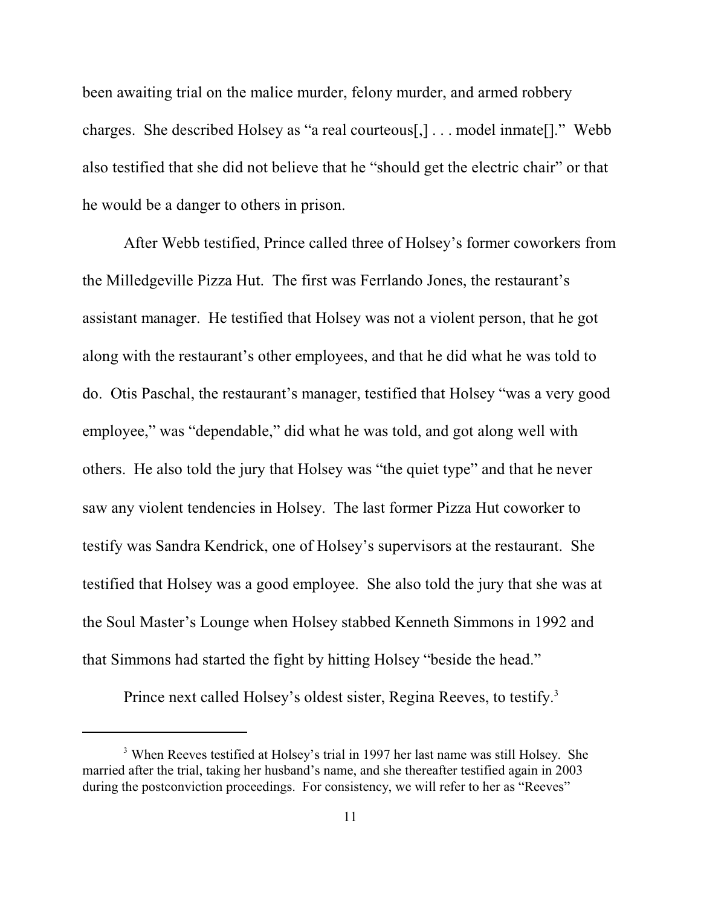been awaiting trial on the malice murder, felony murder, and armed robbery charges. She described Holsey as "a real courteous[,] . . . model inmate[]." Webb also testified that she did not believe that he "should get the electric chair" or that he would be a danger to others in prison.

After Webb testified, Prince called three of Holsey's former coworkers from the Milledgeville Pizza Hut. The first was Ferrlando Jones, the restaurant's assistant manager. He testified that Holsey was not a violent person, that he got along with the restaurant's other employees, and that he did what he was told to do. Otis Paschal, the restaurant's manager, testified that Holsey "was a very good employee," was "dependable," did what he was told, and got along well with others. He also told the jury that Holsey was "the quiet type" and that he never saw any violent tendencies in Holsey. The last former Pizza Hut coworker to testify was Sandra Kendrick, one of Holsey's supervisors at the restaurant. She testified that Holsey was a good employee. She also told the jury that she was at the Soul Master's Lounge when Holsey stabbed Kenneth Simmons in 1992 and that Simmons had started the fight by hitting Holsey "beside the head."

Prince next called Holsey's oldest sister, Regina Reeves, to testify.[3]

---

[3] When Reeves testified at Holsey's trial in 1997 her last name was still Holsey. She married after the trial, taking her husband's name, and she thereafter testified again in 2003 during the postconviction proceedings. For consistency, we will refer to her as "Reeves"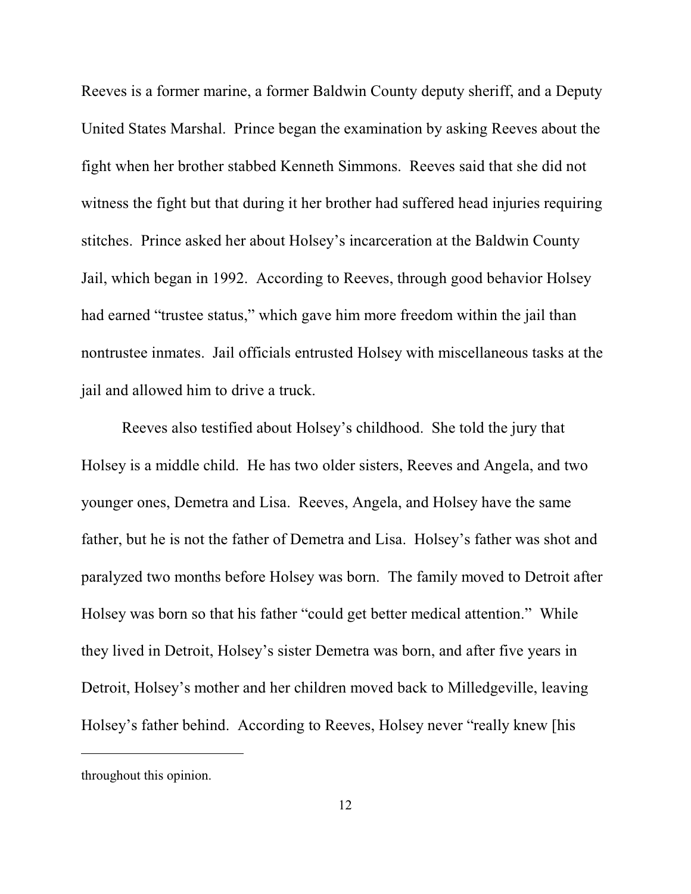Reeves is a former marine, a former Baldwin County deputy sheriff, and a Deputy United States Marshal. Prince began the examination by asking Reeves about the fight when her brother stabbed Kenneth Simmons. Reeves said that she did not witness the fight but that during it her brother had suffered head injuries requiring stitches. Prince asked her about Holsey's incarceration at the Baldwin County Jail, which began in 1992. According to Reeves, through good behavior Holsey had earned "trustee status," which gave him more freedom within the jail than nontrustee inmates. Jail officials entrusted Holsey with miscellaneous tasks at the jail and allowed him to drive a truck.

Reeves also testified about Holsey's childhood. She told the jury that Holsey is a middle child. He has two older sisters, Reeves and Angela, and two younger ones, Demetra and Lisa. Reeves, Angela, and Holsey have the same father, but he is not the father of Demetra and Lisa. Holsey's father was shot and paralyzed two months before Holsey was born. The family moved to Detroit after Holsey was born so that his father "could get better medical attention." While they lived in Detroit, Holsey's sister Demetra was born, and after five years in Detroit, Holsey's mother and her children moved back to Milledgeville, leaving Holsey's father behind. According to Reeves, Holsey never "really knew [his

throughout this opinion.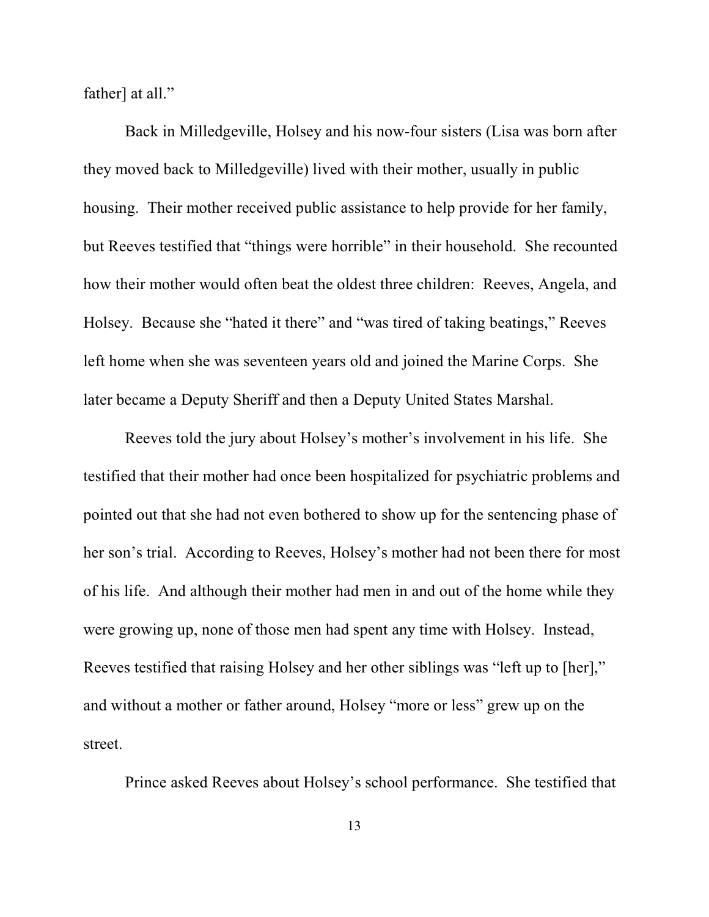father] at all."

Back in Milledgeville, Holsey and his now-four sisters (Lisa was born after they moved back to Milledgeville) lived with their mother, usually in public housing. Their mother received public assistance to help provide for her family, but Reeves testified that "things were horrible" in their household. She recounted how their mother would often beat the oldest three children: Reeves, Angela, and Holsey. Because she "hated it there" and "was tired of taking beatings," Reeves left home when she was seventeen years old and joined the Marine Corps. She later became a Deputy Sheriff and then a Deputy United States Marshal.

Reeves told the jury about Holsey's mother's involvement in his life. She testified that their mother had once been hospitalized for psychiatric problems and pointed out that she had not even bothered to show up for the sentencing phase of her son's trial. According to Reeves, Holsey's mother had not been there for most of his life. And although their mother had men in and out of the home while they were growing up, none of those men had spent any time with Holsey. Instead, Reeves testified that raising Holsey and her other siblings was "left up to [her]," and without a mother or father around, Holsey "more or less" grew up on the street.

Prince asked Reeves about Holsey's school performance. She testified that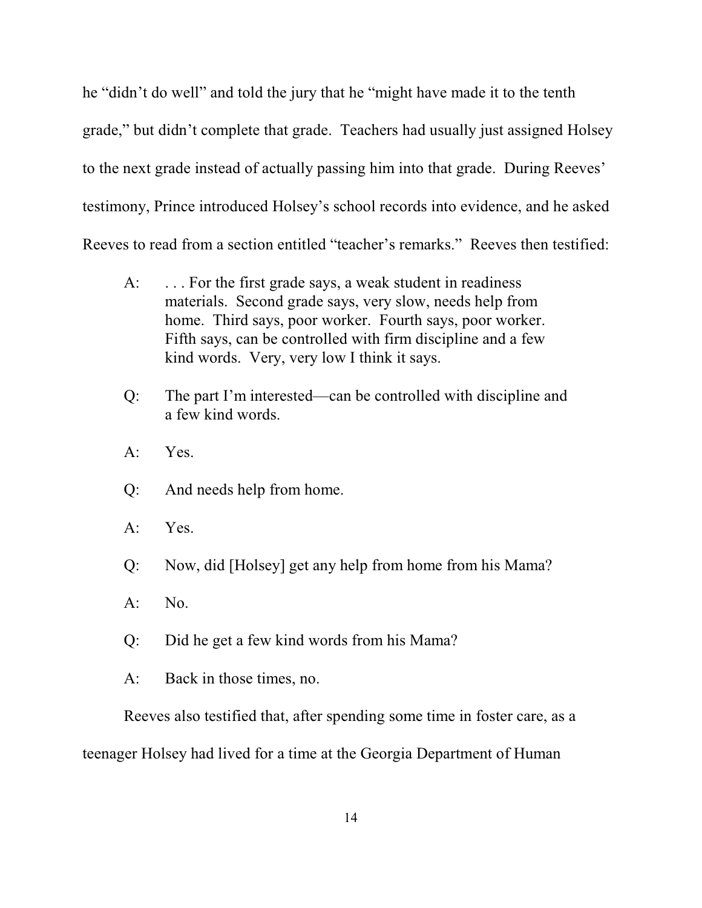he "didn't do well" and told the jury that he "might have made it to the tenth grade," but didn't complete that grade. Teachers had usually just assigned Holsey to the next grade instead of actually passing him into that grade. During Reeves' testimony, Prince introduced Holsey's school records into evidence, and he asked Reeves to read from a section entitled "teacher's remarks." Reeves then testified:

> A: . . . For the first grade says, a weak student in readiness materials. Second grade says, very slow, needs help from home. Third says, poor worker. Fourth says, poor worker. Fifth says, can be controlled with firm discipline and a few kind words. Very, very low I think it says.
>
> Q: The part I'm interested—can be controlled with discipline and a few kind words.
>
> A: Yes.
>
> Q: And needs help from home.
>
> A: Yes.
>
> Q: Now, did [Holsey] get any help from home from his Mama?
>
> A: No.
>
> Q: Did he get a few kind words from his Mama?
>
> A: Back in those times, no.

Reeves also testified that, after spending some time in foster care, as a teenager Holsey had lived for a time at the Georgia Department of Human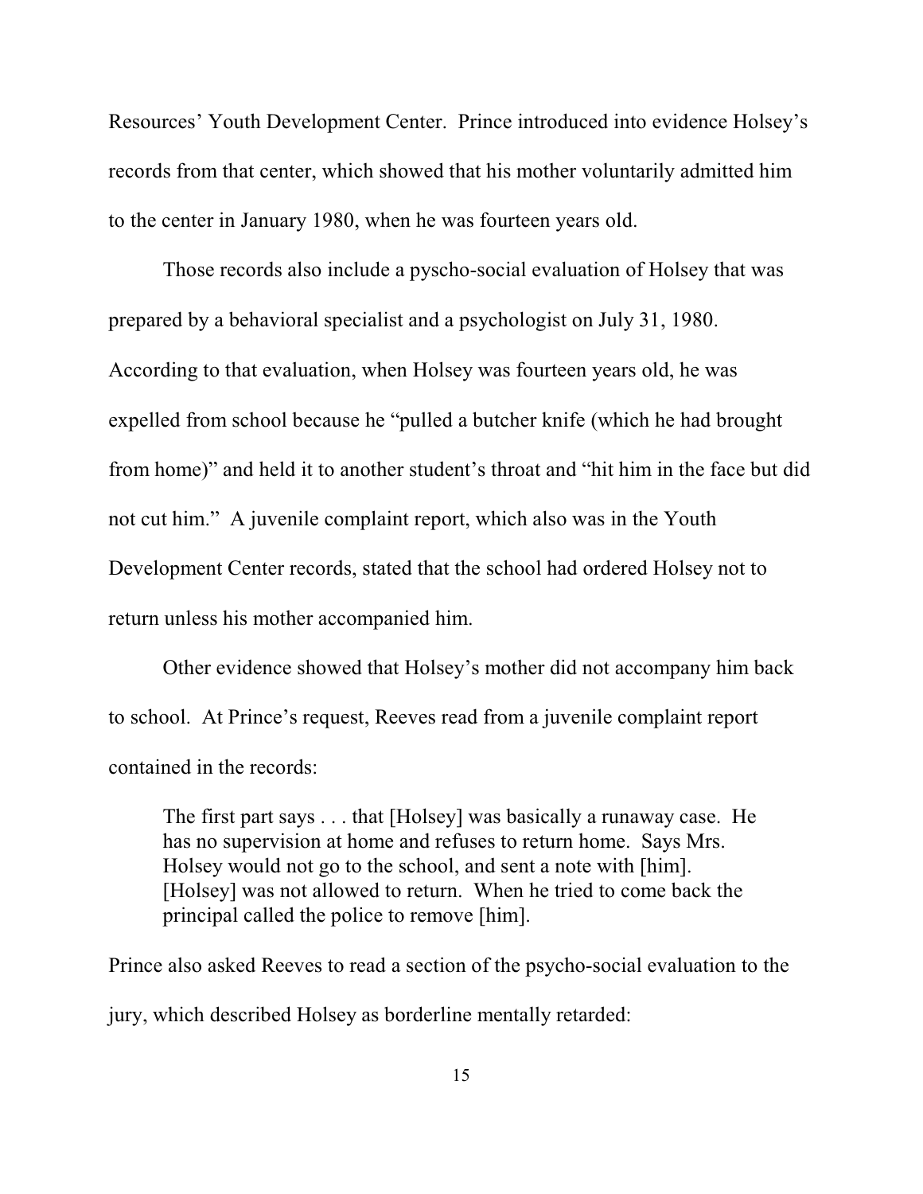Resources' Youth Development Center. Prince introduced into evidence Holsey's records from that center, which showed that his mother voluntarily admitted him to the center in January 1980, when he was fourteen years old.

Those records also include a pyscho-social evaluation of Holsey that was prepared by a behavioral specialist and a psychologist on July 31, 1980. According to that evaluation, when Holsey was fourteen years old, he was expelled from school because he "pulled a butcher knife (which he had brought from home)" and held it to another student's throat and "hit him in the face but did not cut him." A juvenile complaint report, which also was in the Youth Development Center records, stated that the school had ordered Holsey not to return unless his mother accompanied him.

Other evidence showed that Holsey's mother did not accompany him back to school. At Prince's request, Reeves read from a juvenile complaint report contained in the records:

> The first part says . . . that [Holsey] was basically a runaway case. He has no supervision at home and refuses to return home. Says Mrs. Holsey would not go to the school, and sent a note with [him]. [Holsey] was not allowed to return. When he tried to come back the principal called the police to remove [him].

Prince also asked Reeves to read a section of the psycho-social evaluation to the jury, which described Holsey as borderline mentally retarded: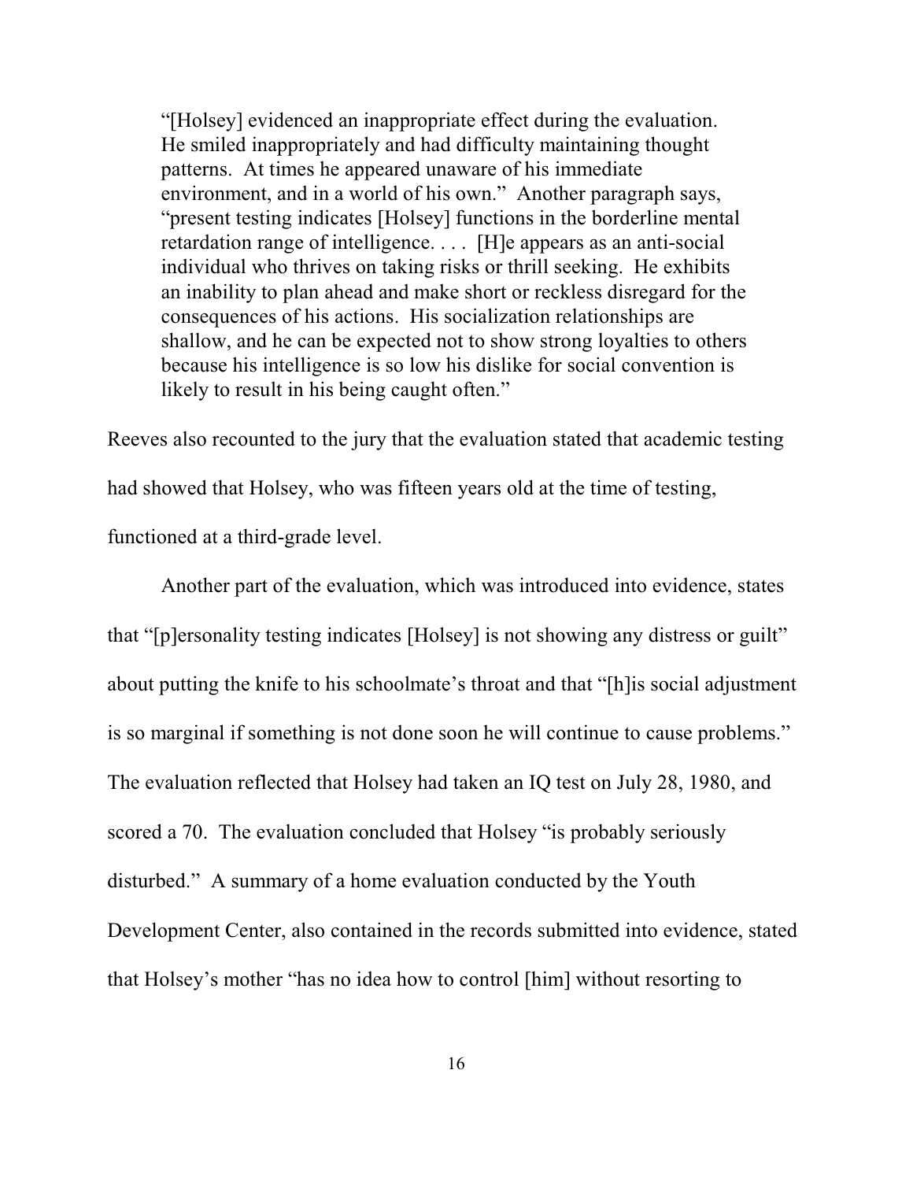> "[Holsey] evidenced an inappropriate effect during the evaluation. He smiled inappropriately and had difficulty maintaining thought patterns. At times he appeared unaware of his immediate environment, and in a world of his own." Another paragraph says, "present testing indicates [Holsey] functions in the borderline mental retardation range of intelligence. . . . [H]e appears as an anti-social individual who thrives on taking risks or thrill seeking. He exhibits an inability to plan ahead and make short or reckless disregard for the consequences of his actions. His socialization relationships are shallow, and he can be expected not to show strong loyalties to others because his intelligence is so low his dislike for social convention is likely to result in his being caught often."

Reeves also recounted to the jury that the evaluation stated that academic testing had showed that Holsey, who was fifteen years old at the time of testing, functioned at a third-grade level.

Another part of the evaluation, which was introduced into evidence, states that "[p]ersonality testing indicates [Holsey] is not showing any distress or guilt" about putting the knife to his schoolmate's throat and that "[h]is social adjustment is so marginal if something is not done soon he will continue to cause problems." The evaluation reflected that Holsey had taken an IQ test on July 28, 1980, and scored a 70. The evaluation concluded that Holsey "is probably seriously disturbed." A summary of a home evaluation conducted by the Youth Development Center, also contained in the records submitted into evidence, stated that Holsey's mother "has no idea how to control [him] without resorting to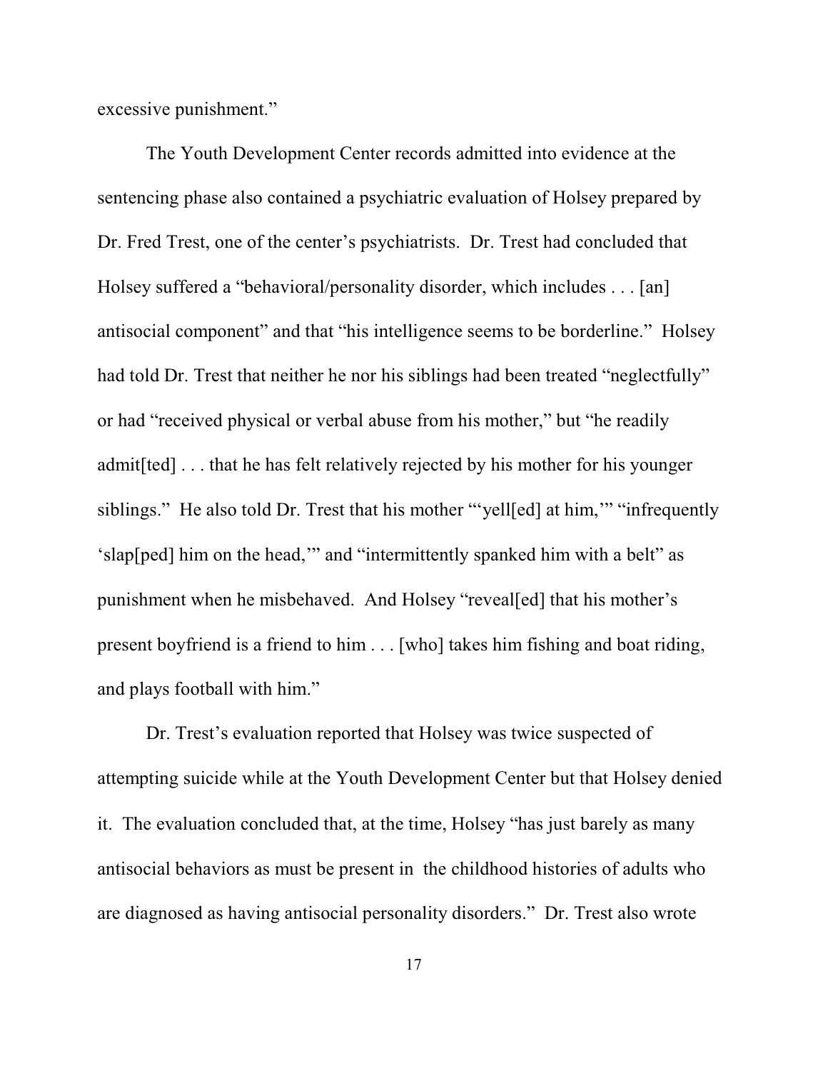excessive punishment."

The Youth Development Center records admitted into evidence at the sentencing phase also contained a psychiatric evaluation of Holsey prepared by Dr. Fred Trest, one of the center's psychiatrists. Dr. Trest had concluded that Holsey suffered a "behavioral/personality disorder, which includes . . . [an] antisocial component" and that "his intelligence seems to be borderline." Holsey had told Dr. Trest that neither he nor his siblings had been treated "neglectfully" or had "received physical or verbal abuse from his mother," but "he readily admit[ted] . . . that he has felt relatively rejected by his mother for his younger siblings." He also told Dr. Trest that his mother "'yell[ed] at him,'" "infrequently 'slap[ped] him on the head,'" and "intermittently spanked him with a belt" as punishment when he misbehaved. And Holsey "reveal[ed] that his mother's present boyfriend is a friend to him . . . [who] takes him fishing and boat riding, and plays football with him."

Dr. Trest's evaluation reported that Holsey was twice suspected of attempting suicide while at the Youth Development Center but that Holsey denied it. The evaluation concluded that, at the time, Holsey "has just barely as many antisocial behaviors as must be present in the childhood histories of adults who are diagnosed as having antisocial personality disorders." Dr. Trest also wrote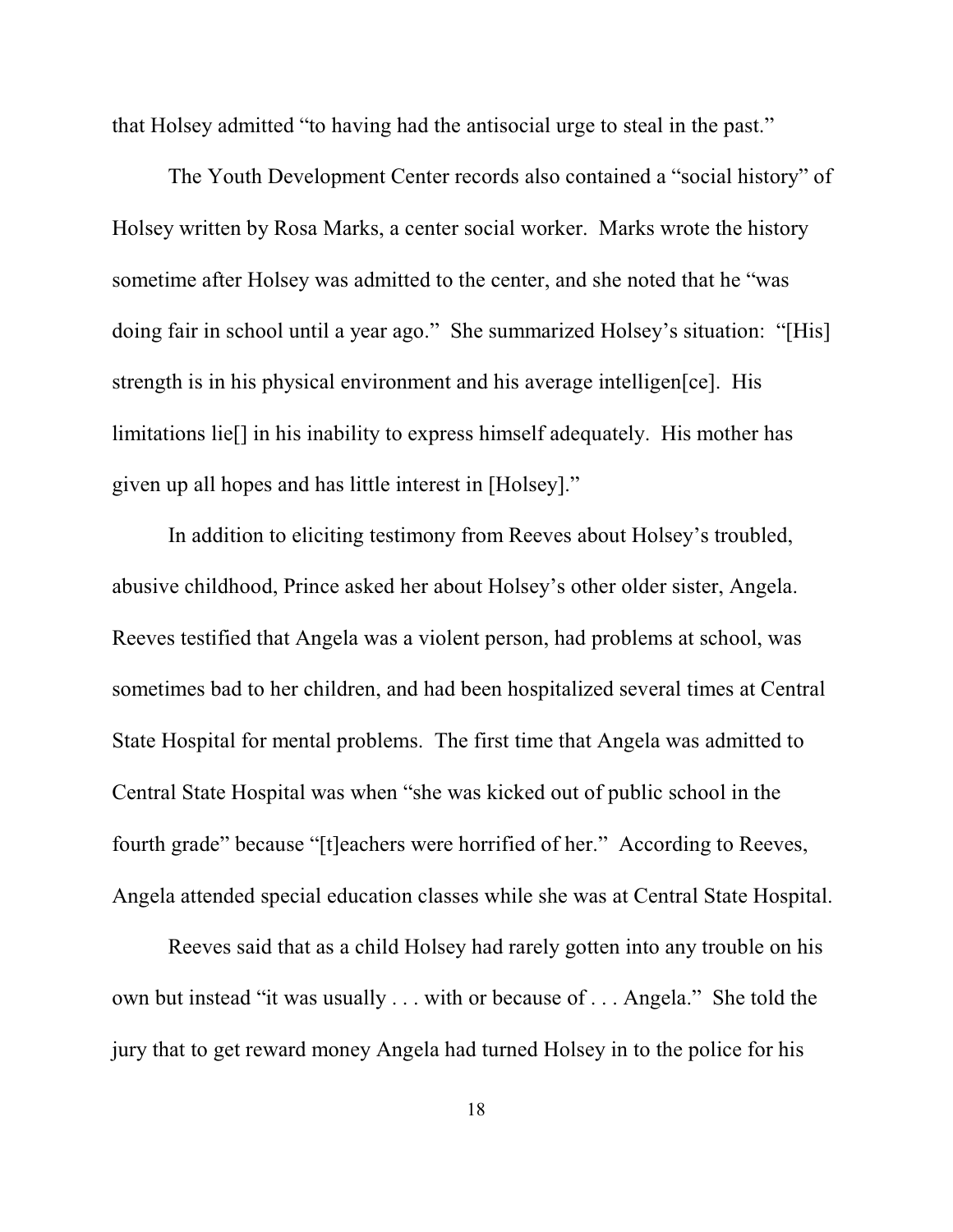that Holsey admitted "to having had the antisocial urge to steal in the past."

The Youth Development Center records also contained a "social history" of Holsey written by Rosa Marks, a center social worker. Marks wrote the history sometime after Holsey was admitted to the center, and she noted that he "was doing fair in school until a year ago." She summarized Holsey's situation: "[His] strength is in his physical environment and his average intelligen[ce]. His limitations lie[] in his inability to express himself adequately. His mother has given up all hopes and has little interest in [Holsey]."

In addition to eliciting testimony from Reeves about Holsey's troubled, abusive childhood, Prince asked her about Holsey's other older sister, Angela. Reeves testified that Angela was a violent person, had problems at school, was sometimes bad to her children, and had been hospitalized several times at Central State Hospital for mental problems. The first time that Angela was admitted to Central State Hospital was when "she was kicked out of public school in the fourth grade" because "[t]eachers were horrified of her." According to Reeves, Angela attended special education classes while she was at Central State Hospital.

Reeves said that as a child Holsey had rarely gotten into any trouble on his own but instead "it was usually . . . with or because of . . . Angela." She told the jury that to get reward money Angela had turned Holsey in to the police for his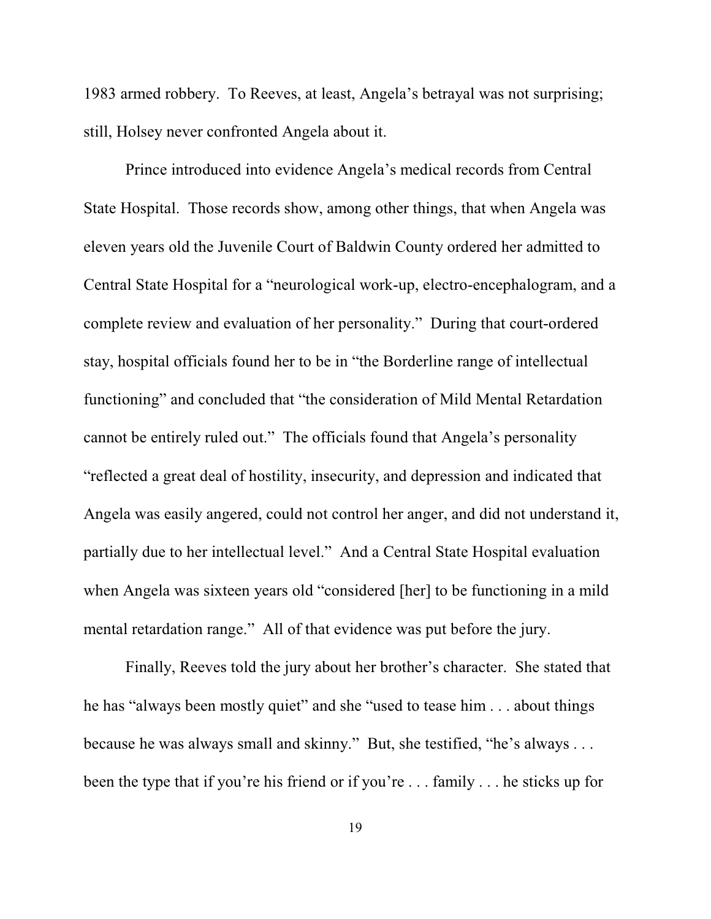1983 armed robbery. To Reeves, at least, Angela's betrayal was not surprising; still, Holsey never confronted Angela about it.

Prince introduced into evidence Angela's medical records from Central State Hospital. Those records show, among other things, that when Angela was eleven years old the Juvenile Court of Baldwin County ordered her admitted to Central State Hospital for a "neurological work-up, electro-encephalogram, and a complete review and evaluation of her personality." During that court-ordered stay, hospital officials found her to be in "the Borderline range of intellectual functioning" and concluded that "the consideration of Mild Mental Retardation cannot be entirely ruled out." The officials found that Angela's personality "reflected a great deal of hostility, insecurity, and depression and indicated that Angela was easily angered, could not control her anger, and did not understand it, partially due to her intellectual level." And a Central State Hospital evaluation when Angela was sixteen years old "considered [her] to be functioning in a mild mental retardation range." All of that evidence was put before the jury.

Finally, Reeves told the jury about her brother's character. She stated that he has "always been mostly quiet" and she "used to tease him . . . about things because he was always small and skinny." But, she testified, "he's always . . . been the type that if you're his friend or if you're . . . family . . . he sticks up for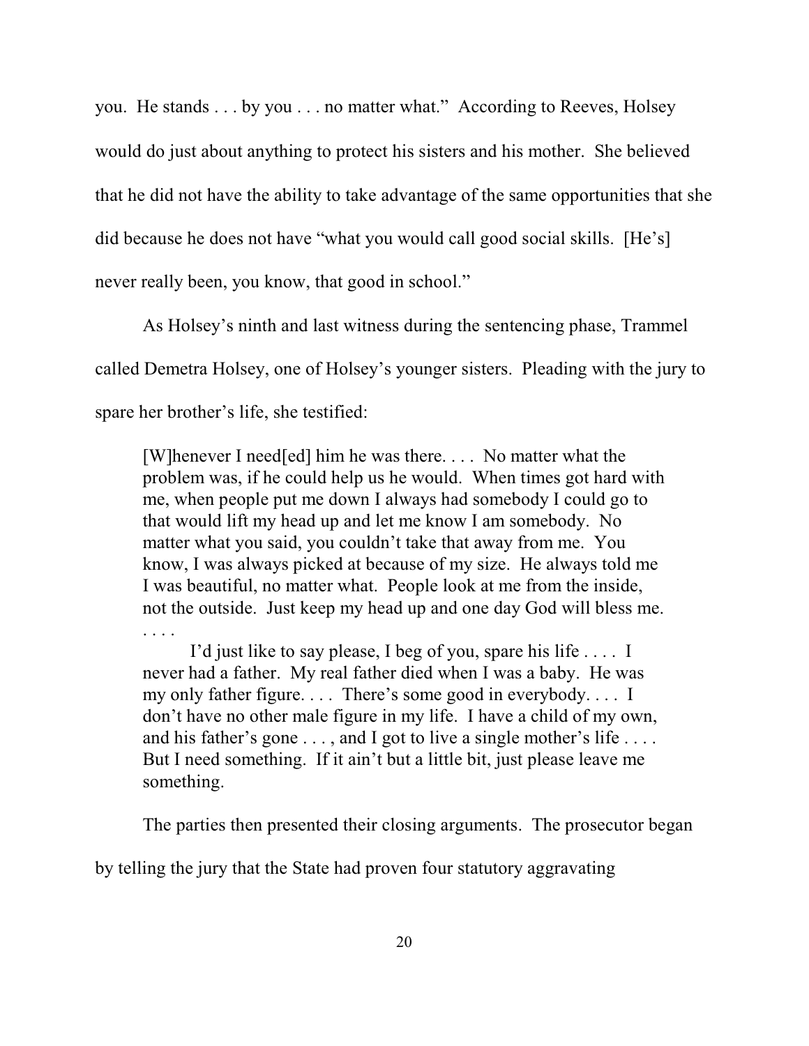you. He stands . . . by you . . . no matter what." According to Reeves, Holsey would do just about anything to protect his sisters and his mother. She believed that he did not have the ability to take advantage of the same opportunities that she did because he does not have "what you would call good social skills. [He's] never really been, you know, that good in school."

As Holsey's ninth and last witness during the sentencing phase, Trammel called Demetra Holsey, one of Holsey's younger sisters. Pleading with the jury to spare her brother's life, she testified:

> [W]henever I need[ed] him he was there. . . . No matter what the problem was, if he could help us he would. When times got hard with me, when people put me down I always had somebody I could go to that would lift my head up and let me know I am somebody. No matter what you said, you couldn't take that away from me. You know, I was always picked at because of my size. He always told me I was beautiful, no matter what. People look at me from the inside, not the outside. Just keep my head up and one day God will bless me. . . . .
>
> I'd just like to say please, I beg of you, spare his life . . . . I never had a father. My real father died when I was a baby. He was my only father figure. . . . There's some good in everybody. . . . I don't have no other male figure in my life. I have a child of my own, and his father's gone . . . , and I got to live a single mother's life . . . . But I need something. If it ain't but a little bit, just please leave me something.

The parties then presented their closing arguments. The prosecutor began by telling the jury that the State had proven four statutory aggravating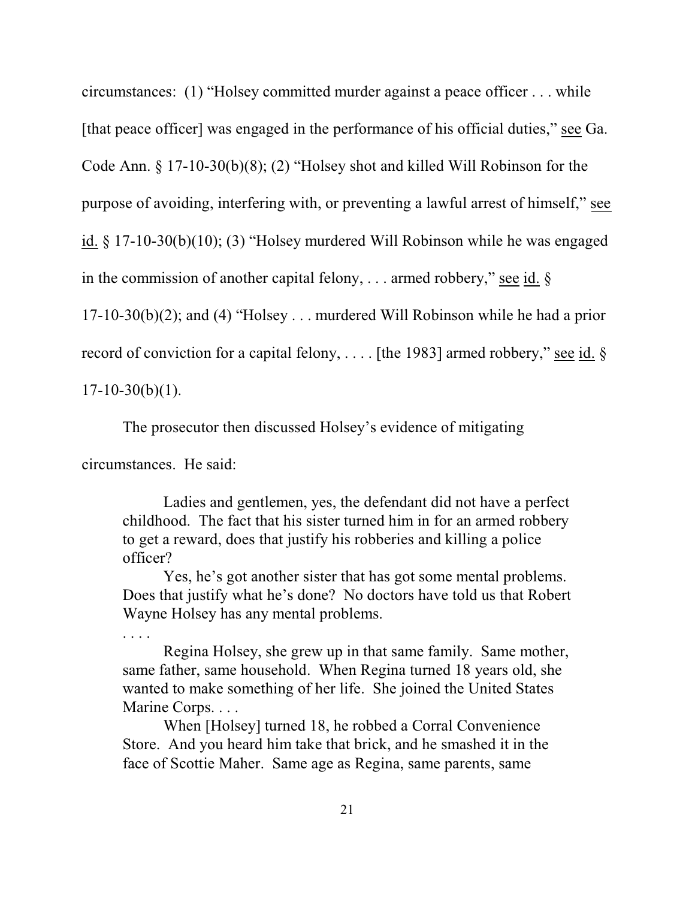circumstances: (1) "Holsey committed murder against a peace officer . . . while [that peace officer] was engaged in the performance of his official duties," see Ga. Code Ann. § 17-10-30(b)(8); (2) "Holsey shot and killed Will Robinson for the purpose of avoiding, interfering with, or preventing a lawful arrest of himself," see id. § 17-10-30(b)(10); (3) "Holsey murdered Will Robinson while he was engaged in the commission of another capital felony, . . . armed robbery," see id. § 17-10-30(b)(2); and (4) "Holsey . . . murdered Will Robinson while he had a prior record of conviction for a capital felony, . . . . [the 1983] armed robbery," see id. § 17-10-30(b)(1).

The prosecutor then discussed Holsey's evidence of mitigating circumstances. He said:

> Ladies and gentlemen, yes, the defendant did not have a perfect childhood. The fact that his sister turned him in for an armed robbery to get a reward, does that justify his robberies and killing a police officer?
>
> Yes, he's got another sister that has got some mental problems. Does that justify what he's done? No doctors have told us that Robert Wayne Holsey has any mental problems.
>
> . . . .
>
> Regina Holsey, she grew up in that same family. Same mother, same father, same household. When Regina turned 18 years old, she wanted to make something of her life. She joined the United States Marine Corps. . . .
>
> When [Holsey] turned 18, he robbed a Corral Convenience Store. And you heard him take that brick, and he smashed it in the face of Scottie Maher. Same age as Regina, same parents, same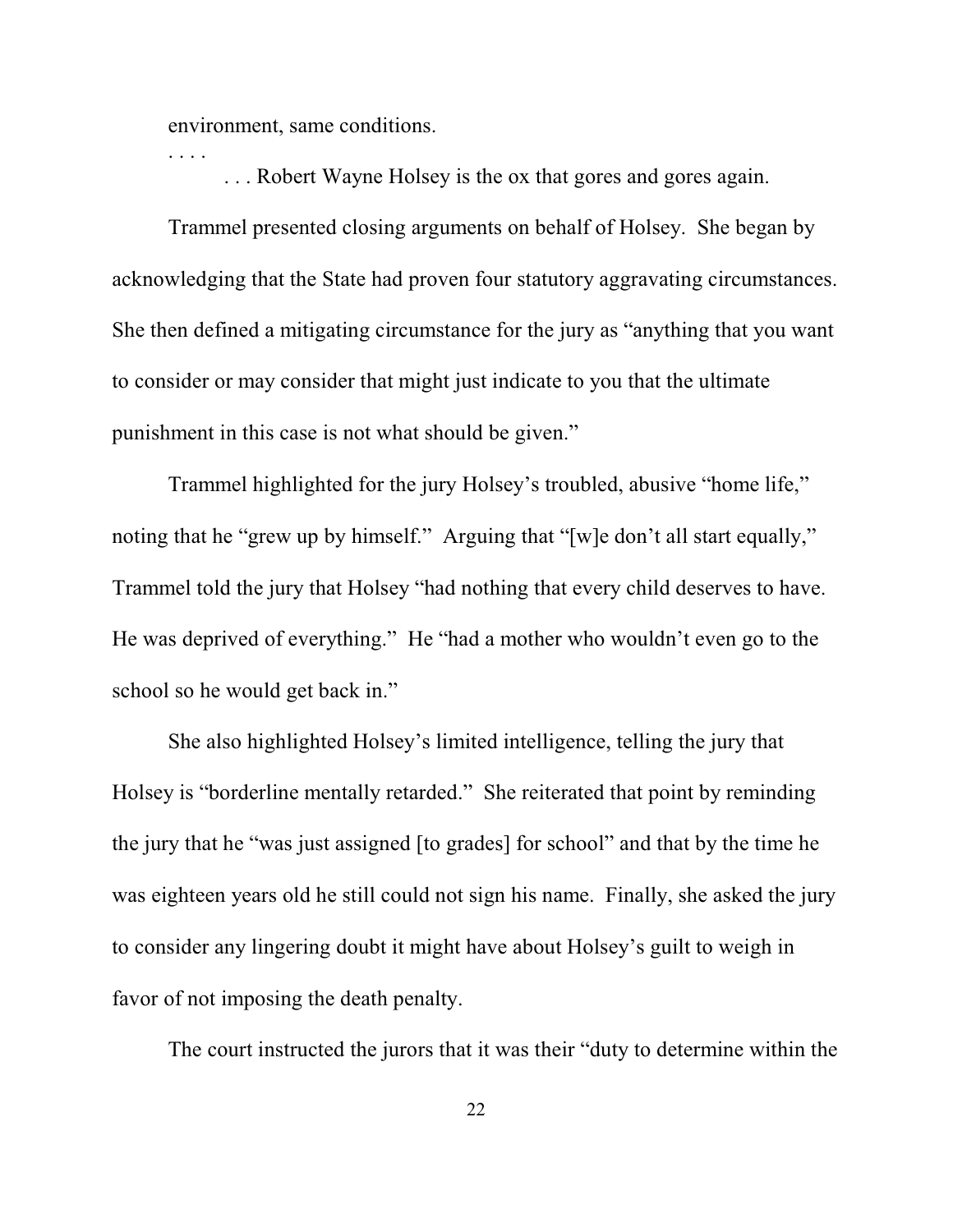environment, same conditions.

. . . .

. . . Robert Wayne Holsey is the ox that gores and gores again.

Trammel presented closing arguments on behalf of Holsey. She began by acknowledging that the State had proven four statutory aggravating circumstances. She then defined a mitigating circumstance for the jury as "anything that you want to consider or may consider that might just indicate to you that the ultimate punishment in this case is not what should be given."

Trammel highlighted for the jury Holsey's troubled, abusive "home life," noting that he "grew up by himself." Arguing that "[w]e don't all start equally," Trammel told the jury that Holsey "had nothing that every child deserves to have. He was deprived of everything." He "had a mother who wouldn't even go to the school so he would get back in."

She also highlighted Holsey's limited intelligence, telling the jury that Holsey is "borderline mentally retarded." She reiterated that point by reminding the jury that he "was just assigned [to grades] for school" and that by the time he was eighteen years old he still could not sign his name. Finally, she asked the jury to consider any lingering doubt it might have about Holsey's guilt to weigh in favor of not imposing the death penalty.

The court instructed the jurors that it was their "duty to determine within the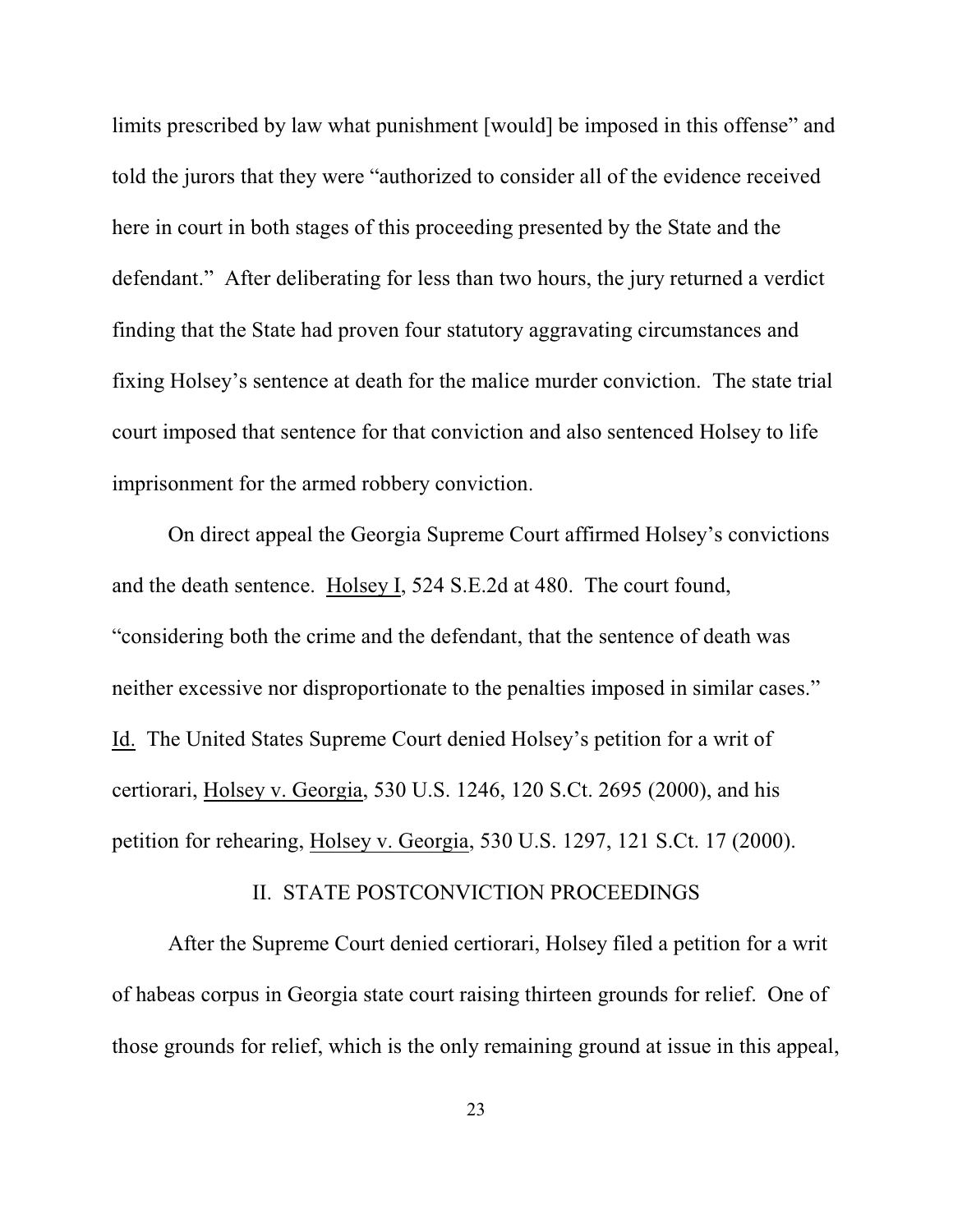limits prescribed by law what punishment [would] be imposed in this offense" and told the jurors that they were "authorized to consider all of the evidence received here in court in both stages of this proceeding presented by the State and the defendant." After deliberating for less than two hours, the jury returned a verdict finding that the State had proven four statutory aggravating circumstances and fixing Holsey's sentence at death for the malice murder conviction. The state trial court imposed that sentence for that conviction and also sentenced Holsey to life imprisonment for the armed robbery conviction.

On direct appeal the Georgia Supreme Court affirmed Holsey's convictions and the death sentence. Holsey I, 524 S.E.2d at 480. The court found, "considering both the crime and the defendant, that the sentence of death was neither excessive nor disproportionate to the penalties imposed in similar cases." Id. The United States Supreme Court denied Holsey's petition for a writ of certiorari, Holsey v. Georgia, 530 U.S. 1246, 120 S.Ct. 2695 (2000), and his petition for rehearing, Holsey v. Georgia, 530 U.S. 1297, 121 S.Ct. 17 (2000).

## II. STATE POSTCONVICTION PROCEEDINGS

After the Supreme Court denied certiorari, Holsey filed a petition for a writ of habeas corpus in Georgia state court raising thirteen grounds for relief. One of those grounds for relief, which is the only remaining ground at issue in this appeal,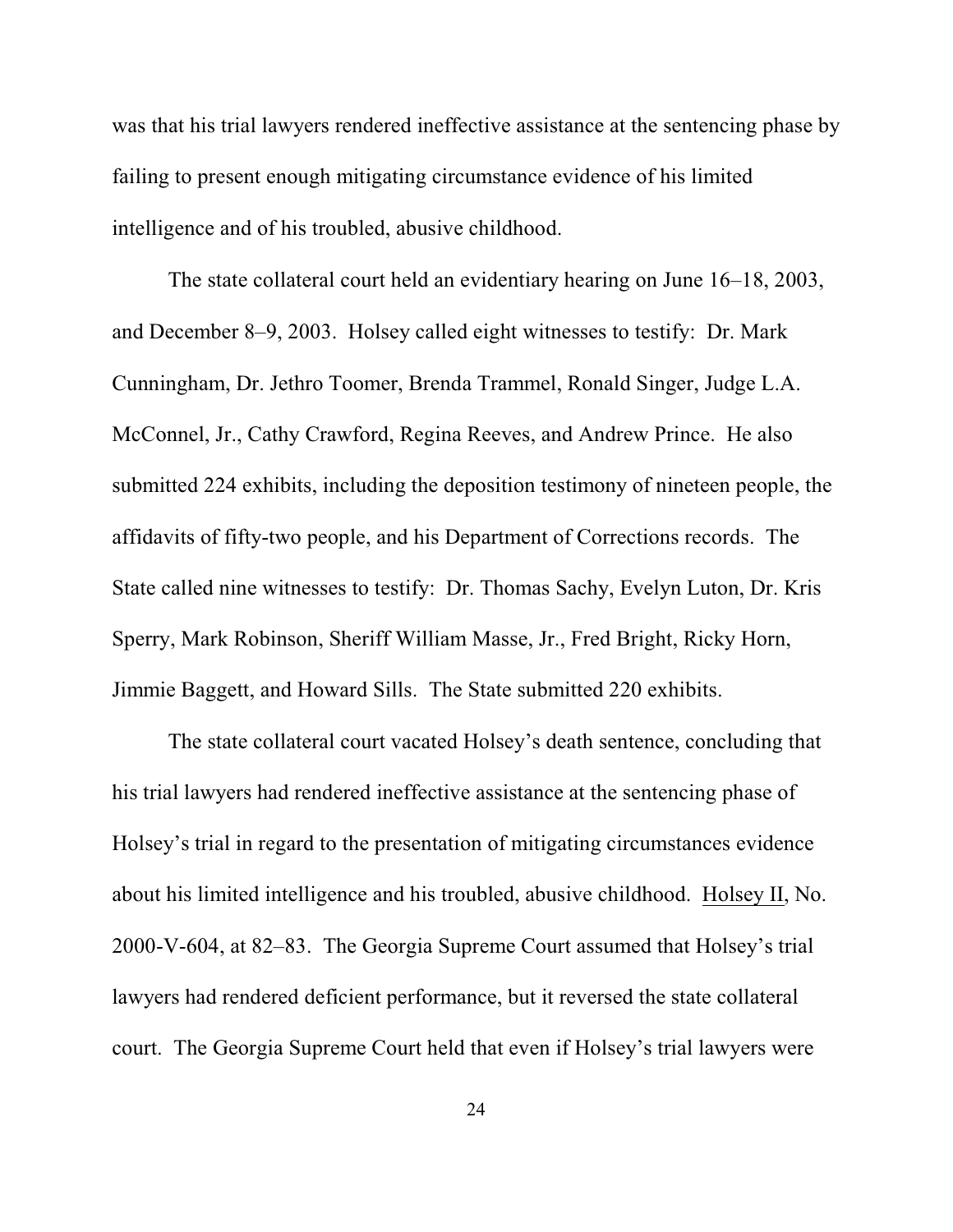was that his trial lawyers rendered ineffective assistance at the sentencing phase by failing to present enough mitigating circumstance evidence of his limited intelligence and of his troubled, abusive childhood.

The state collateral court held an evidentiary hearing on June 16–18, 2003, and December 8–9, 2003. Holsey called eight witnesses to testify: Dr. Mark Cunningham, Dr. Jethro Toomer, Brenda Trammel, Ronald Singer, Judge L.A. McConnel, Jr., Cathy Crawford, Regina Reeves, and Andrew Prince. He also submitted 224 exhibits, including the deposition testimony of nineteen people, the affidavits of fifty-two people, and his Department of Corrections records. The State called nine witnesses to testify: Dr. Thomas Sachy, Evelyn Luton, Dr. Kris Sperry, Mark Robinson, Sheriff William Masse, Jr., Fred Bright, Ricky Horn, Jimmie Baggett, and Howard Sills. The State submitted 220 exhibits.

The state collateral court vacated Holsey's death sentence, concluding that his trial lawyers had rendered ineffective assistance at the sentencing phase of Holsey's trial in regard to the presentation of mitigating circumstances evidence about his limited intelligence and his troubled, abusive childhood. Holsey II, No. 2000-V-604, at 82–83. The Georgia Supreme Court assumed that Holsey's trial lawyers had rendered deficient performance, but it reversed the state collateral court. The Georgia Supreme Court held that even if Holsey's trial lawyers were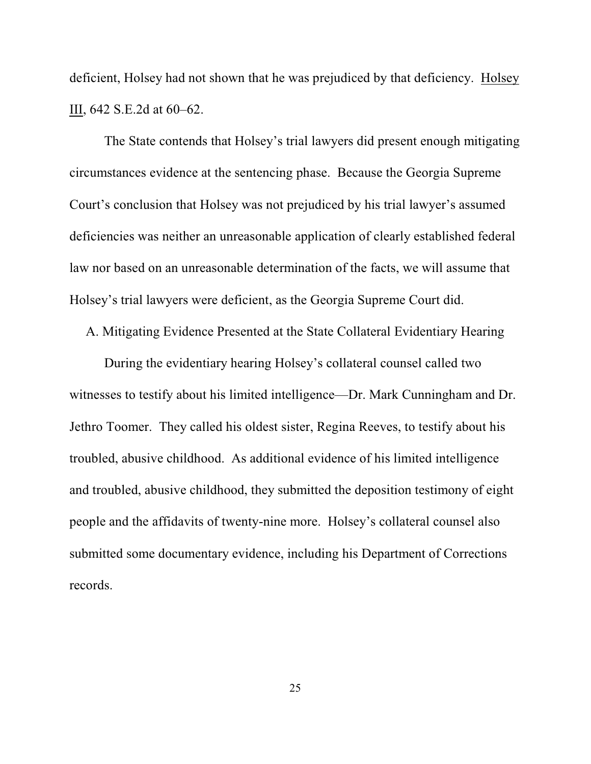deficient, Holsey had not shown that he was prejudiced by that deficiency. Holsey III, 642 S.E.2d at 60–62.

The State contends that Holsey's trial lawyers did present enough mitigating circumstances evidence at the sentencing phase. Because the Georgia Supreme Court's conclusion that Holsey was not prejudiced by his trial lawyer's assumed deficiencies was neither an unreasonable application of clearly established federal law nor based on an unreasonable determination of the facts, we will assume that Holsey's trial lawyers were deficient, as the Georgia Supreme Court did.

### A. Mitigating Evidence Presented at the State Collateral Evidentiary Hearing

During the evidentiary hearing Holsey's collateral counsel called two witnesses to testify about his limited intelligence—Dr. Mark Cunningham and Dr. Jethro Toomer. They called his oldest sister, Regina Reeves, to testify about his troubled, abusive childhood. As additional evidence of his limited intelligence and troubled, abusive childhood, they submitted the deposition testimony of eight people and the affidavits of twenty-nine more. Holsey's collateral counsel also submitted some documentary evidence, including his Department of Corrections records.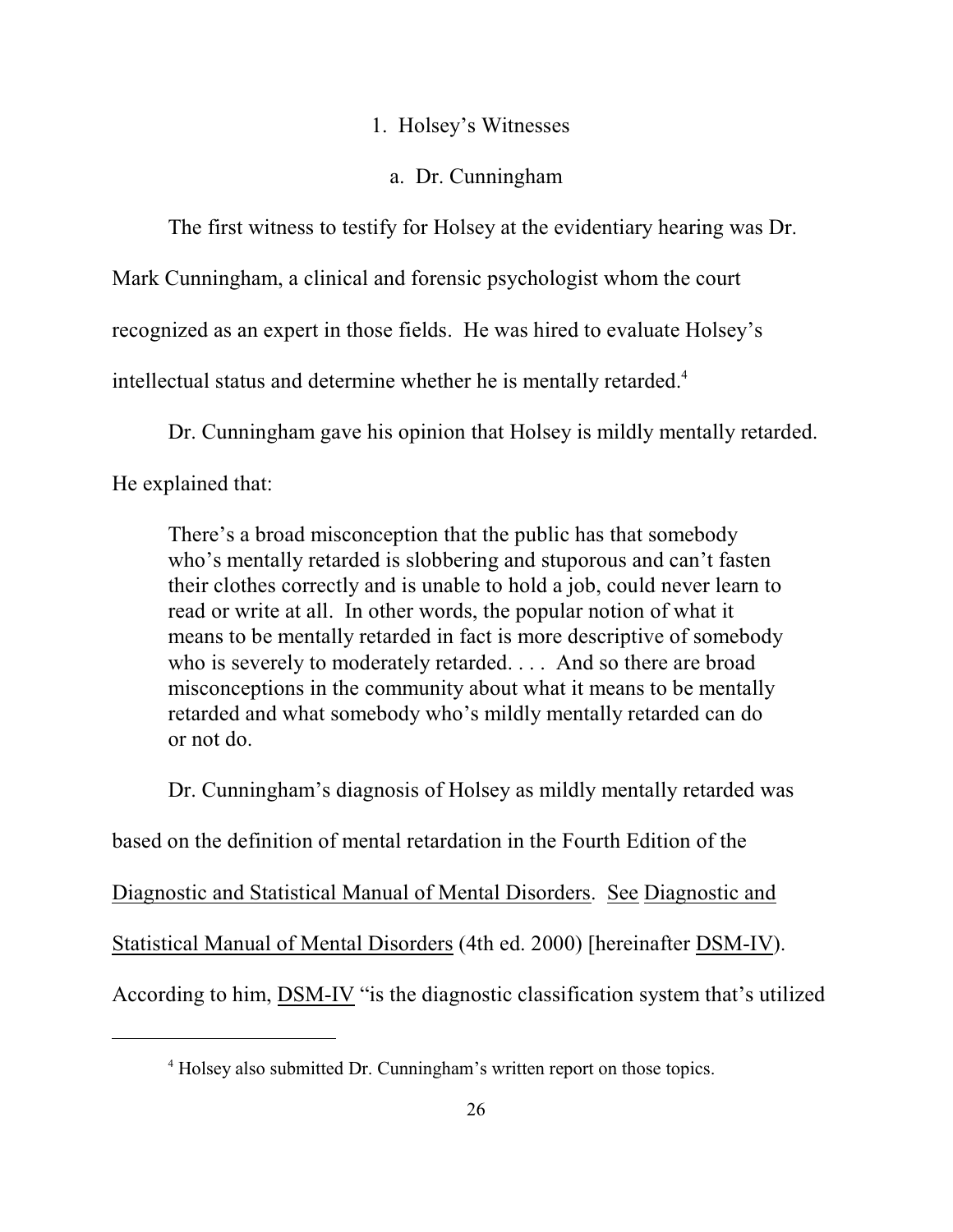1. Holsey's Witnesses

a. Dr. Cunningham

The first witness to testify for Holsey at the evidentiary hearing was Dr. Mark Cunningham, a clinical and forensic psychologist whom the court recognized as an expert in those fields. He was hired to evaluate Holsey's intellectual status and determine whether he is mentally retarded.[4]

Dr. Cunningham gave his opinion that Holsey is mildly mentally retarded. He explained that:

> There's a broad misconception that the public has that somebody who's mentally retarded is slobbering and stuporous and can't fasten their clothes correctly and is unable to hold a job, could never learn to read or write at all. In other words, the popular notion of what it means to be mentally retarded in fact is more descriptive of somebody who is severely to moderately retarded. . . . And so there are broad misconceptions in the community about what it means to be mentally retarded and what somebody who's mildly mentally retarded can do or not do.

Dr. Cunningham's diagnosis of Holsey as mildly mentally retarded was based on the definition of mental retardation in the Fourth Edition of the Diagnostic and Statistical Manual of Mental Disorders. See Diagnostic and Statistical Manual of Mental Disorders (4th ed. 2000) [hereinafter DSM-IV). According to him, DSM-IV "is the diagnostic classification system that's utilized

[4] Holsey also submitted Dr. Cunningham's written report on those topics.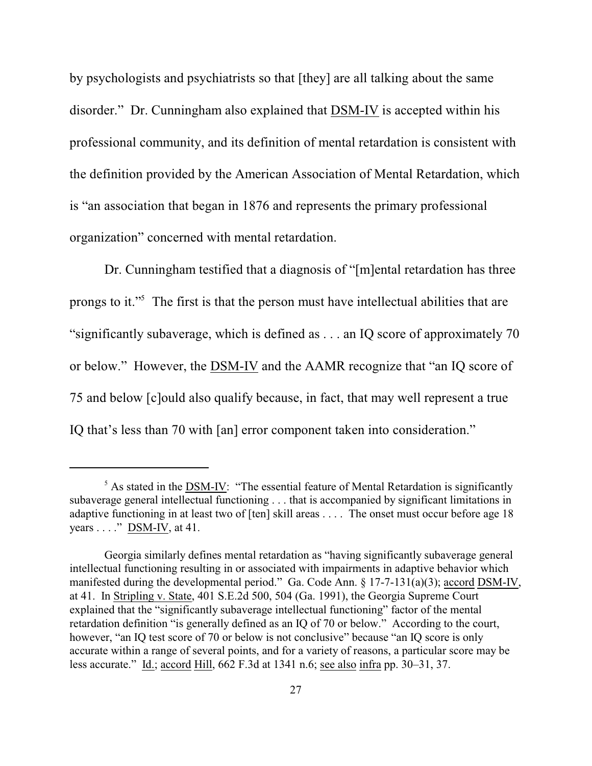by psychologists and psychiatrists so that [they] are all talking about the same disorder." Dr. Cunningham also explained that DSM-IV is accepted within his professional community, and its definition of mental retardation is consistent with the definition provided by the American Association of Mental Retardation, which is "an association that began in 1876 and represents the primary professional organization" concerned with mental retardation.

Dr. Cunningham testified that a diagnosis of "[m]ental retardation has three prongs to it."[5] The first is that the person must have intellectual abilities that are "significantly subaverage, which is defined as . . . an IQ score of approximately 70 or below." However, the DSM-IV and the AAMR recognize that "an IQ score of 75 and below [c]ould also qualify because, in fact, that may well represent a true IQ that's less than 70 with [an] error component taken into consideration."

---

[5] As stated in the DSM-IV: "The essential feature of Mental Retardation is significantly subaverage general intellectual functioning . . . that is accompanied by significant limitations in adaptive functioning in at least two of [ten] skill areas . . . . The onset must occur before age 18 years . . . ." DSM-IV, at 41.

Georgia similarly defines mental retardation as "having significantly subaverage general intellectual functioning resulting in or associated with impairments in adaptive behavior which manifested during the developmental period." Ga. Code Ann. § 17-7-131(a)(3); accord DSM-IV, at 41. In Stripling v. State, 401 S.E.2d 500, 504 (Ga. 1991), the Georgia Supreme Court explained that the "significantly subaverage intellectual functioning" factor of the mental retardation definition "is generally defined as an IQ of 70 or below." According to the court, however, "an IQ test score of 70 or below is not conclusive" because "an IQ score is only accurate within a range of several points, and for a variety of reasons, a particular score may be less accurate." Id.; accord Hill, 662 F.3d at 1341 n.6; see also infra pp. 30–31, 37.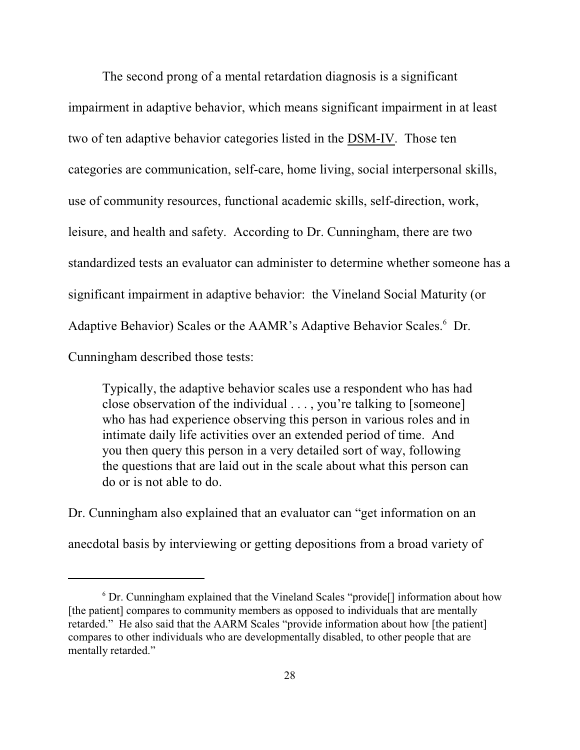The second prong of a mental retardation diagnosis is a significant impairment in adaptive behavior, which means significant impairment in at least two of ten adaptive behavior categories listed in the DSM-IV. Those ten categories are communication, self-care, home living, social interpersonal skills, use of community resources, functional academic skills, self-direction, work, leisure, and health and safety. According to Dr. Cunningham, there are two standardized tests an evaluator can administer to determine whether someone has a significant impairment in adaptive behavior: the Vineland Social Maturity (or Adaptive Behavior) Scales or the AAMR's Adaptive Behavior Scales.[6] Dr. Cunningham described those tests:

> Typically, the adaptive behavior scales use a respondent who has had close observation of the individual . . . , you're talking to [someone] who has had experience observing this person in various roles and in intimate daily life activities over an extended period of time. And you then query this person in a very detailed sort of way, following the questions that are laid out in the scale about what this person can do or is not able to do.

Dr. Cunningham also explained that an evaluator can "get information on an anecdotal basis by interviewing or getting depositions from a broad variety of

---

[6] Dr. Cunningham explained that the Vineland Scales "provide[] information about how [the patient] compares to community members as opposed to individuals that are mentally retarded." He also said that the AARM Scales "provide information about how [the patient] compares to other individuals who are developmentally disabled, to other people that are mentally retarded."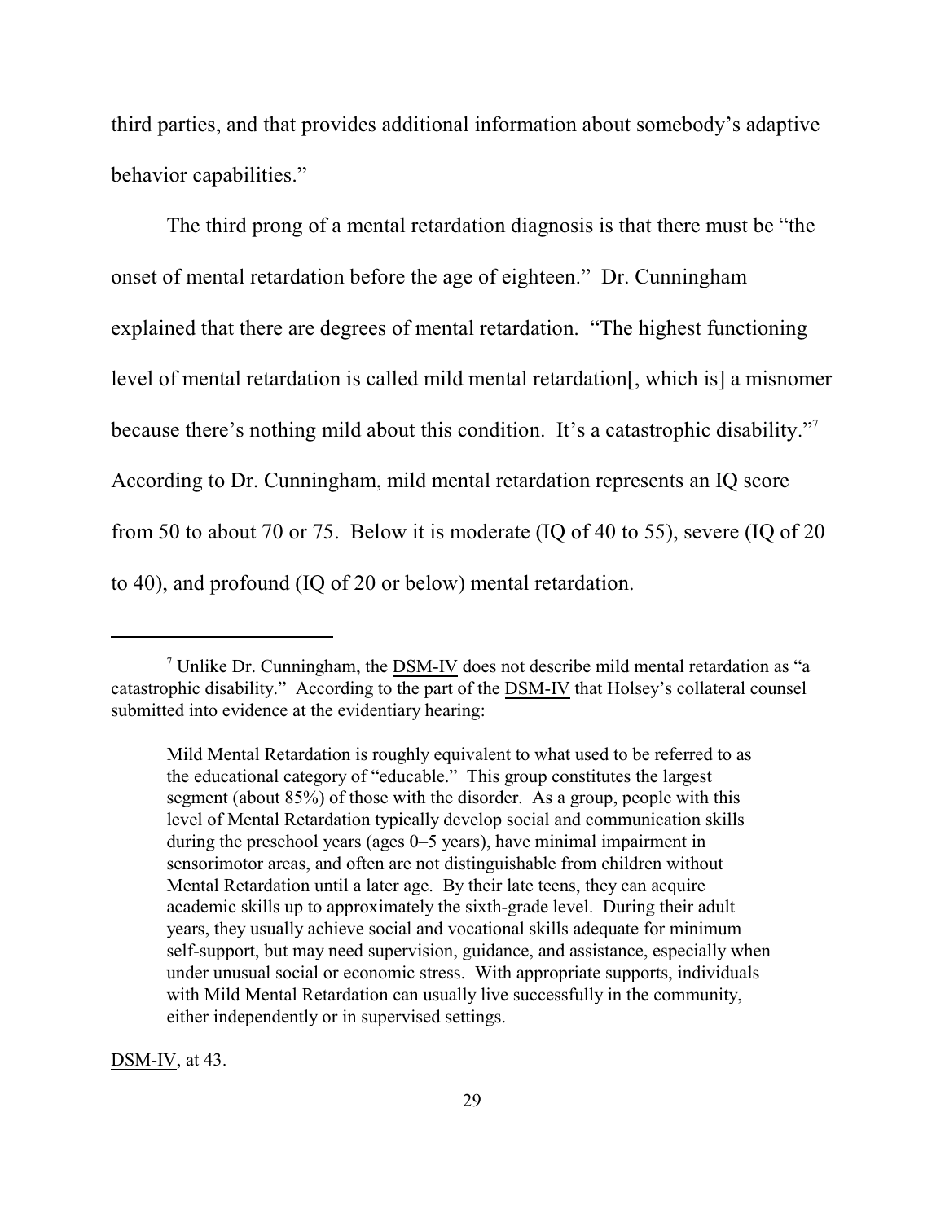third parties, and that provides additional information about somebody's adaptive behavior capabilities."

The third prong of a mental retardation diagnosis is that there must be "the onset of mental retardation before the age of eighteen." Dr. Cunningham explained that there are degrees of mental retardation. "The highest functioning level of mental retardation is called mild mental retardation[, which is] a misnomer because there's nothing mild about this condition. It's a catastrophic disability."[7] According to Dr. Cunningham, mild mental retardation represents an IQ score from 50 to about 70 or 75. Below it is moderate (IQ of 40 to 55), severe (IQ of 20 to 40), and profound (IQ of 20 or below) mental retardation.

---

[7] Unlike Dr. Cunningham, the DSM-IV does not describe mild mental retardation as "a catastrophic disability." According to the part of the DSM-IV that Holsey's collateral counsel submitted into evidence at the evidentiary hearing:

> Mild Mental Retardation is roughly equivalent to what used to be referred to as the educational category of "educable." This group constitutes the largest segment (about 85%) of those with the disorder. As a group, people with this level of Mental Retardation typically develop social and communication skills during the preschool years (ages 0–5 years), have minimal impairment in sensorimotor areas, and often are not distinguishable from children without Mental Retardation until a later age. By their late teens, they can acquire academic skills up to approximately the sixth-grade level. During their adult years, they usually achieve social and vocational skills adequate for minimum self-support, but may need supervision, guidance, and assistance, especially when under unusual social or economic stress. With appropriate supports, individuals with Mild Mental Retardation can usually live successfully in the community, either independently or in supervised settings.

DSM-IV, at 43.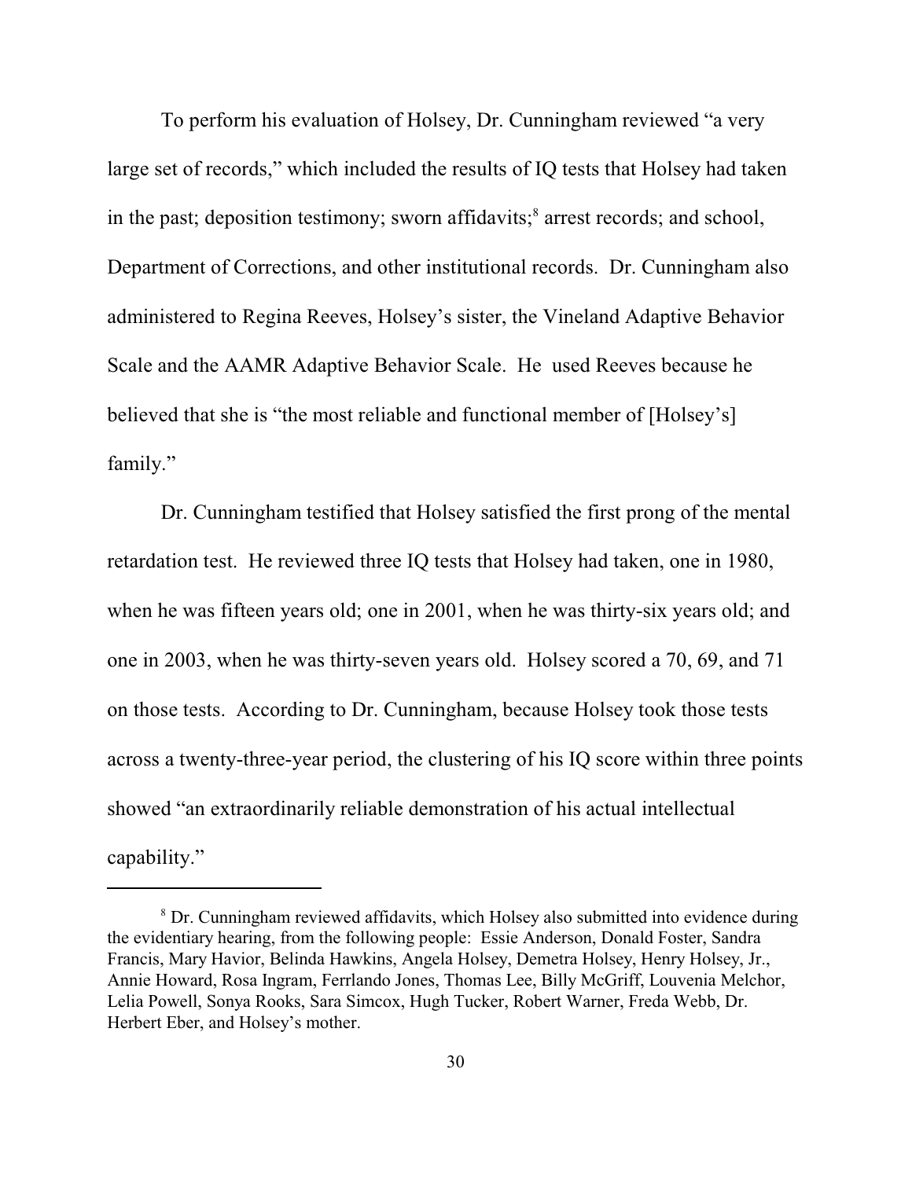To perform his evaluation of Holsey, Dr. Cunningham reviewed "a very large set of records," which included the results of IQ tests that Holsey had taken in the past; deposition testimony; sworn affidavits;[8] arrest records; and school, Department of Corrections, and other institutional records. Dr. Cunningham also administered to Regina Reeves, Holsey's sister, the Vineland Adaptive Behavior Scale and the AAMR Adaptive Behavior Scale. He used Reeves because he believed that she is "the most reliable and functional member of [Holsey's] family."

Dr. Cunningham testified that Holsey satisfied the first prong of the mental retardation test. He reviewed three IQ tests that Holsey had taken, one in 1980, when he was fifteen years old; one in 2001, when he was thirty-six years old; and one in 2003, when he was thirty-seven years old. Holsey scored a 70, 69, and 71 on those tests. According to Dr. Cunningham, because Holsey took those tests across a twenty-three-year period, the clustering of his IQ score within three points showed "an extraordinarily reliable demonstration of his actual intellectual capability."

---

[8] Dr. Cunningham reviewed affidavits, which Holsey also submitted into evidence during the evidentiary hearing, from the following people: Essie Anderson, Donald Foster, Sandra Francis, Mary Havior, Belinda Hawkins, Angela Holsey, Demetra Holsey, Henry Holsey, Jr., Annie Howard, Rosa Ingram, Ferrlando Jones, Thomas Lee, Billy McGriff, Louvenia Melchor, Lelia Powell, Sonya Rooks, Sara Simcox, Hugh Tucker, Robert Warner, Freda Webb, Dr. Herbert Eber, and Holsey's mother.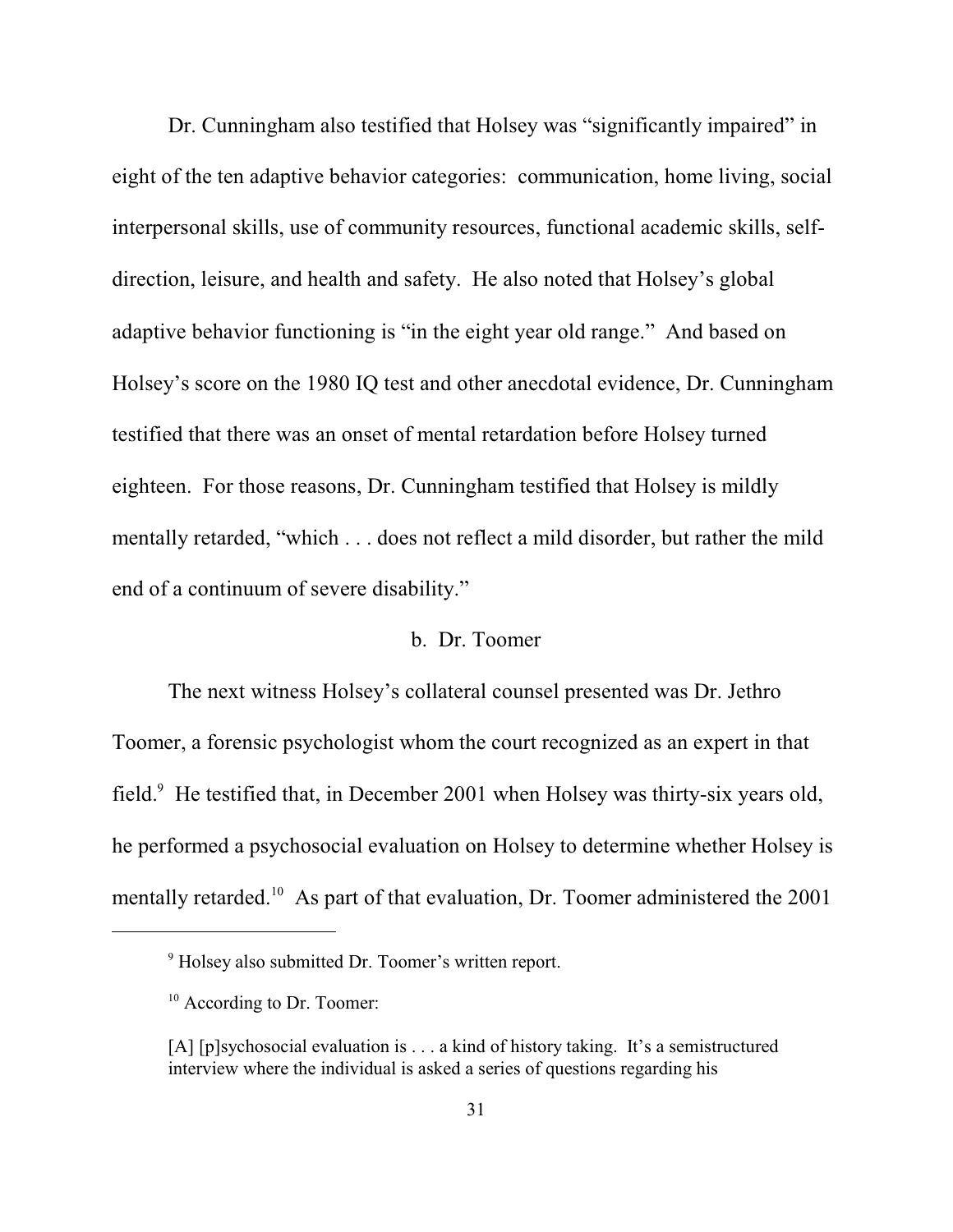Dr. Cunningham also testified that Holsey was "significantly impaired" in eight of the ten adaptive behavior categories: communication, home living, social interpersonal skills, use of community resources, functional academic skills, self-direction, leisure, and health and safety. He also noted that Holsey's global adaptive behavior functioning is "in the eight year old range." And based on Holsey's score on the 1980 IQ test and other anecdotal evidence, Dr. Cunningham testified that there was an onset of mental retardation before Holsey turned eighteen. For those reasons, Dr. Cunningham testified that Holsey is mildly mentally retarded, "which . . . does not reflect a mild disorder, but rather the mild end of a continuum of severe disability."

b. Dr. Toomer

The next witness Holsey's collateral counsel presented was Dr. Jethro Toomer, a forensic psychologist whom the court recognized as an expert in that field.[9] He testified that, in December 2001 when Holsey was thirty-six years old, he performed a psychosocial evaluation on Holsey to determine whether Holsey is mentally retarded.[10] As part of that evaluation, Dr. Toomer administered the 2001

---

[9] Holsey also submitted Dr. Toomer's written report.

[10] According to Dr. Toomer:

> [A] [p]sychosocial evaluation is . . . a kind of history taking. It's a semistructured interview where the individual is asked a series of questions regarding his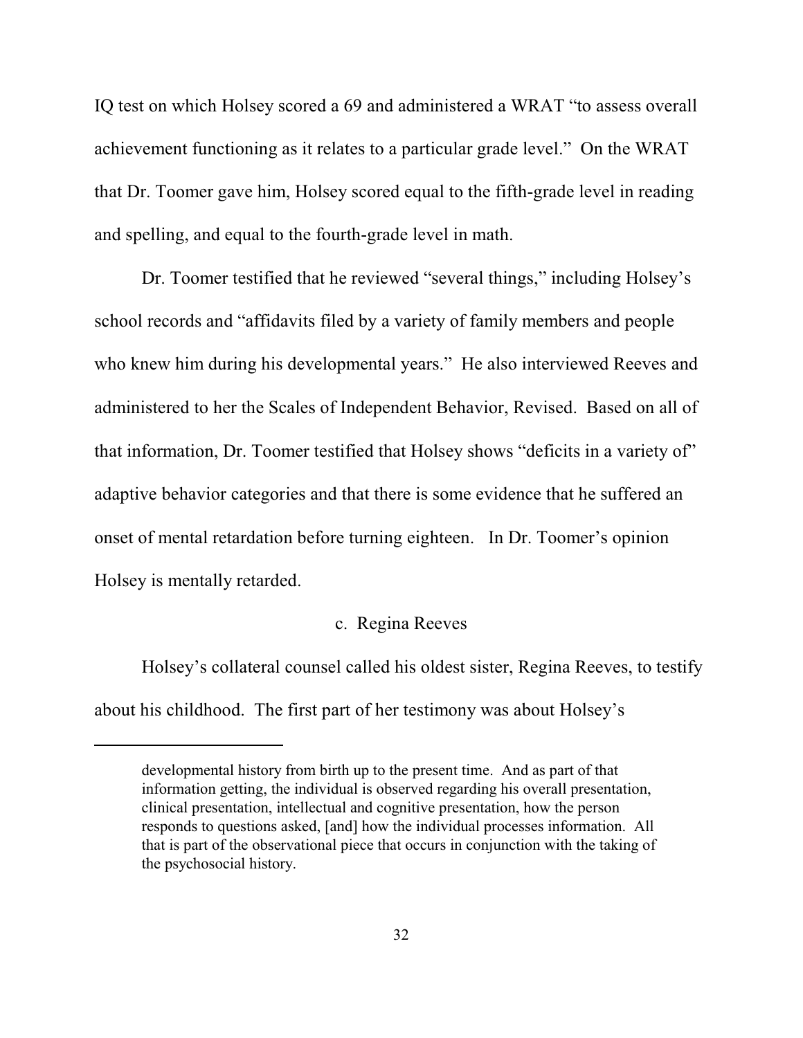IQ test on which Holsey scored a 69 and administered a WRAT "to assess overall achievement functioning as it relates to a particular grade level." On the WRAT that Dr. Toomer gave him, Holsey scored equal to the fifth-grade level in reading and spelling, and equal to the fourth-grade level in math.

Dr. Toomer testified that he reviewed "several things," including Holsey's school records and "affidavits filed by a variety of family members and people who knew him during his developmental years." He also interviewed Reeves and administered to her the Scales of Independent Behavior, Revised. Based on all of that information, Dr. Toomer testified that Holsey shows "deficits in a variety of" adaptive behavior categories and that there is some evidence that he suffered an onset of mental retardation before turning eighteen. In Dr. Toomer's opinion Holsey is mentally retarded.

### c. Regina Reeves

Holsey's collateral counsel called his oldest sister, Regina Reeves, to testify about his childhood. The first part of her testimony was about Holsey's

---

developmental history from birth up to the present time. And as part of that information getting, the individual is observed regarding his overall presentation, clinical presentation, intellectual and cognitive presentation, how the person responds to questions asked, [and] how the individual processes information. All that is part of the observational piece that occurs in conjunction with the taking of the psychosocial history.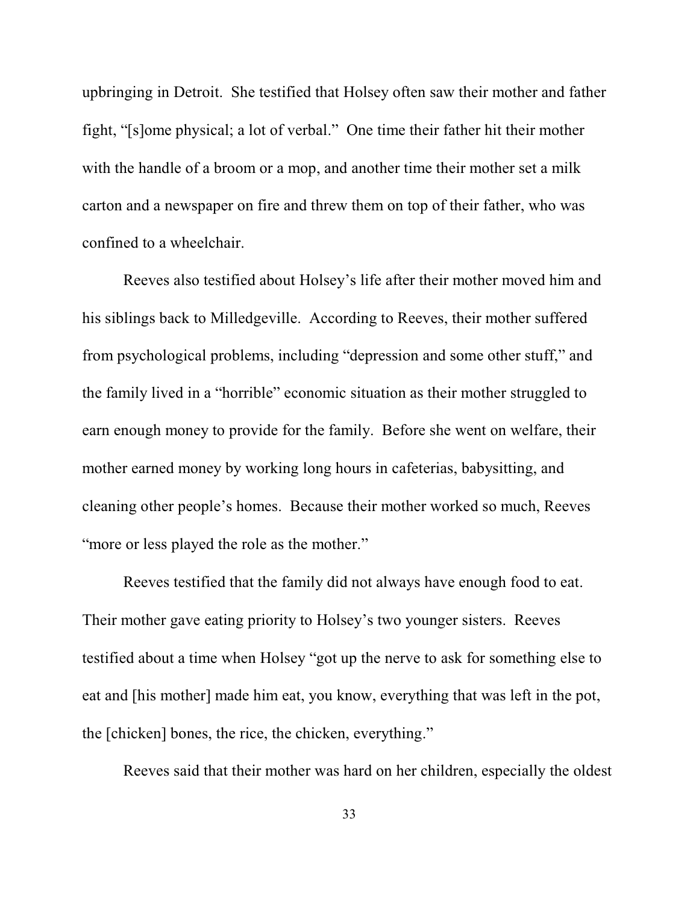upbringing in Detroit. She testified that Holsey often saw their mother and father fight, "[s]ome physical; a lot of verbal." One time their father hit their mother with the handle of a broom or a mop, and another time their mother set a milk carton and a newspaper on fire and threw them on top of their father, who was confined to a wheelchair.

Reeves also testified about Holsey's life after their mother moved him and his siblings back to Milledgeville. According to Reeves, their mother suffered from psychological problems, including "depression and some other stuff," and the family lived in a "horrible" economic situation as their mother struggled to earn enough money to provide for the family. Before she went on welfare, their mother earned money by working long hours in cafeterias, babysitting, and cleaning other people's homes. Because their mother worked so much, Reeves "more or less played the role as the mother."

Reeves testified that the family did not always have enough food to eat. Their mother gave eating priority to Holsey's two younger sisters. Reeves testified about a time when Holsey "got up the nerve to ask for something else to eat and [his mother] made him eat, you know, everything that was left in the pot, the [chicken] bones, the rice, the chicken, everything."

Reeves said that their mother was hard on her children, especially the oldest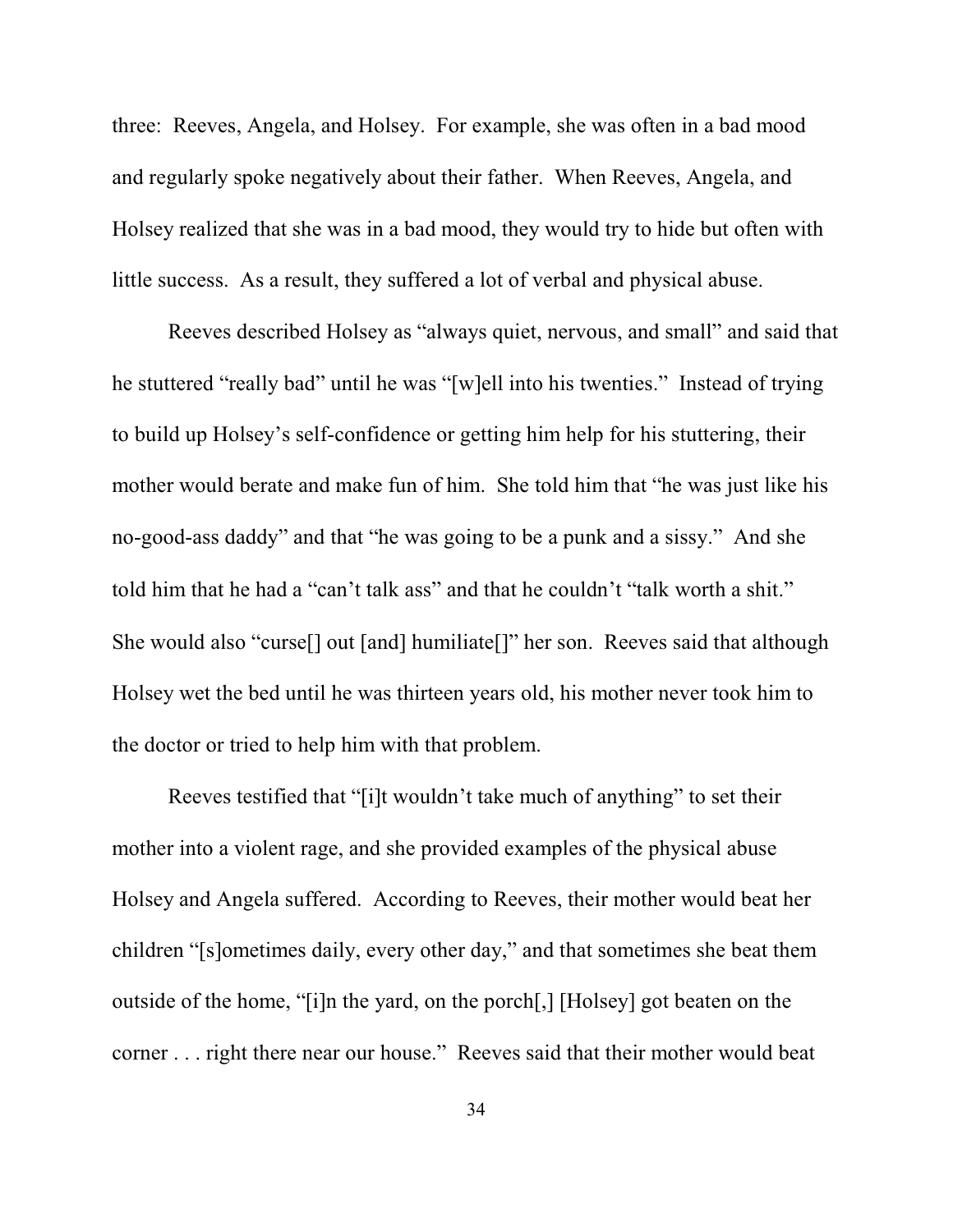three: Reeves, Angela, and Holsey. For example, she was often in a bad mood and regularly spoke negatively about their father. When Reeves, Angela, and Holsey realized that she was in a bad mood, they would try to hide but often with little success. As a result, they suffered a lot of verbal and physical abuse.

Reeves described Holsey as "always quiet, nervous, and small" and said that he stuttered "really bad" until he was "[w]ell into his twenties." Instead of trying to build up Holsey's self-confidence or getting him help for his stuttering, their mother would berate and make fun of him. She told him that "he was just like his no-good-ass daddy" and that "he was going to be a punk and a sissy." And she told him that he had a "can't talk ass" and that he couldn't "talk worth a shit." She would also "curse[] out [and] humiliate[]" her son. Reeves said that although Holsey wet the bed until he was thirteen years old, his mother never took him to the doctor or tried to help him with that problem.

Reeves testified that "[i]t wouldn't take much of anything" to set their mother into a violent rage, and she provided examples of the physical abuse Holsey and Angela suffered. According to Reeves, their mother would beat her children "[s]ometimes daily, every other day," and that sometimes she beat them outside of the home, "[i]n the yard, on the porch[,] [Holsey] got beaten on the corner . . . right there near our house." Reeves said that their mother would beat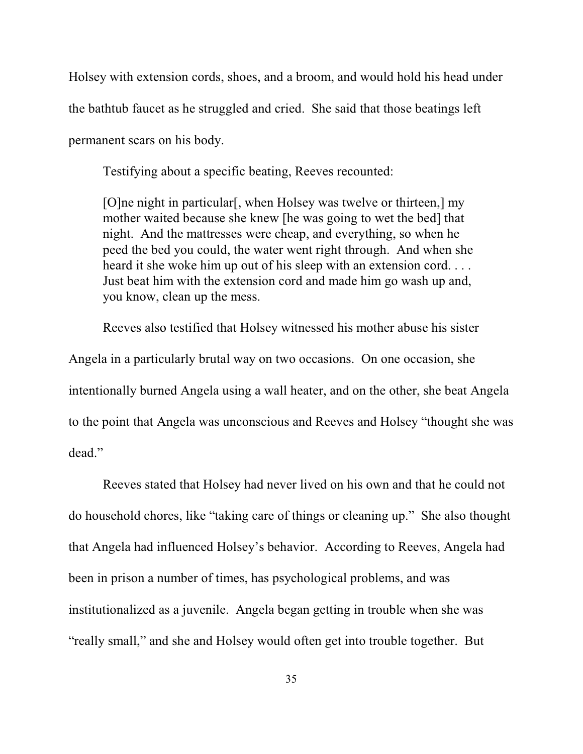Holsey with extension cords, shoes, and a broom, and would hold his head under the bathtub faucet as he struggled and cried. She said that those beatings left permanent scars on his body.

Testifying about a specific beating, Reeves recounted:

> [O]ne night in particular[, when Holsey was twelve or thirteen,] my mother waited because she knew [he was going to wet the bed] that night. And the mattresses were cheap, and everything, so when he peed the bed you could, the water went right through. And when she heard it she woke him up out of his sleep with an extension cord. . . . Just beat him with the extension cord and made him go wash up and, you know, clean up the mess.

Reeves also testified that Holsey witnessed his mother abuse his sister Angela in a particularly brutal way on two occasions. On one occasion, she intentionally burned Angela using a wall heater, and on the other, she beat Angela to the point that Angela was unconscious and Reeves and Holsey "thought she was dead."

Reeves stated that Holsey had never lived on his own and that he could not do household chores, like "taking care of things or cleaning up." She also thought that Angela had influenced Holsey's behavior. According to Reeves, Angela had been in prison a number of times, has psychological problems, and was institutionalized as a juvenile. Angela began getting in trouble when she was "really small," and she and Holsey would often get into trouble together. But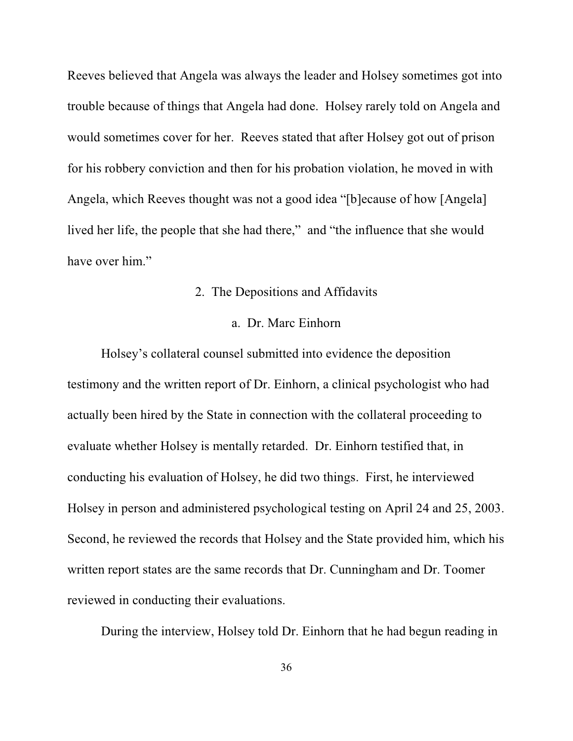Reeves believed that Angela was always the leader and Holsey sometimes got into trouble because of things that Angela had done. Holsey rarely told on Angela and would sometimes cover for her. Reeves stated that after Holsey got out of prison for his robbery conviction and then for his probation violation, he moved in with Angela, which Reeves thought was not a good idea "[b]ecause of how [Angela] lived her life, the people that she had there," and "the influence that she would have over him."

### 2. The Depositions and Affidavits

#### a. Dr. Marc Einhorn

Holsey's collateral counsel submitted into evidence the deposition testimony and the written report of Dr. Einhorn, a clinical psychologist who had actually been hired by the State in connection with the collateral proceeding to evaluate whether Holsey is mentally retarded. Dr. Einhorn testified that, in conducting his evaluation of Holsey, he did two things. First, he interviewed Holsey in person and administered psychological testing on April 24 and 25, 2003. Second, he reviewed the records that Holsey and the State provided him, which his written report states are the same records that Dr. Cunningham and Dr. Toomer reviewed in conducting their evaluations.

During the interview, Holsey told Dr. Einhorn that he had begun reading in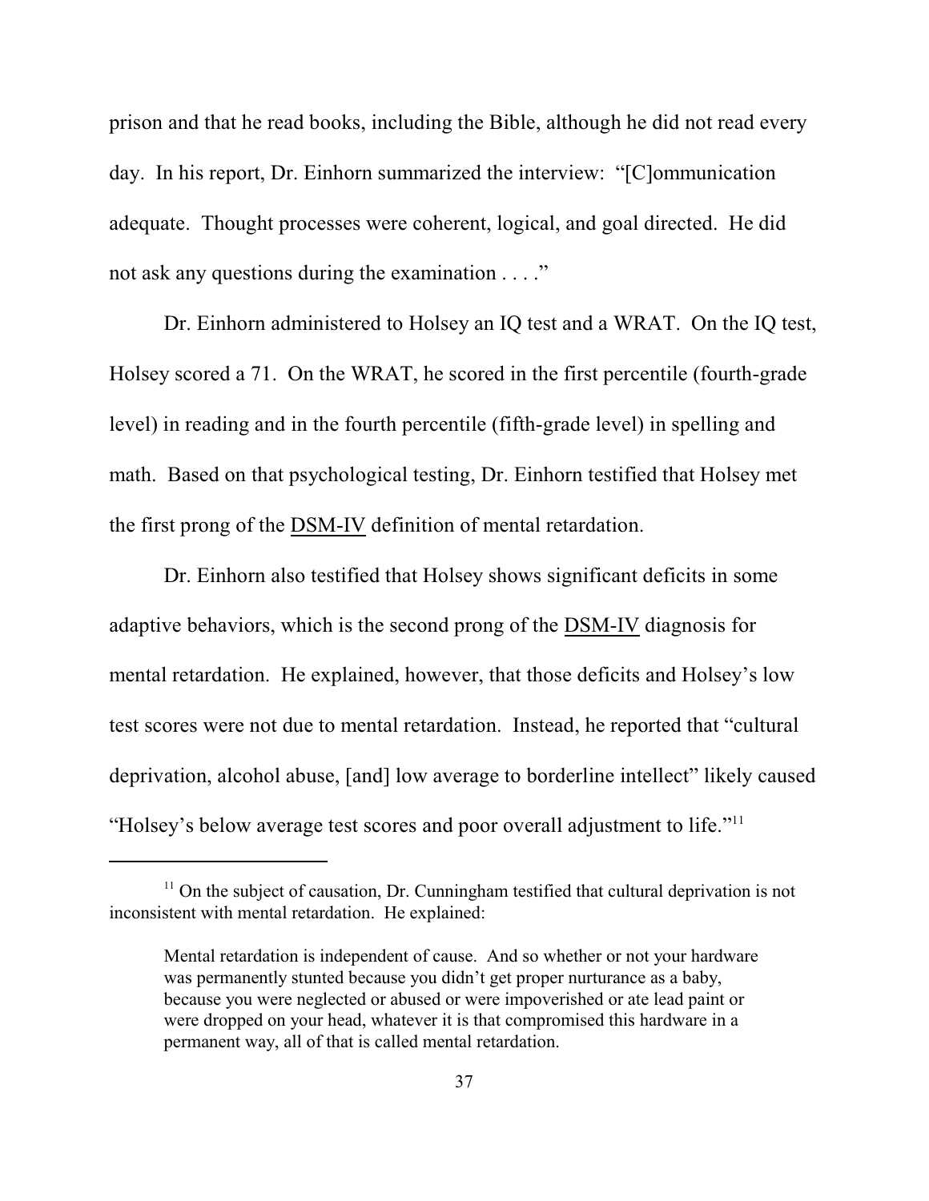prison and that he read books, including the Bible, although he did not read every day. In his report, Dr. Einhorn summarized the interview: "[C]ommunication adequate. Thought processes were coherent, logical, and goal directed. He did not ask any questions during the examination . . . ."

Dr. Einhorn administered to Holsey an IQ test and a WRAT. On the IQ test, Holsey scored a 71. On the WRAT, he scored in the first percentile (fourth-grade level) in reading and in the fourth percentile (fifth-grade level) in spelling and math. Based on that psychological testing, Dr. Einhorn testified that Holsey met the first prong of the DSM-IV definition of mental retardation.

Dr. Einhorn also testified that Holsey shows significant deficits in some adaptive behaviors, which is the second prong of the DSM-IV diagnosis for mental retardation. He explained, however, that those deficits and Holsey's low test scores were not due to mental retardation. Instead, he reported that "cultural deprivation, alcohol abuse, [and] low average to borderline intellect" likely caused "Holsey's below average test scores and poor overall adjustment to life."[11]

---

[11] On the subject of causation, Dr. Cunningham testified that cultural deprivation is not inconsistent with mental retardation. He explained:

> Mental retardation is independent of cause. And so whether or not your hardware was permanently stunted because you didn't get proper nurturance as a baby, because you were neglected or abused or were impoverished or ate lead paint or were dropped on your head, whatever it is that compromised this hardware in a permanent way, all of that is called mental retardation.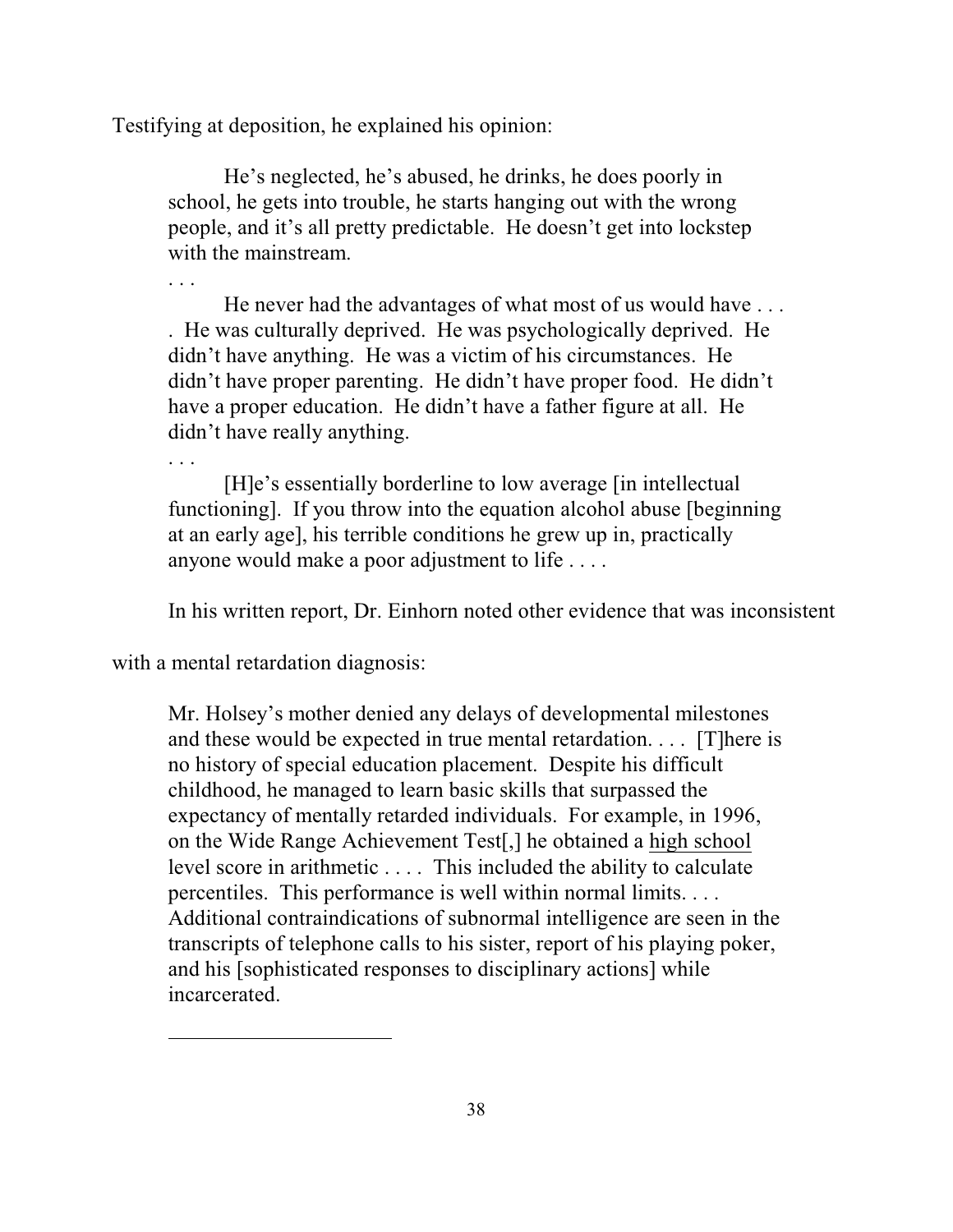Testifying at deposition, he explained his opinion:

> He's neglected, he's abused, he drinks, he does poorly in school, he gets into trouble, he starts hanging out with the wrong people, and it's all pretty predictable. He doesn't get into lockstep with the mainstream.
>
> . . .
>
> He never had the advantages of what most of us would have . . . . He was culturally deprived. He was psychologically deprived. He didn't have anything. He was a victim of his circumstances. He didn't have proper parenting. He didn't have proper food. He didn't have a proper education. He didn't have a father figure at all. He didn't have really anything.
>
> . . .
>
> [H]e's essentially borderline to low average [in intellectual functioning]. If you throw into the equation alcohol abuse [beginning at an early age], his terrible conditions he grew up in, practically anyone would make a poor adjustment to life . . . .

In his written report, Dr. Einhorn noted other evidence that was inconsistent with a mental retardation diagnosis:

> Mr. Holsey's mother denied any delays of developmental milestones and these would be expected in true mental retardation. . . . [T]here is no history of special education placement. Despite his difficult childhood, he managed to learn basic skills that surpassed the expectancy of mentally retarded individuals. For example, in 1996, on the Wide Range Achievement Test[,] he obtained a <u>high school</u> level score in arithmetic . . . . This included the ability to calculate percentiles. This performance is well within normal limits. . . . Additional contraindications of subnormal intelligence are seen in the transcripts of telephone calls to his sister, report of his playing poker, and his [sophisticated responses to disciplinary actions] while incarcerated.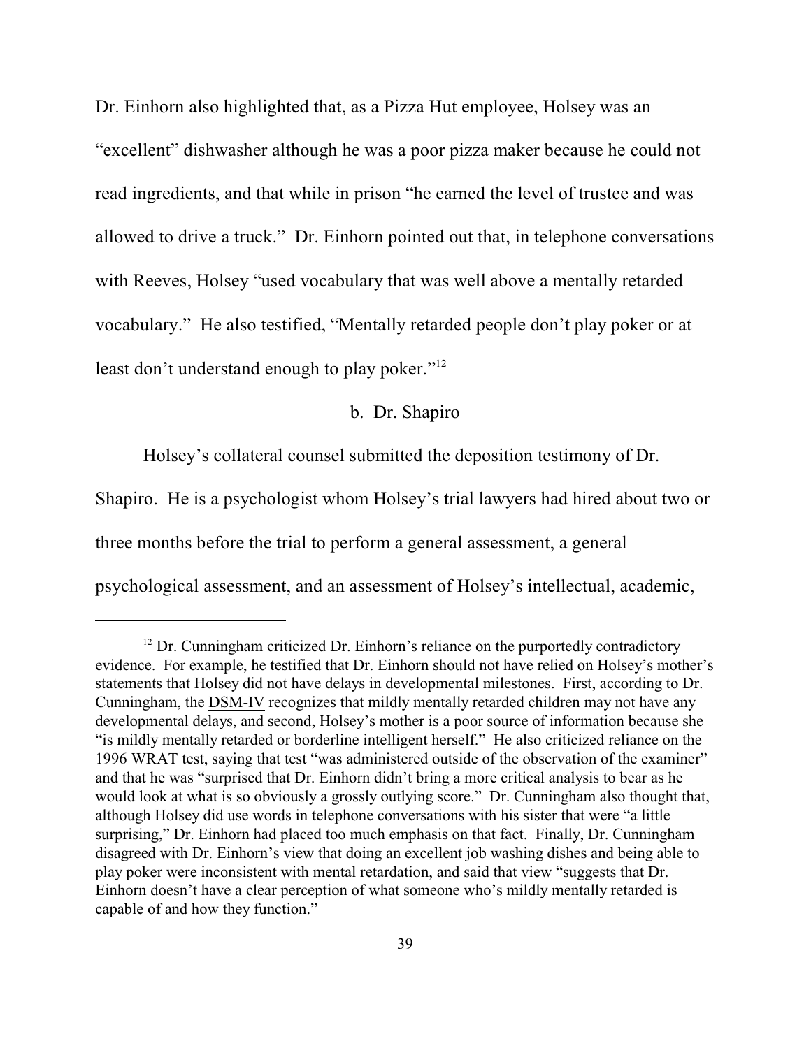Dr. Einhorn also highlighted that, as a Pizza Hut employee, Holsey was an "excellent" dishwasher although he was a poor pizza maker because he could not read ingredients, and that while in prison "he earned the level of trustee and was allowed to drive a truck." Dr. Einhorn pointed out that, in telephone conversations with Reeves, Holsey "used vocabulary that was well above a mentally retarded vocabulary." He also testified, "Mentally retarded people don't play poker or at least don't understand enough to play poker."[12]

b. Dr. Shapiro

Holsey's collateral counsel submitted the deposition testimony of Dr. Shapiro. He is a psychologist whom Holsey's trial lawyers had hired about two or three months before the trial to perform a general assessment, a general psychological assessment, and an assessment of Holsey's intellectual, academic,

---

[12] Dr. Cunningham criticized Dr. Einhorn's reliance on the purportedly contradictory evidence. For example, he testified that Dr. Einhorn should not have relied on Holsey's mother's statements that Holsey did not have delays in developmental milestones. First, according to Dr. Cunningham, the DSM-IV recognizes that mildly mentally retarded children may not have any developmental delays, and second, Holsey's mother is a poor source of information because she "is mildly mentally retarded or borderline intelligent herself." He also criticized reliance on the 1996 WRAT test, saying that test "was administered outside of the observation of the examiner" and that he was "surprised that Dr. Einhorn didn't bring a more critical analysis to bear as he would look at what is so obviously a grossly outlying score." Dr. Cunningham also thought that, although Holsey did use words in telephone conversations with his sister that were "a little surprising," Dr. Einhorn had placed too much emphasis on that fact. Finally, Dr. Cunningham disagreed with Dr. Einhorn's view that doing an excellent job washing dishes and being able to play poker were inconsistent with mental retardation, and said that view "suggests that Dr. Einhorn doesn't have a clear perception of what someone who's mildly mentally retarded is capable of and how they function."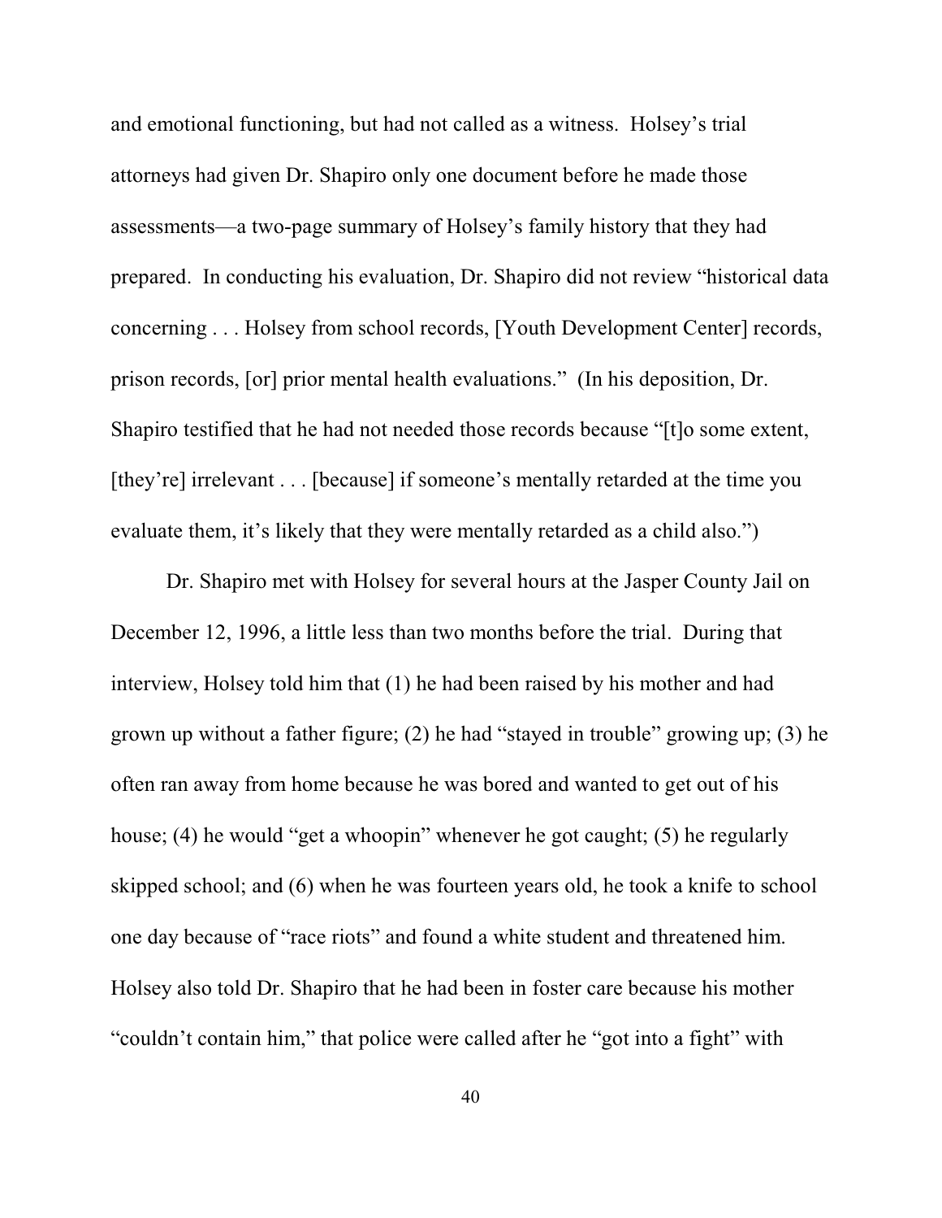and emotional functioning, but had not called as a witness. Holsey's trial attorneys had given Dr. Shapiro only one document before he made those assessments—a two-page summary of Holsey's family history that they had prepared. In conducting his evaluation, Dr. Shapiro did not review "historical data concerning . . . Holsey from school records, [Youth Development Center] records, prison records, [or] prior mental health evaluations." (In his deposition, Dr. Shapiro testified that he had not needed those records because "[t]o some extent, [they're] irrelevant . . . [because] if someone's mentally retarded at the time you evaluate them, it's likely that they were mentally retarded as a child also.")

Dr. Shapiro met with Holsey for several hours at the Jasper County Jail on December 12, 1996, a little less than two months before the trial. During that interview, Holsey told him that (1) he had been raised by his mother and had grown up without a father figure; (2) he had "stayed in trouble" growing up; (3) he often ran away from home because he was bored and wanted to get out of his house; (4) he would "get a whoopin" whenever he got caught; (5) he regularly skipped school; and (6) when he was fourteen years old, he took a knife to school one day because of "race riots" and found a white student and threatened him. Holsey also told Dr. Shapiro that he had been in foster care because his mother "couldn't contain him," that police were called after he "got into a fight" with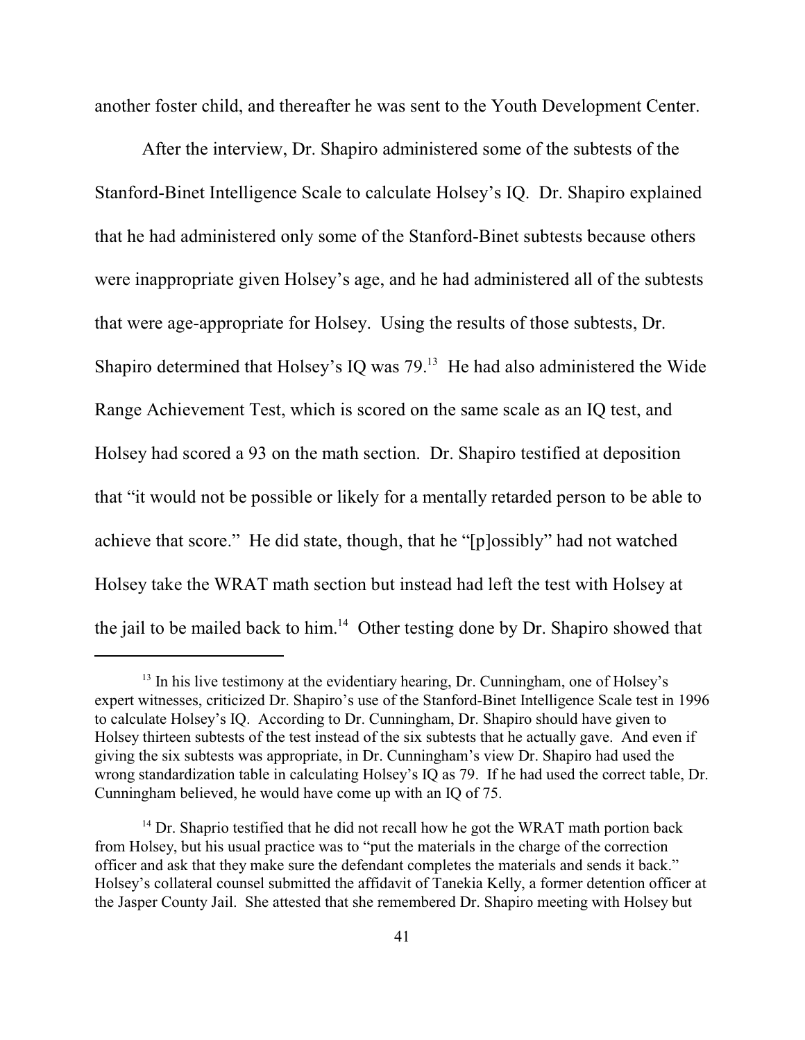another foster child, and thereafter he was sent to the Youth Development Center.

After the interview, Dr. Shapiro administered some of the subtests of the Stanford-Binet Intelligence Scale to calculate Holsey's IQ. Dr. Shapiro explained that he had administered only some of the Stanford-Binet subtests because others were inappropriate given Holsey's age, and he had administered all of the subtests that were age-appropriate for Holsey. Using the results of those subtests, Dr. Shapiro determined that Holsey's IQ was 79.[13] He had also administered the Wide Range Achievement Test, which is scored on the same scale as an IQ test, and Holsey had scored a 93 on the math section. Dr. Shapiro testified at deposition that "it would not be possible or likely for a mentally retarded person to be able to achieve that score." He did state, though, that he "[p]ossibly" had not watched Holsey take the WRAT math section but instead had left the test with Holsey at the jail to be mailed back to him.[14] Other testing done by Dr. Shapiro showed that

---

[13] In his live testimony at the evidentiary hearing, Dr. Cunningham, one of Holsey's expert witnesses, criticized Dr. Shapiro's use of the Stanford-Binet Intelligence Scale test in 1996 to calculate Holsey's IQ. According to Dr. Cunningham, Dr. Shapiro should have given to Holsey thirteen subtests of the test instead of the six subtests that he actually gave. And even if giving the six subtests was appropriate, in Dr. Cunningham's view Dr. Shapiro had used the wrong standardization table in calculating Holsey's IQ as 79. If he had used the correct table, Dr. Cunningham believed, he would have come up with an IQ of 75.

[14] Dr. Shaprio testified that he did not recall how he got the WRAT math portion back from Holsey, but his usual practice was to "put the materials in the charge of the correction officer and ask that they make sure the defendant completes the materials and sends it back." Holsey's collateral counsel submitted the affidavit of Tanekia Kelly, a former detention officer at the Jasper County Jail. She attested that she remembered Dr. Shapiro meeting with Holsey but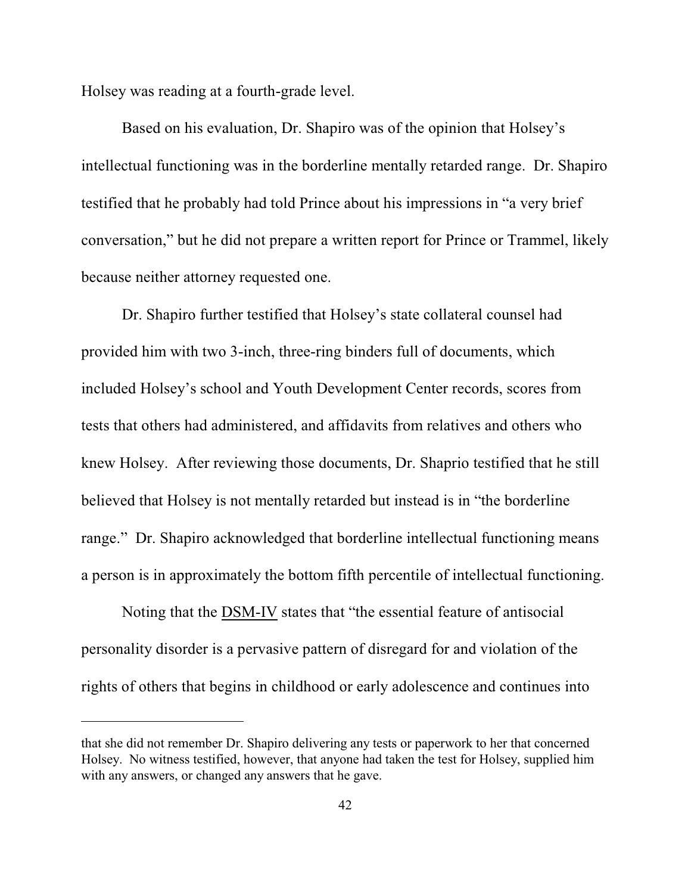Holsey was reading at a fourth-grade level.

Based on his evaluation, Dr. Shapiro was of the opinion that Holsey's intellectual functioning was in the borderline mentally retarded range. Dr. Shapiro testified that he probably had told Prince about his impressions in "a very brief conversation," but he did not prepare a written report for Prince or Trammel, likely because neither attorney requested one.

Dr. Shapiro further testified that Holsey's state collateral counsel had provided him with two 3-inch, three-ring binders full of documents, which included Holsey's school and Youth Development Center records, scores from tests that others had administered, and affidavits from relatives and others who knew Holsey. After reviewing those documents, Dr. Shaprio testified that he still believed that Holsey is not mentally retarded but instead is in "the borderline range." Dr. Shapiro acknowledged that borderline intellectual functioning means a person is in approximately the bottom fifth percentile of intellectual functioning.

Noting that the <u>DSM-IV</u> states that "the essential feature of antisocial personality disorder is a pervasive pattern of disregard for and violation of the rights of others that begins in childhood or early adolescence and continues into

---

that she did not remember Dr. Shapiro delivering any tests or paperwork to her that concerned Holsey. No witness testified, however, that anyone had taken the test for Holsey, supplied him with any answers, or changed any answers that he gave.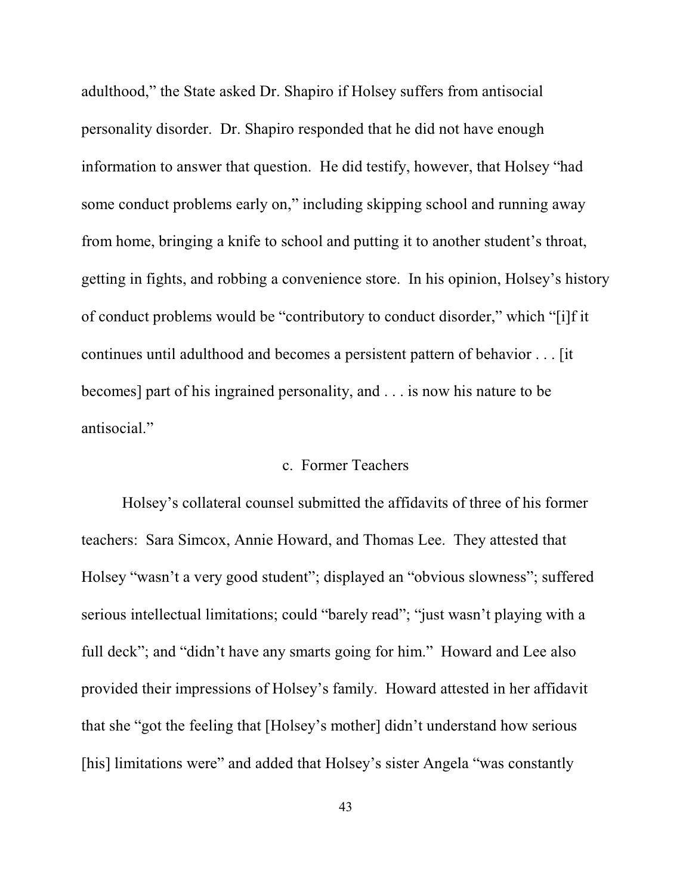adulthood," the State asked Dr. Shapiro if Holsey suffers from antisocial personality disorder. Dr. Shapiro responded that he did not have enough information to answer that question. He did testify, however, that Holsey "had some conduct problems early on," including skipping school and running away from home, bringing a knife to school and putting it to another student's throat, getting in fights, and robbing a convenience store. In his opinion, Holsey's history of conduct problems would be "contributory to conduct disorder," which "[i]f it continues until adulthood and becomes a persistent pattern of behavior . . . [it becomes] part of his ingrained personality, and . . . is now his nature to be antisocial."

### c. Former Teachers

Holsey's collateral counsel submitted the affidavits of three of his former teachers: Sara Simcox, Annie Howard, and Thomas Lee. They attested that Holsey "wasn't a very good student"; displayed an "obvious slowness"; suffered serious intellectual limitations; could "barely read"; "just wasn't playing with a full deck"; and "didn't have any smarts going for him." Howard and Lee also provided their impressions of Holsey's family. Howard attested in her affidavit that she "got the feeling that [Holsey's mother] didn't understand how serious [his] limitations were" and added that Holsey's sister Angela "was constantly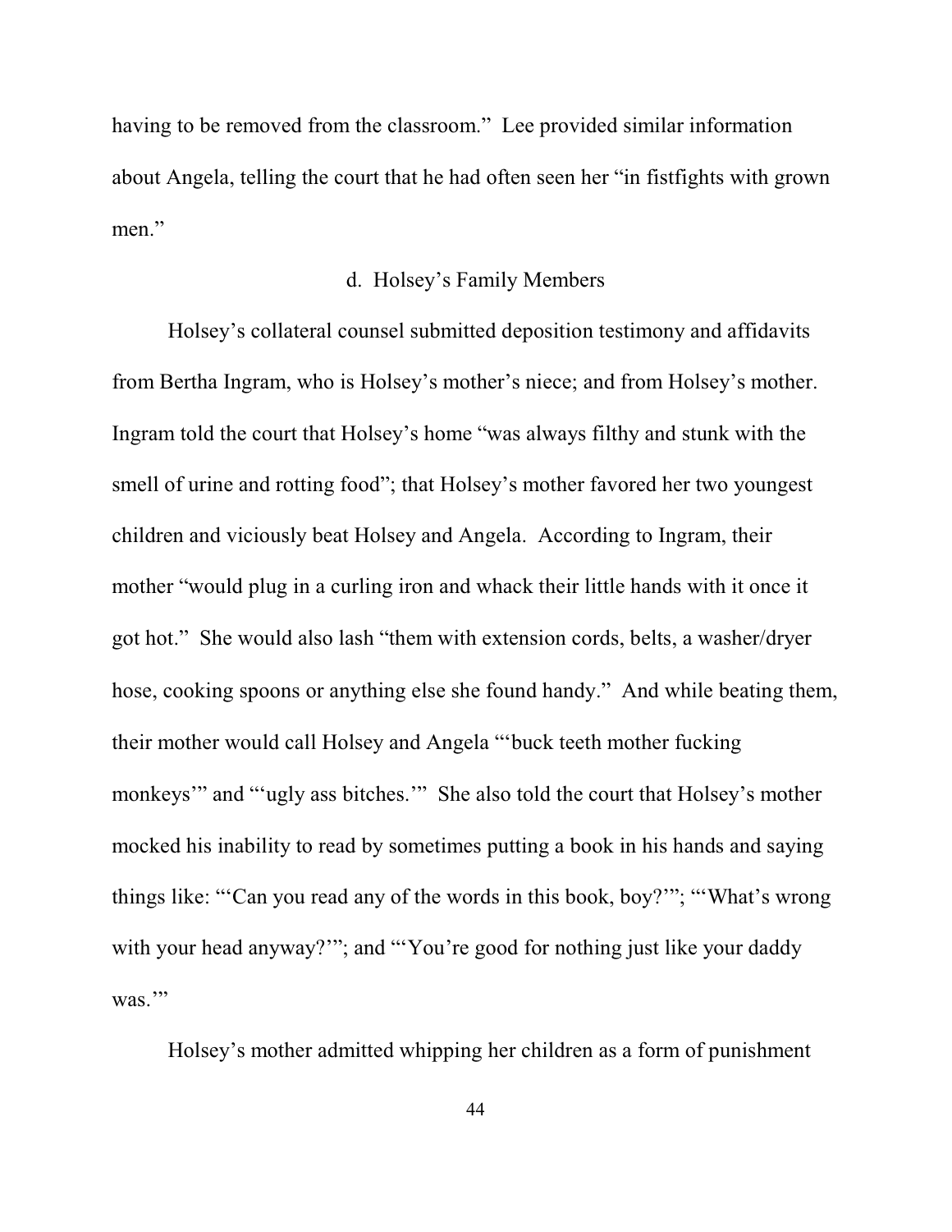having to be removed from the classroom." Lee provided similar information about Angela, telling the court that he had often seen her "in fistfights with grown men."

### d. Holsey's Family Members

Holsey's collateral counsel submitted deposition testimony and affidavits from Bertha Ingram, who is Holsey's mother's niece; and from Holsey's mother. Ingram told the court that Holsey's home "was always filthy and stunk with the smell of urine and rotting food"; that Holsey's mother favored her two youngest children and viciously beat Holsey and Angela. According to Ingram, their mother "would plug in a curling iron and whack their little hands with it once it got hot." She would also lash "them with extension cords, belts, a washer/dryer hose, cooking spoons or anything else she found handy." And while beating them, their mother would call Holsey and Angela "'buck teeth mother fucking monkeys'" and "'ugly ass bitches.'" She also told the court that Holsey's mother mocked his inability to read by sometimes putting a book in his hands and saying things like: "'Can you read any of the words in this book, boy?'"; "'What's wrong with your head anyway?'"; and "'You're good for nothing just like your daddy was.'"

Holsey's mother admitted whipping her children as a form of punishment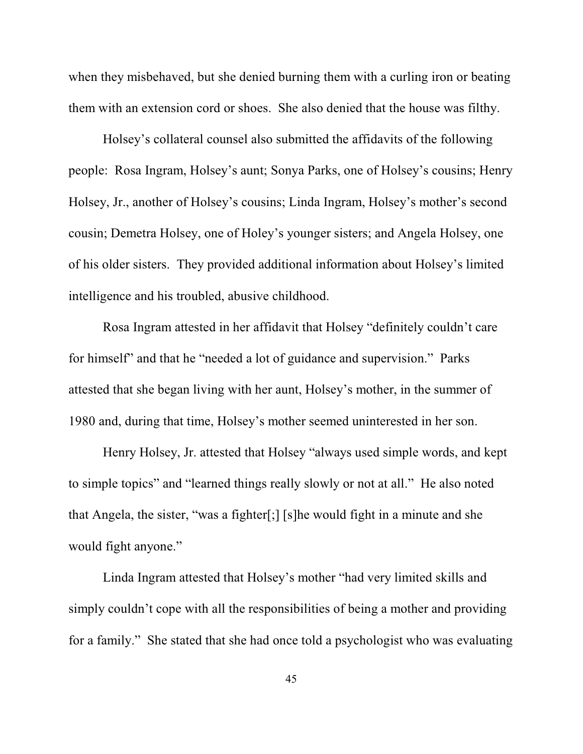when they misbehaved, but she denied burning them with a curling iron or beating them with an extension cord or shoes. She also denied that the house was filthy.

Holsey's collateral counsel also submitted the affidavits of the following people: Rosa Ingram, Holsey's aunt; Sonya Parks, one of Holsey's cousins; Henry Holsey, Jr., another of Holsey's cousins; Linda Ingram, Holsey's mother's second cousin; Demetra Holsey, one of Holey's younger sisters; and Angela Holsey, one of his older sisters. They provided additional information about Holsey's limited intelligence and his troubled, abusive childhood.

Rosa Ingram attested in her affidavit that Holsey "definitely couldn't care for himself" and that he "needed a lot of guidance and supervision." Parks attested that she began living with her aunt, Holsey's mother, in the summer of 1980 and, during that time, Holsey's mother seemed uninterested in her son.

Henry Holsey, Jr. attested that Holsey "always used simple words, and kept to simple topics" and "learned things really slowly or not at all." He also noted that Angela, the sister, "was a fighter[;] [s]he would fight in a minute and she would fight anyone."

Linda Ingram attested that Holsey's mother "had very limited skills and simply couldn't cope with all the responsibilities of being a mother and providing for a family." She stated that she had once told a psychologist who was evaluating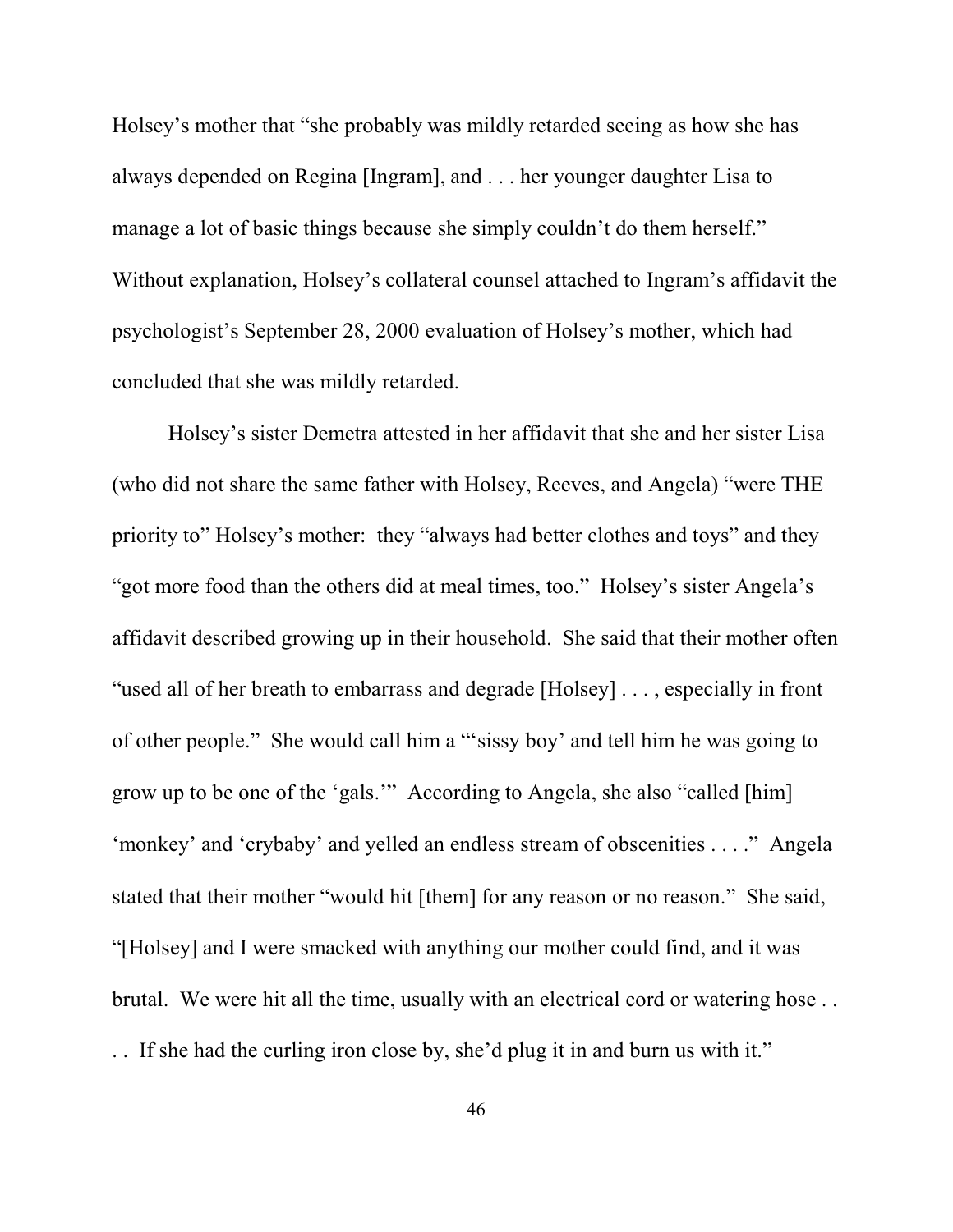Holsey's mother that "she probably was mildly retarded seeing as how she has always depended on Regina [Ingram], and . . . her younger daughter Lisa to manage a lot of basic things because she simply couldn't do them herself." Without explanation, Holsey's collateral counsel attached to Ingram's affidavit the psychologist's September 28, 2000 evaluation of Holsey's mother, which had concluded that she was mildly retarded.

Holsey's sister Demetra attested in her affidavit that she and her sister Lisa (who did not share the same father with Holsey, Reeves, and Angela) "were THE priority to" Holsey's mother: they "always had better clothes and toys" and they "got more food than the others did at meal times, too." Holsey's sister Angela's affidavit described growing up in their household. She said that their mother often "used all of her breath to embarrass and degrade [Holsey] . . . , especially in front of other people." She would call him a "'sissy boy' and tell him he was going to grow up to be one of the 'gals.'" According to Angela, she also "called [him] 'monkey' and 'crybaby' and yelled an endless stream of obscenities . . . ." Angela stated that their mother "would hit [them] for any reason or no reason." She said, "[Holsey] and I were smacked with anything our mother could find, and it was brutal. We were hit all the time, usually with an electrical cord or watering hose . . . . If she had the curling iron close by, she'd plug it in and burn us with it."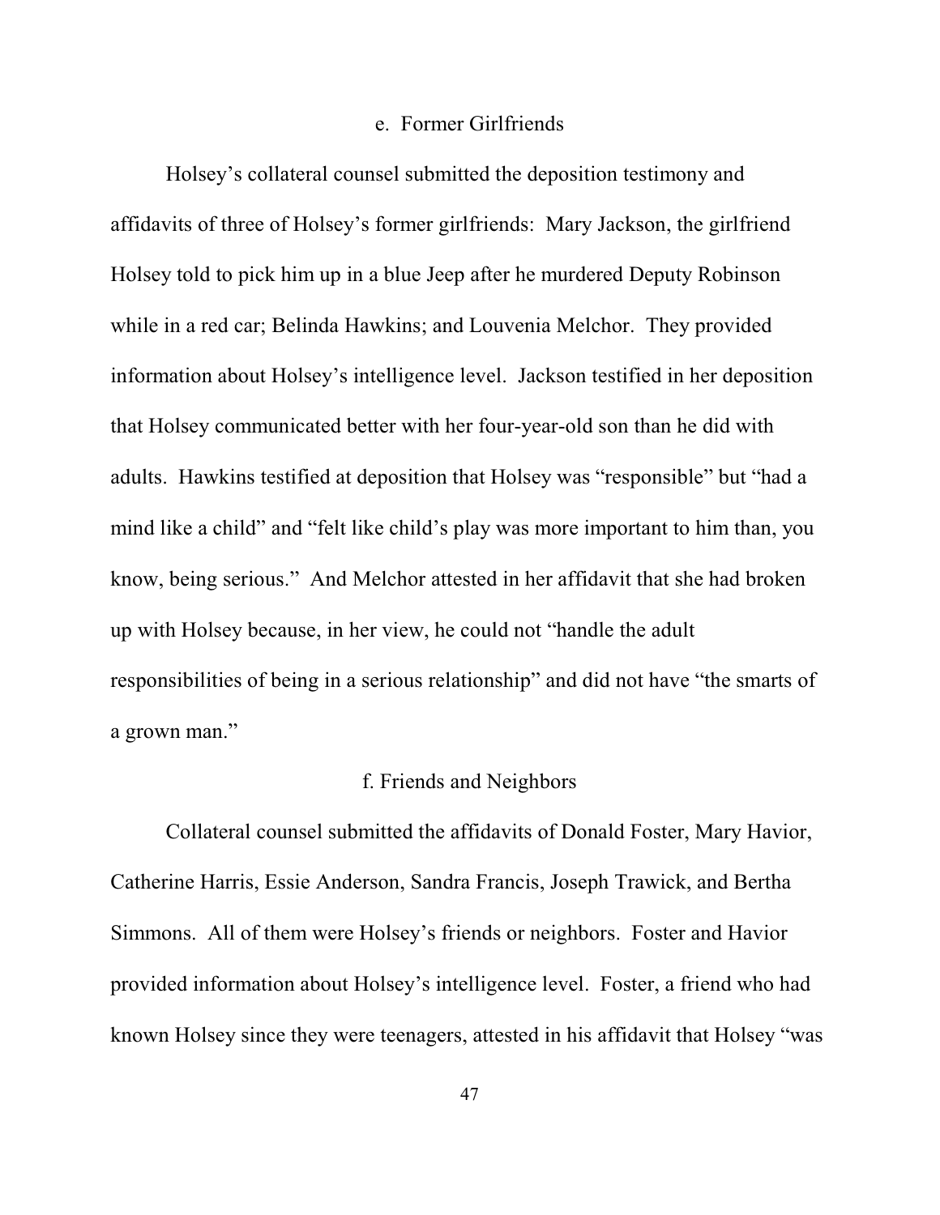#### e. Former Girlfriends

Holsey's collateral counsel submitted the deposition testimony and affidavits of three of Holsey's former girlfriends: Mary Jackson, the girlfriend Holsey told to pick him up in a blue Jeep after he murdered Deputy Robinson while in a red car; Belinda Hawkins; and Louvenia Melchor. They provided information about Holsey's intelligence level. Jackson testified in her deposition that Holsey communicated better with her four-year-old son than he did with adults. Hawkins testified at deposition that Holsey was "responsible" but "had a mind like a child" and "felt like child's play was more important to him than, you know, being serious." And Melchor attested in her affidavit that she had broken up with Holsey because, in her view, he could not "handle the adult responsibilities of being in a serious relationship" and did not have "the smarts of a grown man."

#### f. Friends and Neighbors

Collateral counsel submitted the affidavits of Donald Foster, Mary Havior, Catherine Harris, Essie Anderson, Sandra Francis, Joseph Trawick, and Bertha Simmons. All of them were Holsey's friends or neighbors. Foster and Havior provided information about Holsey's intelligence level. Foster, a friend who had known Holsey since they were teenagers, attested in his affidavit that Holsey "was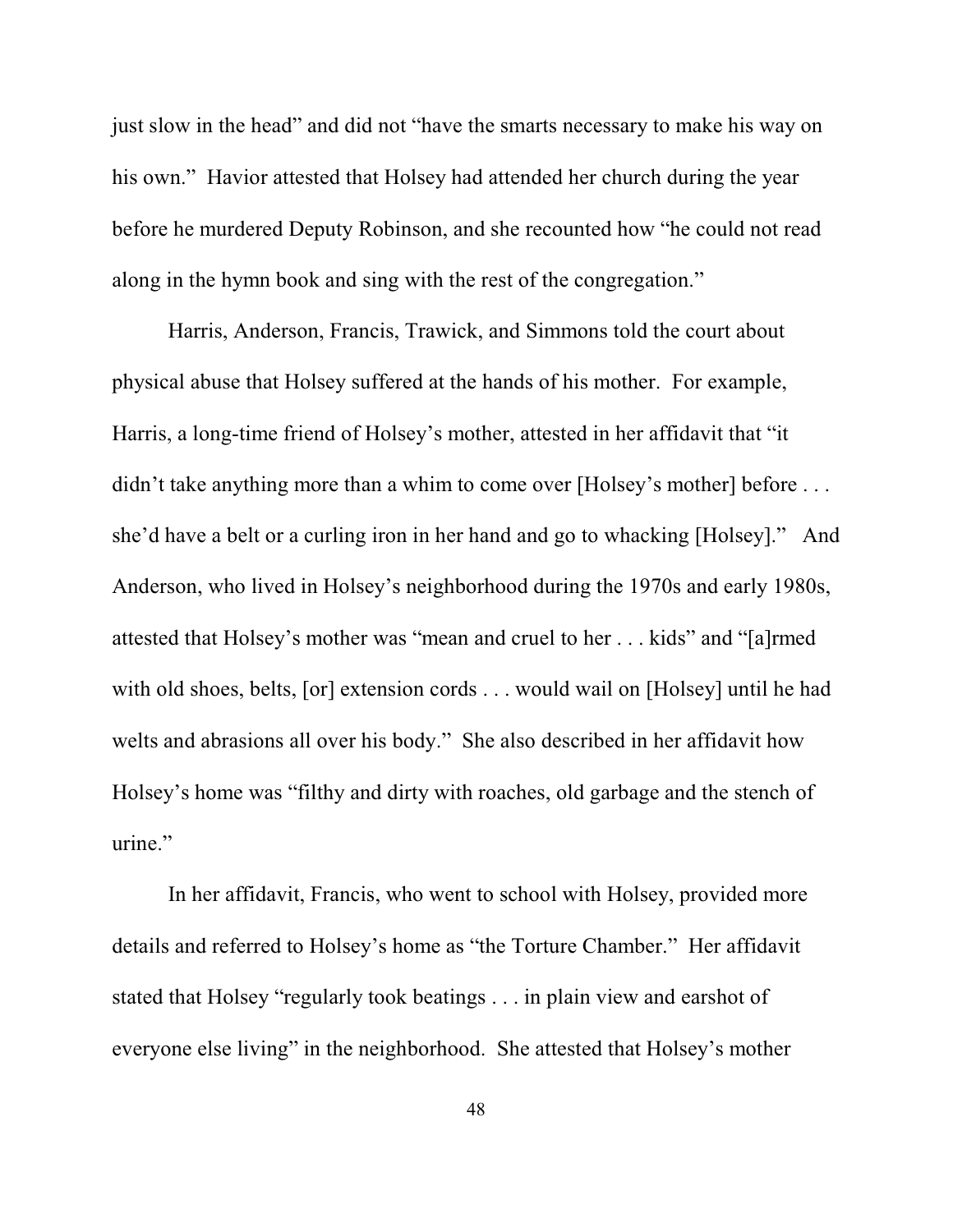just slow in the head" and did not "have the smarts necessary to make his way on his own." Havior attested that Holsey had attended her church during the year before he murdered Deputy Robinson, and she recounted how "he could not read along in the hymn book and sing with the rest of the congregation."

Harris, Anderson, Francis, Trawick, and Simmons told the court about physical abuse that Holsey suffered at the hands of his mother. For example, Harris, a long-time friend of Holsey's mother, attested in her affidavit that "it didn't take anything more than a whim to come over [Holsey's mother] before . . . she'd have a belt or a curling iron in her hand and go to whacking [Holsey]." And Anderson, who lived in Holsey's neighborhood during the 1970s and early 1980s, attested that Holsey's mother was "mean and cruel to her . . . kids" and "[a]rmed with old shoes, belts, [or] extension cords . . . would wail on [Holsey] until he had welts and abrasions all over his body." She also described in her affidavit how Holsey's home was "filthy and dirty with roaches, old garbage and the stench of urine."

In her affidavit, Francis, who went to school with Holsey, provided more details and referred to Holsey's home as "the Torture Chamber." Her affidavit stated that Holsey "regularly took beatings . . . in plain view and earshot of everyone else living" in the neighborhood. She attested that Holsey's mother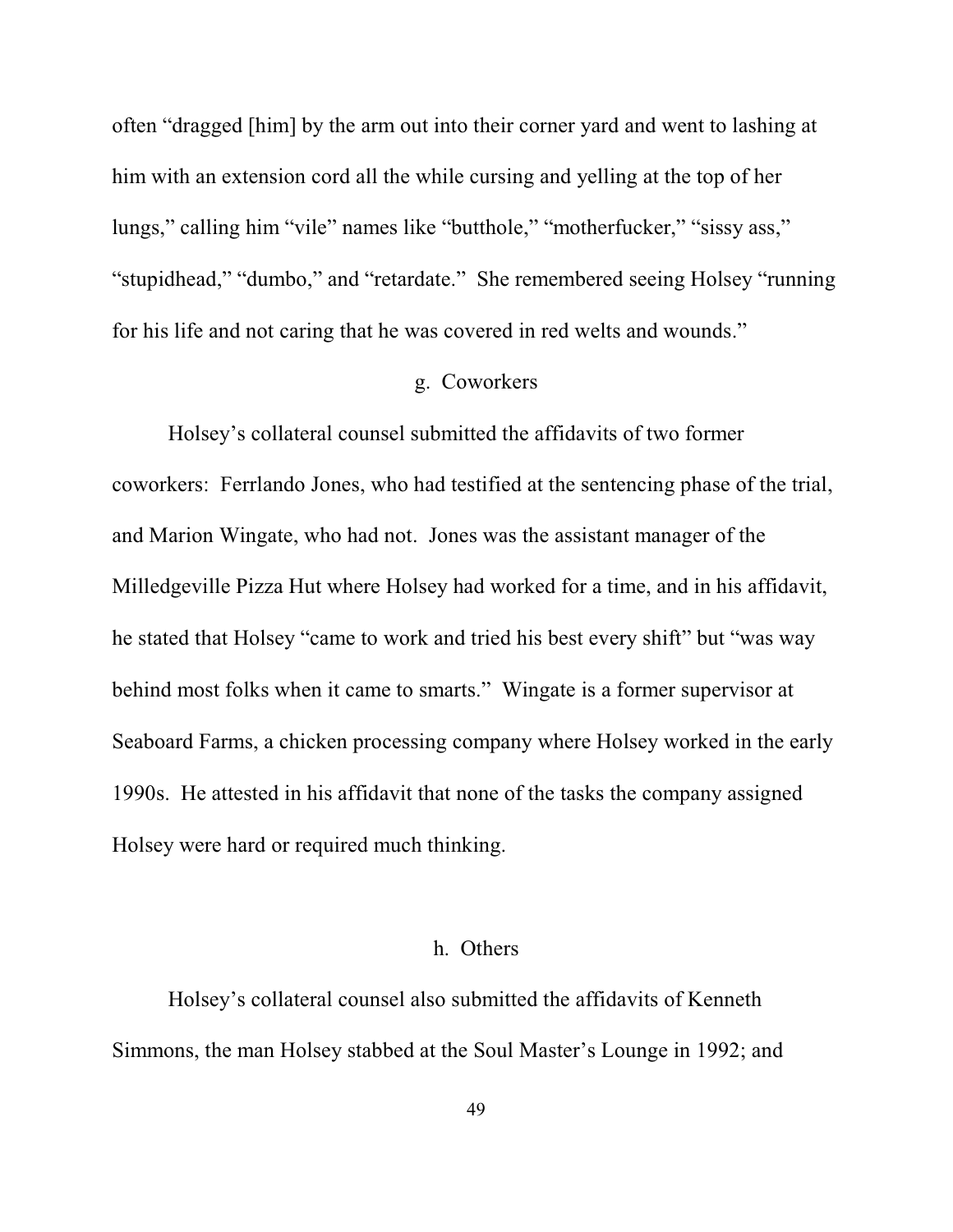often "dragged [him] by the arm out into their corner yard and went to lashing at him with an extension cord all the while cursing and yelling at the top of her lungs," calling him "vile" names like "butthole," "motherfucker," "sissy ass," "stupidhead," "dumbo," and "retardate." She remembered seeing Holsey "running for his life and not caring that he was covered in red welts and wounds."

g. Coworkers

Holsey's collateral counsel submitted the affidavits of two former coworkers: Ferrlando Jones, who had testified at the sentencing phase of the trial, and Marion Wingate, who had not. Jones was the assistant manager of the Milledgeville Pizza Hut where Holsey had worked for a time, and in his affidavit, he stated that Holsey "came to work and tried his best every shift" but "was way behind most folks when it came to smarts." Wingate is a former supervisor at Seaboard Farms, a chicken processing company where Holsey worked in the early 1990s. He attested in his affidavit that none of the tasks the company assigned Holsey were hard or required much thinking.

h. Others

Holsey's collateral counsel also submitted the affidavits of Kenneth Simmons, the man Holsey stabbed at the Soul Master's Lounge in 1992; and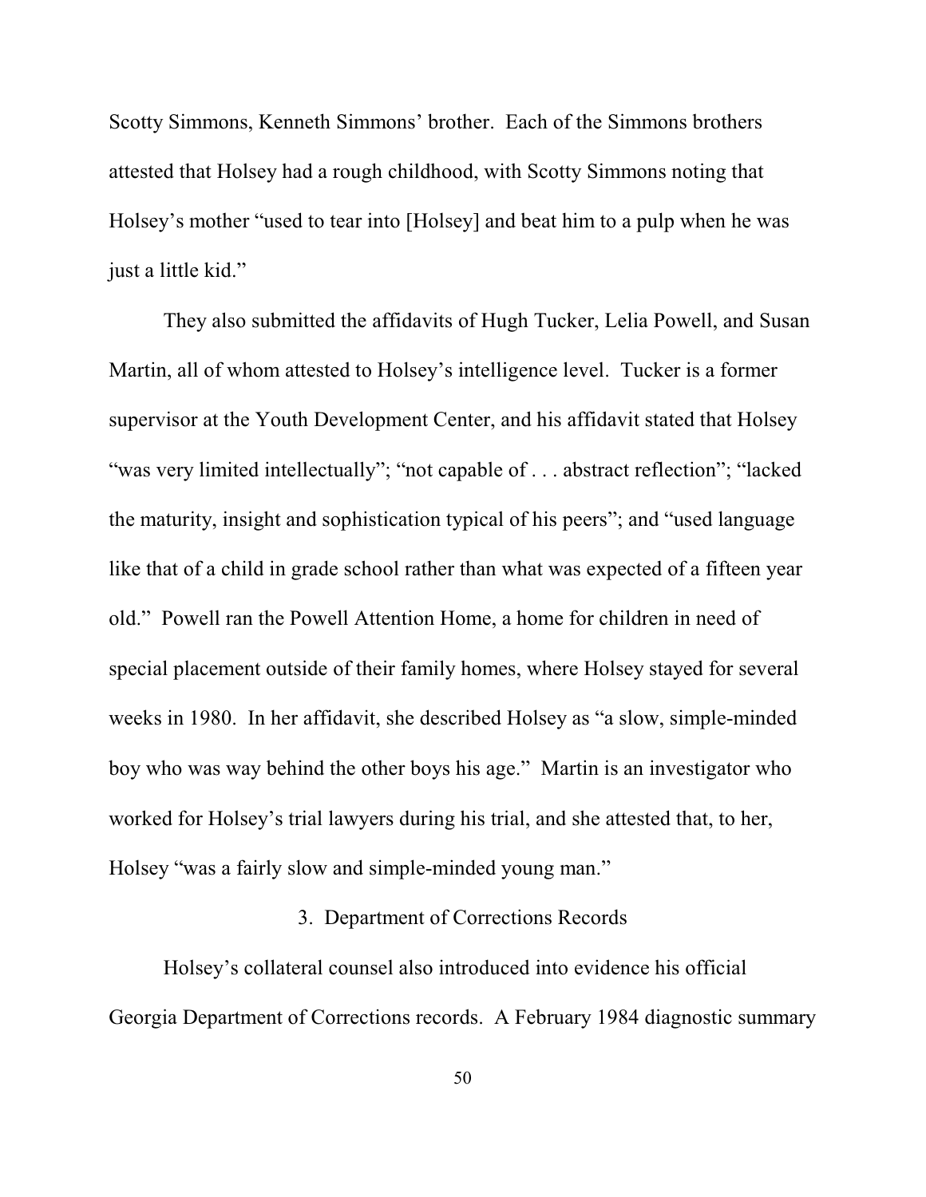Scotty Simmons, Kenneth Simmons' brother. Each of the Simmons brothers attested that Holsey had a rough childhood, with Scotty Simmons noting that Holsey's mother "used to tear into [Holsey] and beat him to a pulp when he was just a little kid."

They also submitted the affidavits of Hugh Tucker, Lelia Powell, and Susan Martin, all of whom attested to Holsey's intelligence level. Tucker is a former supervisor at the Youth Development Center, and his affidavit stated that Holsey "was very limited intellectually"; "not capable of . . . abstract reflection"; "lacked the maturity, insight and sophistication typical of his peers"; and "used language like that of a child in grade school rather than what was expected of a fifteen year old." Powell ran the Powell Attention Home, a home for children in need of special placement outside of their family homes, where Holsey stayed for several weeks in 1980. In her affidavit, she described Holsey as "a slow, simple-minded boy who was way behind the other boys his age." Martin is an investigator who worked for Holsey's trial lawyers during his trial, and she attested that, to her, Holsey "was a fairly slow and simple-minded young man."

3. Department of Corrections Records

Holsey's collateral counsel also introduced into evidence his official Georgia Department of Corrections records. A February 1984 diagnostic summary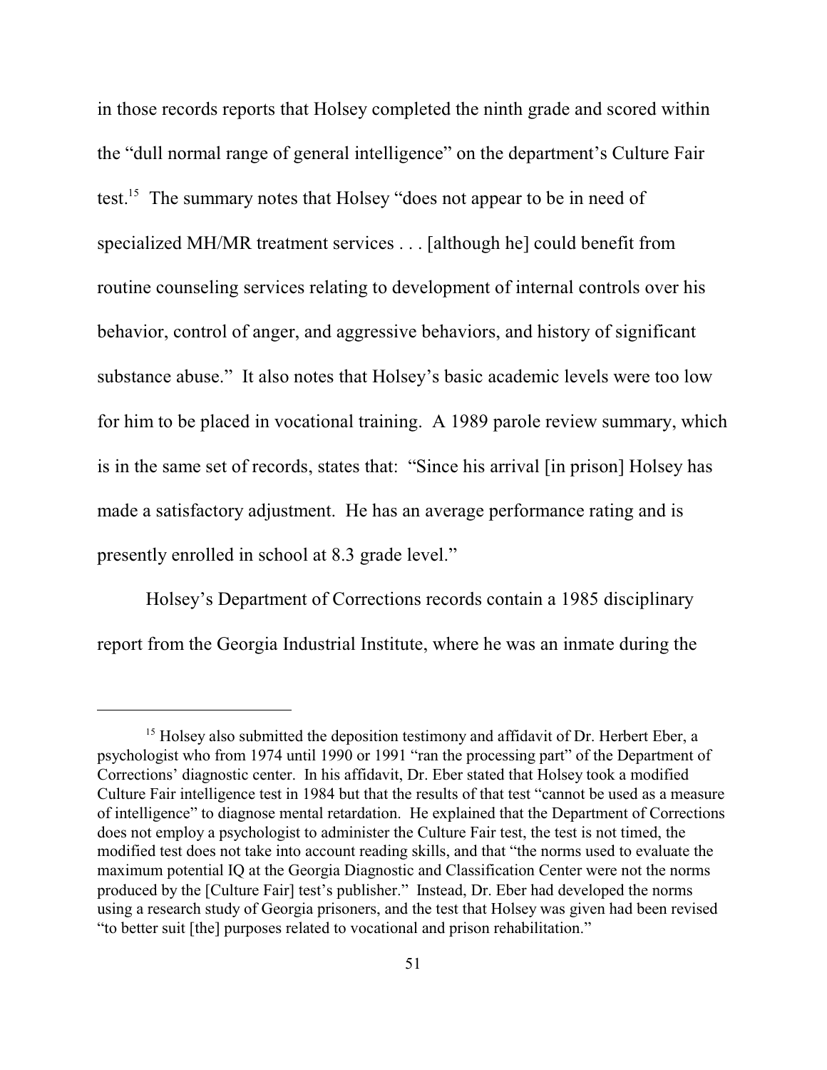in those records reports that Holsey completed the ninth grade and scored within the "dull normal range of general intelligence" on the department's Culture Fair test.[15] The summary notes that Holsey "does not appear to be in need of specialized MH/MR treatment services . . . [although he] could benefit from routine counseling services relating to development of internal controls over his behavior, control of anger, and aggressive behaviors, and history of significant substance abuse." It also notes that Holsey's basic academic levels were too low for him to be placed in vocational training. A 1989 parole review summary, which is in the same set of records, states that: "Since his arrival [in prison] Holsey has made a satisfactory adjustment. He has an average performance rating and is presently enrolled in school at 8.3 grade level."

Holsey's Department of Corrections records contain a 1985 disciplinary report from the Georgia Industrial Institute, where he was an inmate during the

---

[15] Holsey also submitted the deposition testimony and affidavit of Dr. Herbert Eber, a psychologist who from 1974 until 1990 or 1991 "ran the processing part" of the Department of Corrections' diagnostic center. In his affidavit, Dr. Eber stated that Holsey took a modified Culture Fair intelligence test in 1984 but that the results of that test "cannot be used as a measure of intelligence" to diagnose mental retardation. He explained that the Department of Corrections does not employ a psychologist to administer the Culture Fair test, the test is not timed, the modified test does not take into account reading skills, and that "the norms used to evaluate the maximum potential IQ at the Georgia Diagnostic and Classification Center were not the norms produced by the [Culture Fair] test's publisher." Instead, Dr. Eber had developed the norms using a research study of Georgia prisoners, and the test that Holsey was given had been revised "to better suit [the] purposes related to vocational and prison rehabilitation."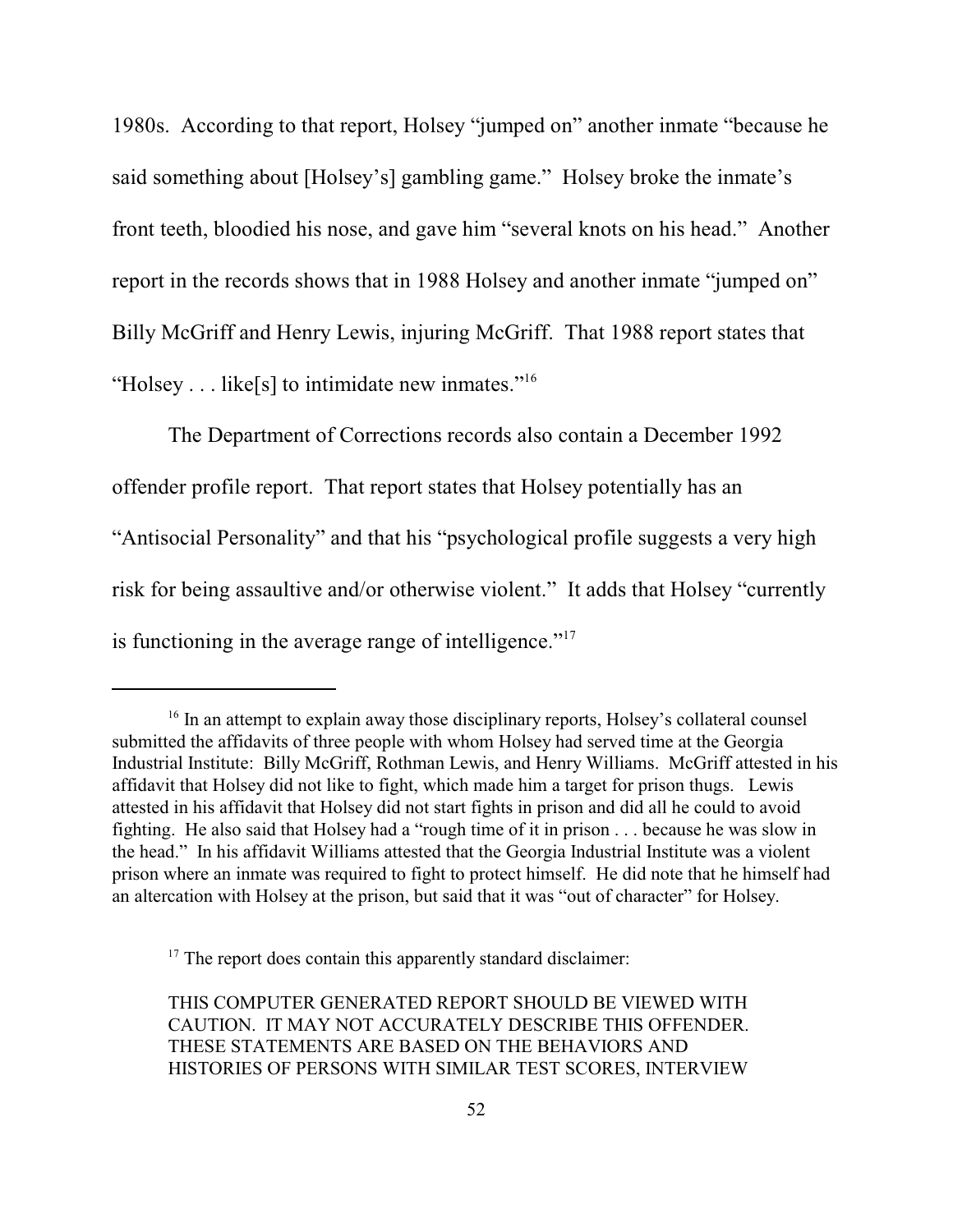1980s. According to that report, Holsey "jumped on" another inmate "because he said something about [Holsey's] gambling game." Holsey broke the inmate's front teeth, bloodied his nose, and gave him "several knots on his head." Another report in the records shows that in 1988 Holsey and another inmate "jumped on" Billy McGriff and Henry Lewis, injuring McGriff. That 1988 report states that "Holsey . . . like[s] to intimidate new inmates."[16]

The Department of Corrections records also contain a December 1992 offender profile report. That report states that Holsey potentially has an "Antisocial Personality" and that his "psychological profile suggests a very high risk for being assaultive and/or otherwise violent." It adds that Holsey "currently is functioning in the average range of intelligence."[17]

---

[16] In an attempt to explain away those disciplinary reports, Holsey's collateral counsel submitted the affidavits of three people with whom Holsey had served time at the Georgia Industrial Institute: Billy McGriff, Rothman Lewis, and Henry Williams. McGriff attested in his affidavit that Holsey did not like to fight, which made him a target for prison thugs. Lewis attested in his affidavit that Holsey did not start fights in prison and did all he could to avoid fighting. He also said that Holsey had a "rough time of it in prison . . . because he was slow in the head." In his affidavit Williams attested that the Georgia Industrial Institute was a violent prison where an inmate was required to fight to protect himself. He did note that he himself had an altercation with Holsey at the prison, but said that it was "out of character" for Holsey.

[17] The report does contain this apparently standard disclaimer:

> THIS COMPUTER GENERATED REPORT SHOULD BE VIEWED WITH CAUTION. IT MAY NOT ACCURATELY DESCRIBE THIS OFFENDER. THESE STATEMENTS ARE BASED ON THE BEHAVIORS AND HISTORIES OF PERSONS WITH SIMILAR TEST SCORES, INTERVIEW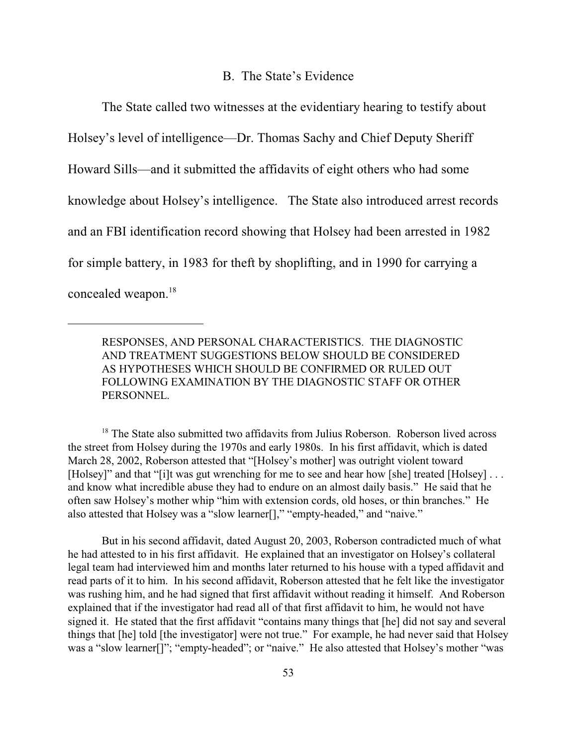## B. The State's Evidence

The State called two witnesses at the evidentiary hearing to testify about Holsey's level of intelligence—Dr. Thomas Sachy and Chief Deputy Sheriff Howard Sills—and it submitted the affidavits of eight others who had some knowledge about Holsey's intelligence. The State also introduced arrest records and an FBI identification record showing that Holsey had been arrested in 1982 for simple battery, in 1983 for theft by shoplifting, and in 1990 for carrying a concealed weapon.[18]

---

> RESPONSES, AND PERSONAL CHARACTERISTICS. THE DIAGNOSTIC AND TREATMENT SUGGESTIONS BELOW SHOULD BE CONSIDERED AS HYPOTHESES WHICH SHOULD BE CONFIRMED OR RULED OUT FOLLOWING EXAMINATION BY THE DIAGNOSTIC STAFF OR OTHER PERSONNEL.

[18] The State also submitted two affidavits from Julius Roberson. Roberson lived across the street from Holsey during the 1970s and early 1980s. In his first affidavit, which is dated March 28, 2002, Roberson attested that "[Holsey's mother] was outright violent toward [Holsey]" and that "[i]t was gut wrenching for me to see and hear how [she] treated [Holsey] . . . and know what incredible abuse they had to endure on an almost daily basis." He said that he often saw Holsey's mother whip "him with extension cords, old hoses, or thin branches." He also attested that Holsey was a "slow learner[]," "empty-headed," and "naive."

But in his second affidavit, dated August 20, 2003, Roberson contradicted much of what he had attested to in his first affidavit. He explained that an investigator on Holsey's collateral legal team had interviewed him and months later returned to his house with a typed affidavit and read parts of it to him. In his second affidavit, Roberson attested that he felt like the investigator was rushing him, and he had signed that first affidavit without reading it himself. And Roberson explained that if the investigator had read all of that first affidavit to him, he would not have signed it. He stated that the first affidavit "contains many things that [he] did not say and several things that [he] told [the investigator] were not true." For example, he had never said that Holsey was a "slow learner[]"; "empty-headed"; or "naive." He also attested that Holsey's mother "was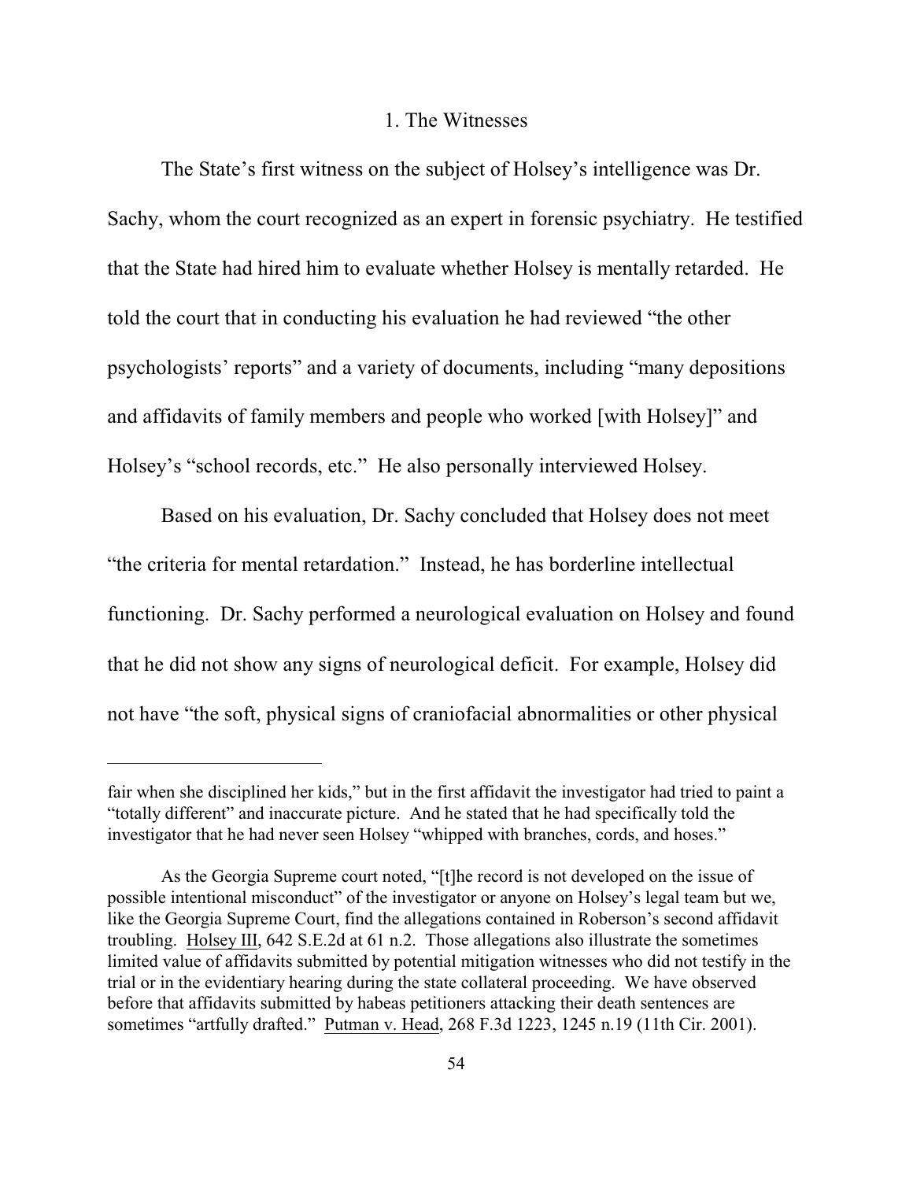### 1. The Witnesses

The State's first witness on the subject of Holsey's intelligence was Dr. Sachy, whom the court recognized as an expert in forensic psychiatry. He testified that the State had hired him to evaluate whether Holsey is mentally retarded. He told the court that in conducting his evaluation he had reviewed "the other psychologists' reports" and a variety of documents, including "many depositions and affidavits of family members and people who worked [with Holsey]" and Holsey's "school records, etc." He also personally interviewed Holsey.

Based on his evaluation, Dr. Sachy concluded that Holsey does not meet "the criteria for mental retardation." Instead, he has borderline intellectual functioning. Dr. Sachy performed a neurological evaluation on Holsey and found that he did not show any signs of neurological deficit. For example, Holsey did not have "the soft, physical signs of craniofacial abnormalities or other physical

---

fair when she disciplined her kids," but in the first affidavit the investigator had tried to paint a "totally different" and inaccurate picture. And he stated that he had specifically told the investigator that he had never seen Holsey "whipped with branches, cords, and hoses."

As the Georgia Supreme court noted, "[t]he record is not developed on the issue of possible intentional misconduct" of the investigator or anyone on Holsey's legal team but we, like the Georgia Supreme Court, find the allegations contained in Roberson's second affidavit troubling. Holsey III, 642 S.E.2d at 61 n.2. Those allegations also illustrate the sometimes limited value of affidavits submitted by potential mitigation witnesses who did not testify in the trial or in the evidentiary hearing during the state collateral proceeding. We have observed before that affidavits submitted by habeas petitioners attacking their death sentences are sometimes "artfully drafted." Putman v. Head, 268 F.3d 1223, 1245 n.19 (11th Cir. 2001).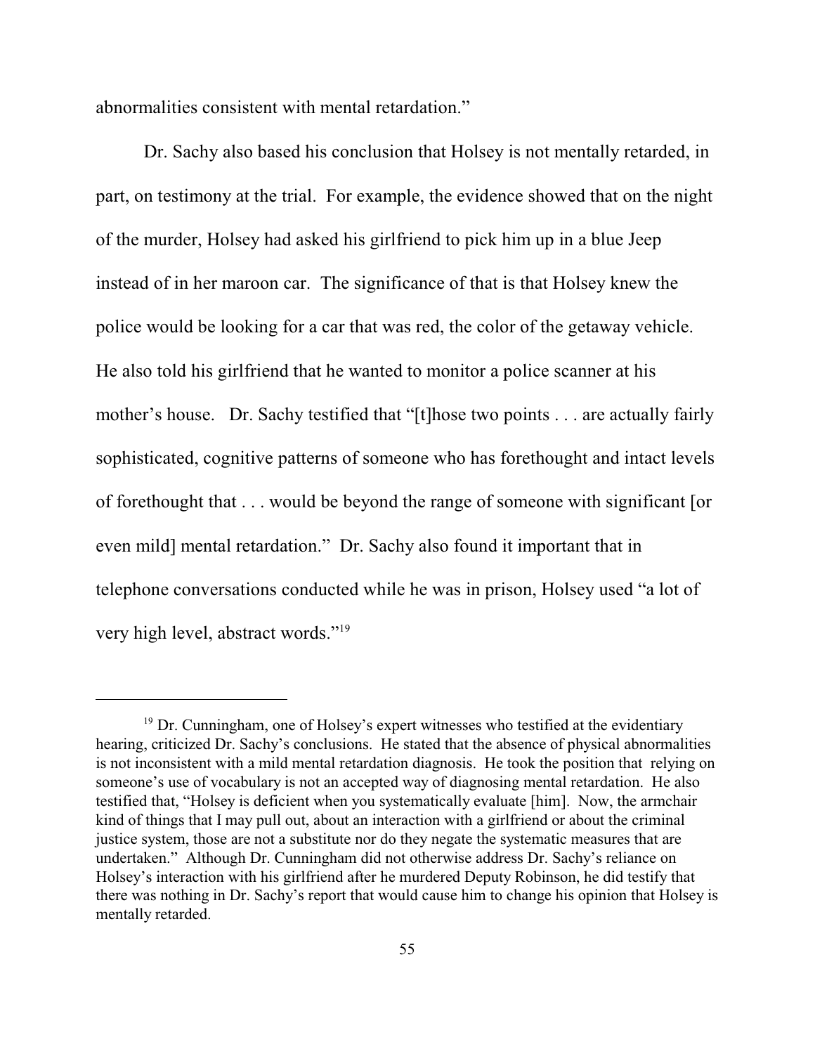abnormalities consistent with mental retardation."

Dr. Sachy also based his conclusion that Holsey is not mentally retarded, in part, on testimony at the trial. For example, the evidence showed that on the night of the murder, Holsey had asked his girlfriend to pick him up in a blue Jeep instead of in her maroon car. The significance of that is that Holsey knew the police would be looking for a car that was red, the color of the getaway vehicle. He also told his girlfriend that he wanted to monitor a police scanner at his mother's house. Dr. Sachy testified that "[t]hose two points . . . are actually fairly sophisticated, cognitive patterns of someone who has forethought and intact levels of forethought that . . . would be beyond the range of someone with significant [or even mild] mental retardation." Dr. Sachy also found it important that in telephone conversations conducted while he was in prison, Holsey used "a lot of very high level, abstract words."[19]

---

[19] Dr. Cunningham, one of Holsey's expert witnesses who testified at the evidentiary hearing, criticized Dr. Sachy's conclusions. He stated that the absence of physical abnormalities is not inconsistent with a mild mental retardation diagnosis. He took the position that relying on someone's use of vocabulary is not an accepted way of diagnosing mental retardation. He also testified that, "Holsey is deficient when you systematically evaluate [him]. Now, the armchair kind of things that I may pull out, about an interaction with a girlfriend or about the criminal justice system, those are not a substitute nor do they negate the systematic measures that are undertaken." Although Dr. Cunningham did not otherwise address Dr. Sachy's reliance on Holsey's interaction with his girlfriend after he murdered Deputy Robinson, he did testify that there was nothing in Dr. Sachy's report that would cause him to change his opinion that Holsey is mentally retarded.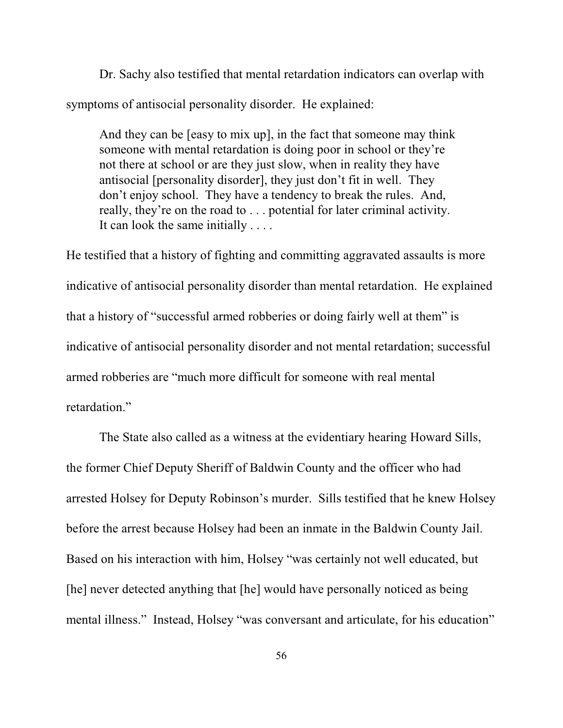Dr. Sachy also testified that mental retardation indicators can overlap with symptoms of antisocial personality disorder. He explained:

> And they can be [easy to mix up], in the fact that someone may think someone with mental retardation is doing poor in school or they're not there at school or are they just slow, when in reality they have antisocial [personality disorder], they just don't fit in well. They don't enjoy school. They have a tendency to break the rules. And, really, they're on the road to . . . potential for later criminal activity. It can look the same initially . . . .

He testified that a history of fighting and committing aggravated assaults is more indicative of antisocial personality disorder than mental retardation. He explained that a history of "successful armed robberies or doing fairly well at them" is indicative of antisocial personality disorder and not mental retardation; successful armed robberies are "much more difficult for someone with real mental retardation."

The State also called as a witness at the evidentiary hearing Howard Sills, the former Chief Deputy Sheriff of Baldwin County and the officer who had arrested Holsey for Deputy Robinson's murder. Sills testified that he knew Holsey before the arrest because Holsey had been an inmate in the Baldwin County Jail. Based on his interaction with him, Holsey "was certainly not well educated, but [he] never detected anything that [he] would have personally noticed as being mental illness." Instead, Holsey "was conversant and articulate, for his education"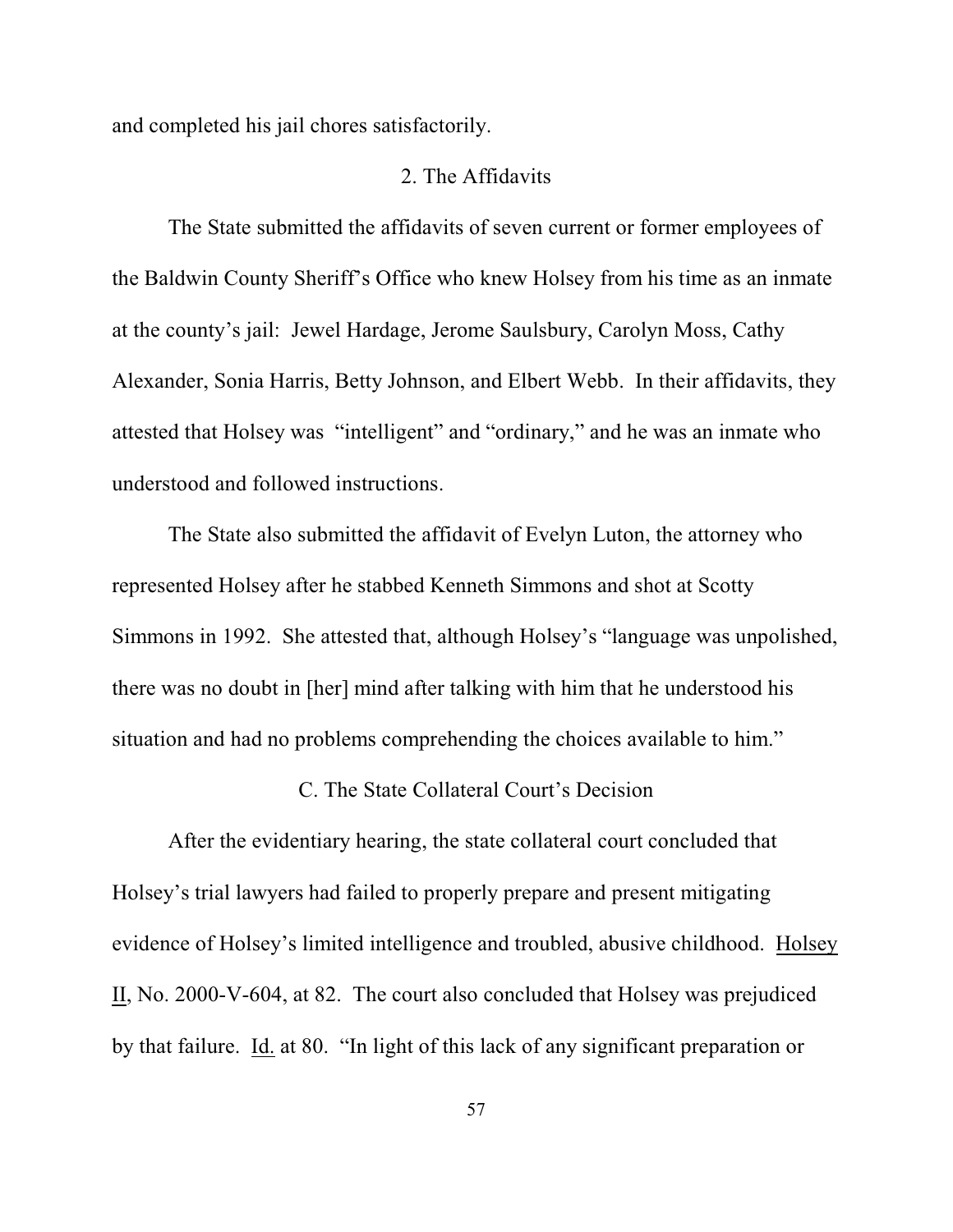and completed his jail chores satisfactorily.

### 2. The Affidavits

The State submitted the affidavits of seven current or former employees of the Baldwin County Sheriff's Office who knew Holsey from his time as an inmate at the county's jail: Jewel Hardage, Jerome Saulsbury, Carolyn Moss, Cathy Alexander, Sonia Harris, Betty Johnson, and Elbert Webb. In their affidavits, they attested that Holsey was "intelligent" and "ordinary," and he was an inmate who understood and followed instructions.

The State also submitted the affidavit of Evelyn Luton, the attorney who represented Holsey after he stabbed Kenneth Simmons and shot at Scotty Simmons in 1992. She attested that, although Holsey's "language was unpolished, there was no doubt in [her] mind after talking with him that he understood his situation and had no problems comprehending the choices available to him."

## C. The State Collateral Court's Decision

After the evidentiary hearing, the state collateral court concluded that Holsey's trial lawyers had failed to properly prepare and present mitigating evidence of Holsey's limited intelligence and troubled, abusive childhood. Holsey II, No. 2000-V-604, at 82. The court also concluded that Holsey was prejudiced by that failure. Id. at 80. "In light of this lack of any significant preparation or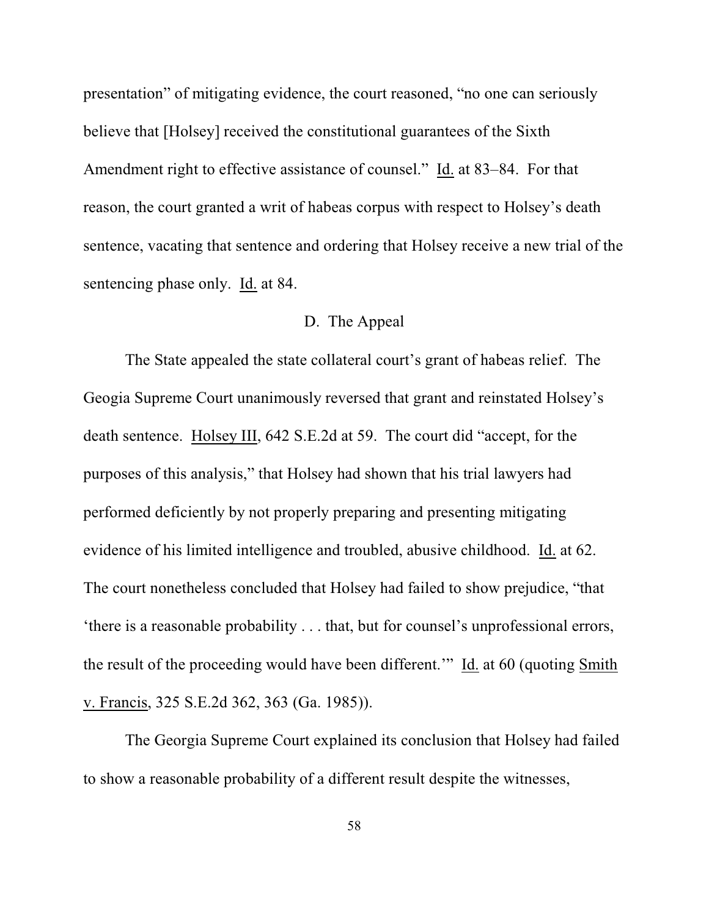presentation" of mitigating evidence, the court reasoned, "no one can seriously believe that [Holsey] received the constitutional guarantees of the Sixth Amendment right to effective assistance of counsel." Id. at 83–84. For that reason, the court granted a writ of habeas corpus with respect to Holsey's death sentence, vacating that sentence and ordering that Holsey receive a new trial of the sentencing phase only. Id. at 84.

### D. The Appeal

The State appealed the state collateral court's grant of habeas relief. The Geogia Supreme Court unanimously reversed that grant and reinstated Holsey's death sentence. Holsey III, 642 S.E.2d at 59. The court did "accept, for the purposes of this analysis," that Holsey had shown that his trial lawyers had performed deficiently by not properly preparing and presenting mitigating evidence of his limited intelligence and troubled, abusive childhood. Id. at 62. The court nonetheless concluded that Holsey had failed to show prejudice, "that 'there is a reasonable probability . . . that, but for counsel's unprofessional errors, the result of the proceeding would have been different.'" Id. at 60 (quoting Smith v. Francis, 325 S.E.2d 362, 363 (Ga. 1985)).

The Georgia Supreme Court explained its conclusion that Holsey had failed to show a reasonable probability of a different result despite the witnesses,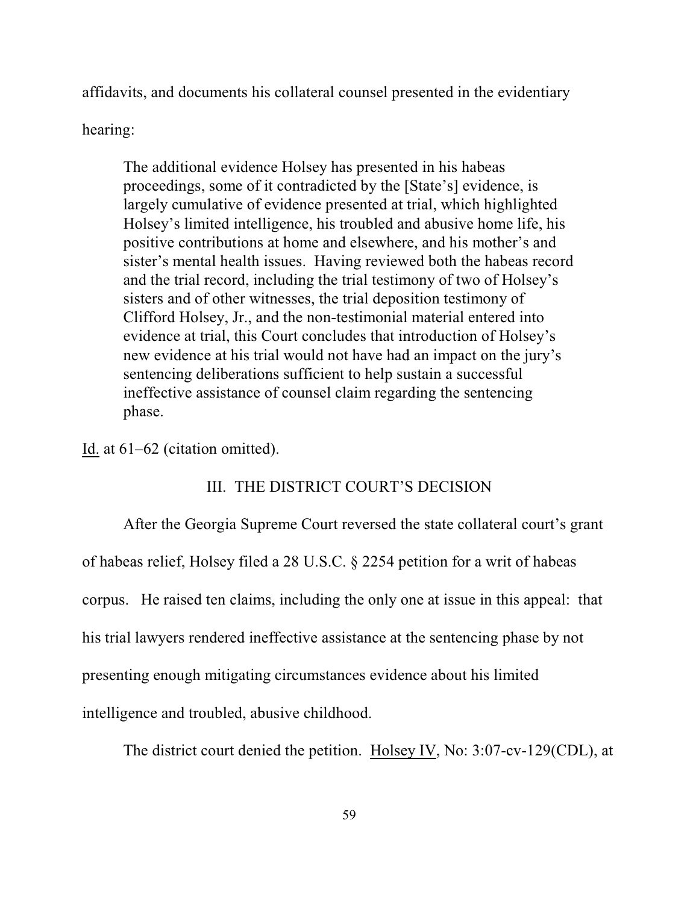affidavits, and documents his collateral counsel presented in the evidentiary hearing:

> The additional evidence Holsey has presented in his habeas proceedings, some of it contradicted by the [State's] evidence, is largely cumulative of evidence presented at trial, which highlighted Holsey's limited intelligence, his troubled and abusive home life, his positive contributions at home and elsewhere, and his mother's and sister's mental health issues. Having reviewed both the habeas record and the trial record, including the trial testimony of two of Holsey's sisters and of other witnesses, the trial deposition testimony of Clifford Holsey, Jr., and the non-testimonial material entered into evidence at trial, this Court concludes that introduction of Holsey's new evidence at his trial would not have had an impact on the jury's sentencing deliberations sufficient to help sustain a successful ineffective assistance of counsel claim regarding the sentencing phase.

Id. at 61–62 (citation omitted).

## III. THE DISTRICT COURT'S DECISION

After the Georgia Supreme Court reversed the state collateral court's grant of habeas relief, Holsey filed a 28 U.S.C. § 2254 petition for a writ of habeas corpus. He raised ten claims, including the only one at issue in this appeal: that his trial lawyers rendered ineffective assistance at the sentencing phase by not presenting enough mitigating circumstances evidence about his limited intelligence and troubled, abusive childhood.

The district court denied the petition. Holsey IV, No: 3:07-cv-129(CDL), at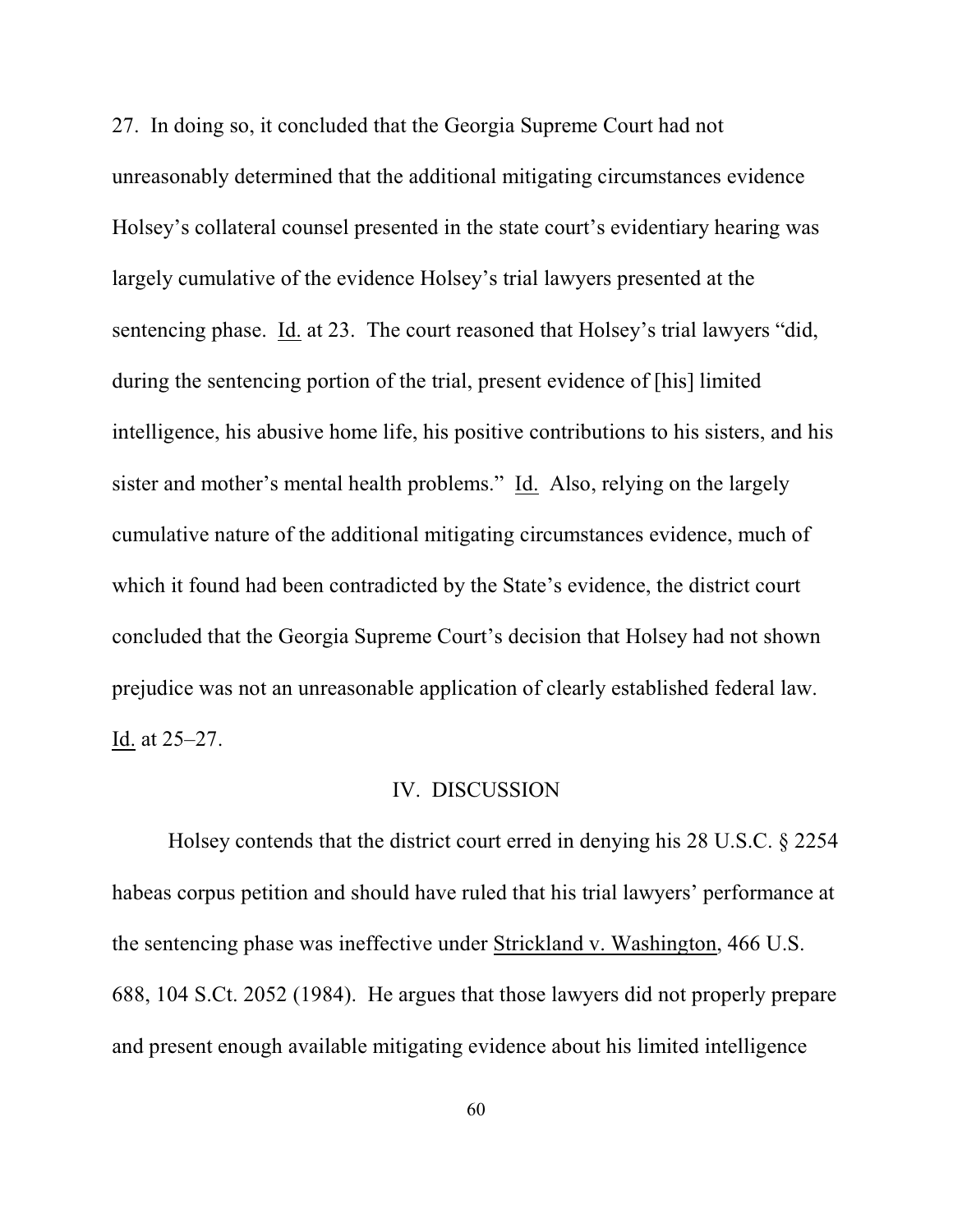27. In doing so, it concluded that the Georgia Supreme Court had not unreasonably determined that the additional mitigating circumstances evidence Holsey's collateral counsel presented in the state court's evidentiary hearing was largely cumulative of the evidence Holsey's trial lawyers presented at the sentencing phase. Id. at 23. The court reasoned that Holsey's trial lawyers "did, during the sentencing portion of the trial, present evidence of [his] limited intelligence, his abusive home life, his positive contributions to his sisters, and his sister and mother's mental health problems." Id. Also, relying on the largely cumulative nature of the additional mitigating circumstances evidence, much of which it found had been contradicted by the State's evidence, the district court concluded that the Georgia Supreme Court's decision that Holsey had not shown prejudice was not an unreasonable application of clearly established federal law. Id. at 25–27.

## IV. DISCUSSION

Holsey contends that the district court erred in denying his 28 U.S.C. § 2254 habeas corpus petition and should have ruled that his trial lawyers' performance at the sentencing phase was ineffective under Strickland v. Washington, 466 U.S. 688, 104 S.Ct. 2052 (1984). He argues that those lawyers did not properly prepare and present enough available mitigating evidence about his limited intelligence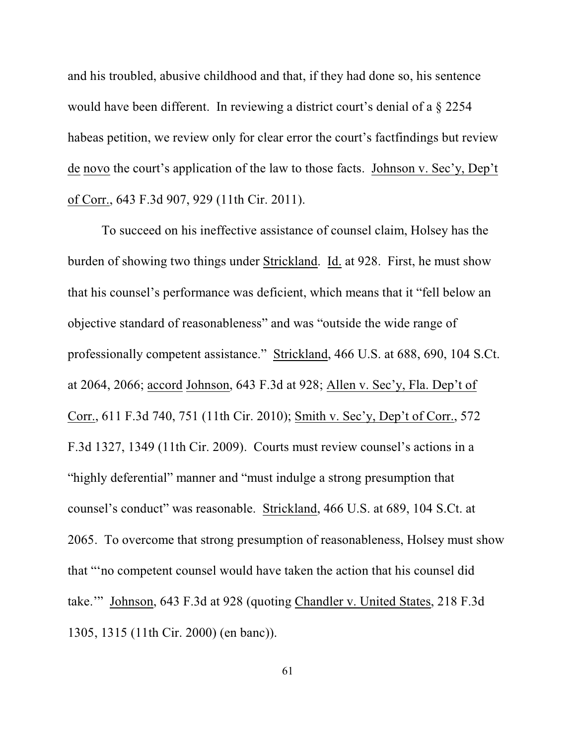and his troubled, abusive childhood and that, if they had done so, his sentence would have been different. In reviewing a district court's denial of a § 2254 habeas petition, we review only for clear error the court's factfindings but review de novo the court's application of the law to those facts. Johnson v. Sec'y, Dep't of Corr., 643 F.3d 907, 929 (11th Cir. 2011).

To succeed on his ineffective assistance of counsel claim, Holsey has the burden of showing two things under Strickland. Id. at 928. First, he must show that his counsel's performance was deficient, which means that it "fell below an objective standard of reasonableness" and was "outside the wide range of professionally competent assistance." Strickland, 466 U.S. at 688, 690, 104 S.Ct. at 2064, 2066; accord Johnson, 643 F.3d at 928; Allen v. Sec'y, Fla. Dep't of Corr., 611 F.3d 740, 751 (11th Cir. 2010); Smith v. Sec'y, Dep't of Corr., 572 F.3d 1327, 1349 (11th Cir. 2009). Courts must review counsel's actions in a "highly deferential" manner and "must indulge a strong presumption that counsel's conduct" was reasonable. Strickland, 466 U.S. at 689, 104 S.Ct. at 2065. To overcome that strong presumption of reasonableness, Holsey must show that "'no competent counsel would have taken the action that his counsel did take.'" Johnson, 643 F.3d at 928 (quoting Chandler v. United States, 218 F.3d 1305, 1315 (11th Cir. 2000) (en banc)).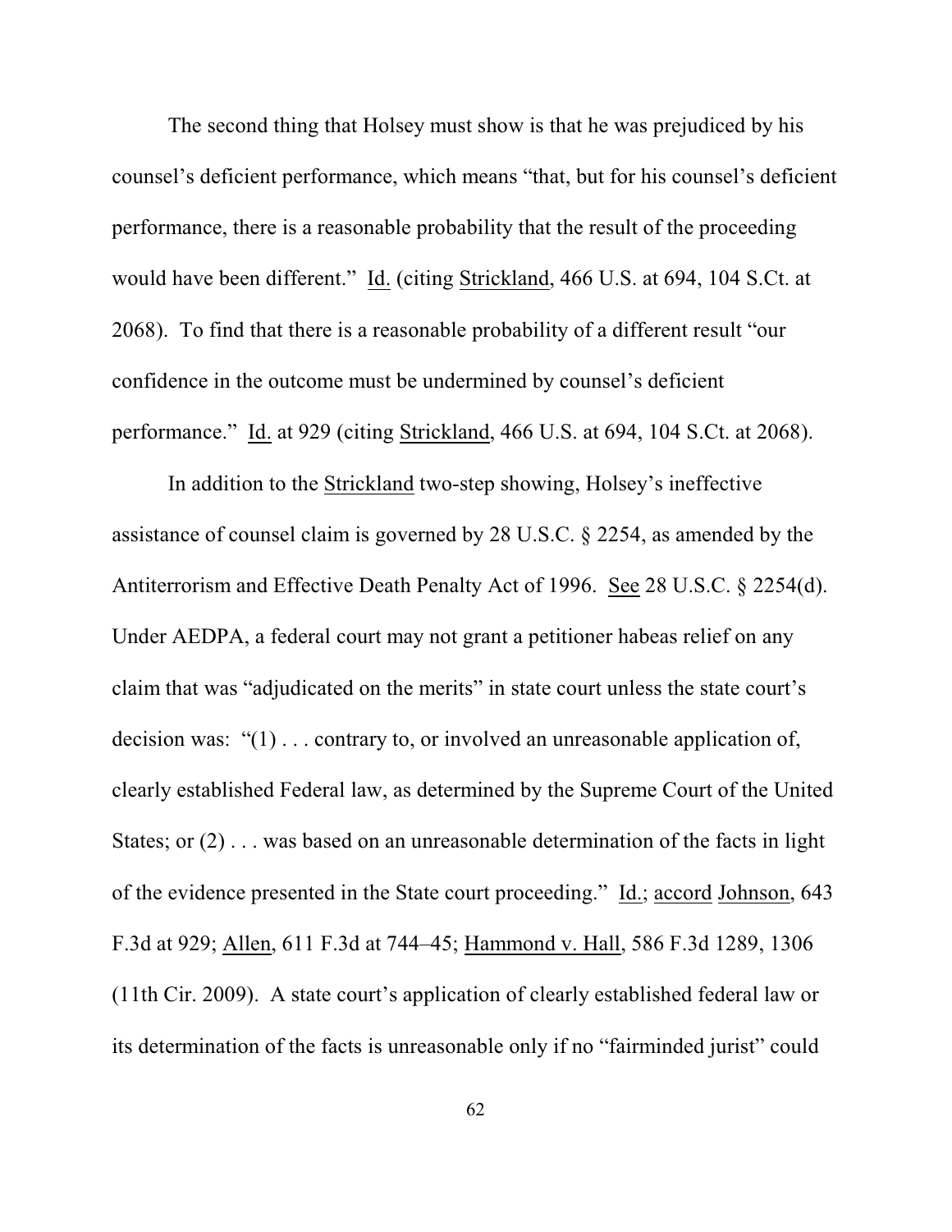The second thing that Holsey must show is that he was prejudiced by his counsel's deficient performance, which means "that, but for his counsel's deficient performance, there is a reasonable probability that the result of the proceeding would have been different." Id. (citing Strickland, 466 U.S. at 694, 104 S.Ct. at 2068). To find that there is a reasonable probability of a different result "our confidence in the outcome must be undermined by counsel's deficient performance." Id. at 929 (citing Strickland, 466 U.S. at 694, 104 S.Ct. at 2068).

In addition to the Strickland two-step showing, Holsey's ineffective assistance of counsel claim is governed by 28 U.S.C. § 2254, as amended by the Antiterrorism and Effective Death Penalty Act of 1996. See 28 U.S.C. § 2254(d). Under AEDPA, a federal court may not grant a petitioner habeas relief on any claim that was "adjudicated on the merits" in state court unless the state court's decision was: "(1) . . . contrary to, or involved an unreasonable application of, clearly established Federal law, as determined by the Supreme Court of the United States; or (2) . . . was based on an unreasonable determination of the facts in light of the evidence presented in the State court proceeding." Id.; accord Johnson, 643 F.3d at 929; Allen, 611 F.3d at 744–45; Hammond v. Hall, 586 F.3d 1289, 1306 (11th Cir. 2009). A state court's application of clearly established federal law or its determination of the facts is unreasonable only if no "fairminded jurist" could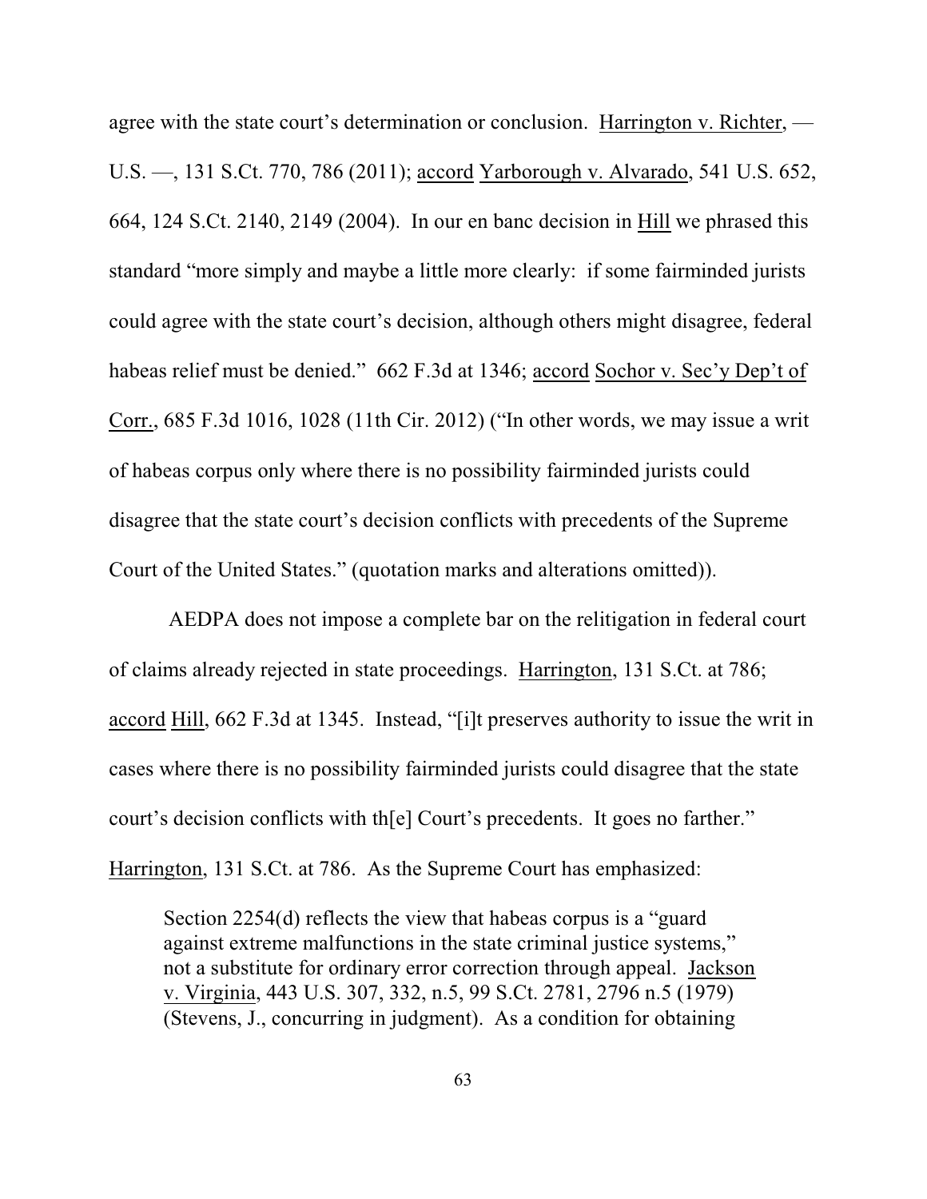agree with the state court's determination or conclusion. Harrington v. Richter, — U.S. —, 131 S.Ct. 770, 786 (2011); accord Yarborough v. Alvarado, 541 U.S. 652, 664, 124 S.Ct. 2140, 2149 (2004). In our en banc decision in Hill we phrased this standard "more simply and maybe a little more clearly: if some fairminded jurists could agree with the state court's decision, although others might disagree, federal habeas relief must be denied." 662 F.3d at 1346; accord Sochor v. Sec'y Dep't of Corr., 685 F.3d 1016, 1028 (11th Cir. 2012) ("In other words, we may issue a writ of habeas corpus only where there is no possibility fairminded jurists could disagree that the state court's decision conflicts with precedents of the Supreme Court of the United States." (quotation marks and alterations omitted)).

AEDPA does not impose a complete bar on the relitigation in federal court of claims already rejected in state proceedings. Harrington, 131 S.Ct. at 786; accord Hill, 662 F.3d at 1345. Instead, "[i]t preserves authority to issue the writ in cases where there is no possibility fairminded jurists could disagree that the state court's decision conflicts with th[e] Court's precedents. It goes no farther." Harrington, 131 S.Ct. at 786. As the Supreme Court has emphasized:

> Section 2254(d) reflects the view that habeas corpus is a "guard against extreme malfunctions in the state criminal justice systems," not a substitute for ordinary error correction through appeal. Jackson v. Virginia, 443 U.S. 307, 332, n.5, 99 S.Ct. 2781, 2796 n.5 (1979) (Stevens, J., concurring in judgment). As a condition for obtaining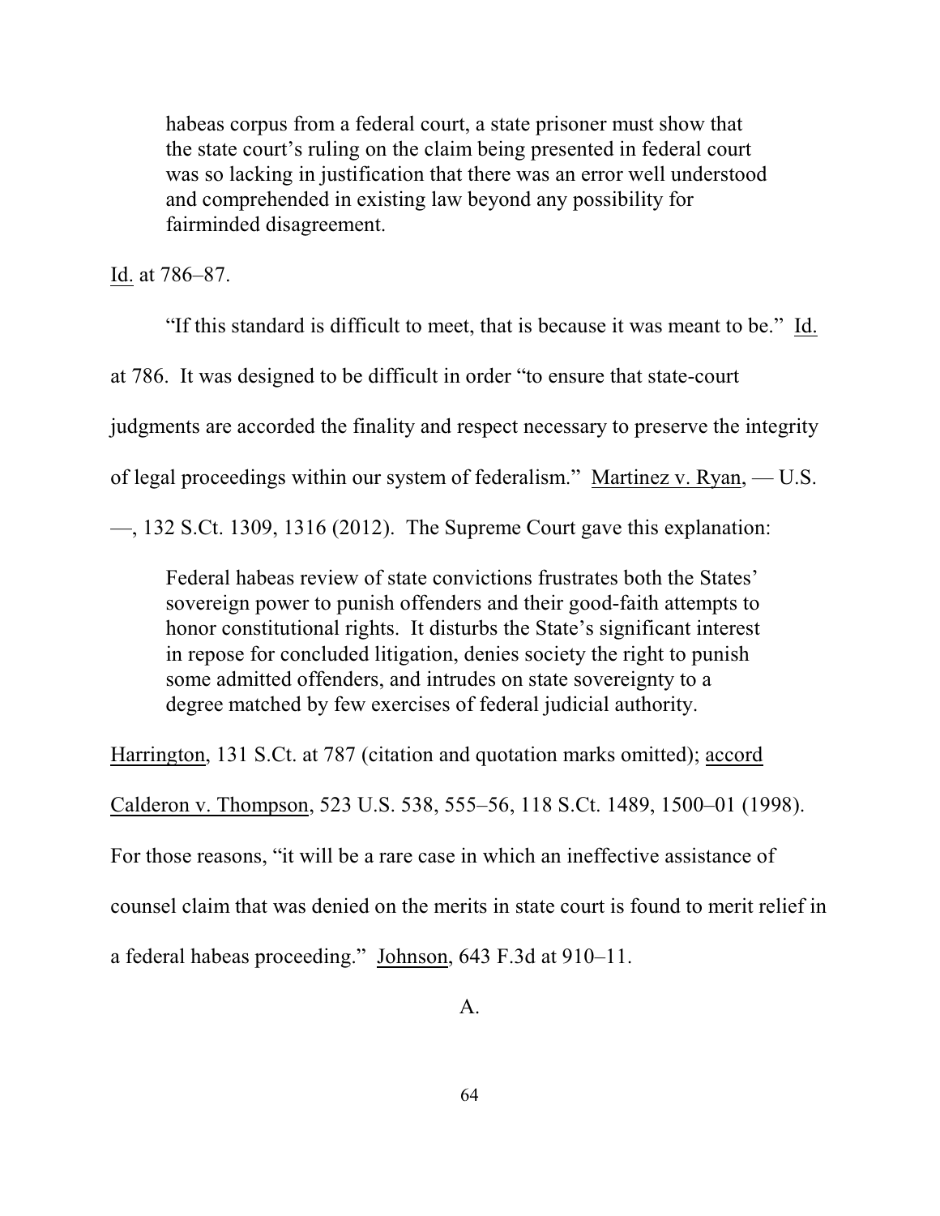> habeas corpus from a federal court, a state prisoner must show that the state court's ruling on the claim being presented in federal court was so lacking in justification that there was an error well understood and comprehended in existing law beyond any possibility for fairminded disagreement.

Id. at 786–87.

"If this standard is difficult to meet, that is because it was meant to be." Id. at 786. It was designed to be difficult in order "to ensure that state-court judgments are accorded the finality and respect necessary to preserve the integrity of legal proceedings within our system of federalism." Martinez v. Ryan, — U.S. —, 132 S.Ct. 1309, 1316 (2012). The Supreme Court gave this explanation:

> Federal habeas review of state convictions frustrates both the States' sovereign power to punish offenders and their good-faith attempts to honor constitutional rights. It disturbs the State's significant interest in repose for concluded litigation, denies society the right to punish some admitted offenders, and intrudes on state sovereignty to a degree matched by few exercises of federal judicial authority.

Harrington, 131 S.Ct. at 787 (citation and quotation marks omitted); accord Calderon v. Thompson, 523 U.S. 538, 555–56, 118 S.Ct. 1489, 1500–01 (1998). For those reasons, "it will be a rare case in which an ineffective assistance of counsel claim that was denied on the merits in state court is found to merit relief in a federal habeas proceeding." Johnson, 643 F.3d at 910–11.

A.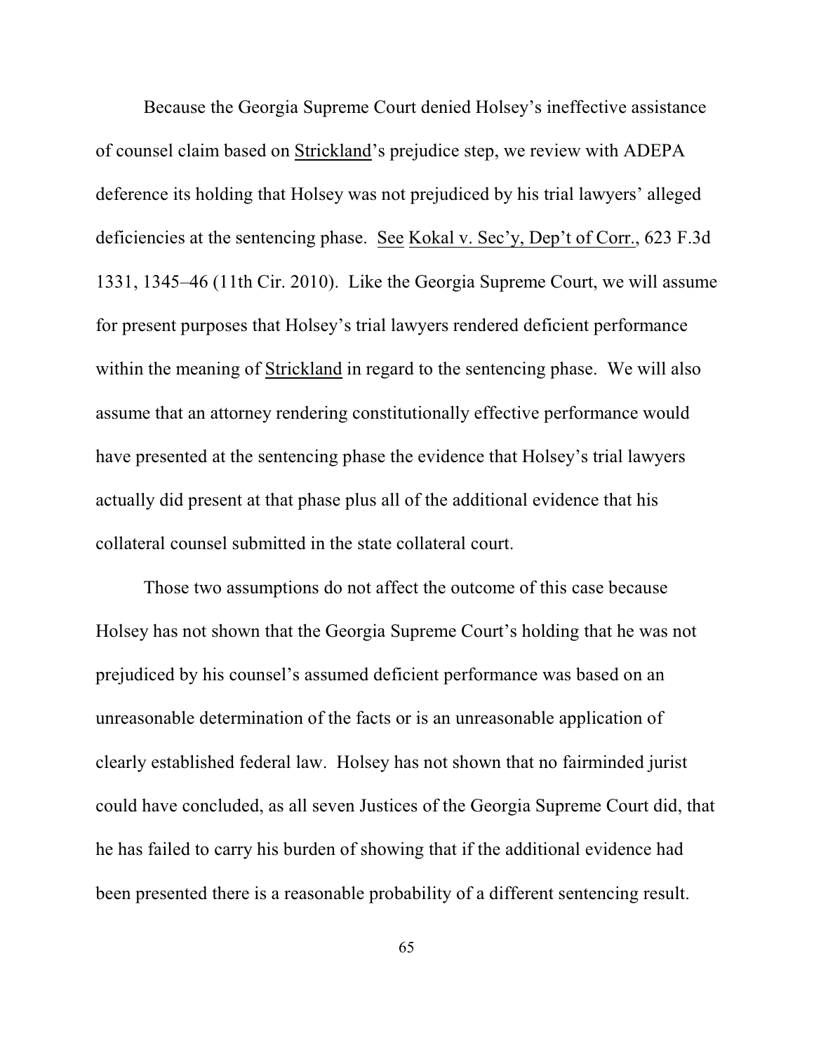Because the Georgia Supreme Court denied Holsey's ineffective assistance of counsel claim based on Strickland's prejudice step, we review with ADEPA deference its holding that Holsey was not prejudiced by his trial lawyers' alleged deficiencies at the sentencing phase. See Kokal v. Sec'y, Dep't of Corr., 623 F.3d 1331, 1345–46 (11th Cir. 2010). Like the Georgia Supreme Court, we will assume for present purposes that Holsey's trial lawyers rendered deficient performance within the meaning of Strickland in regard to the sentencing phase. We will also assume that an attorney rendering constitutionally effective performance would have presented at the sentencing phase the evidence that Holsey's trial lawyers actually did present at that phase plus all of the additional evidence that his collateral counsel submitted in the state collateral court.

Those two assumptions do not affect the outcome of this case because Holsey has not shown that the Georgia Supreme Court's holding that he was not prejudiced by his counsel's assumed deficient performance was based on an unreasonable determination of the facts or is an unreasonable application of clearly established federal law. Holsey has not shown that no fairminded jurist could have concluded, as all seven Justices of the Georgia Supreme Court did, that he has failed to carry his burden of showing that if the additional evidence had been presented there is a reasonable probability of a different sentencing result.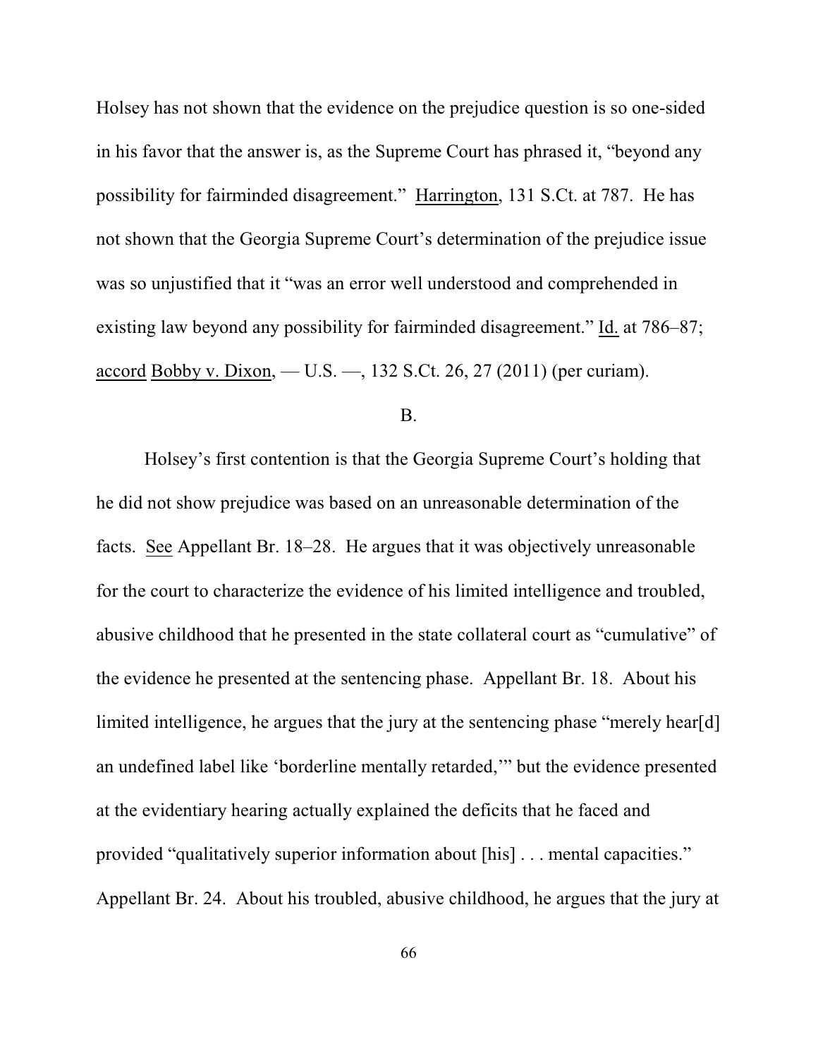Holsey has not shown that the evidence on the prejudice question is so one-sided in his favor that the answer is, as the Supreme Court has phrased it, "beyond any possibility for fairminded disagreement." Harrington, 131 S.Ct. at 787. He has not shown that the Georgia Supreme Court's determination of the prejudice issue was so unjustified that it "was an error well understood and comprehended in existing law beyond any possibility for fairminded disagreement." Id. at 786–87; accord Bobby v. Dixon, — U.S. —, 132 S.Ct. 26, 27 (2011) (per curiam).

B.

Holsey's first contention is that the Georgia Supreme Court's holding that he did not show prejudice was based on an unreasonable determination of the facts. See Appellant Br. 18–28. He argues that it was objectively unreasonable for the court to characterize the evidence of his limited intelligence and troubled, abusive childhood that he presented in the state collateral court as "cumulative" of the evidence he presented at the sentencing phase. Appellant Br. 18. About his limited intelligence, he argues that the jury at the sentencing phase "merely hear[d] an undefined label like 'borderline mentally retarded,'" but the evidence presented at the evidentiary hearing actually explained the deficits that he faced and provided "qualitatively superior information about [his] . . . mental capacities." Appellant Br. 24. About his troubled, abusive childhood, he argues that the jury at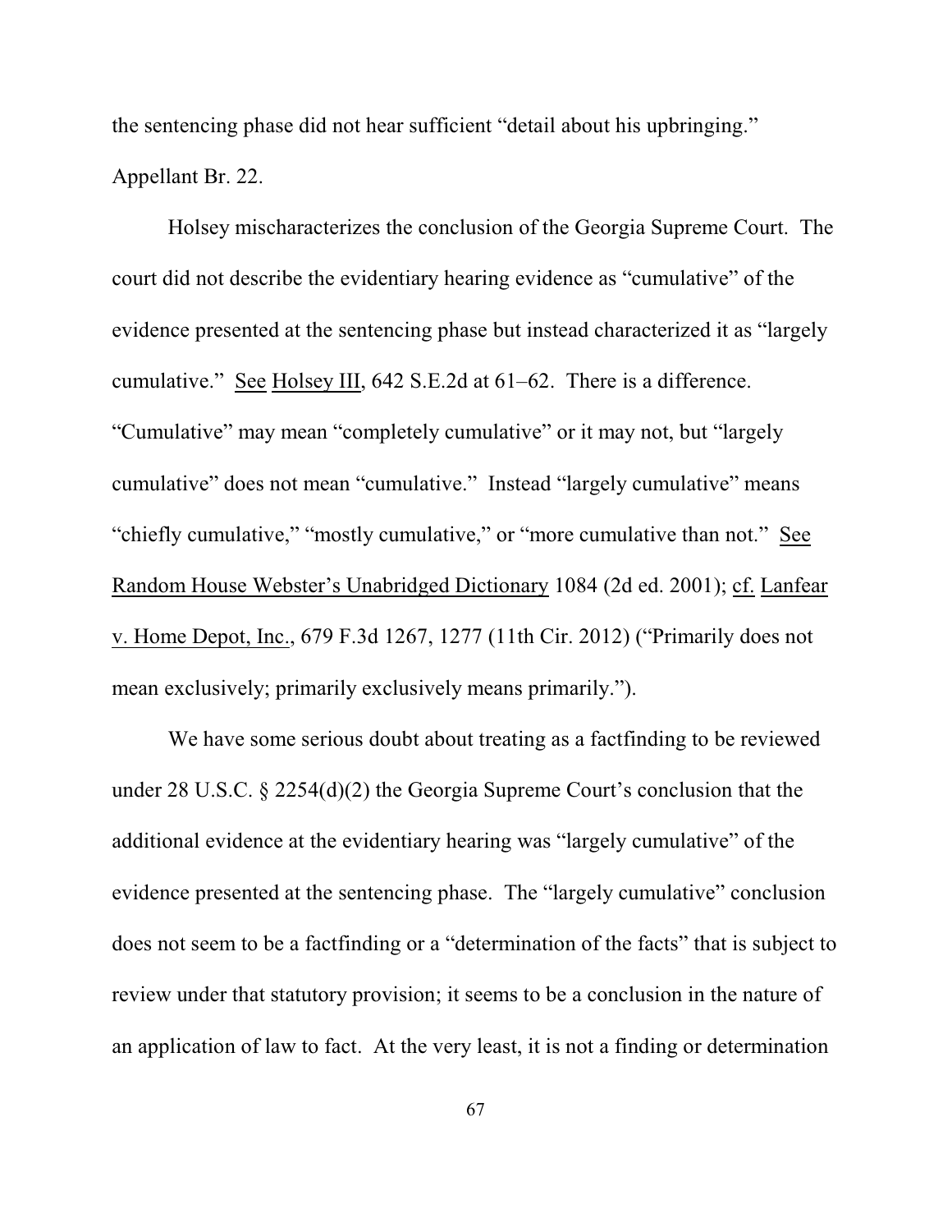the sentencing phase did not hear sufficient "detail about his upbringing." Appellant Br. 22.

Holsey mischaracterizes the conclusion of the Georgia Supreme Court. The court did not describe the evidentiary hearing evidence as "cumulative" of the evidence presented at the sentencing phase but instead characterized it as "largely cumulative." See Holsey III, 642 S.E.2d at 61–62. There is a difference. "Cumulative" may mean "completely cumulative" or it may not, but "largely cumulative" does not mean "cumulative." Instead "largely cumulative" means "chiefly cumulative," "mostly cumulative," or "more cumulative than not." See Random House Webster's Unabridged Dictionary 1084 (2d ed. 2001); cf. Lanfear v. Home Depot, Inc., 679 F.3d 1267, 1277 (11th Cir. 2012) ("Primarily does not mean exclusively; primarily exclusively means primarily.").

We have some serious doubt about treating as a factfinding to be reviewed under 28 U.S.C. § 2254(d)(2) the Georgia Supreme Court's conclusion that the additional evidence at the evidentiary hearing was "largely cumulative" of the evidence presented at the sentencing phase. The "largely cumulative" conclusion does not seem to be a factfinding or a "determination of the facts" that is subject to review under that statutory provision; it seems to be a conclusion in the nature of an application of law to fact. At the very least, it is not a finding or determination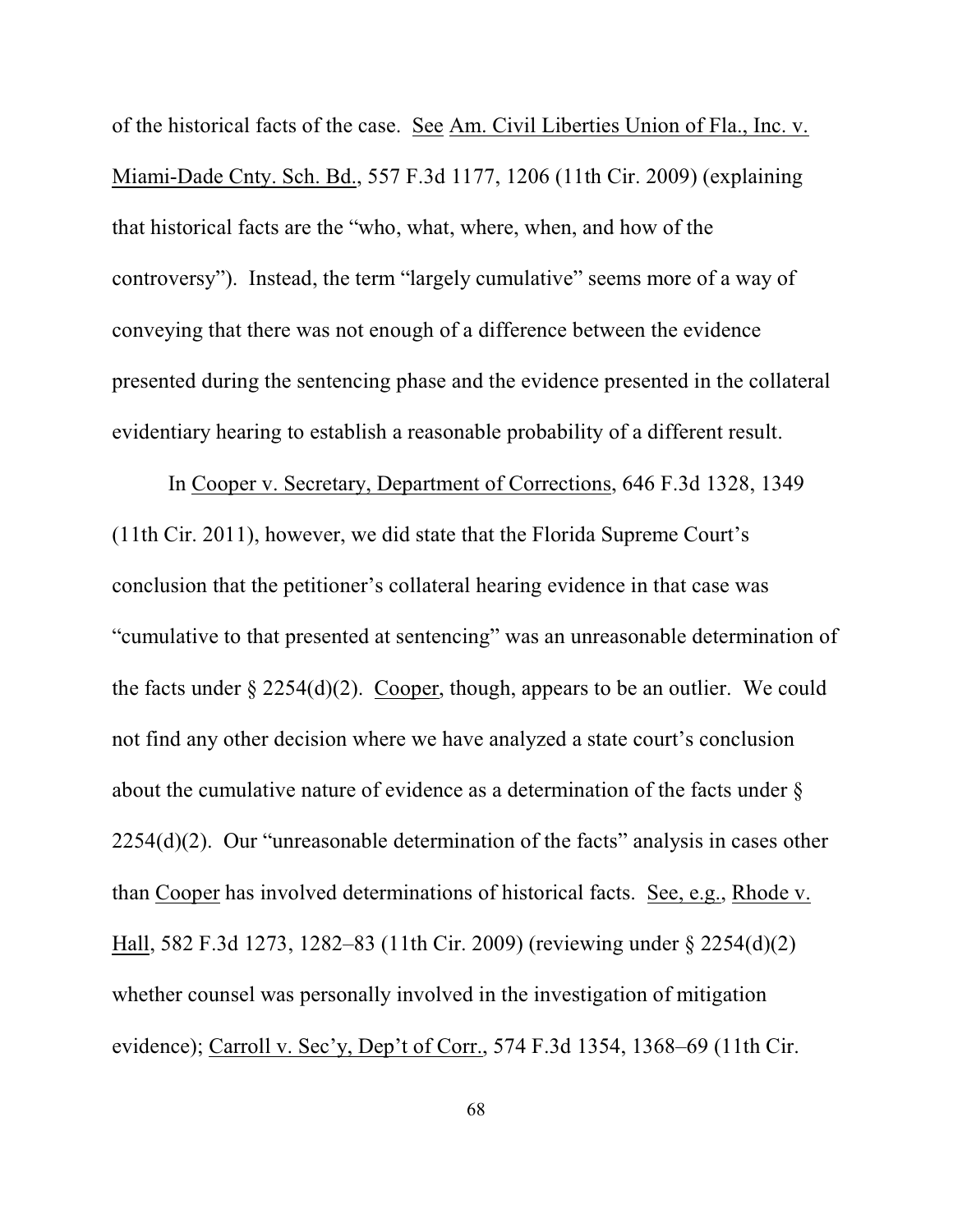of the historical facts of the case. See Am. Civil Liberties Union of Fla., Inc. v. Miami-Dade Cnty. Sch. Bd., 557 F.3d 1177, 1206 (11th Cir. 2009) (explaining that historical facts are the "who, what, where, when, and how of the controversy"). Instead, the term "largely cumulative" seems more of a way of conveying that there was not enough of a difference between the evidence presented during the sentencing phase and the evidence presented in the collateral evidentiary hearing to establish a reasonable probability of a different result.

In Cooper v. Secretary, Department of Corrections, 646 F.3d 1328, 1349 (11th Cir. 2011), however, we did state that the Florida Supreme Court's conclusion that the petitioner's collateral hearing evidence in that case was "cumulative to that presented at sentencing" was an unreasonable determination of the facts under § 2254(d)(2). Cooper, though, appears to be an outlier. We could not find any other decision where we have analyzed a state court's conclusion about the cumulative nature of evidence as a determination of the facts under § 2254(d)(2). Our "unreasonable determination of the facts" analysis in cases other than Cooper has involved determinations of historical facts. See, e.g., Rhode v. Hall, 582 F.3d 1273, 1282–83 (11th Cir. 2009) (reviewing under § 2254(d)(2) whether counsel was personally involved in the investigation of mitigation evidence); Carroll v. Sec'y, Dep't of Corr., 574 F.3d 1354, 1368–69 (11th Cir.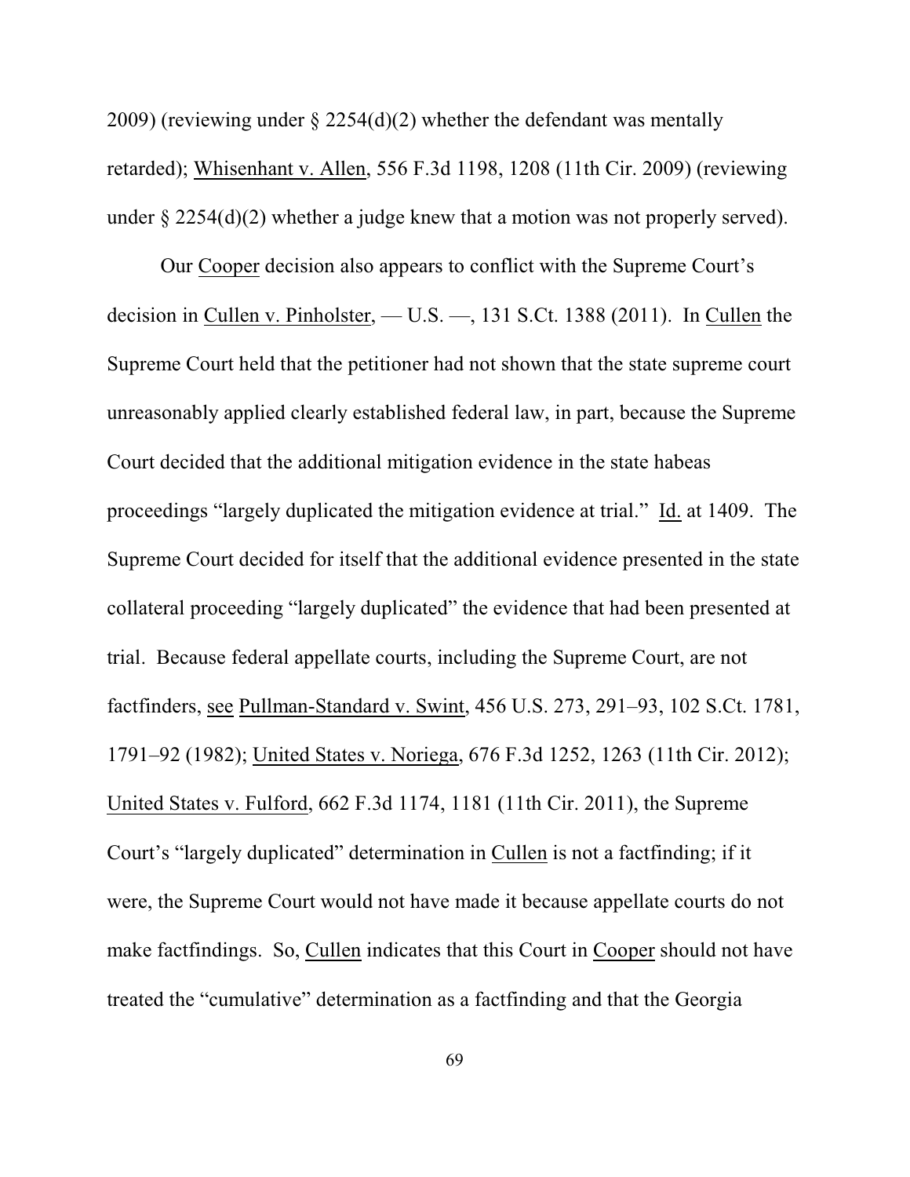2009) (reviewing under § 2254(d)(2) whether the defendant was mentally retarded); Whisenhant v. Allen, 556 F.3d 1198, 1208 (11th Cir. 2009) (reviewing under § 2254(d)(2) whether a judge knew that a motion was not properly served).

Our Cooper decision also appears to conflict with the Supreme Court's decision in Cullen v. Pinholster, — U.S. —, 131 S.Ct. 1388 (2011). In Cullen the Supreme Court held that the petitioner had not shown that the state supreme court unreasonably applied clearly established federal law, in part, because the Supreme Court decided that the additional mitigation evidence in the state habeas proceedings "largely duplicated the mitigation evidence at trial." Id. at 1409. The Supreme Court decided for itself that the additional evidence presented in the state collateral proceeding "largely duplicated" the evidence that had been presented at trial. Because federal appellate courts, including the Supreme Court, are not factfinders, see Pullman-Standard v. Swint, 456 U.S. 273, 291–93, 102 S.Ct. 1781, 1791–92 (1982); United States v. Noriega, 676 F.3d 1252, 1263 (11th Cir. 2012); United States v. Fulford, 662 F.3d 1174, 1181 (11th Cir. 2011), the Supreme Court's "largely duplicated" determination in Cullen is not a factfinding; if it were, the Supreme Court would not have made it because appellate courts do not make factfindings. So, Cullen indicates that this Court in Cooper should not have treated the "cumulative" determination as a factfinding and that the Georgia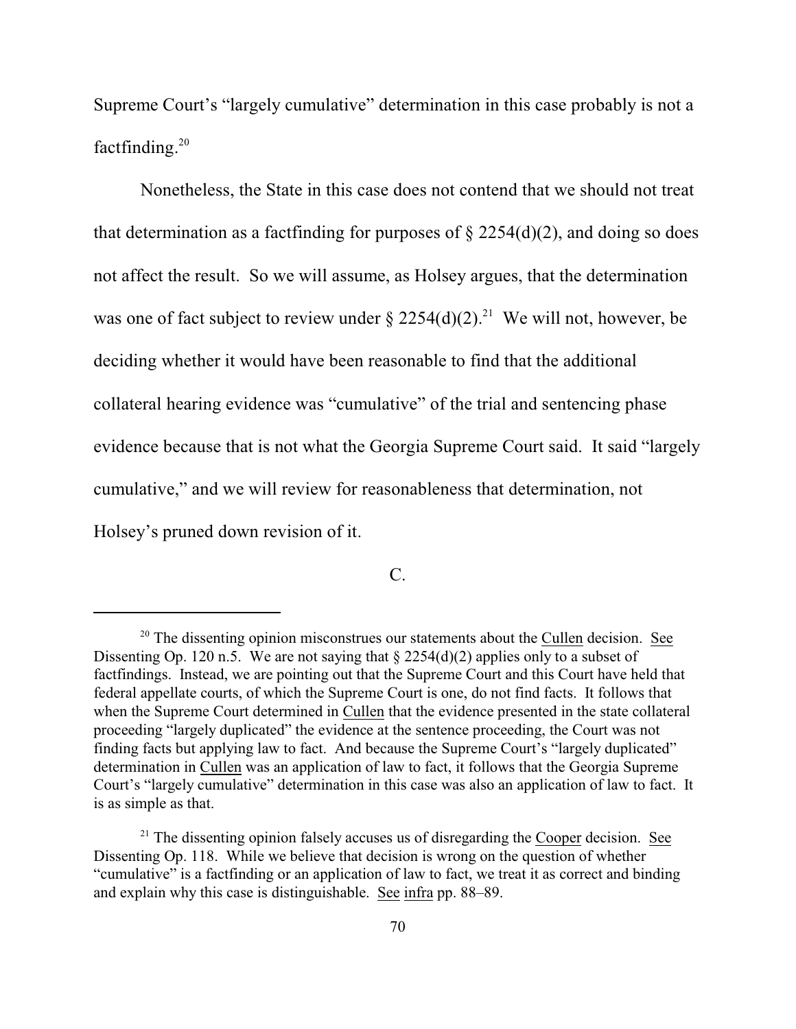Supreme Court's "largely cumulative" determination in this case probably is not a factfinding.[20]

Nonetheless, the State in this case does not contend that we should not treat that determination as a factfinding for purposes of § 2254(d)(2), and doing so does not affect the result. So we will assume, as Holsey argues, that the determination was one of fact subject to review under § 2254(d)(2).[21] We will not, however, be deciding whether it would have been reasonable to find that the additional collateral hearing evidence was "cumulative" of the trial and sentencing phase evidence because that is not what the Georgia Supreme Court said. It said "largely cumulative," and we will review for reasonableness that determination, not Holsey's pruned down revision of it.

C.

---

[20] The dissenting opinion misconstrues our statements about the Cullen decision. See Dissenting Op. 120 n.5. We are not saying that § 2254(d)(2) applies only to a subset of factfindings. Instead, we are pointing out that the Supreme Court and this Court have held that federal appellate courts, of which the Supreme Court is one, do not find facts. It follows that when the Supreme Court determined in Cullen that the evidence presented in the state collateral proceeding "largely duplicated" the evidence at the sentence proceeding, the Court was not finding facts but applying law to fact. And because the Supreme Court's "largely duplicated" determination in Cullen was an application of law to fact, it follows that the Georgia Supreme Court's "largely cumulative" determination in this case was also an application of law to fact. It is as simple as that.

[21] The dissenting opinion falsely accuses us of disregarding the Cooper decision. See Dissenting Op. 118. While we believe that decision is wrong on the question of whether "cumulative" is a factfinding or an application of law to fact, we treat it as correct and binding and explain why this case is distinguishable. See infra pp. 88–89.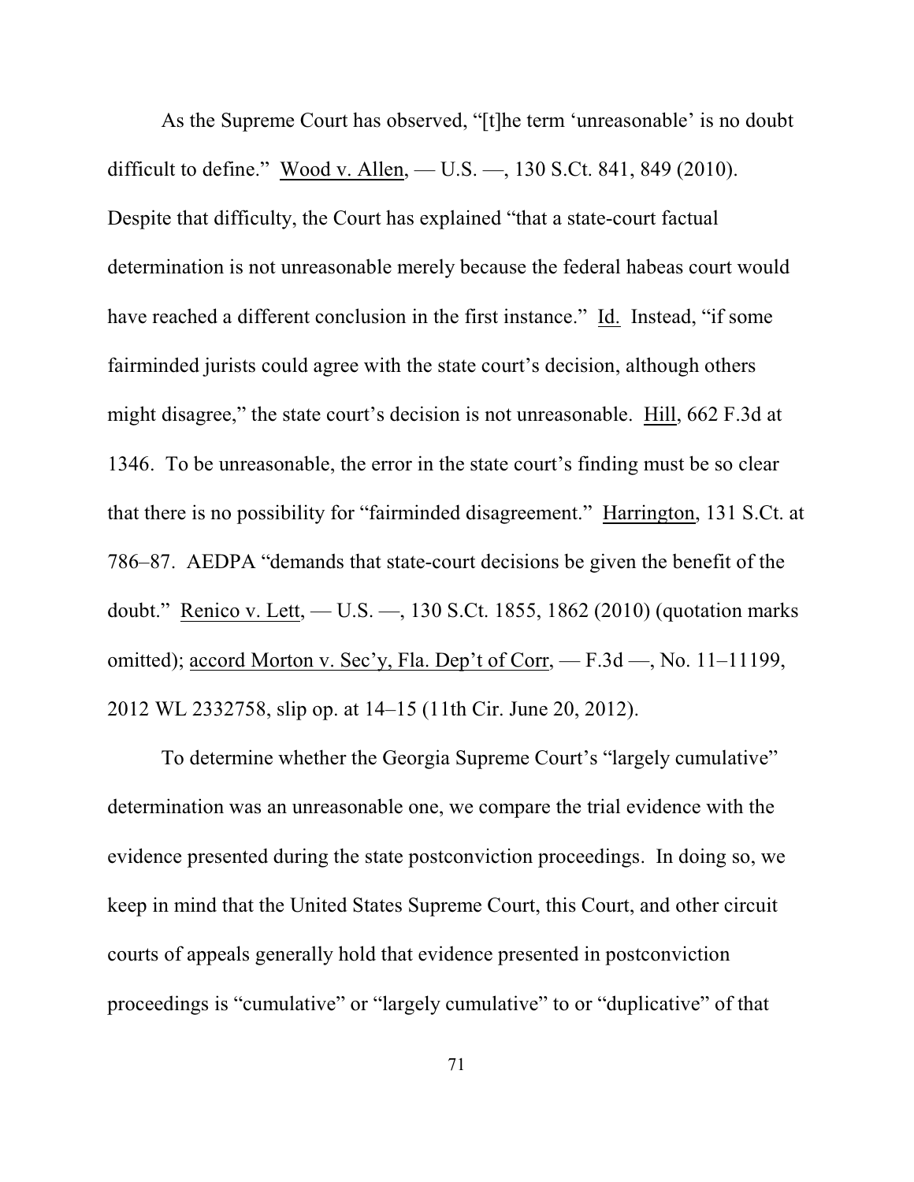As the Supreme Court has observed, "[t]he term 'unreasonable' is no doubt difficult to define." Wood v. Allen, — U.S. —, 130 S.Ct. 841, 849 (2010). Despite that difficulty, the Court has explained "that a state-court factual determination is not unreasonable merely because the federal habeas court would have reached a different conclusion in the first instance." Id. Instead, "if some fairminded jurists could agree with the state court's decision, although others might disagree," the state court's decision is not unreasonable. Hill, 662 F.3d at 1346. To be unreasonable, the error in the state court's finding must be so clear that there is no possibility for "fairminded disagreement." Harrington, 131 S.Ct. at 786–87. AEDPA "demands that state-court decisions be given the benefit of the doubt." Renico v. Lett, — U.S. —, 130 S.Ct. 1855, 1862 (2010) (quotation marks omitted); accord Morton v. Sec'y, Fla. Dep't of Corr, — F.3d —, No. 11–11199, 2012 WL 2332758, slip op. at 14–15 (11th Cir. June 20, 2012).

To determine whether the Georgia Supreme Court's "largely cumulative" determination was an unreasonable one, we compare the trial evidence with the evidence presented during the state postconviction proceedings. In doing so, we keep in mind that the United States Supreme Court, this Court, and other circuit courts of appeals generally hold that evidence presented in postconviction proceedings is "cumulative" or "largely cumulative" to or "duplicative" of that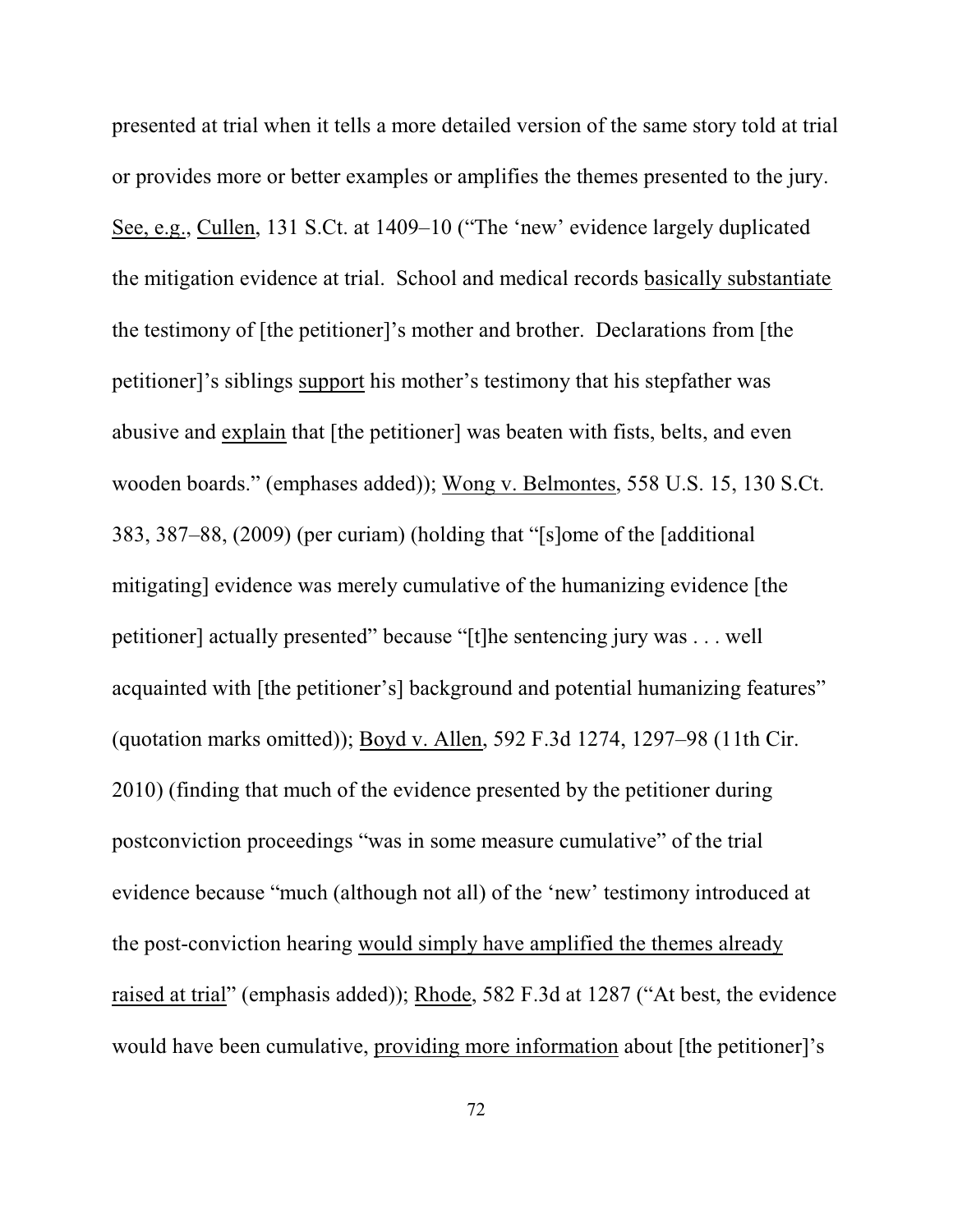presented at trial when it tells a more detailed version of the same story told at trial or provides more or better examples or amplifies the themes presented to the jury. See, e.g., Cullen, 131 S.Ct. at 1409–10 ("The 'new' evidence largely duplicated the mitigation evidence at trial. School and medical records basically substantiate the testimony of [the petitioner]'s mother and brother. Declarations from [the petitioner]'s siblings support his mother's testimony that his stepfather was abusive and explain that [the petitioner] was beaten with fists, belts, and even wooden boards." (emphases added)); Wong v. Belmontes, 558 U.S. 15, 130 S.Ct. 383, 387–88, (2009) (per curiam) (holding that "[s]ome of the [additional mitigating] evidence was merely cumulative of the humanizing evidence [the petitioner] actually presented" because "[t]he sentencing jury was . . . well acquainted with [the petitioner's] background and potential humanizing features" (quotation marks omitted)); Boyd v. Allen, 592 F.3d 1274, 1297–98 (11th Cir. 2010) (finding that much of the evidence presented by the petitioner during postconviction proceedings "was in some measure cumulative" of the trial evidence because "much (although not all) of the 'new' testimony introduced at the post-conviction hearing would simply have amplified the themes already raised at trial" (emphasis added)); Rhode, 582 F.3d at 1287 ("At best, the evidence would have been cumulative, providing more information about [the petitioner]'s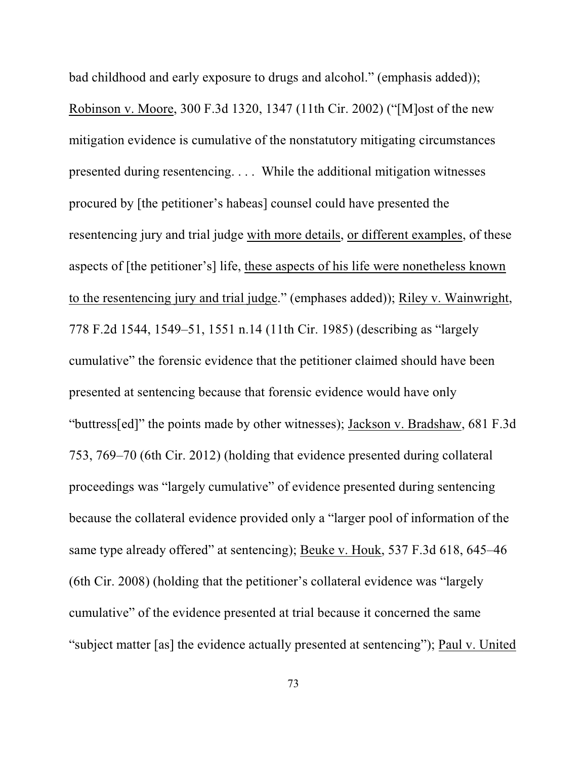bad childhood and early exposure to drugs and alcohol." (emphasis added)); Robinson v. Moore, 300 F.3d 1320, 1347 (11th Cir. 2002) ("[M]ost of the new mitigation evidence is cumulative of the nonstatutory mitigating circumstances presented during resentencing. . . . While the additional mitigation witnesses procured by [the petitioner's habeas] counsel could have presented the resentencing jury and trial judge with more details, or different examples, of these aspects of [the petitioner's] life, these aspects of his life were nonetheless known to the resentencing jury and trial judge." (emphases added)); Riley v. Wainwright, 778 F.2d 1544, 1549–51, 1551 n.14 (11th Cir. 1985) (describing as "largely cumulative" the forensic evidence that the petitioner claimed should have been presented at sentencing because that forensic evidence would have only "buttress[ed]" the points made by other witnesses); Jackson v. Bradshaw, 681 F.3d 753, 769–70 (6th Cir. 2012) (holding that evidence presented during collateral proceedings was "largely cumulative" of evidence presented during sentencing because the collateral evidence provided only a "larger pool of information of the same type already offered" at sentencing); Beuke v. Houk, 537 F.3d 618, 645–46 (6th Cir. 2008) (holding that the petitioner's collateral evidence was "largely cumulative" of the evidence presented at trial because it concerned the same "subject matter [as] the evidence actually presented at sentencing"); Paul v. United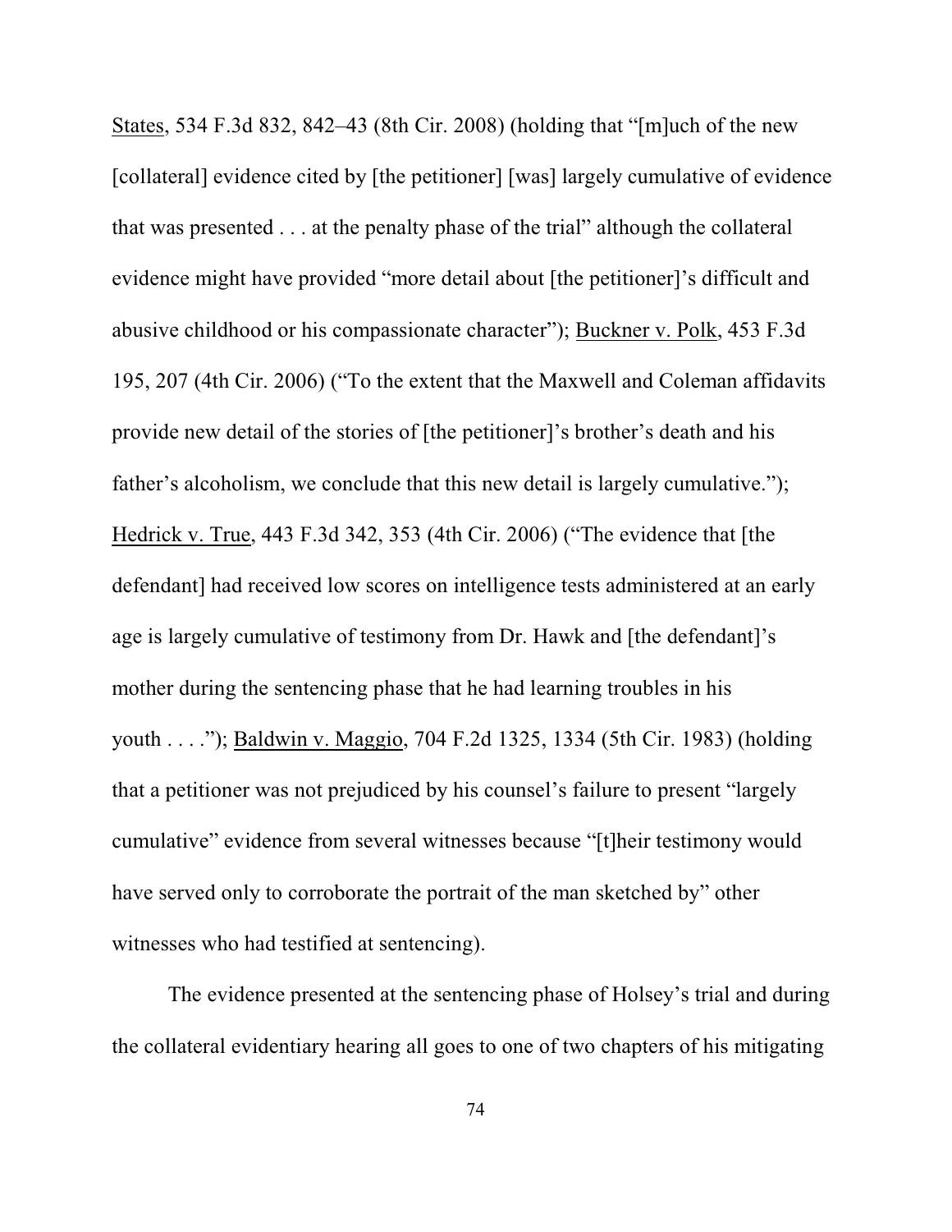States, 534 F.3d 832, 842–43 (8th Cir. 2008) (holding that "[m]uch of the new [collateral] evidence cited by [the petitioner] [was] largely cumulative of evidence that was presented . . . at the penalty phase of the trial" although the collateral evidence might have provided "more detail about [the petitioner]'s difficult and abusive childhood or his compassionate character"); Buckner v. Polk, 453 F.3d 195, 207 (4th Cir. 2006) ("To the extent that the Maxwell and Coleman affidavits provide new detail of the stories of [the petitioner]'s brother's death and his father's alcoholism, we conclude that this new detail is largely cumulative."); Hedrick v. True, 443 F.3d 342, 353 (4th Cir. 2006) ("The evidence that [the defendant] had received low scores on intelligence tests administered at an early age is largely cumulative of testimony from Dr. Hawk and [the defendant]'s mother during the sentencing phase that he had learning troubles in his youth . . . ."); Baldwin v. Maggio, 704 F.2d 1325, 1334 (5th Cir. 1983) (holding that a petitioner was not prejudiced by his counsel's failure to present "largely cumulative" evidence from several witnesses because "[t]heir testimony would have served only to corroborate the portrait of the man sketched by" other witnesses who had testified at sentencing).

The evidence presented at the sentencing phase of Holsey's trial and during the collateral evidentiary hearing all goes to one of two chapters of his mitigating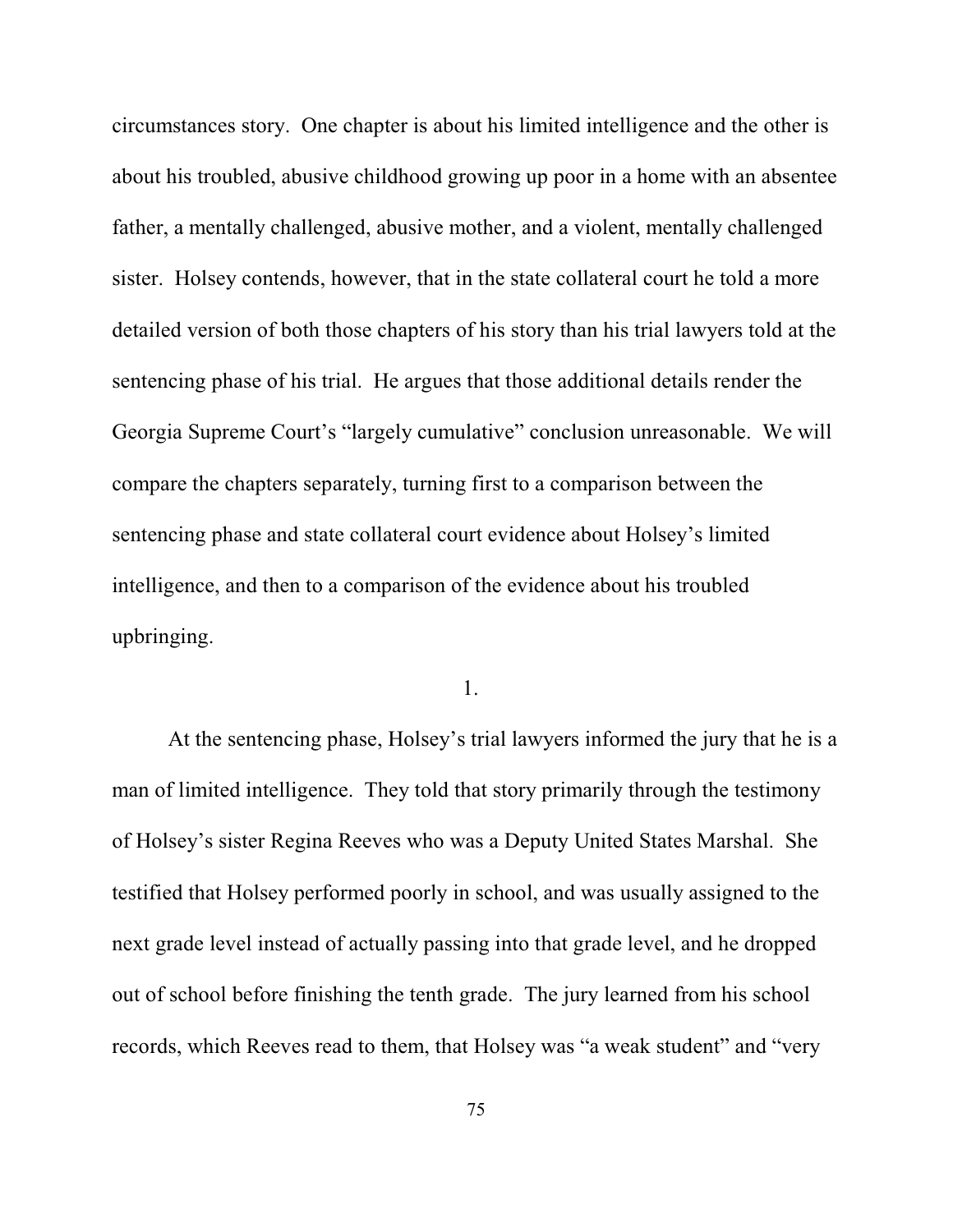circumstances story. One chapter is about his limited intelligence and the other is about his troubled, abusive childhood growing up poor in a home with an absentee father, a mentally challenged, abusive mother, and a violent, mentally challenged sister. Holsey contends, however, that in the state collateral court he told a more detailed version of both those chapters of his story than his trial lawyers told at the sentencing phase of his trial. He argues that those additional details render the Georgia Supreme Court's "largely cumulative" conclusion unreasonable. We will compare the chapters separately, turning first to a comparison between the sentencing phase and state collateral court evidence about Holsey's limited intelligence, and then to a comparison of the evidence about his troubled upbringing.

1.

At the sentencing phase, Holsey's trial lawyers informed the jury that he is a man of limited intelligence. They told that story primarily through the testimony of Holsey's sister Regina Reeves who was a Deputy United States Marshal. She testified that Holsey performed poorly in school, and was usually assigned to the next grade level instead of actually passing into that grade level, and he dropped out of school before finishing the tenth grade. The jury learned from his school records, which Reeves read to them, that Holsey was "a weak student" and "very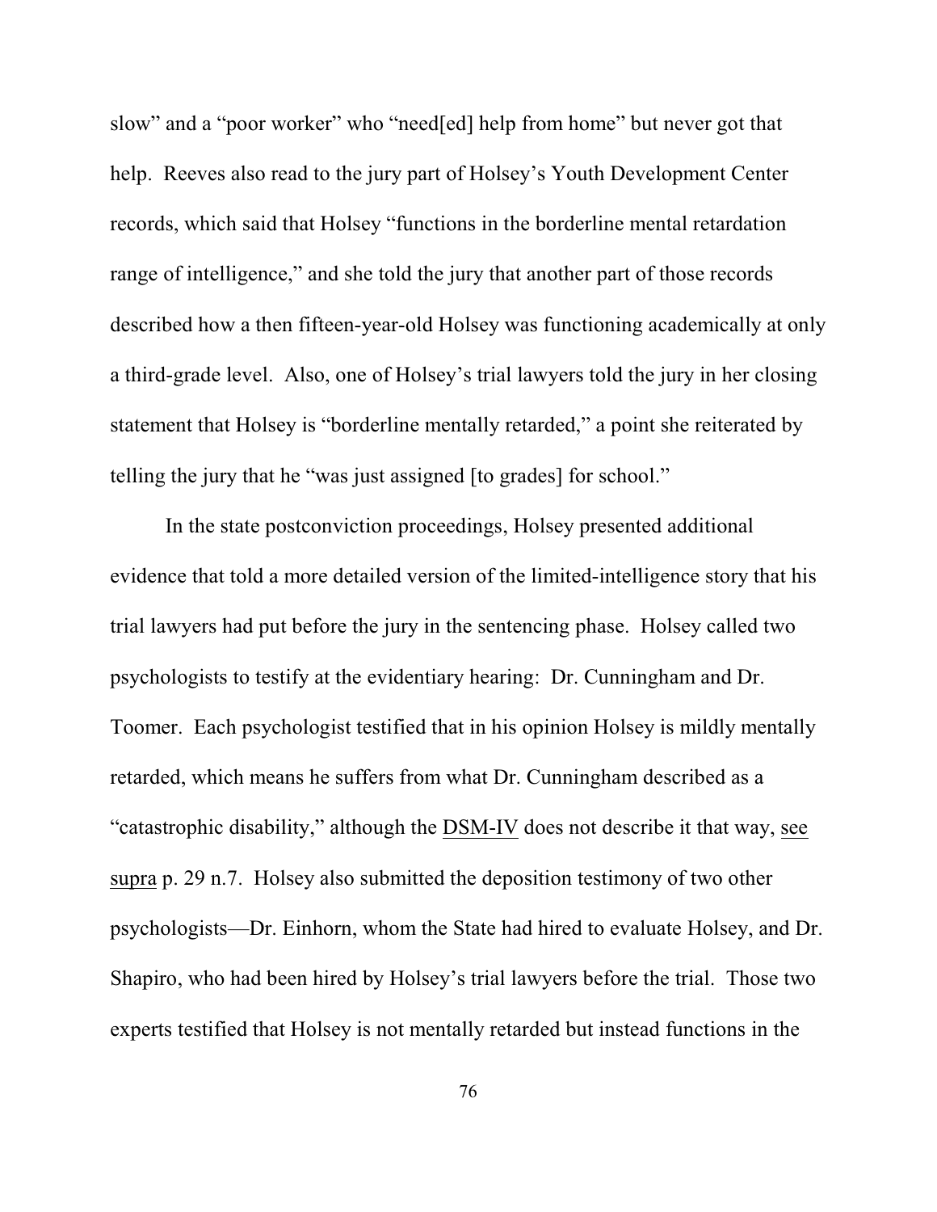slow" and a "poor worker" who "need[ed] help from home" but never got that help. Reeves also read to the jury part of Holsey's Youth Development Center records, which said that Holsey "functions in the borderline mental retardation range of intelligence," and she told the jury that another part of those records described how a then fifteen-year-old Holsey was functioning academically at only a third-grade level. Also, one of Holsey's trial lawyers told the jury in her closing statement that Holsey is "borderline mentally retarded," a point she reiterated by telling the jury that he "was just assigned [to grades] for school."

In the state postconviction proceedings, Holsey presented additional evidence that told a more detailed version of the limited-intelligence story that his trial lawyers had put before the jury in the sentencing phase. Holsey called two psychologists to testify at the evidentiary hearing: Dr. Cunningham and Dr. Toomer. Each psychologist testified that in his opinion Holsey is mildly mentally retarded, which means he suffers from what Dr. Cunningham described as a "catastrophic disability," although the DSM-IV does not describe it that way, see supra p. 29 n.7. Holsey also submitted the deposition testimony of two other psychologists—Dr. Einhorn, whom the State had hired to evaluate Holsey, and Dr. Shapiro, who had been hired by Holsey's trial lawyers before the trial. Those two experts testified that Holsey is not mentally retarded but instead functions in the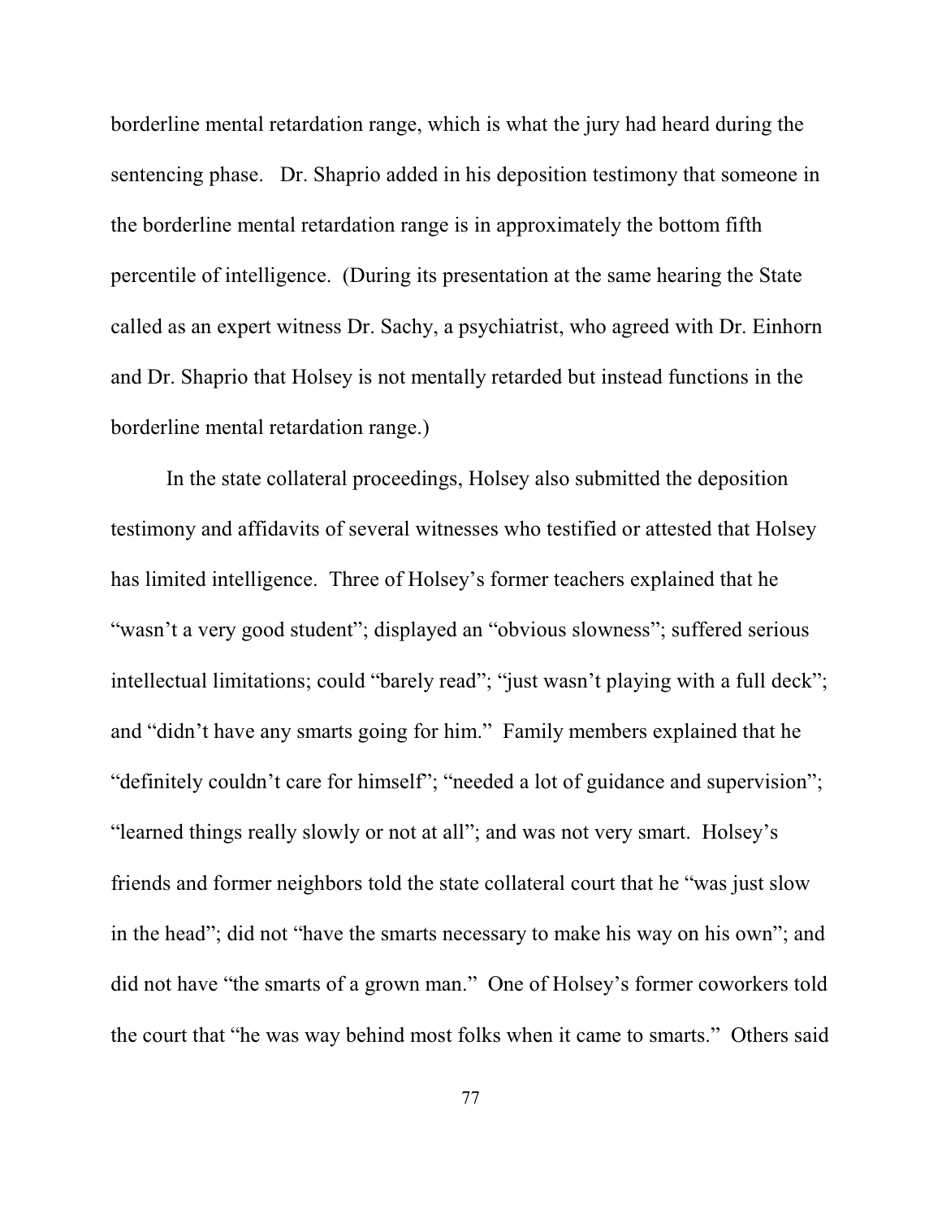borderline mental retardation range, which is what the jury had heard during the sentencing phase. Dr. Shaprio added in his deposition testimony that someone in the borderline mental retardation range is in approximately the bottom fifth percentile of intelligence. (During its presentation at the same hearing the State called as an expert witness Dr. Sachy, a psychiatrist, who agreed with Dr. Einhorn and Dr. Shaprio that Holsey is not mentally retarded but instead functions in the borderline mental retardation range.)

In the state collateral proceedings, Holsey also submitted the deposition testimony and affidavits of several witnesses who testified or attested that Holsey has limited intelligence. Three of Holsey's former teachers explained that he "wasn't a very good student"; displayed an "obvious slowness"; suffered serious intellectual limitations; could "barely read"; "just wasn't playing with a full deck"; and "didn't have any smarts going for him." Family members explained that he "definitely couldn't care for himself"; "needed a lot of guidance and supervision"; "learned things really slowly or not at all"; and was not very smart. Holsey's friends and former neighbors told the state collateral court that he "was just slow in the head"; did not "have the smarts necessary to make his way on his own"; and did not have "the smarts of a grown man." One of Holsey's former coworkers told the court that "he was way behind most folks when it came to smarts." Others said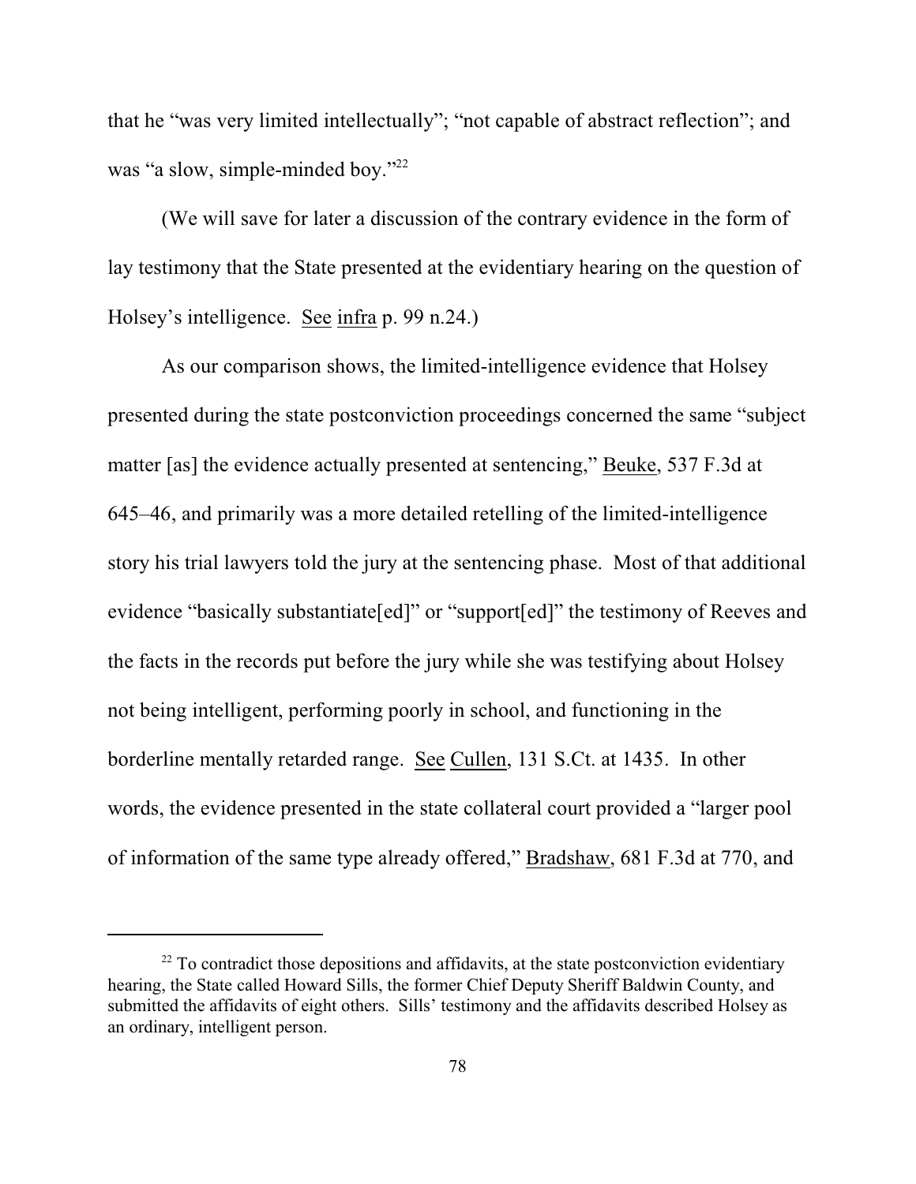that he "was very limited intellectually"; "not capable of abstract reflection"; and was "a slow, simple-minded boy."[22]

(We will save for later a discussion of the contrary evidence in the form of lay testimony that the State presented at the evidentiary hearing on the question of Holsey's intelligence. See infra p. 99 n.24.)

As our comparison shows, the limited-intelligence evidence that Holsey presented during the state postconviction proceedings concerned the same "subject matter [as] the evidence actually presented at sentencing," Beuke, 537 F.3d at 645–46, and primarily was a more detailed retelling of the limited-intelligence story his trial lawyers told the jury at the sentencing phase. Most of that additional evidence "basically substantiate[ed]" or "support[ed]" the testimony of Reeves and the facts in the records put before the jury while she was testifying about Holsey not being intelligent, performing poorly in school, and functioning in the borderline mentally retarded range. See Cullen, 131 S.Ct. at 1435. In other words, the evidence presented in the state collateral court provided a "larger pool of information of the same type already offered," Bradshaw, 681 F.3d at 770, and

[22] To contradict those depositions and affidavits, at the state postconviction evidentiary hearing, the State called Howard Sills, the former Chief Deputy Sheriff Baldwin County, and submitted the affidavits of eight others. Sills' testimony and the affidavits described Holsey as an ordinary, intelligent person.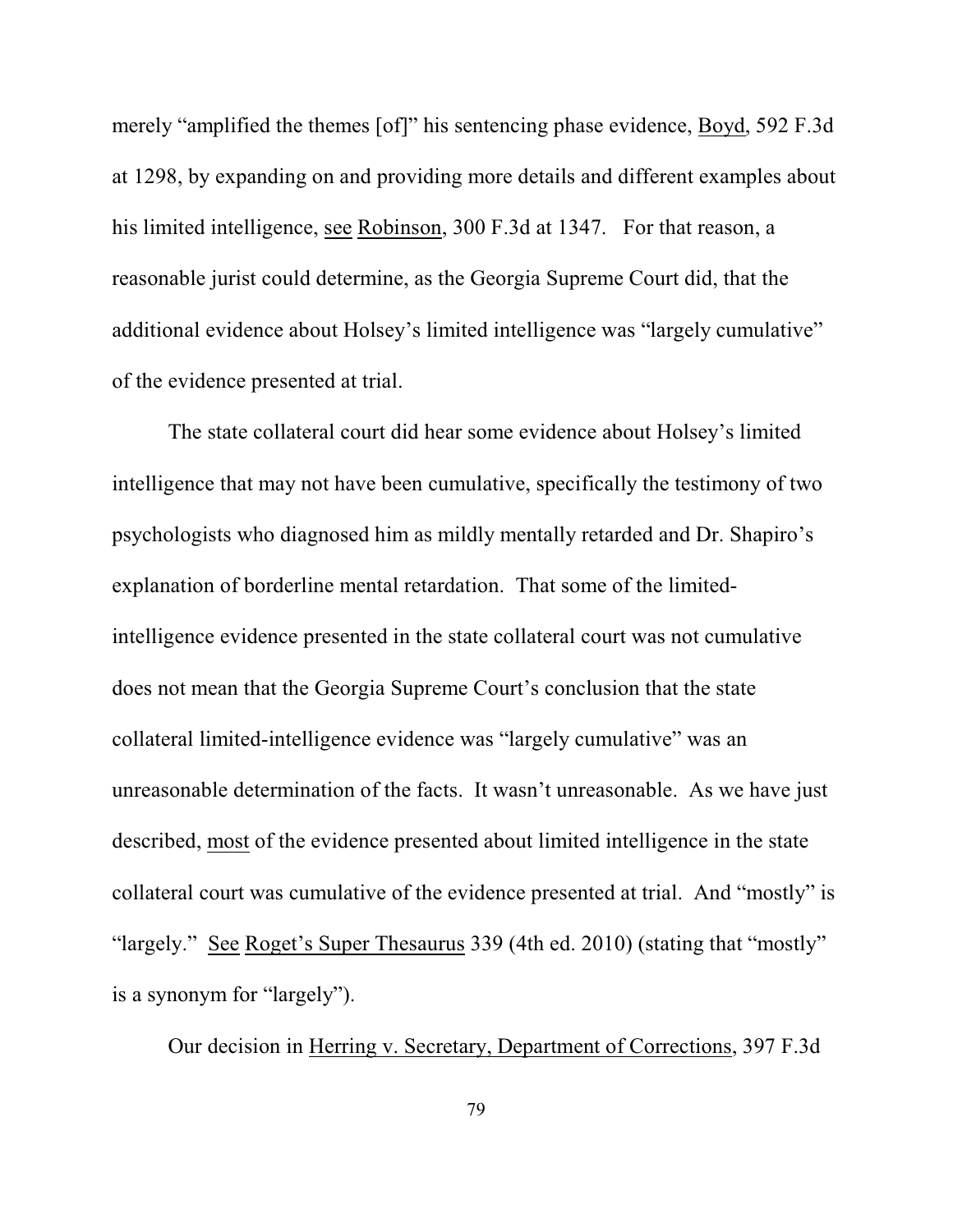merely "amplified the themes [of]" his sentencing phase evidence, Boyd, 592 F.3d at 1298, by expanding on and providing more details and different examples about his limited intelligence, see Robinson, 300 F.3d at 1347. For that reason, a reasonable jurist could determine, as the Georgia Supreme Court did, that the additional evidence about Holsey's limited intelligence was "largely cumulative" of the evidence presented at trial.

The state collateral court did hear some evidence about Holsey's limited intelligence that may not have been cumulative, specifically the testimony of two psychologists who diagnosed him as mildly mentally retarded and Dr. Shapiro's explanation of borderline mental retardation. That some of the limited-intelligence evidence presented in the state collateral court was not cumulative does not mean that the Georgia Supreme Court's conclusion that the state collateral limited-intelligence evidence was "largely cumulative" was an unreasonable determination of the facts. It wasn't unreasonable. As we have just described, most of the evidence presented about limited intelligence in the state collateral court was cumulative of the evidence presented at trial. And "mostly" is "largely." See Roget's Super Thesaurus 339 (4th ed. 2010) (stating that "mostly" is a synonym for "largely").

Our decision in Herring v. Secretary, Department of Corrections, 397 F.3d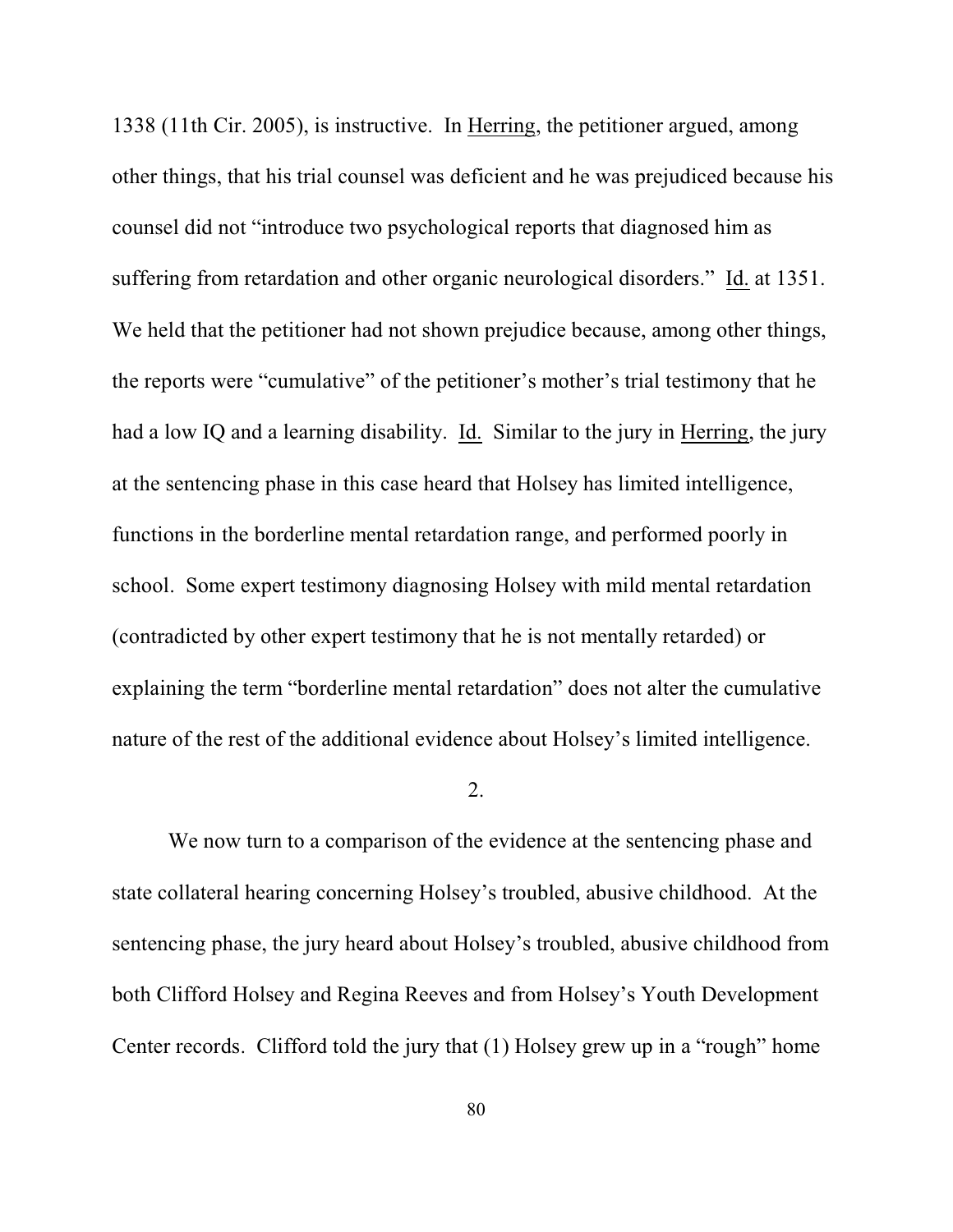1338 (11th Cir. 2005), is instructive. In Herring, the petitioner argued, among other things, that his trial counsel was deficient and he was prejudiced because his counsel did not "introduce two psychological reports that diagnosed him as suffering from retardation and other organic neurological disorders." Id. at 1351. We held that the petitioner had not shown prejudice because, among other things, the reports were "cumulative" of the petitioner's mother's trial testimony that he had a low IQ and a learning disability. Id. Similar to the jury in Herring, the jury at the sentencing phase in this case heard that Holsey has limited intelligence, functions in the borderline mental retardation range, and performed poorly in school. Some expert testimony diagnosing Holsey with mild mental retardation (contradicted by other expert testimony that he is not mentally retarded) or explaining the term "borderline mental retardation" does not alter the cumulative nature of the rest of the additional evidence about Holsey's limited intelligence.

2.

We now turn to a comparison of the evidence at the sentencing phase and state collateral hearing concerning Holsey's troubled, abusive childhood. At the sentencing phase, the jury heard about Holsey's troubled, abusive childhood from both Clifford Holsey and Regina Reeves and from Holsey's Youth Development Center records. Clifford told the jury that (1) Holsey grew up in a "rough" home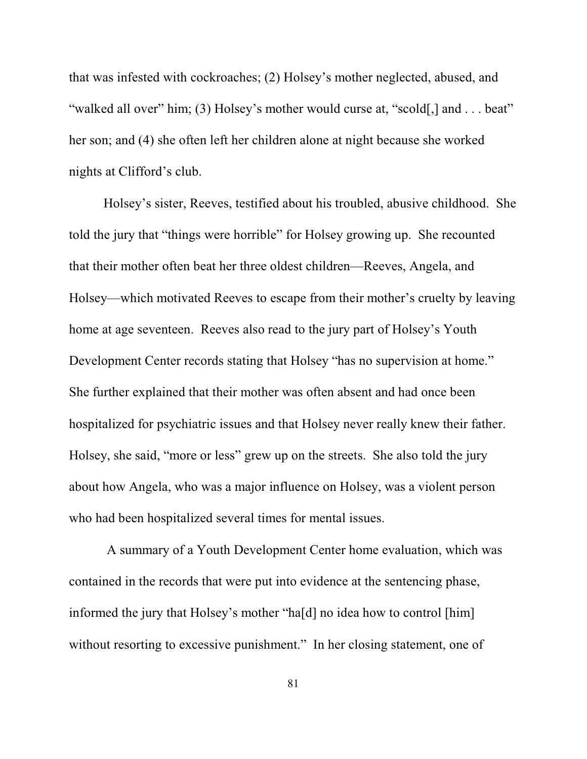that was infested with cockroaches; (2) Holsey's mother neglected, abused, and "walked all over" him; (3) Holsey's mother would curse at, "scold[,] and . . . beat" her son; and (4) she often left her children alone at night because she worked nights at Clifford's club.

Holsey's sister, Reeves, testified about his troubled, abusive childhood. She told the jury that "things were horrible" for Holsey growing up. She recounted that their mother often beat her three oldest children—Reeves, Angela, and Holsey—which motivated Reeves to escape from their mother's cruelty by leaving home at age seventeen. Reeves also read to the jury part of Holsey's Youth Development Center records stating that Holsey "has no supervision at home." She further explained that their mother was often absent and had once been hospitalized for psychiatric issues and that Holsey never really knew their father. Holsey, she said, "more or less" grew up on the streets. She also told the jury about how Angela, who was a major influence on Holsey, was a violent person who had been hospitalized several times for mental issues.

A summary of a Youth Development Center home evaluation, which was contained in the records that were put into evidence at the sentencing phase, informed the jury that Holsey's mother "ha[d] no idea how to control [him] without resorting to excessive punishment." In her closing statement, one of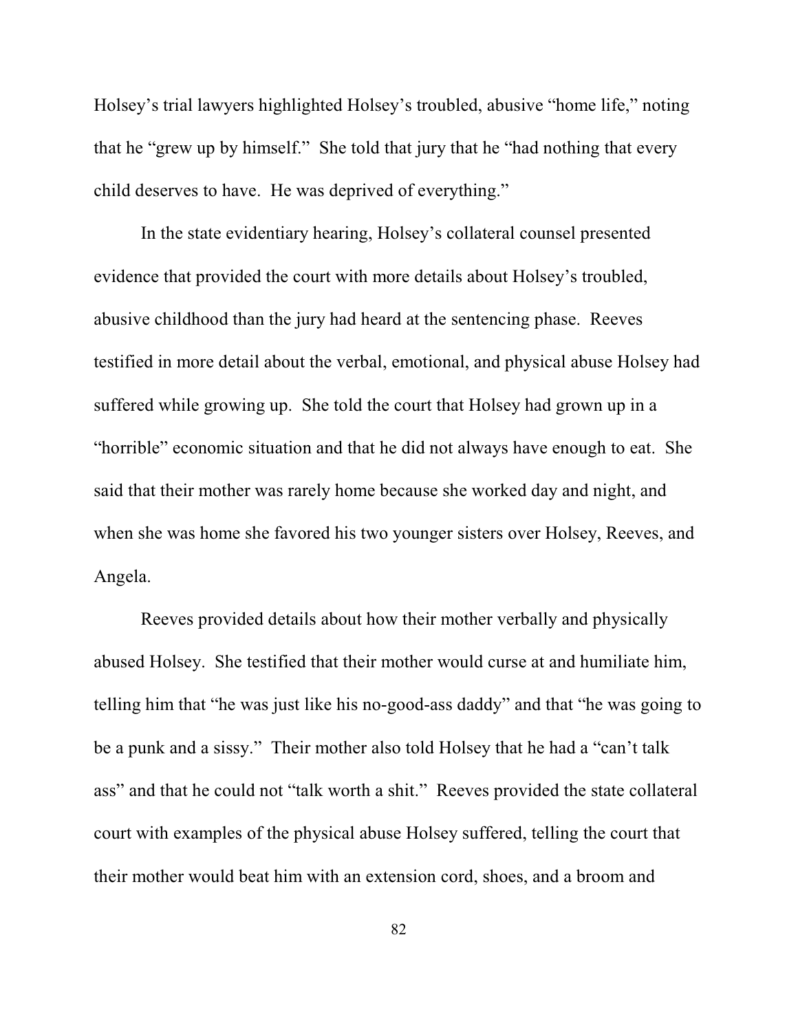Holsey's trial lawyers highlighted Holsey's troubled, abusive "home life," noting that he "grew up by himself." She told that jury that he "had nothing that every child deserves to have. He was deprived of everything."

In the state evidentiary hearing, Holsey's collateral counsel presented evidence that provided the court with more details about Holsey's troubled, abusive childhood than the jury had heard at the sentencing phase. Reeves testified in more detail about the verbal, emotional, and physical abuse Holsey had suffered while growing up. She told the court that Holsey had grown up in a "horrible" economic situation and that he did not always have enough to eat. She said that their mother was rarely home because she worked day and night, and when she was home she favored his two younger sisters over Holsey, Reeves, and Angela.

Reeves provided details about how their mother verbally and physically abused Holsey. She testified that their mother would curse at and humiliate him, telling him that "he was just like his no-good-ass daddy" and that "he was going to be a punk and a sissy." Their mother also told Holsey that he had a "can't talk ass" and that he could not "talk worth a shit." Reeves provided the state collateral court with examples of the physical abuse Holsey suffered, telling the court that their mother would beat him with an extension cord, shoes, and a broom and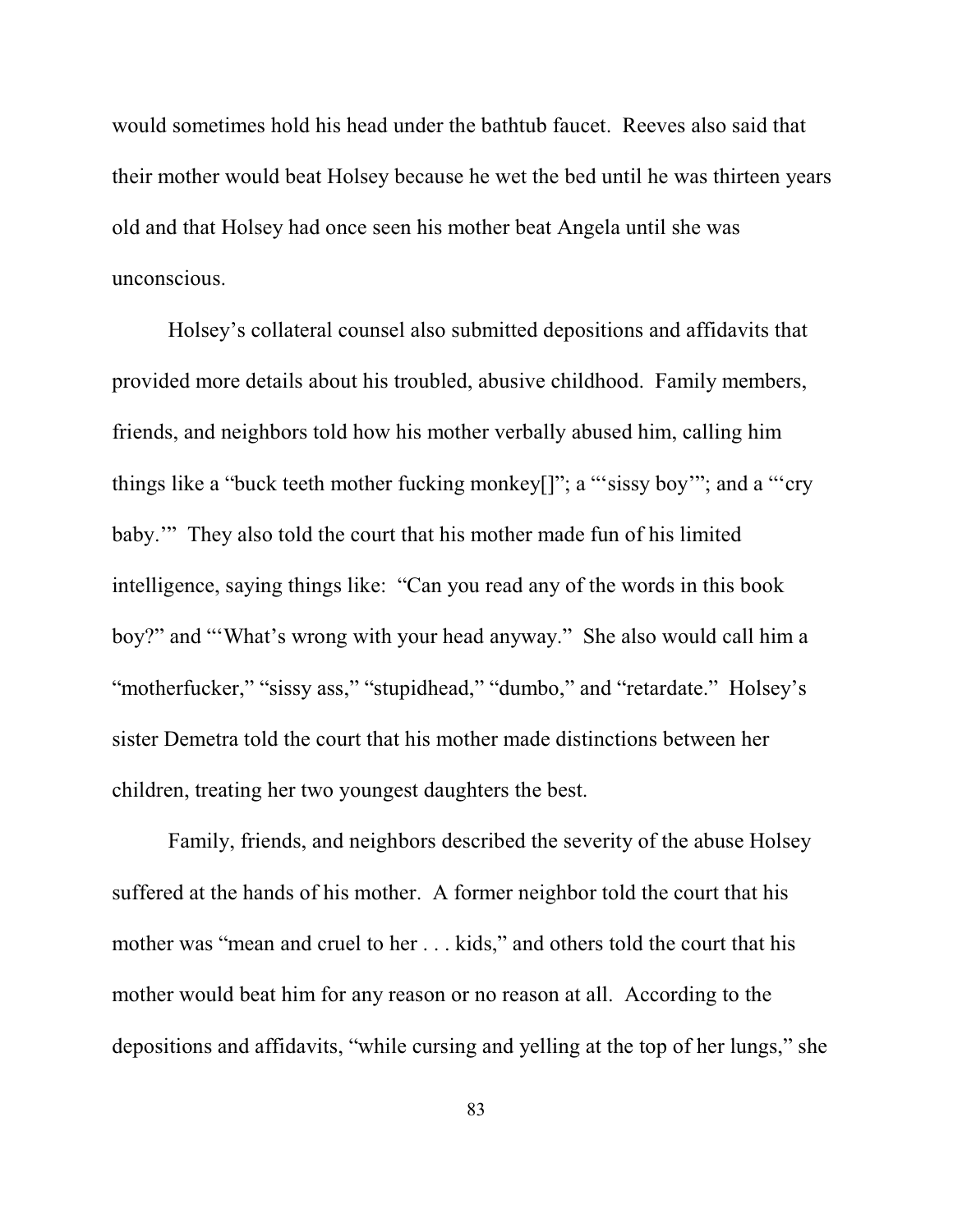would sometimes hold his head under the bathtub faucet. Reeves also said that their mother would beat Holsey because he wet the bed until he was thirteen years old and that Holsey had once seen his mother beat Angela until she was unconscious.

Holsey's collateral counsel also submitted depositions and affidavits that provided more details about his troubled, abusive childhood. Family members, friends, and neighbors told how his mother verbally abused him, calling him things like a "buck teeth mother fucking monkey[]"; a "'sissy boy'"; and a "'cry baby.'" They also told the court that his mother made fun of his limited intelligence, saying things like: "Can you read any of the words in this book boy?" and "'What's wrong with your head anyway." She also would call him a "motherfucker," "sissy ass," "stupidhead," "dumbo," and "retardate." Holsey's sister Demetra told the court that his mother made distinctions between her children, treating her two youngest daughters the best.

Family, friends, and neighbors described the severity of the abuse Holsey suffered at the hands of his mother. A former neighbor told the court that his mother was "mean and cruel to her . . . kids," and others told the court that his mother would beat him for any reason or no reason at all. According to the depositions and affidavits, "while cursing and yelling at the top of her lungs," she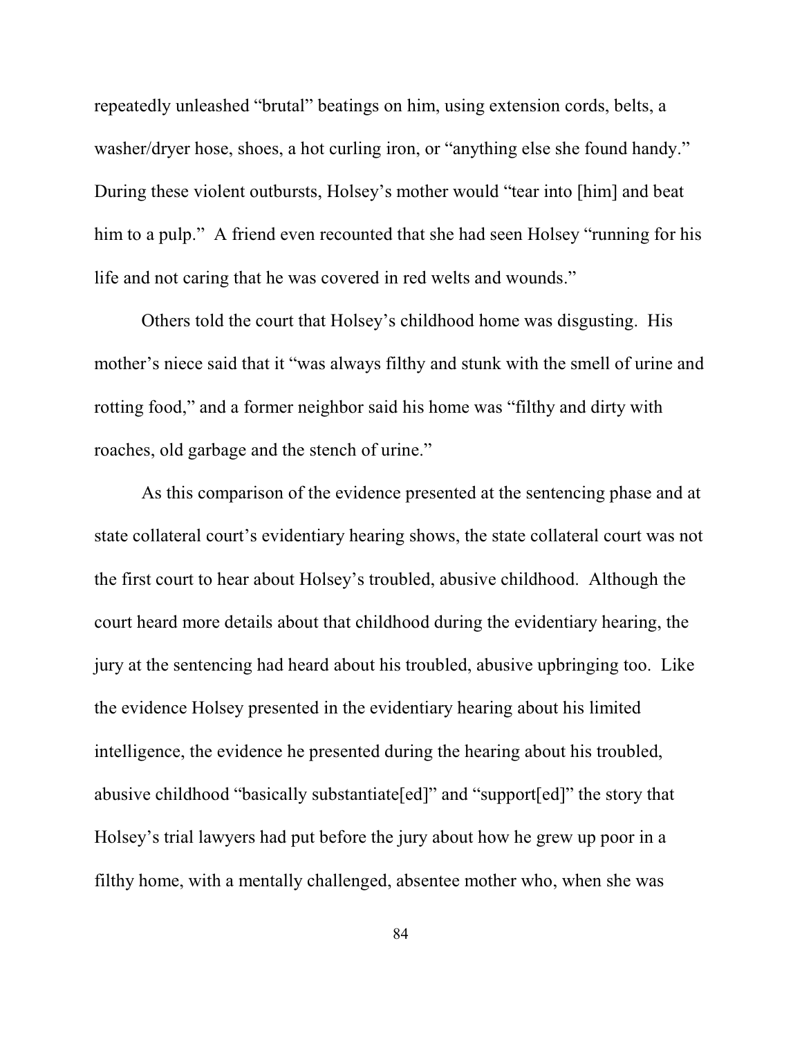repeatedly unleashed "brutal" beatings on him, using extension cords, belts, a washer/dryer hose, shoes, a hot curling iron, or "anything else she found handy." During these violent outbursts, Holsey's mother would "tear into [him] and beat him to a pulp." A friend even recounted that she had seen Holsey "running for his life and not caring that he was covered in red welts and wounds."

Others told the court that Holsey's childhood home was disgusting. His mother's niece said that it "was always filthy and stunk with the smell of urine and rotting food," and a former neighbor said his home was "filthy and dirty with roaches, old garbage and the stench of urine."

As this comparison of the evidence presented at the sentencing phase and at state collateral court's evidentiary hearing shows, the state collateral court was not the first court to hear about Holsey's troubled, abusive childhood. Although the court heard more details about that childhood during the evidentiary hearing, the jury at the sentencing had heard about his troubled, abusive upbringing too. Like the evidence Holsey presented in the evidentiary hearing about his limited intelligence, the evidence he presented during the hearing about his troubled, abusive childhood "basically substantiate[ed]" and "support[ed]" the story that Holsey's trial lawyers had put before the jury about how he grew up poor in a filthy home, with a mentally challenged, absentee mother who, when she was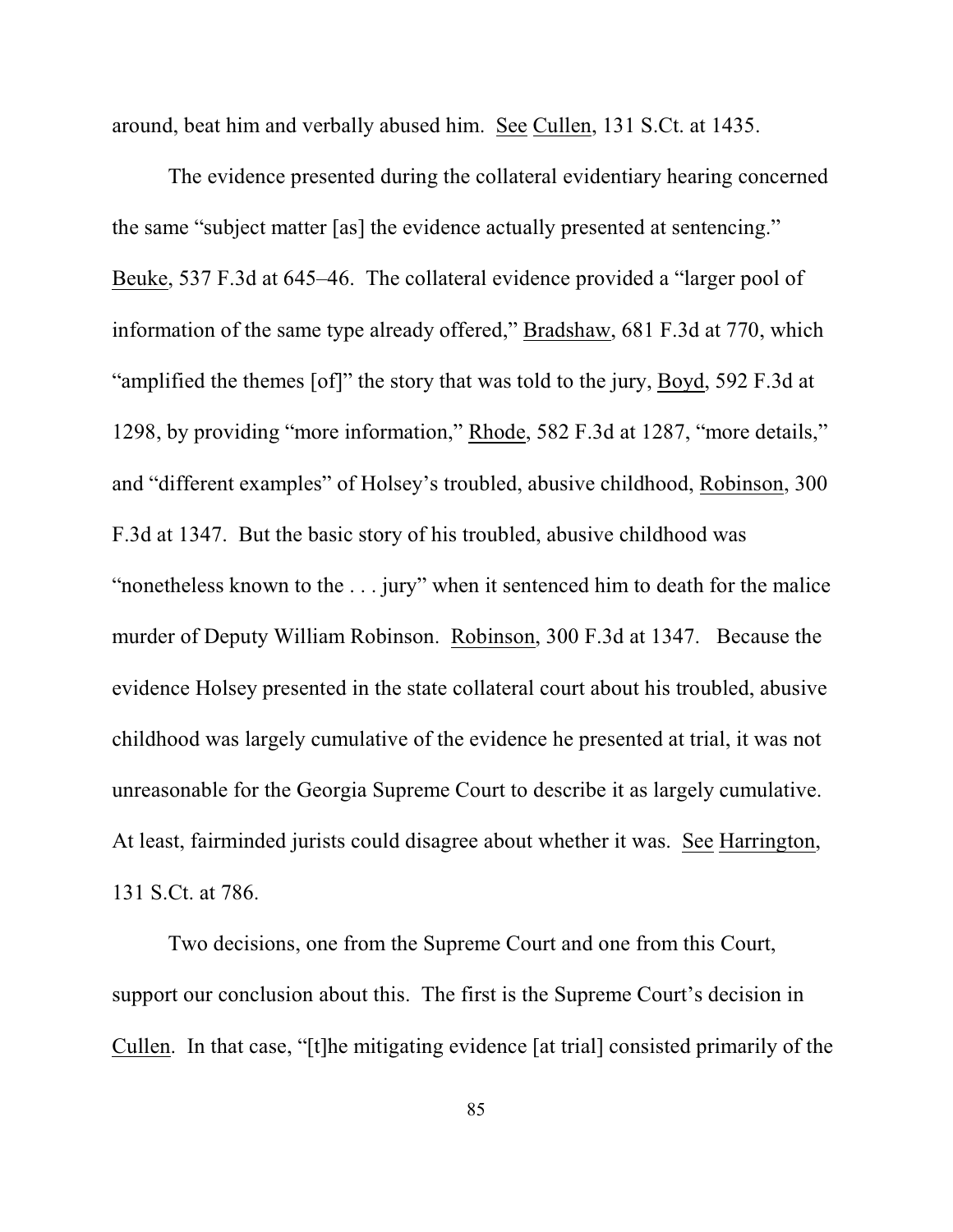around, beat him and verbally abused him. See Cullen, 131 S.Ct. at 1435.

The evidence presented during the collateral evidentiary hearing concerned the same "subject matter [as] the evidence actually presented at sentencing." Beuke, 537 F.3d at 645–46. The collateral evidence provided a "larger pool of information of the same type already offered," Bradshaw, 681 F.3d at 770, which "amplified the themes [of]" the story that was told to the jury, Boyd, 592 F.3d at 1298, by providing "more information," Rhode, 582 F.3d at 1287, "more details," and "different examples" of Holsey's troubled, abusive childhood, Robinson, 300 F.3d at 1347. But the basic story of his troubled, abusive childhood was "nonetheless known to the . . . jury" when it sentenced him to death for the malice murder of Deputy William Robinson. Robinson, 300 F.3d at 1347. Because the evidence Holsey presented in the state collateral court about his troubled, abusive childhood was largely cumulative of the evidence he presented at trial, it was not unreasonable for the Georgia Supreme Court to describe it as largely cumulative. At least, fairminded jurists could disagree about whether it was. See Harrington, 131 S.Ct. at 786.

Two decisions, one from the Supreme Court and one from this Court, support our conclusion about this. The first is the Supreme Court's decision in Cullen. In that case, "[t]he mitigating evidence [at trial] consisted primarily of the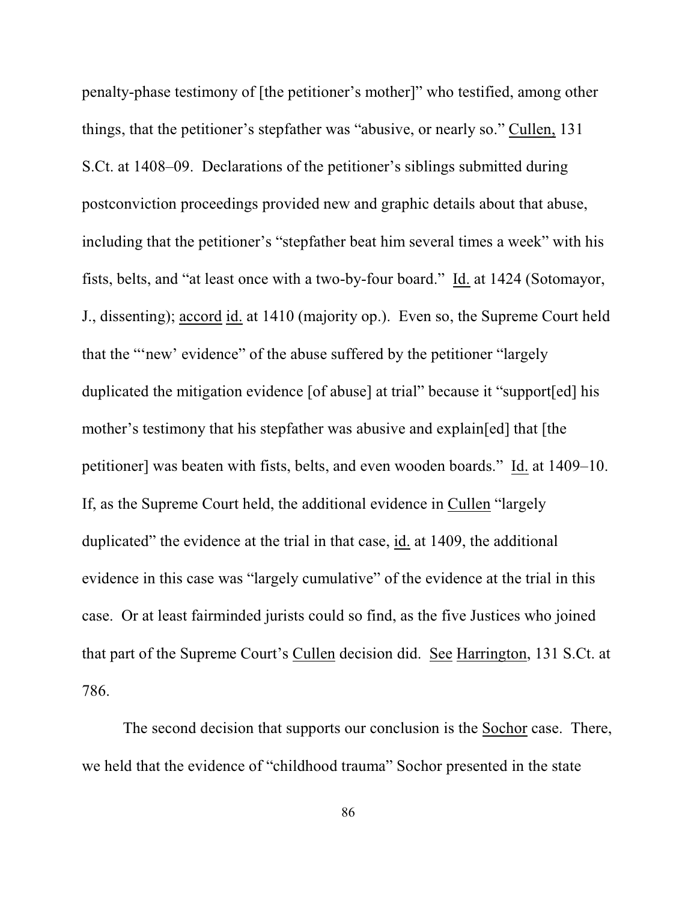penalty-phase testimony of [the petitioner's mother]" who testified, among other things, that the petitioner's stepfather was "abusive, or nearly so." Cullen, 131 S.Ct. at 1408–09. Declarations of the petitioner's siblings submitted during postconviction proceedings provided new and graphic details about that abuse, including that the petitioner's "stepfather beat him several times a week" with his fists, belts, and "at least once with a two-by-four board." Id. at 1424 (Sotomayor, J., dissenting); accord id. at 1410 (majority op.). Even so, the Supreme Court held that the "'new' evidence" of the abuse suffered by the petitioner "largely duplicated the mitigation evidence [of abuse] at trial" because it "support[ed] his mother's testimony that his stepfather was abusive and explain[ed] that [the petitioner] was beaten with fists, belts, and even wooden boards." Id. at 1409–10. If, as the Supreme Court held, the additional evidence in Cullen "largely duplicated" the evidence at the trial in that case, id. at 1409, the additional evidence in this case was "largely cumulative" of the evidence at the trial in this case. Or at least fairminded jurists could so find, as the five Justices who joined that part of the Supreme Court's Cullen decision did. See Harrington, 131 S.Ct. at 786.

The second decision that supports our conclusion is the Sochor case. There, we held that the evidence of "childhood trauma" Sochor presented in the state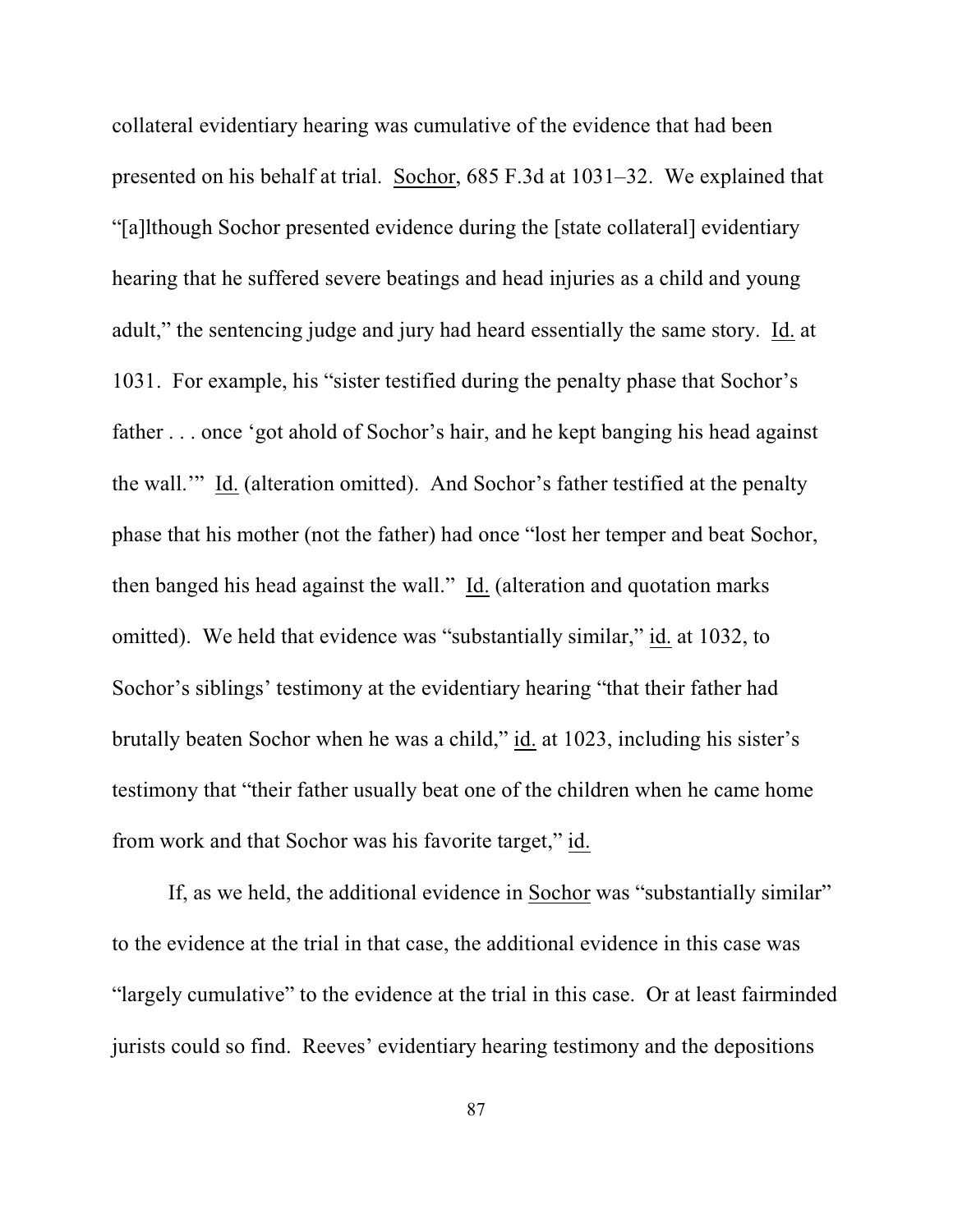collateral evidentiary hearing was cumulative of the evidence that had been presented on his behalf at trial. Sochor, 685 F.3d at 1031–32. We explained that "[a]lthough Sochor presented evidence during the [state collateral] evidentiary hearing that he suffered severe beatings and head injuries as a child and young adult," the sentencing judge and jury had heard essentially the same story. Id. at 1031. For example, his "sister testified during the penalty phase that Sochor's father . . . once 'got ahold of Sochor's hair, and he kept banging his head against the wall.'" Id. (alteration omitted). And Sochor's father testified at the penalty phase that his mother (not the father) had once "lost her temper and beat Sochor, then banged his head against the wall." Id. (alteration and quotation marks omitted). We held that evidence was "substantially similar," id. at 1032, to Sochor's siblings' testimony at the evidentiary hearing "that their father had brutally beaten Sochor when he was a child," id. at 1023, including his sister's testimony that "their father usually beat one of the children when he came home from work and that Sochor was his favorite target," id.

If, as we held, the additional evidence in Sochor was "substantially similar" to the evidence at the trial in that case, the additional evidence in this case was "largely cumulative" to the evidence at the trial in this case. Or at least fairminded jurists could so find. Reeves' evidentiary hearing testimony and the depositions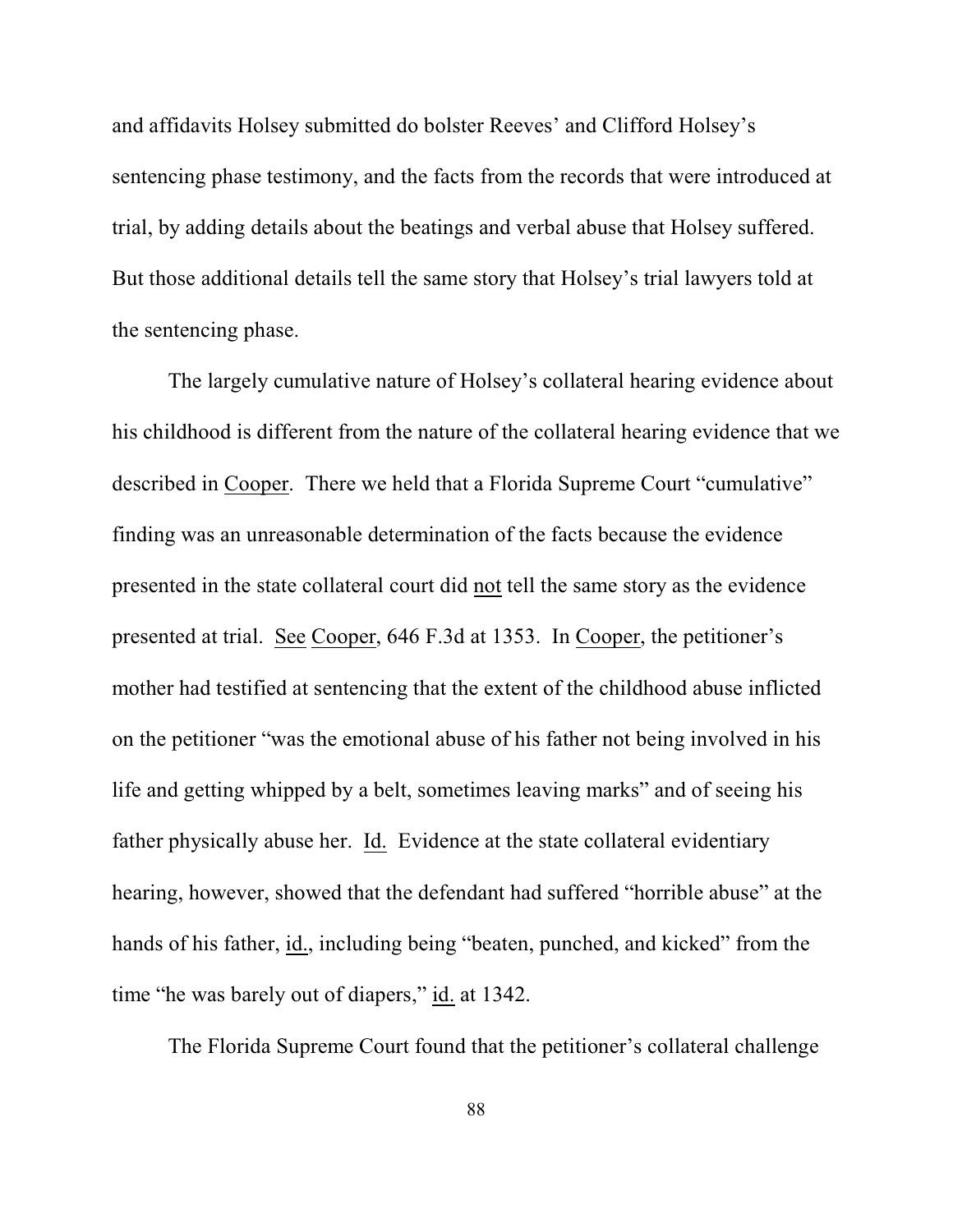and affidavits Holsey submitted do bolster Reeves' and Clifford Holsey's sentencing phase testimony, and the facts from the records that were introduced at trial, by adding details about the beatings and verbal abuse that Holsey suffered. But those additional details tell the same story that Holsey's trial lawyers told at the sentencing phase.

The largely cumulative nature of Holsey's collateral hearing evidence about his childhood is different from the nature of the collateral hearing evidence that we described in Cooper. There we held that a Florida Supreme Court "cumulative" finding was an unreasonable determination of the facts because the evidence presented in the state collateral court did not tell the same story as the evidence presented at trial. See Cooper, 646 F.3d at 1353. In Cooper, the petitioner's mother had testified at sentencing that the extent of the childhood abuse inflicted on the petitioner "was the emotional abuse of his father not being involved in his life and getting whipped by a belt, sometimes leaving marks" and of seeing his father physically abuse her. Id. Evidence at the state collateral evidentiary hearing, however, showed that the defendant had suffered "horrible abuse" at the hands of his father, id., including being "beaten, punched, and kicked" from the time "he was barely out of diapers," id. at 1342.

The Florida Supreme Court found that the petitioner's collateral challenge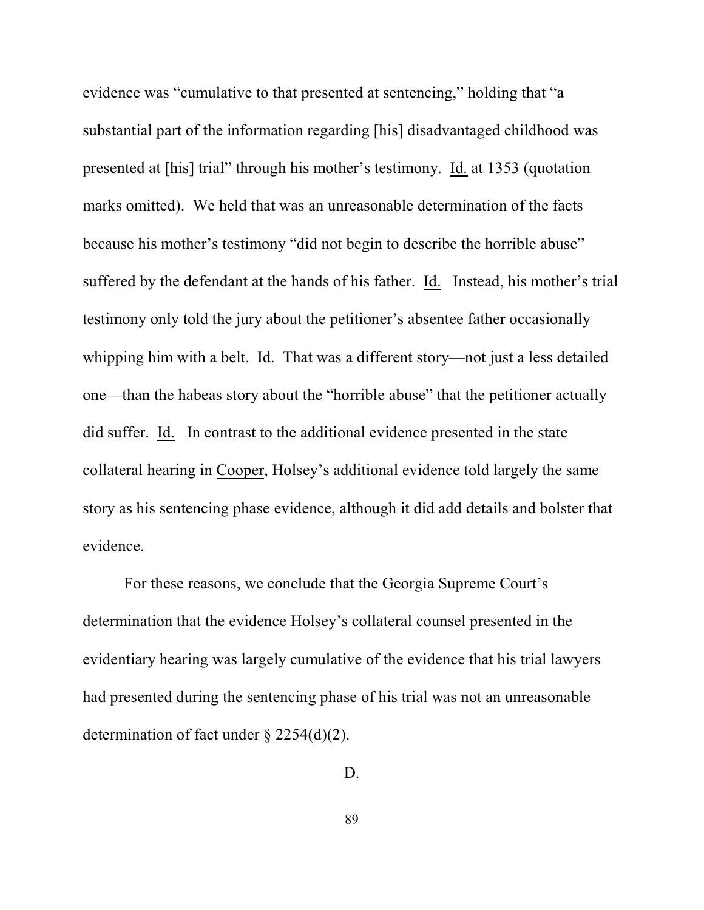evidence was "cumulative to that presented at sentencing," holding that "a substantial part of the information regarding [his] disadvantaged childhood was presented at [his] trial" through his mother's testimony. Id. at 1353 (quotation marks omitted). We held that was an unreasonable determination of the facts because his mother's testimony "did not begin to describe the horrible abuse" suffered by the defendant at the hands of his father. Id. Instead, his mother's trial testimony only told the jury about the petitioner's absentee father occasionally whipping him with a belt. Id. That was a different story—not just a less detailed one—than the habeas story about the "horrible abuse" that the petitioner actually did suffer. Id. In contrast to the additional evidence presented in the state collateral hearing in Cooper, Holsey's additional evidence told largely the same story as his sentencing phase evidence, although it did add details and bolster that evidence.

For these reasons, we conclude that the Georgia Supreme Court's determination that the evidence Holsey's collateral counsel presented in the evidentiary hearing was largely cumulative of the evidence that his trial lawyers had presented during the sentencing phase of his trial was not an unreasonable determination of fact under § 2254(d)(2).

D.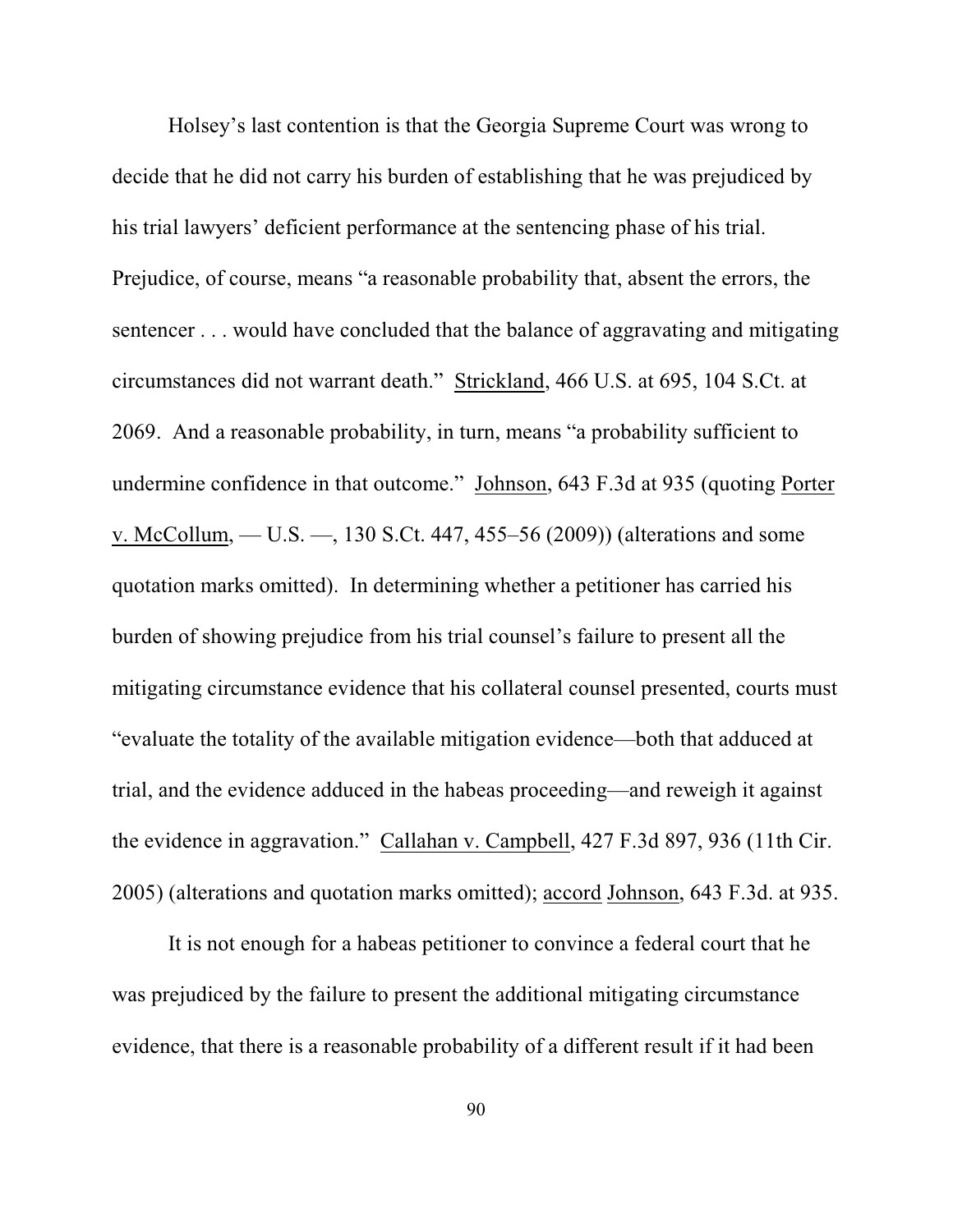Holsey's last contention is that the Georgia Supreme Court was wrong to decide that he did not carry his burden of establishing that he was prejudiced by his trial lawyers' deficient performance at the sentencing phase of his trial. Prejudice, of course, means "a reasonable probability that, absent the errors, the sentencer . . . would have concluded that the balance of aggravating and mitigating circumstances did not warrant death." Strickland, 466 U.S. at 695, 104 S.Ct. at 2069. And a reasonable probability, in turn, means "a probability sufficient to undermine confidence in that outcome." Johnson, 643 F.3d at 935 (quoting Porter v. McCollum, — U.S. —, 130 S.Ct. 447, 455–56 (2009)) (alterations and some quotation marks omitted). In determining whether a petitioner has carried his burden of showing prejudice from his trial counsel's failure to present all the mitigating circumstance evidence that his collateral counsel presented, courts must "evaluate the totality of the available mitigation evidence—both that adduced at trial, and the evidence adduced in the habeas proceeding—and reweigh it against the evidence in aggravation." Callahan v. Campbell, 427 F.3d 897, 936 (11th Cir. 2005) (alterations and quotation marks omitted); accord Johnson, 643 F.3d. at 935.

It is not enough for a habeas petitioner to convince a federal court that he was prejudiced by the failure to present the additional mitigating circumstance evidence, that there is a reasonable probability of a different result if it had been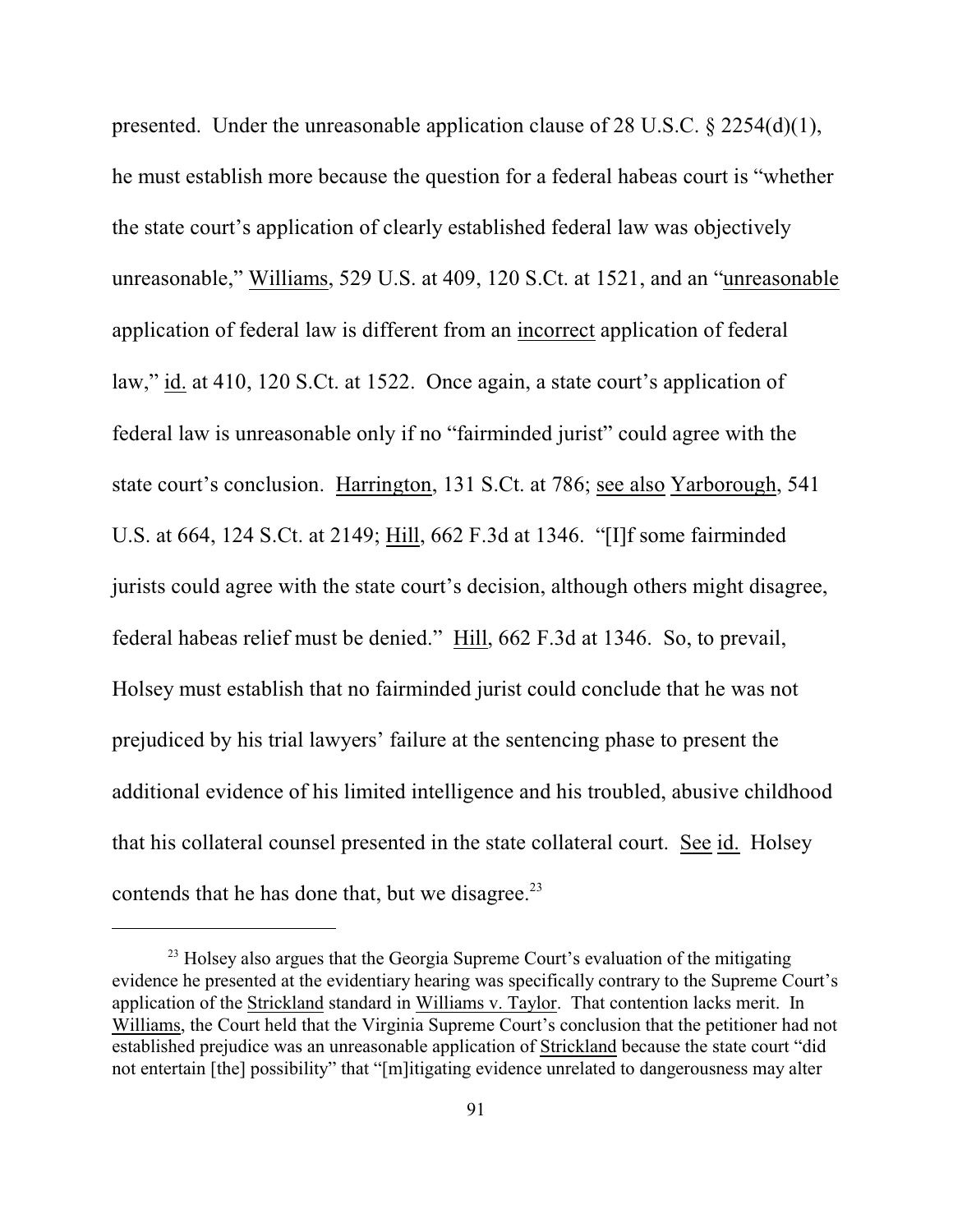presented. Under the unreasonable application clause of 28 U.S.C. § 2254(d)(1), he must establish more because the question for a federal habeas court is "whether the state court's application of clearly established federal law was objectively unreasonable," Williams, 529 U.S. at 409, 120 S.Ct. at 1521, and an "unreasonable application of federal law is different from an incorrect application of federal law," id. at 410, 120 S.Ct. at 1522. Once again, a state court's application of federal law is unreasonable only if no "fairminded jurist" could agree with the state court's conclusion. Harrington, 131 S.Ct. at 786; see also Yarborough, 541 U.S. at 664, 124 S.Ct. at 2149; Hill, 662 F.3d at 1346. "[I]f some fairminded jurists could agree with the state court's decision, although others might disagree, federal habeas relief must be denied." Hill, 662 F.3d at 1346. So, to prevail, Holsey must establish that no fairminded jurist could conclude that he was not prejudiced by his trial lawyers' failure at the sentencing phase to present the additional evidence of his limited intelligence and his troubled, abusive childhood that his collateral counsel presented in the state collateral court. See id. Holsey contends that he has done that, but we disagree.[23]

---

[23] Holsey also argues that the Georgia Supreme Court's evaluation of the mitigating evidence he presented at the evidentiary hearing was specifically contrary to the Supreme Court's application of the Strickland standard in Williams v. Taylor. That contention lacks merit. In Williams, the Court held that the Virginia Supreme Court's conclusion that the petitioner had not established prejudice was an unreasonable application of Strickland because the state court "did not entertain [the] possibility" that "[m]itigating evidence unrelated to dangerousness may alter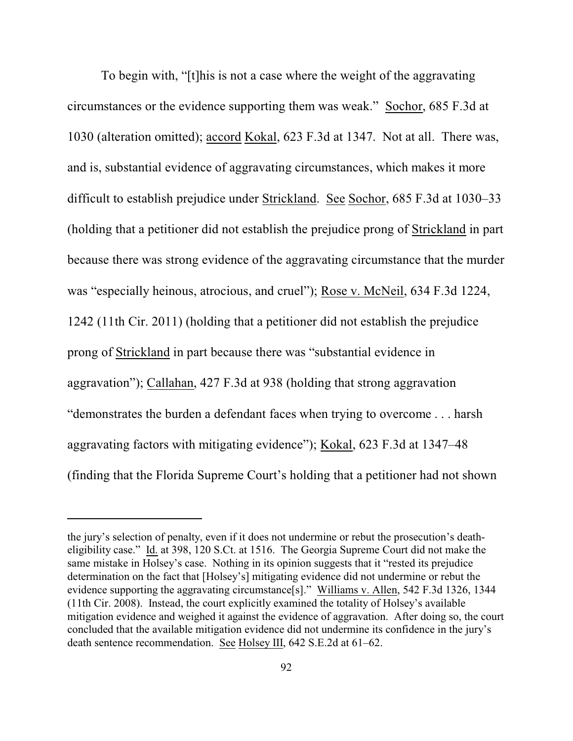To begin with, "[t]his is not a case where the weight of the aggravating circumstances or the evidence supporting them was weak." Sochor, 685 F.3d at 1030 (alteration omitted); accord Kokal, 623 F.3d at 1347. Not at all. There was, and is, substantial evidence of aggravating circumstances, which makes it more difficult to establish prejudice under Strickland. See Sochor, 685 F.3d at 1030–33 (holding that a petitioner did not establish the prejudice prong of Strickland in part because there was strong evidence of the aggravating circumstance that the murder was "especially heinous, atrocious, and cruel"); Rose v. McNeil, 634 F.3d 1224, 1242 (11th Cir. 2011) (holding that a petitioner did not establish the prejudice prong of Strickland in part because there was "substantial evidence in aggravation"); Callahan, 427 F.3d at 938 (holding that strong aggravation "demonstrates the burden a defendant faces when trying to overcome . . . harsh aggravating factors with mitigating evidence"); Kokal, 623 F.3d at 1347–48 (finding that the Florida Supreme Court's holding that a petitioner had not shown

---

the jury's selection of penalty, even if it does not undermine or rebut the prosecution's death-eligibility case." Id. at 398, 120 S.Ct. at 1516. The Georgia Supreme Court did not make the same mistake in Holsey's case. Nothing in its opinion suggests that it "rested its prejudice determination on the fact that [Holsey's] mitigating evidence did not undermine or rebut the evidence supporting the aggravating circumstance[s]." Williams v. Allen, 542 F.3d 1326, 1344 (11th Cir. 2008). Instead, the court explicitly examined the totality of Holsey's available mitigation evidence and weighed it against the evidence of aggravation. After doing so, the court concluded that the available mitigation evidence did not undermine its confidence in the jury's death sentence recommendation. See Holsey III, 642 S.E.2d at 61–62.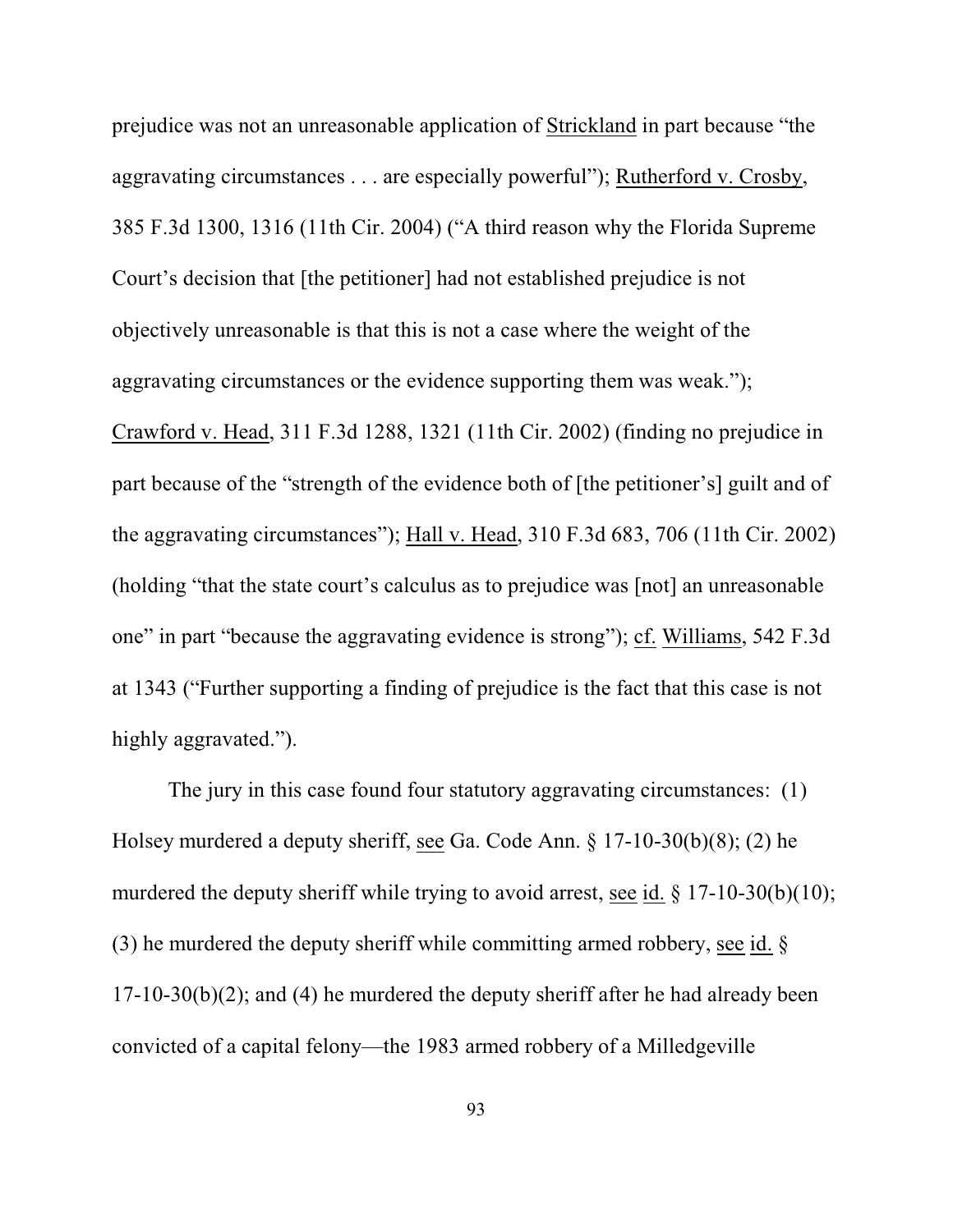prejudice was not an unreasonable application of Strickland in part because "the aggravating circumstances . . . are especially powerful"); Rutherford v. Crosby, 385 F.3d 1300, 1316 (11th Cir. 2004) ("A third reason why the Florida Supreme Court's decision that [the petitioner] had not established prejudice is not objectively unreasonable is that this is not a case where the weight of the aggravating circumstances or the evidence supporting them was weak."); Crawford v. Head, 311 F.3d 1288, 1321 (11th Cir. 2002) (finding no prejudice in part because of the "strength of the evidence both of [the petitioner's] guilt and of the aggravating circumstances"); Hall v. Head, 310 F.3d 683, 706 (11th Cir. 2002) (holding "that the state court's calculus as to prejudice was [not] an unreasonable one" in part "because the aggravating evidence is strong"); cf. Williams, 542 F.3d at 1343 ("Further supporting a finding of prejudice is the fact that this case is not highly aggravated.").

The jury in this case found four statutory aggravating circumstances: (1) Holsey murdered a deputy sheriff, see Ga. Code Ann. § 17-10-30(b)(8); (2) he murdered the deputy sheriff while trying to avoid arrest, see id. § 17-10-30(b)(10); (3) he murdered the deputy sheriff while committing armed robbery, see id. § 17-10-30(b)(2); and (4) he murdered the deputy sheriff after he had already been convicted of a capital felony—the 1983 armed robbery of a Milledgeville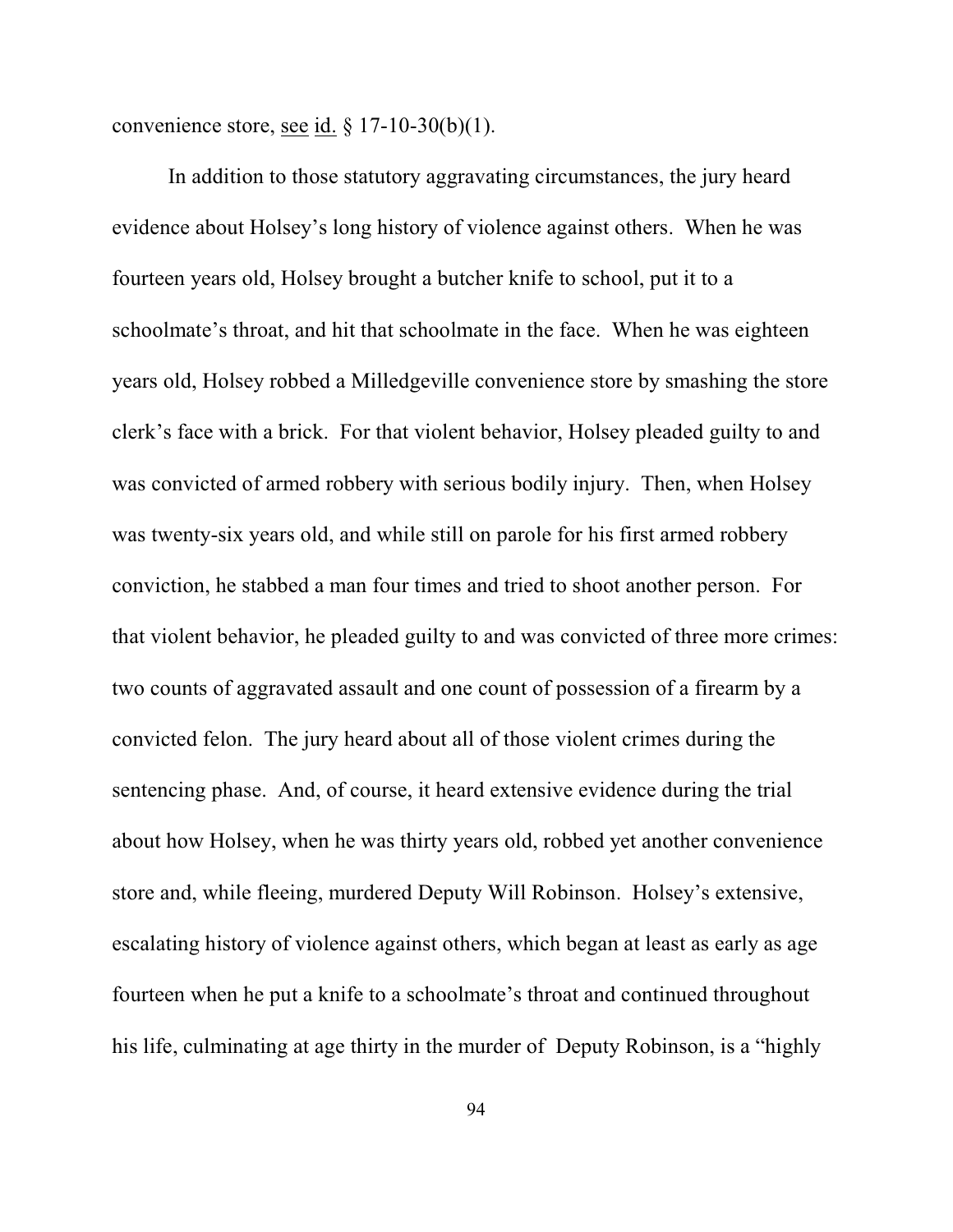convenience store, see id. § 17-10-30(b)(1).

In addition to those statutory aggravating circumstances, the jury heard evidence about Holsey's long history of violence against others. When he was fourteen years old, Holsey brought a butcher knife to school, put it to a schoolmate's throat, and hit that schoolmate in the face. When he was eighteen years old, Holsey robbed a Milledgeville convenience store by smashing the store clerk's face with a brick. For that violent behavior, Holsey pleaded guilty to and was convicted of armed robbery with serious bodily injury. Then, when Holsey was twenty-six years old, and while still on parole for his first armed robbery conviction, he stabbed a man four times and tried to shoot another person. For that violent behavior, he pleaded guilty to and was convicted of three more crimes: two counts of aggravated assault and one count of possession of a firearm by a convicted felon. The jury heard about all of those violent crimes during the sentencing phase. And, of course, it heard extensive evidence during the trial about how Holsey, when he was thirty years old, robbed yet another convenience store and, while fleeing, murdered Deputy Will Robinson. Holsey's extensive, escalating history of violence against others, which began at least as early as age fourteen when he put a knife to a schoolmate's throat and continued throughout his life, culminating at age thirty in the murder of Deputy Robinson, is a "highly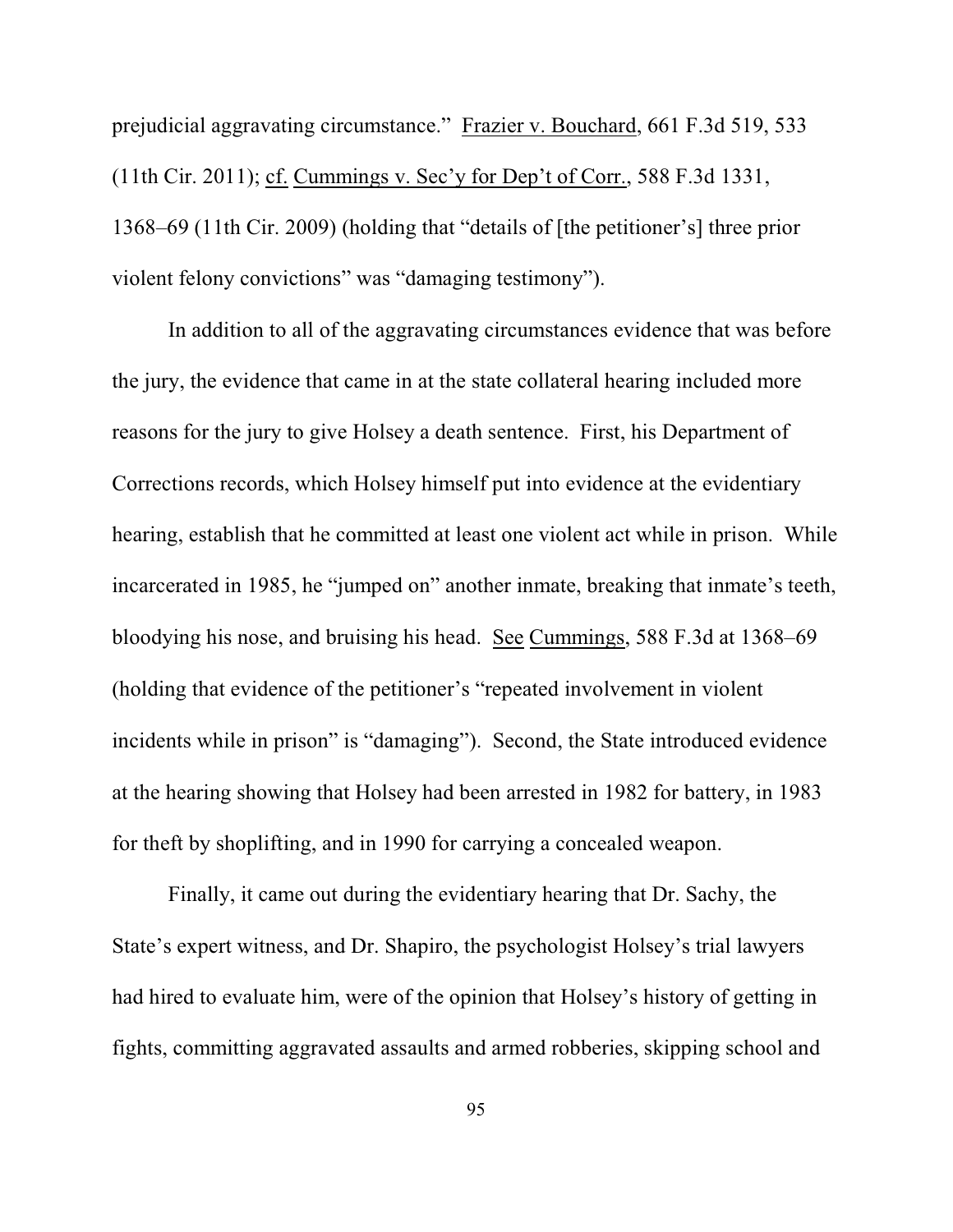prejudicial aggravating circumstance." Frazier v. Bouchard, 661 F.3d 519, 533 (11th Cir. 2011); cf. Cummings v. Sec'y for Dep't of Corr., 588 F.3d 1331, 1368–69 (11th Cir. 2009) (holding that "details of [the petitioner's] three prior violent felony convictions" was "damaging testimony").

In addition to all of the aggravating circumstances evidence that was before the jury, the evidence that came in at the state collateral hearing included more reasons for the jury to give Holsey a death sentence. First, his Department of Corrections records, which Holsey himself put into evidence at the evidentiary hearing, establish that he committed at least one violent act while in prison. While incarcerated in 1985, he "jumped on" another inmate, breaking that inmate's teeth, bloodying his nose, and bruising his head. See Cummings, 588 F.3d at 1368–69 (holding that evidence of the petitioner's "repeated involvement in violent incidents while in prison" is "damaging"). Second, the State introduced evidence at the hearing showing that Holsey had been arrested in 1982 for battery, in 1983 for theft by shoplifting, and in 1990 for carrying a concealed weapon.

Finally, it came out during the evidentiary hearing that Dr. Sachy, the State's expert witness, and Dr. Shapiro, the psychologist Holsey's trial lawyers had hired to evaluate him, were of the opinion that Holsey's history of getting in fights, committing aggravated assaults and armed robberies, skipping school and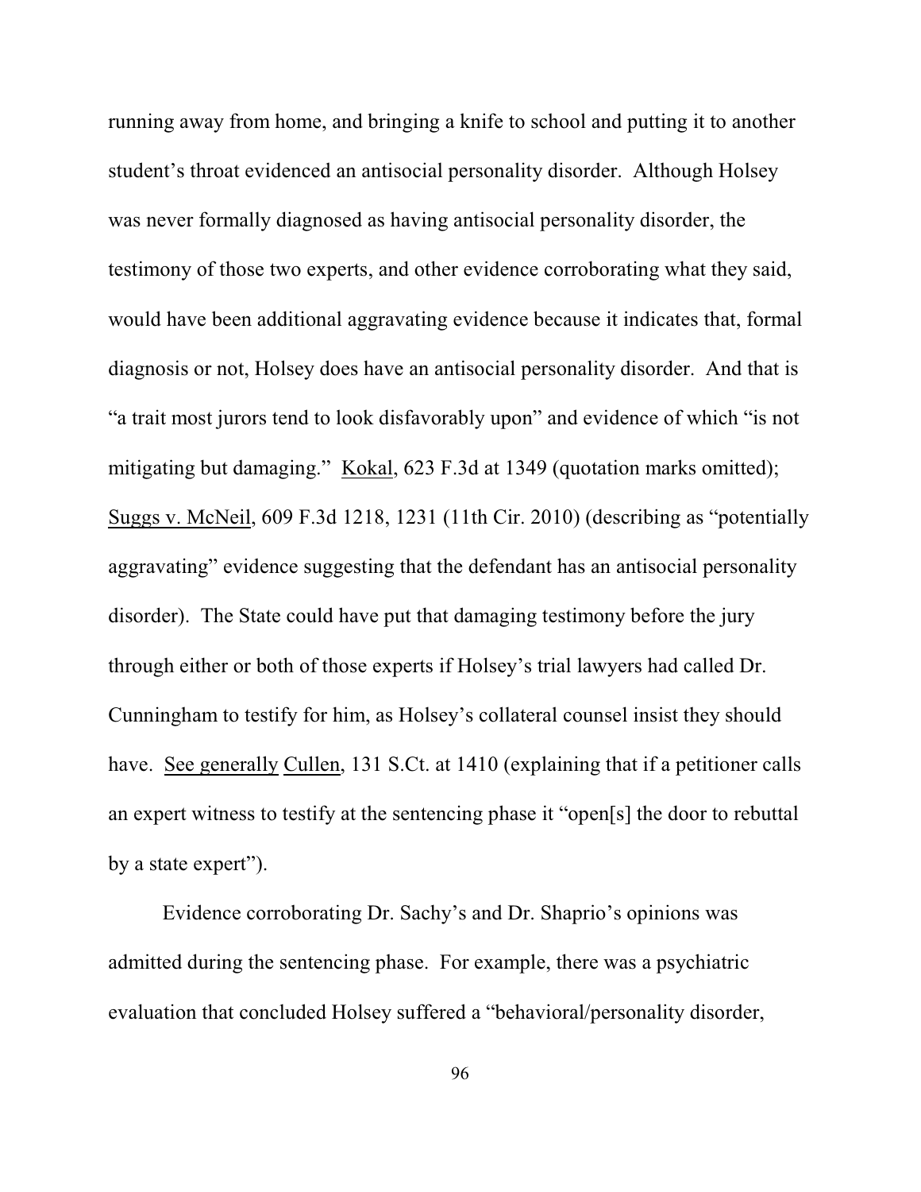running away from home, and bringing a knife to school and putting it to another student's throat evidenced an antisocial personality disorder. Although Holsey was never formally diagnosed as having antisocial personality disorder, the testimony of those two experts, and other evidence corroborating what they said, would have been additional aggravating evidence because it indicates that, formal diagnosis or not, Holsey does have an antisocial personality disorder. And that is "a trait most jurors tend to look disfavorably upon" and evidence of which "is not mitigating but damaging." Kokal, 623 F.3d at 1349 (quotation marks omitted); Suggs v. McNeil, 609 F.3d 1218, 1231 (11th Cir. 2010) (describing as "potentially aggravating" evidence suggesting that the defendant has an antisocial personality disorder). The State could have put that damaging testimony before the jury through either or both of those experts if Holsey's trial lawyers had called Dr. Cunningham to testify for him, as Holsey's collateral counsel insist they should have. See generally Cullen, 131 S.Ct. at 1410 (explaining that if a petitioner calls an expert witness to testify at the sentencing phase it "open[s] the door to rebuttal by a state expert").

Evidence corroborating Dr. Sachy's and Dr. Shaprio's opinions was admitted during the sentencing phase. For example, there was a psychiatric evaluation that concluded Holsey suffered a "behavioral/personality disorder,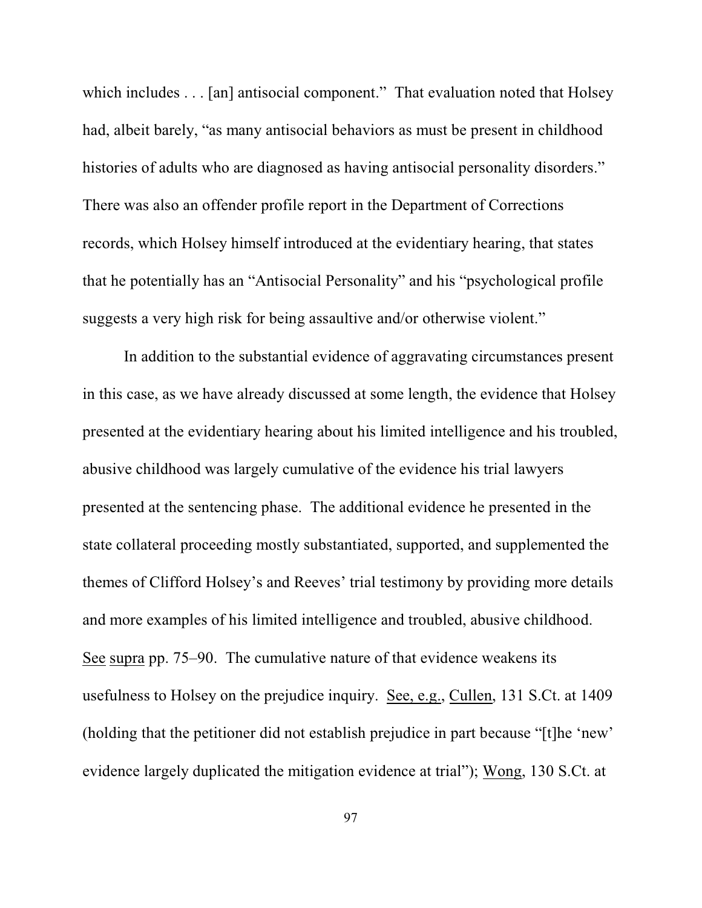which includes . . . [an] antisocial component." That evaluation noted that Holsey had, albeit barely, "as many antisocial behaviors as must be present in childhood histories of adults who are diagnosed as having antisocial personality disorders." There was also an offender profile report in the Department of Corrections records, which Holsey himself introduced at the evidentiary hearing, that states that he potentially has an "Antisocial Personality" and his "psychological profile suggests a very high risk for being assaultive and/or otherwise violent."

In addition to the substantial evidence of aggravating circumstances present in this case, as we have already discussed at some length, the evidence that Holsey presented at the evidentiary hearing about his limited intelligence and his troubled, abusive childhood was largely cumulative of the evidence his trial lawyers presented at the sentencing phase. The additional evidence he presented in the state collateral proceeding mostly substantiated, supported, and supplemented the themes of Clifford Holsey's and Reeves' trial testimony by providing more details and more examples of his limited intelligence and troubled, abusive childhood. See supra pp. 75–90. The cumulative nature of that evidence weakens its usefulness to Holsey on the prejudice inquiry. See, e.g., Cullen, 131 S.Ct. at 1409 (holding that the petitioner did not establish prejudice in part because "[t]he 'new' evidence largely duplicated the mitigation evidence at trial"); Wong, 130 S.Ct. at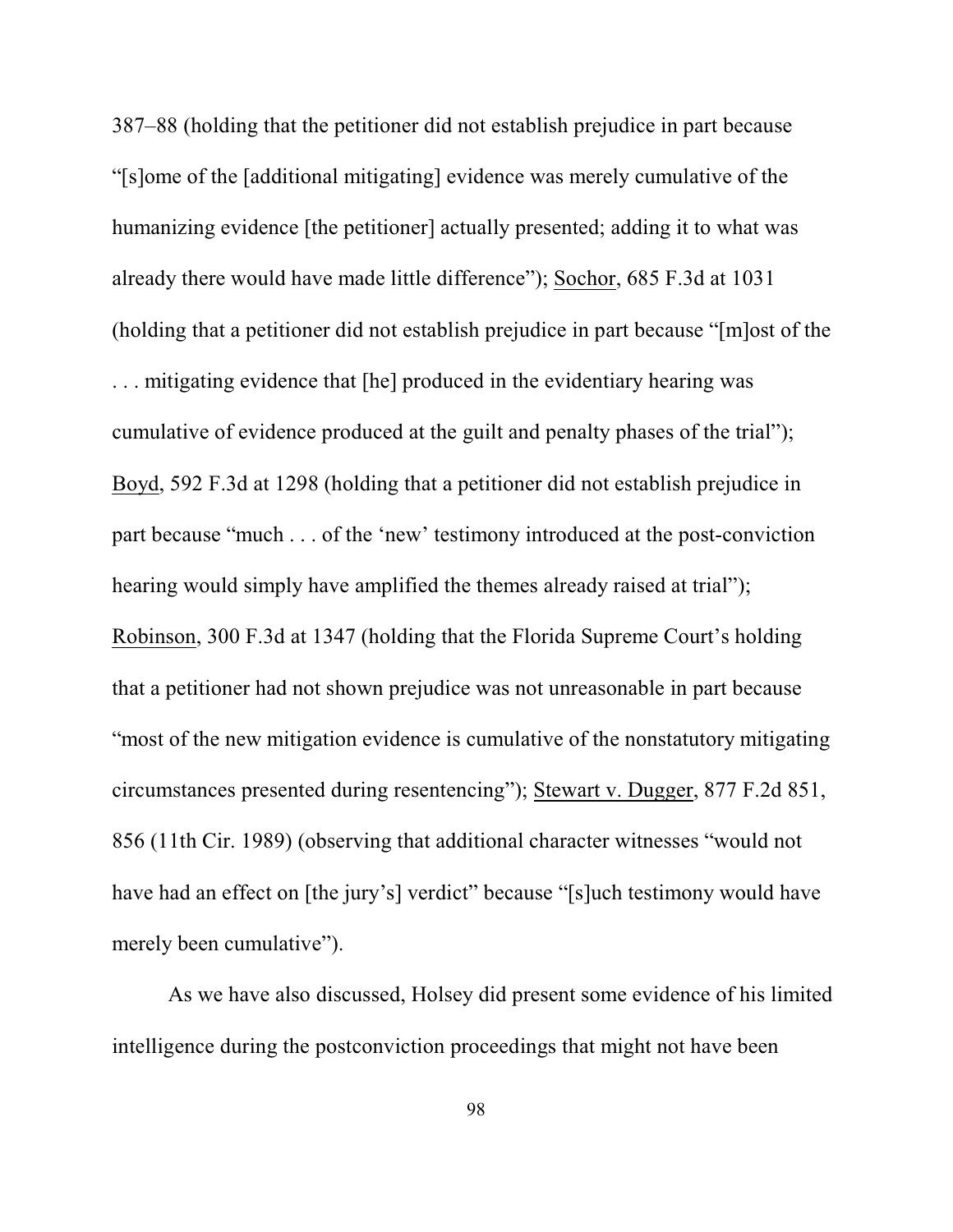387–88 (holding that the petitioner did not establish prejudice in part because "[s]ome of the [additional mitigating] evidence was merely cumulative of the humanizing evidence [the petitioner] actually presented; adding it to what was already there would have made little difference"); Sochor, 685 F.3d at 1031 (holding that a petitioner did not establish prejudice in part because "[m]ost of the . . . mitigating evidence that [he] produced in the evidentiary hearing was cumulative of evidence produced at the guilt and penalty phases of the trial"); Boyd, 592 F.3d at 1298 (holding that a petitioner did not establish prejudice in part because "much . . . of the 'new' testimony introduced at the post-conviction hearing would simply have amplified the themes already raised at trial"); Robinson, 300 F.3d at 1347 (holding that the Florida Supreme Court's holding that a petitioner had not shown prejudice was not unreasonable in part because "most of the new mitigation evidence is cumulative of the nonstatutory mitigating circumstances presented during resentencing"); Stewart v. Dugger, 877 F.2d 851, 856 (11th Cir. 1989) (observing that additional character witnesses "would not have had an effect on [the jury's] verdict" because "[s]uch testimony would have merely been cumulative").

As we have also discussed, Holsey did present some evidence of his limited intelligence during the postconviction proceedings that might not have been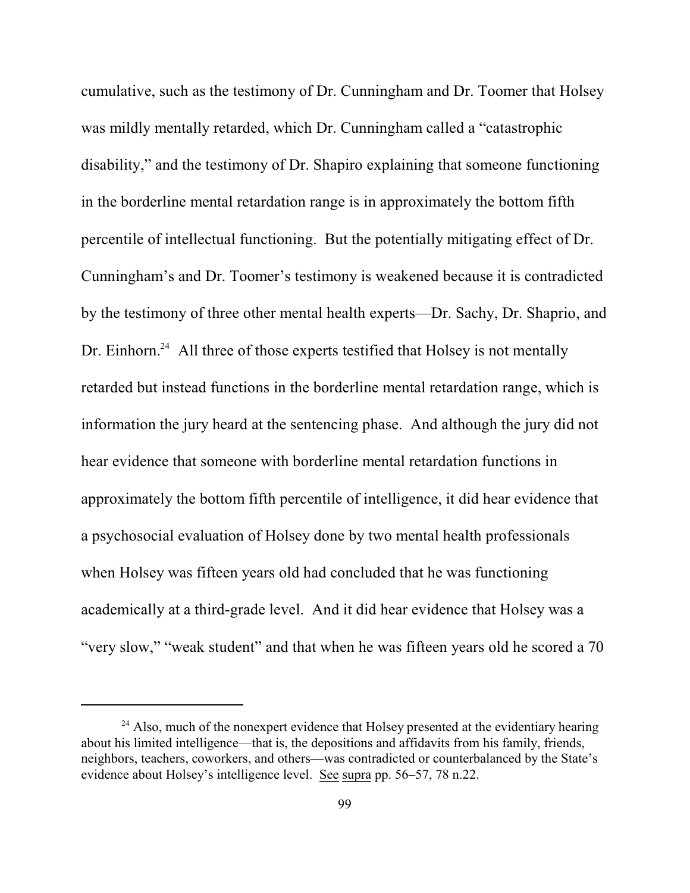cumulative, such as the testimony of Dr. Cunningham and Dr. Toomer that Holsey was mildly mentally retarded, which Dr. Cunningham called a "catastrophic disability," and the testimony of Dr. Shapiro explaining that someone functioning in the borderline mental retardation range is in approximately the bottom fifth percentile of intellectual functioning. But the potentially mitigating effect of Dr. Cunningham's and Dr. Toomer's testimony is weakened because it is contradicted by the testimony of three other mental health experts—Dr. Sachy, Dr. Shaprio, and Dr. Einhorn.[24] All three of those experts testified that Holsey is not mentally retarded but instead functions in the borderline mental retardation range, which is information the jury heard at the sentencing phase. And although the jury did not hear evidence that someone with borderline mental retardation functions in approximately the bottom fifth percentile of intelligence, it did hear evidence that a psychosocial evaluation of Holsey done by two mental health professionals when Holsey was fifteen years old had concluded that he was functioning academically at a third-grade level. And it did hear evidence that Holsey was a "very slow," "weak student" and that when he was fifteen years old he scored a 70

[24] Also, much of the nonexpert evidence that Holsey presented at the evidentiary hearing about his limited intelligence—that is, the depositions and affidavits from his family, friends, neighbors, teachers, coworkers, and others—was contradicted or counterbalanced by the State's evidence about Holsey's intelligence level. See supra pp. 56–57, 78 n.22.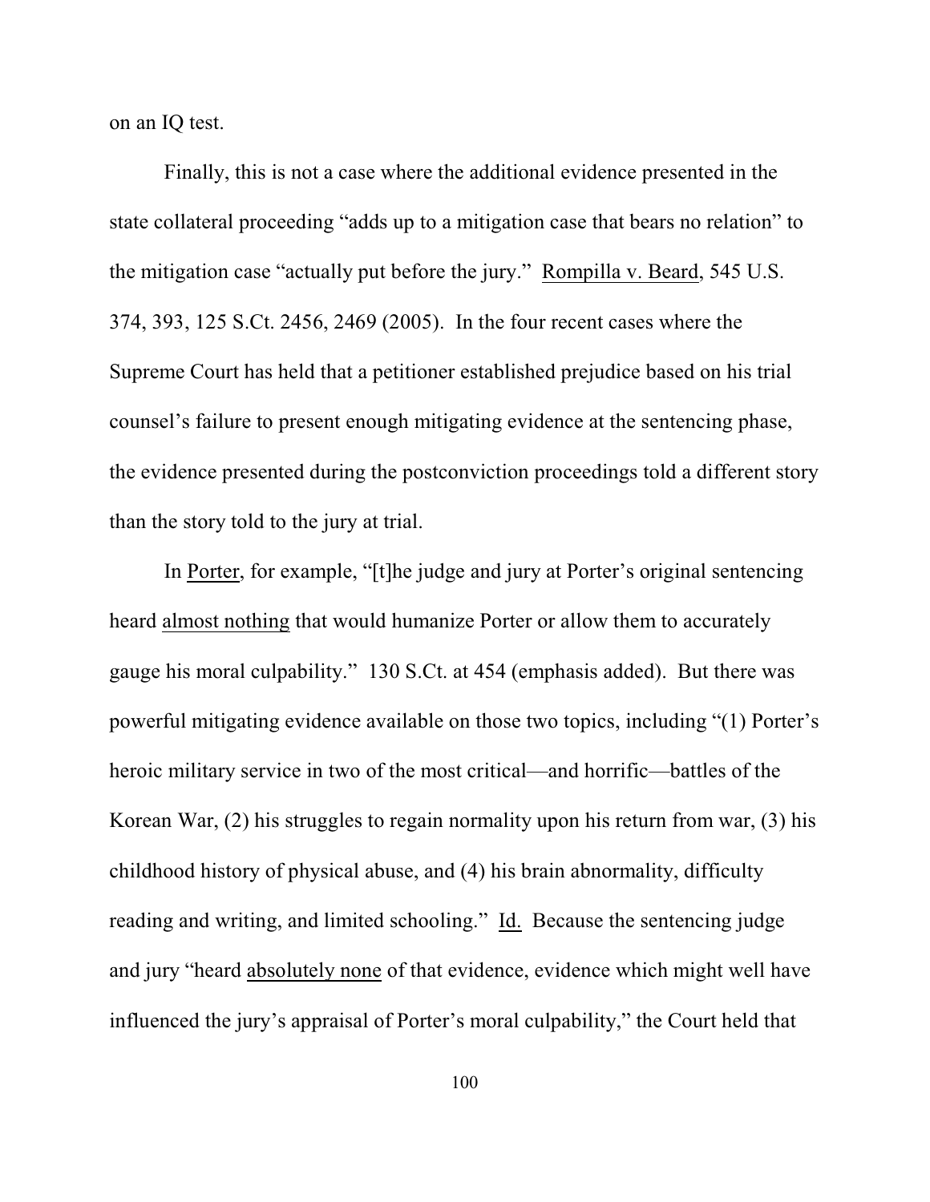on an IQ test.

Finally, this is not a case where the additional evidence presented in the state collateral proceeding "adds up to a mitigation case that bears no relation" to the mitigation case "actually put before the jury." Rompilla v. Beard, 545 U.S. 374, 393, 125 S.Ct. 2456, 2469 (2005). In the four recent cases where the Supreme Court has held that a petitioner established prejudice based on his trial counsel's failure to present enough mitigating evidence at the sentencing phase, the evidence presented during the postconviction proceedings told a different story than the story told to the jury at trial.

In Porter, for example, "[t]he judge and jury at Porter's original sentencing heard almost nothing that would humanize Porter or allow them to accurately gauge his moral culpability." 130 S.Ct. at 454 (emphasis added). But there was powerful mitigating evidence available on those two topics, including "(1) Porter's heroic military service in two of the most critical—and horrific—battles of the Korean War, (2) his struggles to regain normality upon his return from war, (3) his childhood history of physical abuse, and (4) his brain abnormality, difficulty reading and writing, and limited schooling." Id. Because the sentencing judge and jury "heard absolutely none of that evidence, evidence which might well have influenced the jury's appraisal of Porter's moral culpability," the Court held that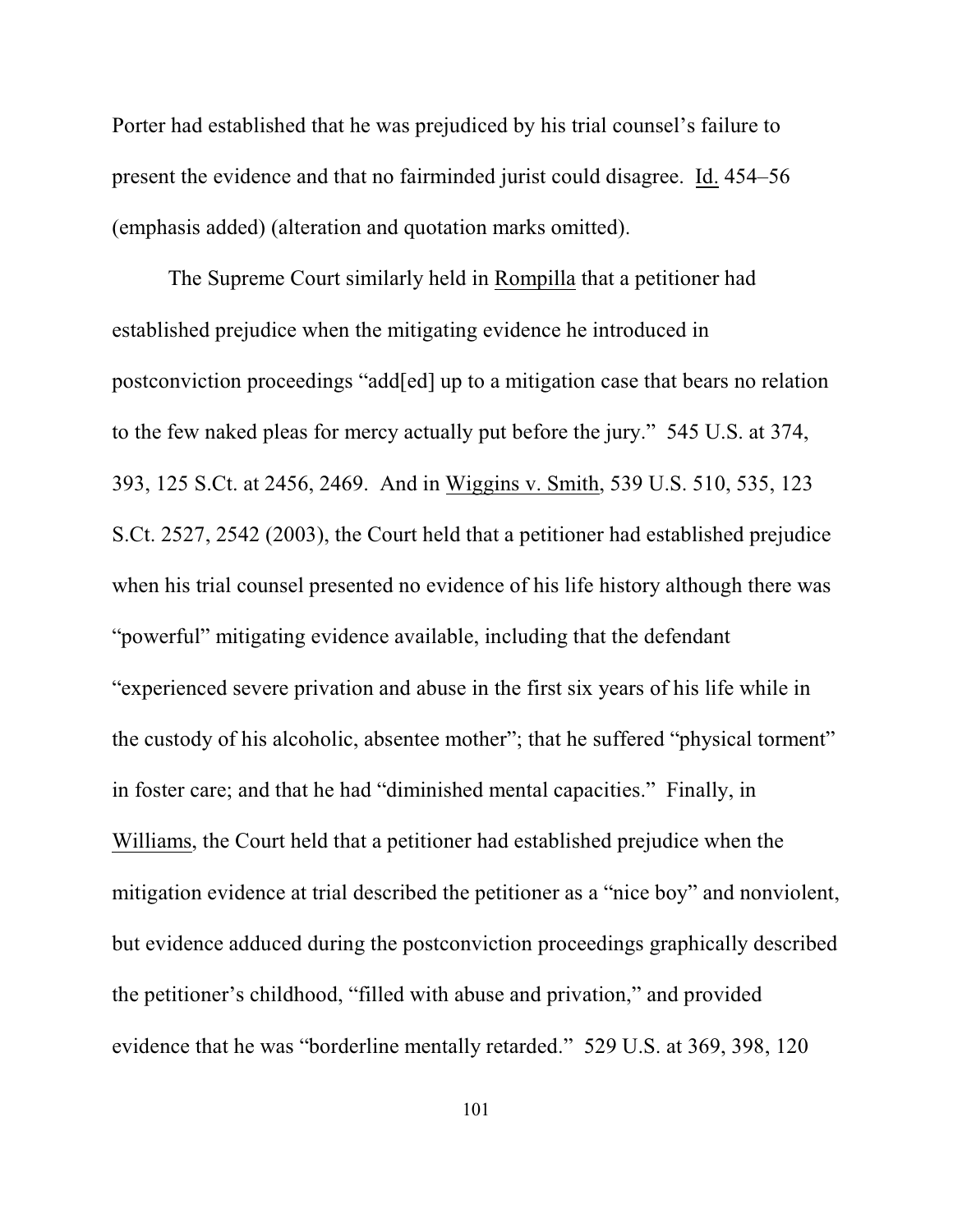Porter had established that he was prejudiced by his trial counsel's failure to present the evidence and that no fairminded jurist could disagree. Id. 454–56 (emphasis added) (alteration and quotation marks omitted).

The Supreme Court similarly held in Rompilla that a petitioner had established prejudice when the mitigating evidence he introduced in postconviction proceedings "add[ed] up to a mitigation case that bears no relation to the few naked pleas for mercy actually put before the jury." 545 U.S. at 374, 393, 125 S.Ct. at 2456, 2469. And in Wiggins v. Smith, 539 U.S. 510, 535, 123 S.Ct. 2527, 2542 (2003), the Court held that a petitioner had established prejudice when his trial counsel presented no evidence of his life history although there was "powerful" mitigating evidence available, including that the defendant "experienced severe privation and abuse in the first six years of his life while in the custody of his alcoholic, absentee mother"; that he suffered "physical torment" in foster care; and that he had "diminished mental capacities." Finally, in Williams, the Court held that a petitioner had established prejudice when the mitigation evidence at trial described the petitioner as a "nice boy" and nonviolent, but evidence adduced during the postconviction proceedings graphically described the petitioner's childhood, "filled with abuse and privation," and provided evidence that he was "borderline mentally retarded." 529 U.S. at 369, 398, 120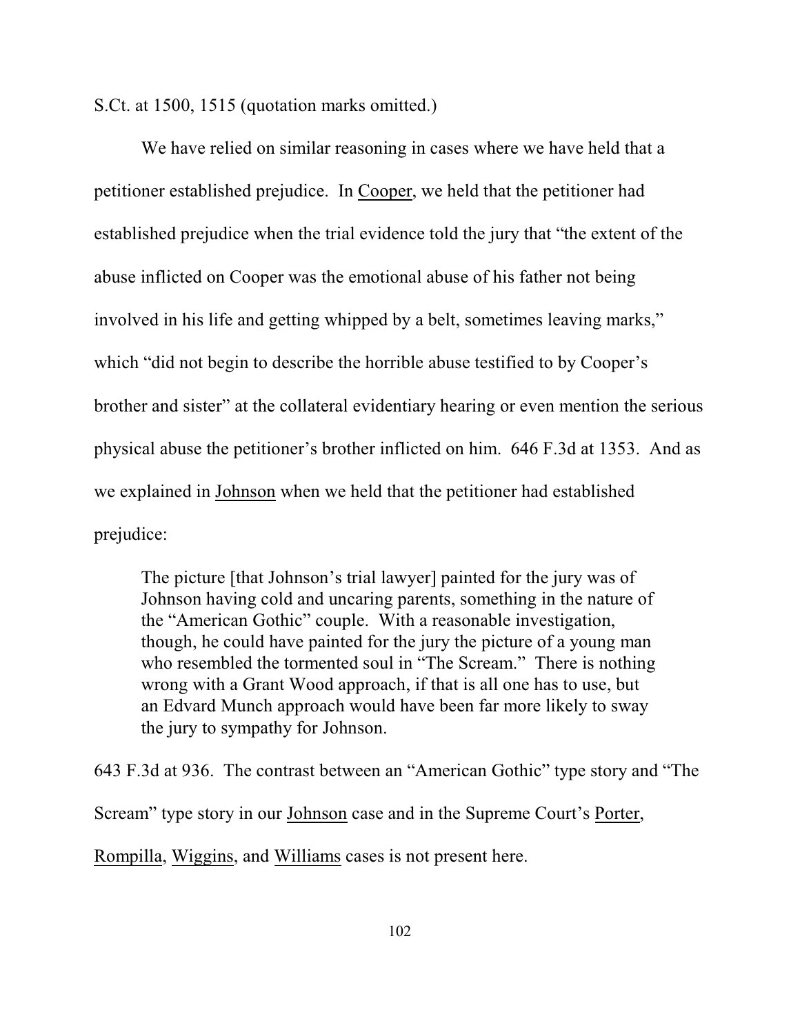S.Ct. at 1500, 1515 (quotation marks omitted.)

We have relied on similar reasoning in cases where we have held that a petitioner established prejudice. In Cooper, we held that the petitioner had established prejudice when the trial evidence told the jury that "the extent of the abuse inflicted on Cooper was the emotional abuse of his father not being involved in his life and getting whipped by a belt, sometimes leaving marks," which "did not begin to describe the horrible abuse testified to by Cooper's brother and sister" at the collateral evidentiary hearing or even mention the serious physical abuse the petitioner's brother inflicted on him. 646 F.3d at 1353. And as we explained in Johnson when we held that the petitioner had established prejudice:

> The picture [that Johnson's trial lawyer] painted for the jury was of Johnson having cold and uncaring parents, something in the nature of the "American Gothic" couple. With a reasonable investigation, though, he could have painted for the jury the picture of a young man who resembled the tormented soul in "The Scream." There is nothing wrong with a Grant Wood approach, if that is all one has to use, but an Edvard Munch approach would have been far more likely to sway the jury to sympathy for Johnson.

643 F.3d at 936. The contrast between an "American Gothic" type story and "The Scream" type story in our Johnson case and in the Supreme Court's Porter, Rompilla, Wiggins, and Williams cases is not present here.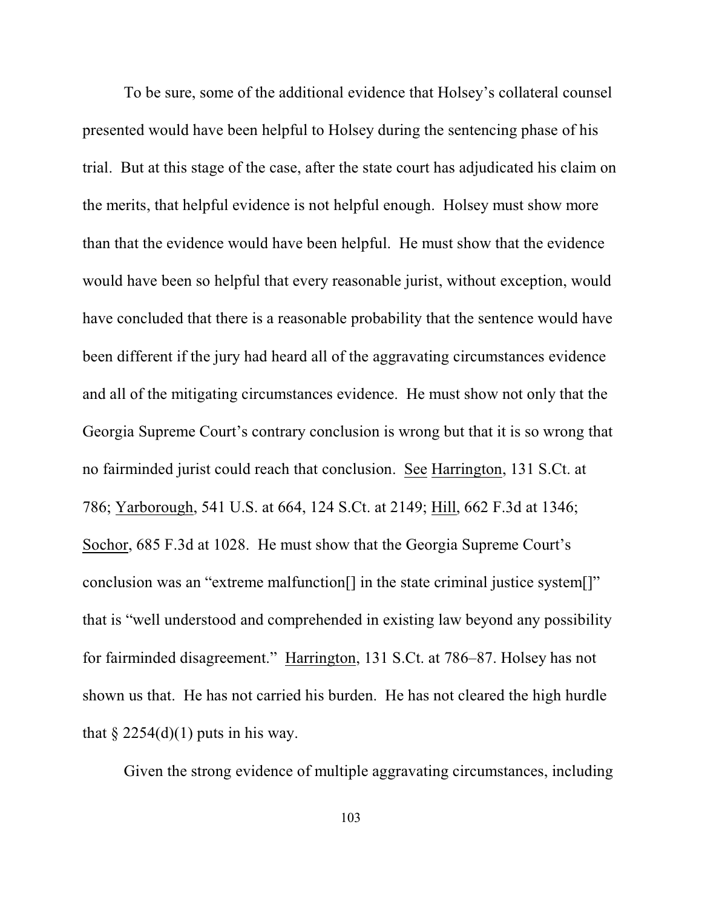To be sure, some of the additional evidence that Holsey's collateral counsel presented would have been helpful to Holsey during the sentencing phase of his trial. But at this stage of the case, after the state court has adjudicated his claim on the merits, that helpful evidence is not helpful enough. Holsey must show more than that the evidence would have been helpful. He must show that the evidence would have been so helpful that every reasonable jurist, without exception, would have concluded that there is a reasonable probability that the sentence would have been different if the jury had heard all of the aggravating circumstances evidence and all of the mitigating circumstances evidence. He must show not only that the Georgia Supreme Court's contrary conclusion is wrong but that it is so wrong that no fairminded jurist could reach that conclusion. See Harrington, 131 S.Ct. at 786; Yarborough, 541 U.S. at 664, 124 S.Ct. at 2149; Hill, 662 F.3d at 1346; Sochor, 685 F.3d at 1028. He must show that the Georgia Supreme Court's conclusion was an "extreme malfunction[] in the state criminal justice system[]" that is "well understood and comprehended in existing law beyond any possibility for fairminded disagreement." Harrington, 131 S.Ct. at 786–87. Holsey has not shown us that. He has not carried his burden. He has not cleared the high hurdle that § 2254(d)(1) puts in his way.

Given the strong evidence of multiple aggravating circumstances, including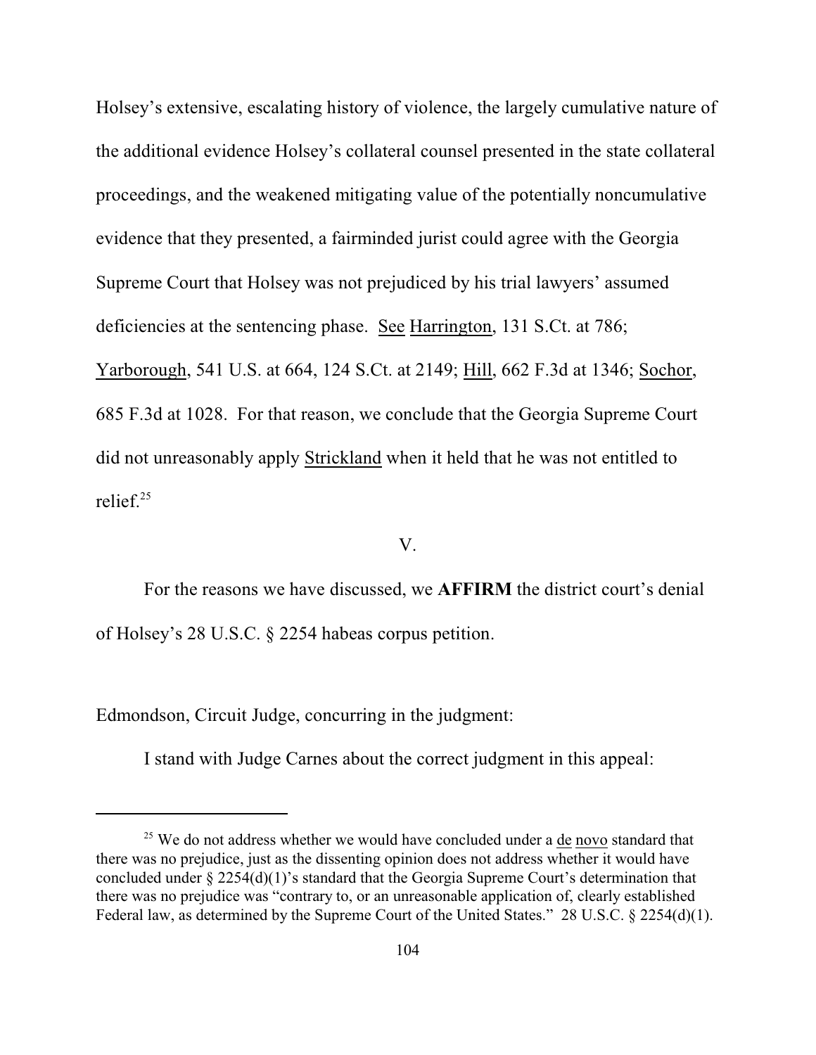Holsey's extensive, escalating history of violence, the largely cumulative nature of the additional evidence Holsey's collateral counsel presented in the state collateral proceedings, and the weakened mitigating value of the potentially noncumulative evidence that they presented, a fairminded jurist could agree with the Georgia Supreme Court that Holsey was not prejudiced by his trial lawyers' assumed deficiencies at the sentencing phase. See Harrington, 131 S.Ct. at 786; Yarborough, 541 U.S. at 664, 124 S.Ct. at 2149; Hill, 662 F.3d at 1346; Sochor, 685 F.3d at 1028. For that reason, we conclude that the Georgia Supreme Court did not unreasonably apply Strickland when it held that he was not entitled to relief.[25]

V.

For the reasons we have discussed, we **AFFIRM** the district court's denial of Holsey's 28 U.S.C. § 2254 habeas corpus petition.

Edmondson, Circuit Judge, concurring in the judgment:

I stand with Judge Carnes about the correct judgment in this appeal:

---

[25] We do not address whether we would have concluded under a de novo standard that there was no prejudice, just as the dissenting opinion does not address whether it would have concluded under § 2254(d)(1)'s standard that the Georgia Supreme Court's determination that there was no prejudice was "contrary to, or an unreasonable application of, clearly established Federal law, as determined by the Supreme Court of the United States." 28 U.S.C. § 2254(d)(1).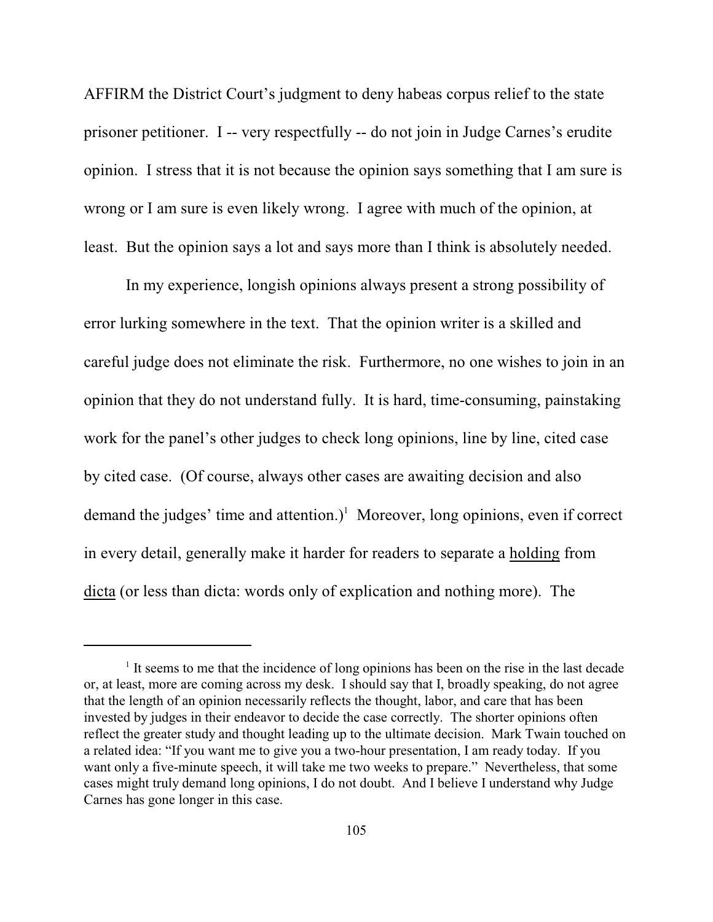AFFIRM the District Court's judgment to deny habeas corpus relief to the state prisoner petitioner. I -- very respectfully -- do not join in Judge Carnes's erudite opinion. I stress that it is not because the opinion says something that I am sure is wrong or I am sure is even likely wrong. I agree with much of the opinion, at least. But the opinion says a lot and says more than I think is absolutely needed.

In my experience, longish opinions always present a strong possibility of error lurking somewhere in the text. That the opinion writer is a skilled and careful judge does not eliminate the risk. Furthermore, no one wishes to join in an opinion that they do not understand fully. It is hard, time-consuming, painstaking work for the panel's other judges to check long opinions, line by line, cited case by cited case. (Of course, always other cases are awaiting decision and also demand the judges' time and attention.)[1] Moreover, long opinions, even if correct in every detail, generally make it harder for readers to separate a <u>holding</u> from <u>dicta</u> (or less than dicta: words only of explication and nothing more). The

---

[1] It seems to me that the incidence of long opinions has been on the rise in the last decade or, at least, more are coming across my desk. I should say that I, broadly speaking, do not agree that the length of an opinion necessarily reflects the thought, labor, and care that has been invested by judges in their endeavor to decide the case correctly. The shorter opinions often reflect the greater study and thought leading up to the ultimate decision. Mark Twain touched on a related idea: "If you want me to give you a two-hour presentation, I am ready today. If you want only a five-minute speech, it will take me two weeks to prepare." Nevertheless, that some cases might truly demand long opinions, I do not doubt. And I believe I understand why Judge Carnes has gone longer in this case.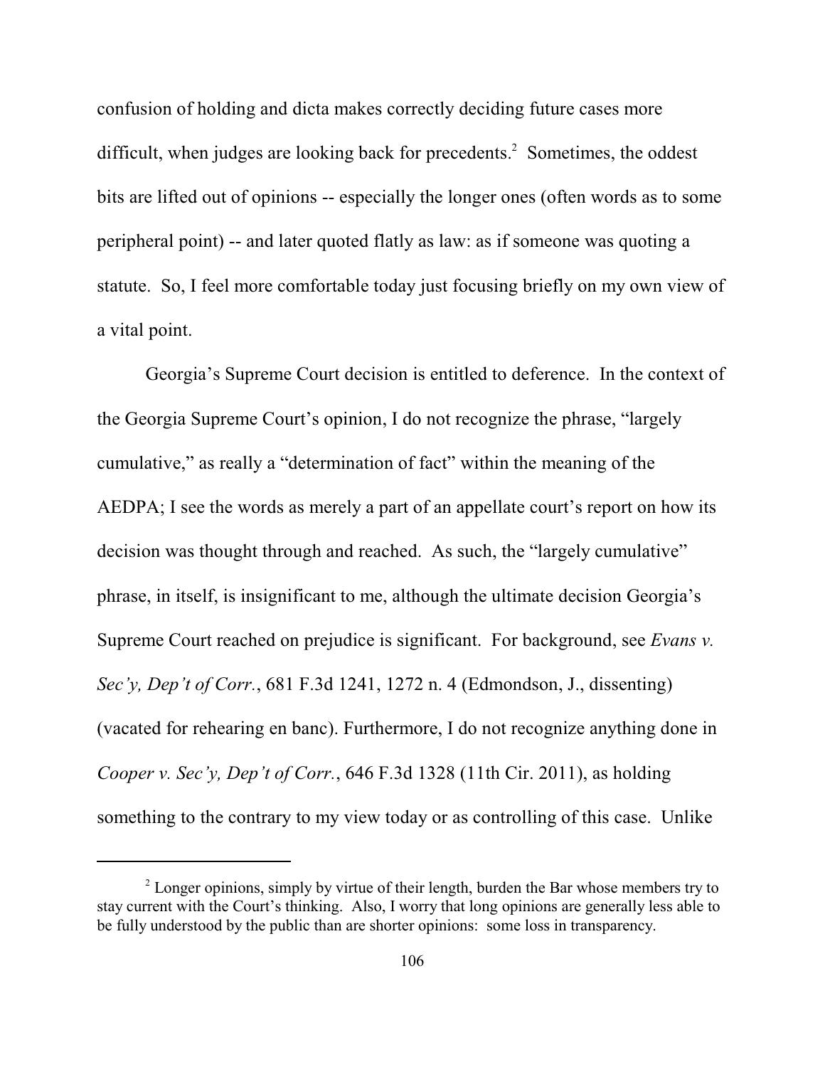confusion of holding and dicta makes correctly deciding future cases more difficult, when judges are looking back for precedents.[2] Sometimes, the oddest bits are lifted out of opinions -- especially the longer ones (often words as to some peripheral point) -- and later quoted flatly as law: as if someone was quoting a statute. So, I feel more comfortable today just focusing briefly on my own view of a vital point.

Georgia's Supreme Court decision is entitled to deference. In the context of the Georgia Supreme Court's opinion, I do not recognize the phrase, "largely cumulative," as really a "determination of fact" within the meaning of the AEDPA; I see the words as merely a part of an appellate court's report on how its decision was thought through and reached. As such, the "largely cumulative" phrase, in itself, is insignificant to me, although the ultimate decision Georgia's Supreme Court reached on prejudice is significant. For background, see *Evans v. Sec'y, Dep't of Corr.*, 681 F.3d 1241, 1272 n. 4 (Edmondson, J., dissenting) (vacated for rehearing en banc). Furthermore, I do not recognize anything done in *Cooper v. Sec'y, Dep't of Corr.*, 646 F.3d 1328 (11th Cir. 2011), as holding something to the contrary to my view today or as controlling of this case. Unlike

[2] Longer opinions, simply by virtue of their length, burden the Bar whose members try to stay current with the Court's thinking. Also, I worry that long opinions are generally less able to be fully understood by the public than are shorter opinions: some loss in transparency.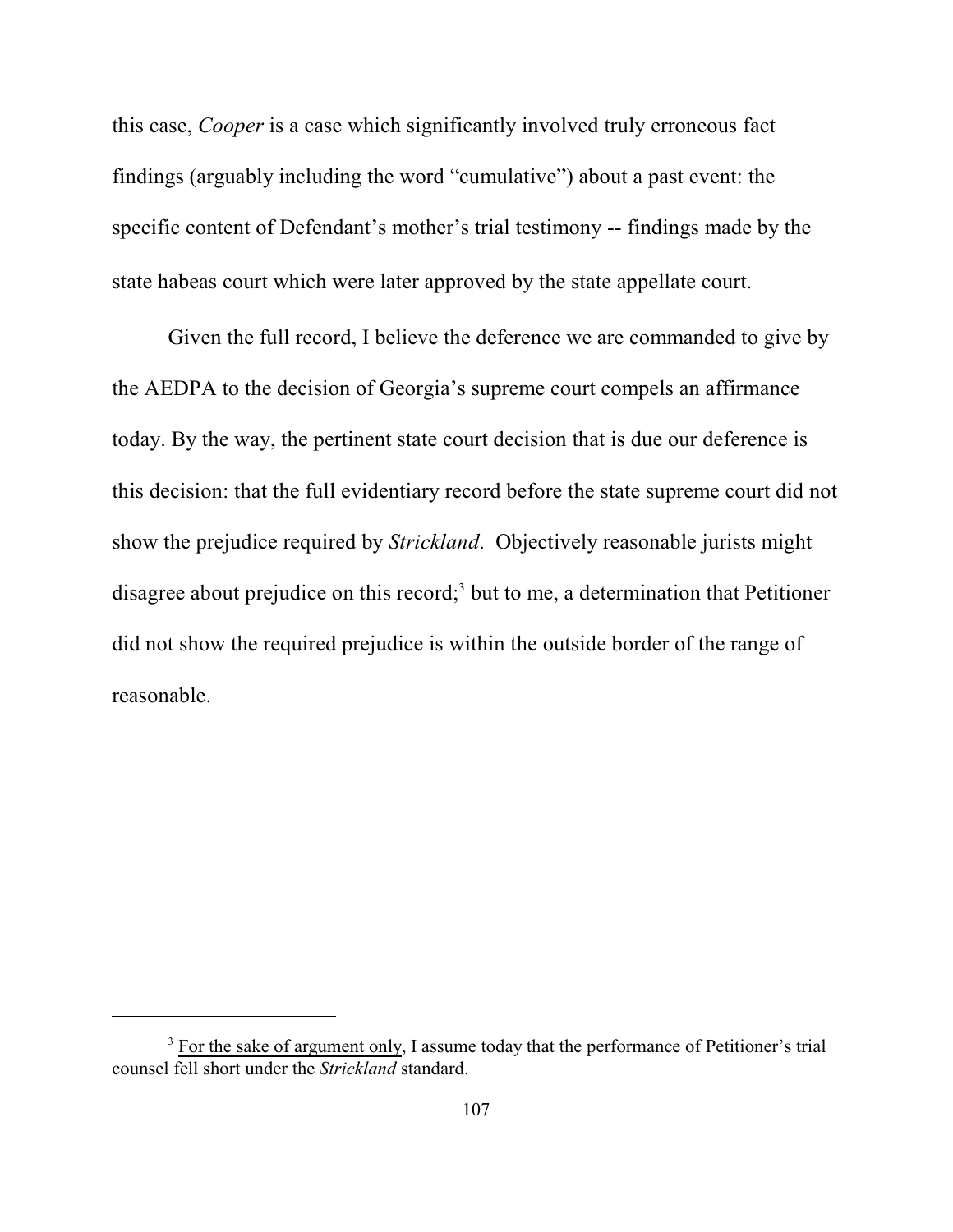this case, *Cooper* is a case which significantly involved truly erroneous fact findings (arguably including the word "cumulative") about a past event: the specific content of Defendant's mother's trial testimony -- findings made by the state habeas court which were later approved by the state appellate court.

Given the full record, I believe the deference we are commanded to give by the AEDPA to the decision of Georgia's supreme court compels an affirmance today. By the way, the pertinent state court decision that is due our deference is this decision: that the full evidentiary record before the state supreme court did not show the prejudice required by *Strickland*. Objectively reasonable jurists might disagree about prejudice on this record;[3] but to me, a determination that Petitioner did not show the required prejudice is within the outside border of the range of reasonable.

---

[3] <u>For the sake of argument only</u>, I assume today that the performance of Petitioner's trial counsel fell short under the *Strickland* standard.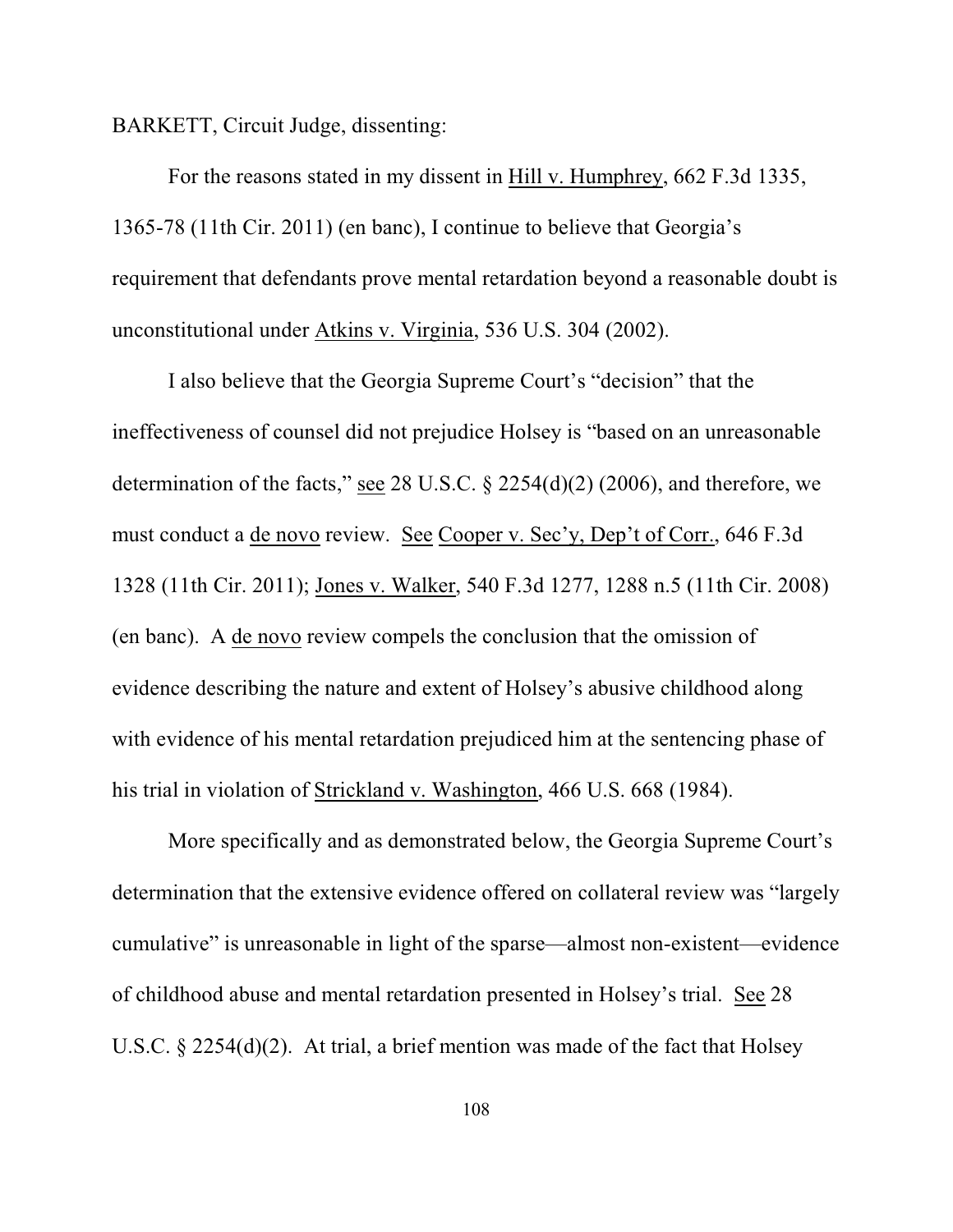BARKETT, Circuit Judge, dissenting:

For the reasons stated in my dissent in Hill v. Humphrey, 662 F.3d 1335, 1365-78 (11th Cir. 2011) (en banc), I continue to believe that Georgia's requirement that defendants prove mental retardation beyond a reasonable doubt is unconstitutional under Atkins v. Virginia, 536 U.S. 304 (2002).

I also believe that the Georgia Supreme Court's "decision" that the ineffectiveness of counsel did not prejudice Holsey is "based on an unreasonable determination of the facts," see 28 U.S.C. § 2254(d)(2) (2006), and therefore, we must conduct a de novo review. See Cooper v. Sec'y, Dep't of Corr., 646 F.3d 1328 (11th Cir. 2011); Jones v. Walker, 540 F.3d 1277, 1288 n.5 (11th Cir. 2008) (en banc). A de novo review compels the conclusion that the omission of evidence describing the nature and extent of Holsey's abusive childhood along with evidence of his mental retardation prejudiced him at the sentencing phase of his trial in violation of Strickland v. Washington, 466 U.S. 668 (1984).

More specifically and as demonstrated below, the Georgia Supreme Court's determination that the extensive evidence offered on collateral review was "largely cumulative" is unreasonable in light of the sparse—almost non-existent—evidence of childhood abuse and mental retardation presented in Holsey's trial. See 28 U.S.C. § 2254(d)(2). At trial, a brief mention was made of the fact that Holsey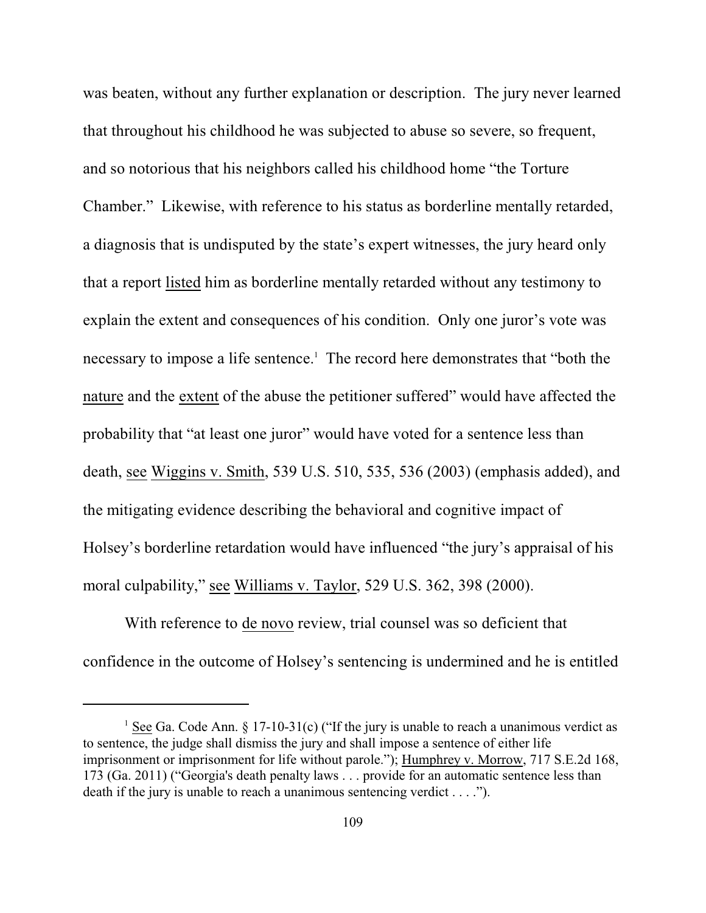was beaten, without any further explanation or description. The jury never learned that throughout his childhood he was subjected to abuse so severe, so frequent, and so notorious that his neighbors called his childhood home "the Torture Chamber." Likewise, with reference to his status as borderline mentally retarded, a diagnosis that is undisputed by the state's expert witnesses, the jury heard only that a report listed him as borderline mentally retarded without any testimony to explain the extent and consequences of his condition. Only one juror's vote was necessary to impose a life sentence.[1] The record here demonstrates that "both the nature and the extent of the abuse the petitioner suffered" would have affected the probability that "at least one juror" would have voted for a sentence less than death, see Wiggins v. Smith, 539 U.S. 510, 535, 536 (2003) (emphasis added), and the mitigating evidence describing the behavioral and cognitive impact of Holsey's borderline retardation would have influenced "the jury's appraisal of his moral culpability," see Williams v. Taylor, 529 U.S. 362, 398 (2000).

With reference to de novo review, trial counsel was so deficient that confidence in the outcome of Holsey's sentencing is undermined and he is entitled

---

[1] See Ga. Code Ann. § 17-10-31(c) ("If the jury is unable to reach a unanimous verdict as to sentence, the judge shall dismiss the jury and shall impose a sentence of either life imprisonment or imprisonment for life without parole."); Humphrey v. Morrow, 717 S.E.2d 168, 173 (Ga. 2011) ("Georgia's death penalty laws . . . provide for an automatic sentence less than death if the jury is unable to reach a unanimous sentencing verdict . . . .").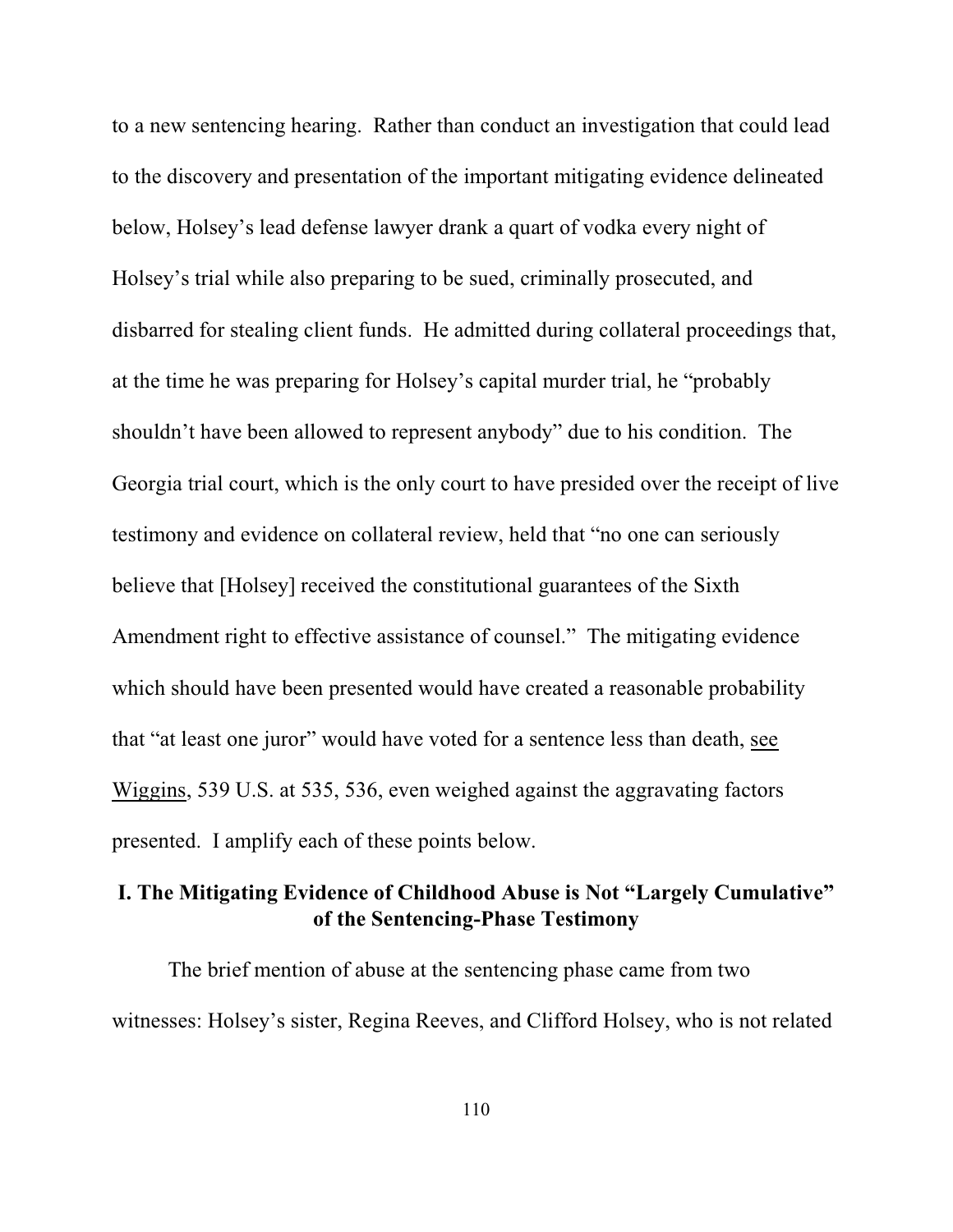to a new sentencing hearing. Rather than conduct an investigation that could lead to the discovery and presentation of the important mitigating evidence delineated below, Holsey's lead defense lawyer drank a quart of vodka every night of Holsey's trial while also preparing to be sued, criminally prosecuted, and disbarred for stealing client funds. He admitted during collateral proceedings that, at the time he was preparing for Holsey's capital murder trial, he "probably shouldn't have been allowed to represent anybody" due to his condition. The Georgia trial court, which is the only court to have presided over the receipt of live testimony and evidence on collateral review, held that "no one can seriously believe that [Holsey] received the constitutional guarantees of the Sixth Amendment right to effective assistance of counsel." The mitigating evidence which should have been presented would have created a reasonable probability that "at least one juror" would have voted for a sentence less than death, see Wiggins, 539 U.S. at 535, 536, even weighed against the aggravating factors presented. I amplify each of these points below.

## I. The Mitigating Evidence of Childhood Abuse is Not "Largely Cumulative" of the Sentencing-Phase Testimony

The brief mention of abuse at the sentencing phase came from two witnesses: Holsey's sister, Regina Reeves, and Clifford Holsey, who is not related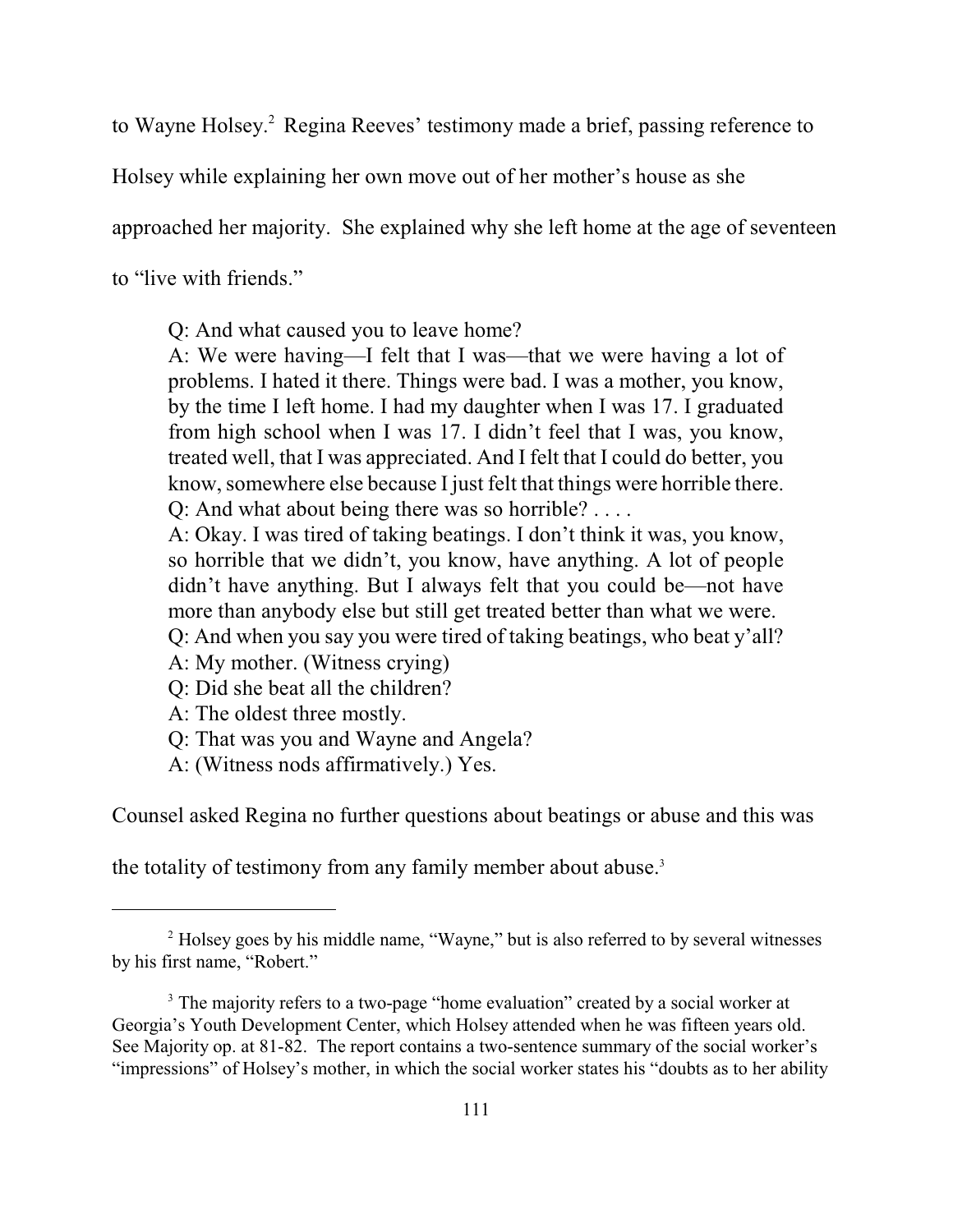to Wayne Holsey.[2] Regina Reeves' testimony made a brief, passing reference to Holsey while explaining her own move out of her mother's house as she approached her majority. She explained why she left home at the age of seventeen to "live with friends."

> Q: And what caused you to leave home?
> A: We were having—I felt that I was—that we were having a lot of problems. I hated it there. Things were bad. I was a mother, you know, by the time I left home. I had my daughter when I was 17. I graduated from high school when I was 17. I didn't feel that I was, you know, treated well, that I was appreciated. And I felt that I could do better, you know, somewhere else because I just felt that things were horrible there.
> Q: And what about being there was so horrible? . . . .
> A: Okay. I was tired of taking beatings. I don't think it was, you know, so horrible that we didn't, you know, have anything. A lot of people didn't have anything. But I always felt that you could be—not have more than anybody else but still get treated better than what we were.
> Q: And when you say you were tired of taking beatings, who beat y'all?
> A: My mother. (Witness crying)
> Q: Did she beat all the children?
> A: The oldest three mostly.
> Q: That was you and Wayne and Angela?
> A: (Witness nods affirmatively.) Yes.

Counsel asked Regina no further questions about beatings or abuse and this was the totality of testimony from any family member about abuse.[3]

---

[2] Holsey goes by his middle name, "Wayne," but is also referred to by several witnesses by his first name, "Robert."

[3] The majority refers to a two-page "home evaluation" created by a social worker at Georgia's Youth Development Center, which Holsey attended when he was fifteen years old. See Majority op. at 81-82. The report contains a two-sentence summary of the social worker's "impressions" of Holsey's mother, in which the social worker states his "doubts as to her ability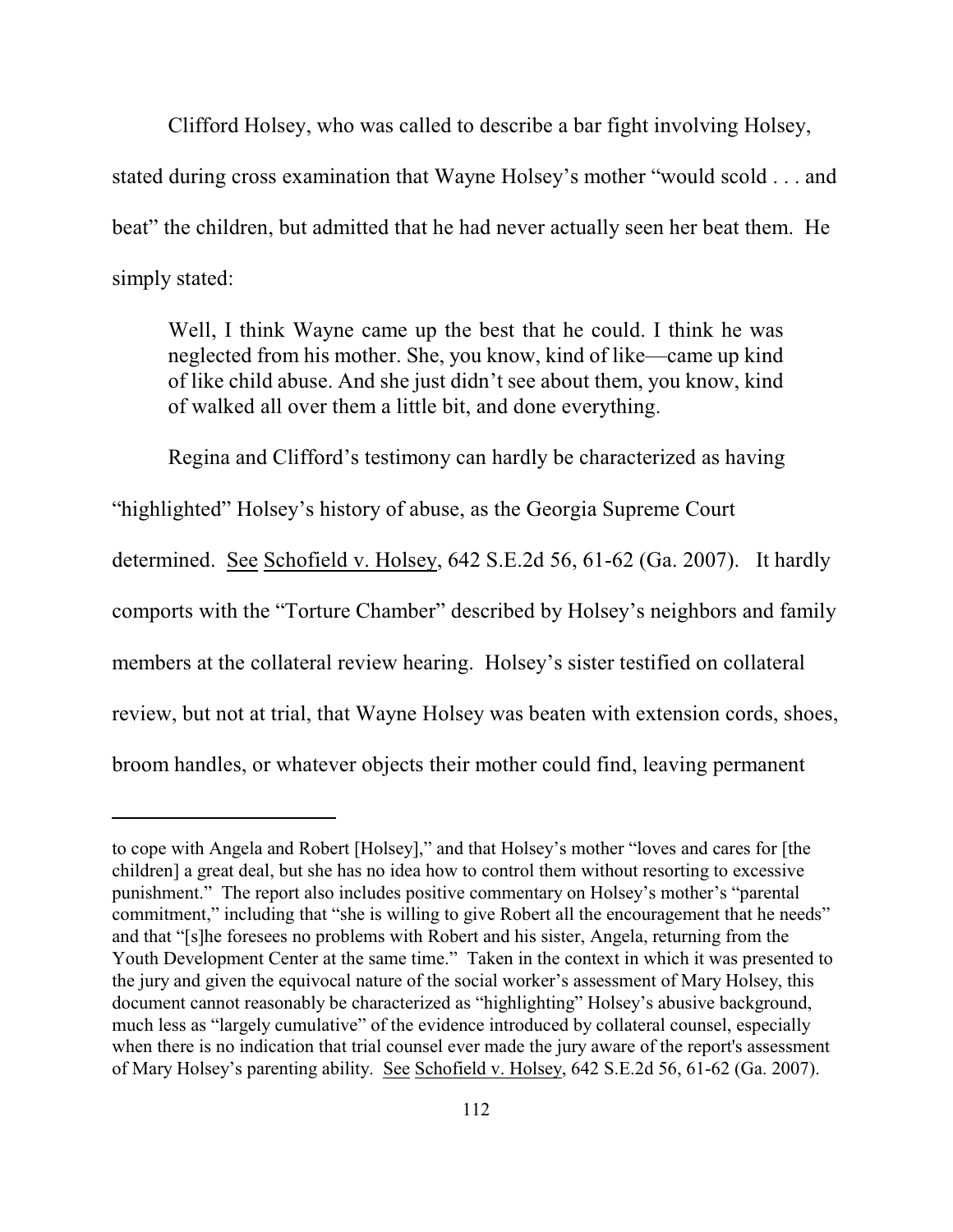Clifford Holsey, who was called to describe a bar fight involving Holsey, stated during cross examination that Wayne Holsey's mother "would scold . . . and beat" the children, but admitted that he had never actually seen her beat them. He simply stated:

> Well, I think Wayne came up the best that he could. I think he was neglected from his mother. She, you know, kind of like—came up kind of like child abuse. And she just didn't see about them, you know, kind of walked all over them a little bit, and done everything.

Regina and Clifford's testimony can hardly be characterized as having "highlighted" Holsey's history of abuse, as the Georgia Supreme Court determined. See Schofield v. Holsey, 642 S.E.2d 56, 61-62 (Ga. 2007). It hardly comports with the "Torture Chamber" described by Holsey's neighbors and family members at the collateral review hearing. Holsey's sister testified on collateral review, but not at trial, that Wayne Holsey was beaten with extension cords, shoes, broom handles, or whatever objects their mother could find, leaving permanent

---

to cope with Angela and Robert [Holsey]," and that Holsey's mother "loves and cares for [the children] a great deal, but she has no idea how to control them without resorting to excessive punishment." The report also includes positive commentary on Holsey's mother's "parental commitment," including that "she is willing to give Robert all the encouragement that he needs" and that "[s]he foresees no problems with Robert and his sister, Angela, returning from the Youth Development Center at the same time." Taken in the context in which it was presented to the jury and given the equivocal nature of the social worker's assessment of Mary Holsey, this document cannot reasonably be characterized as "highlighting" Holsey's abusive background, much less as "largely cumulative" of the evidence introduced by collateral counsel, especially when there is no indication that trial counsel ever made the jury aware of the report's assessment of Mary Holsey's parenting ability. See Schofield v. Holsey, 642 S.E.2d 56, 61-62 (Ga. 2007).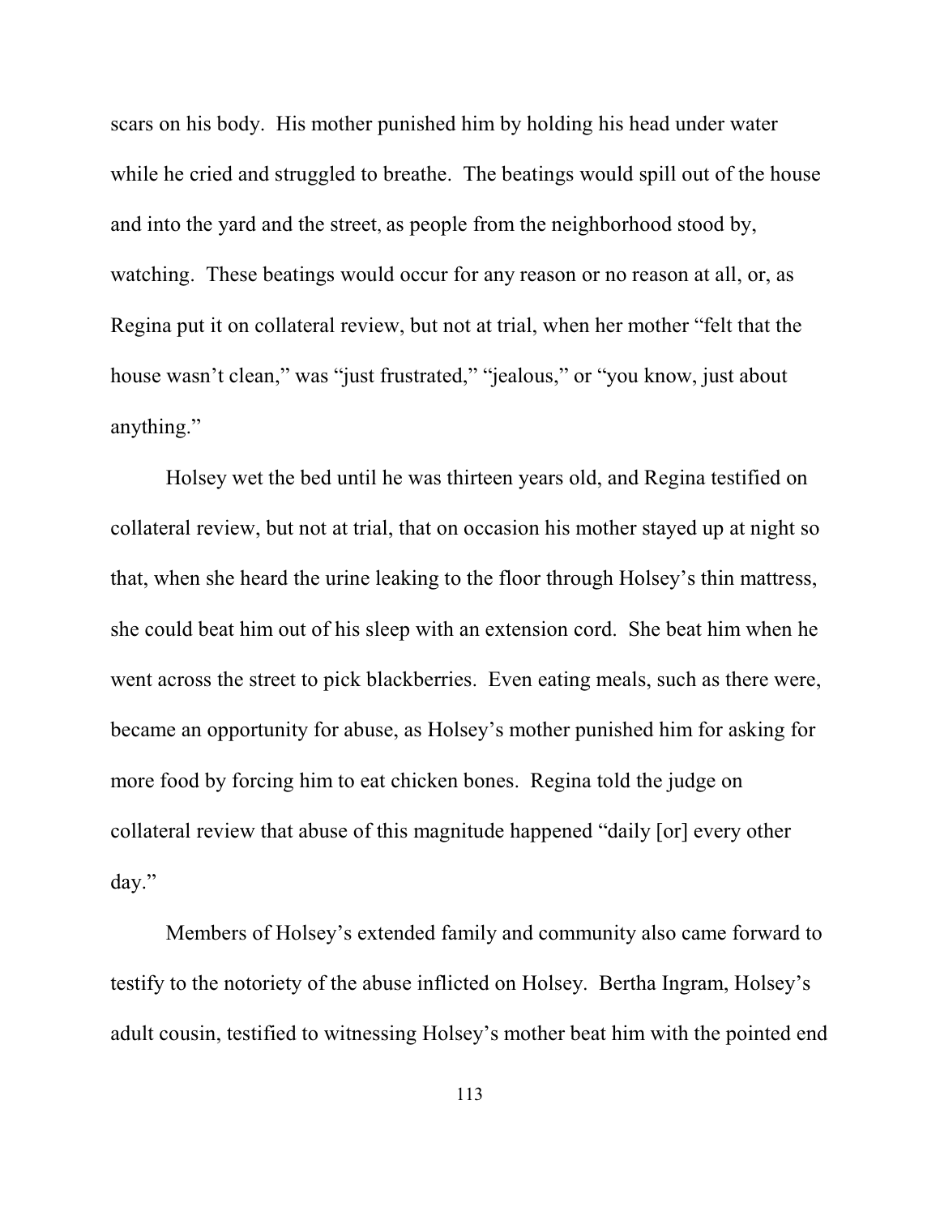scars on his body. His mother punished him by holding his head under water while he cried and struggled to breathe. The beatings would spill out of the house and into the yard and the street, as people from the neighborhood stood by, watching. These beatings would occur for any reason or no reason at all, or, as Regina put it on collateral review, but not at trial, when her mother "felt that the house wasn't clean," was "just frustrated," "jealous," or "you know, just about anything."

Holsey wet the bed until he was thirteen years old, and Regina testified on collateral review, but not at trial, that on occasion his mother stayed up at night so that, when she heard the urine leaking to the floor through Holsey's thin mattress, she could beat him out of his sleep with an extension cord. She beat him when he went across the street to pick blackberries. Even eating meals, such as there were, became an opportunity for abuse, as Holsey's mother punished him for asking for more food by forcing him to eat chicken bones. Regina told the judge on collateral review that abuse of this magnitude happened "daily [or] every other day."

Members of Holsey's extended family and community also came forward to testify to the notoriety of the abuse inflicted on Holsey. Bertha Ingram, Holsey's adult cousin, testified to witnessing Holsey's mother beat him with the pointed end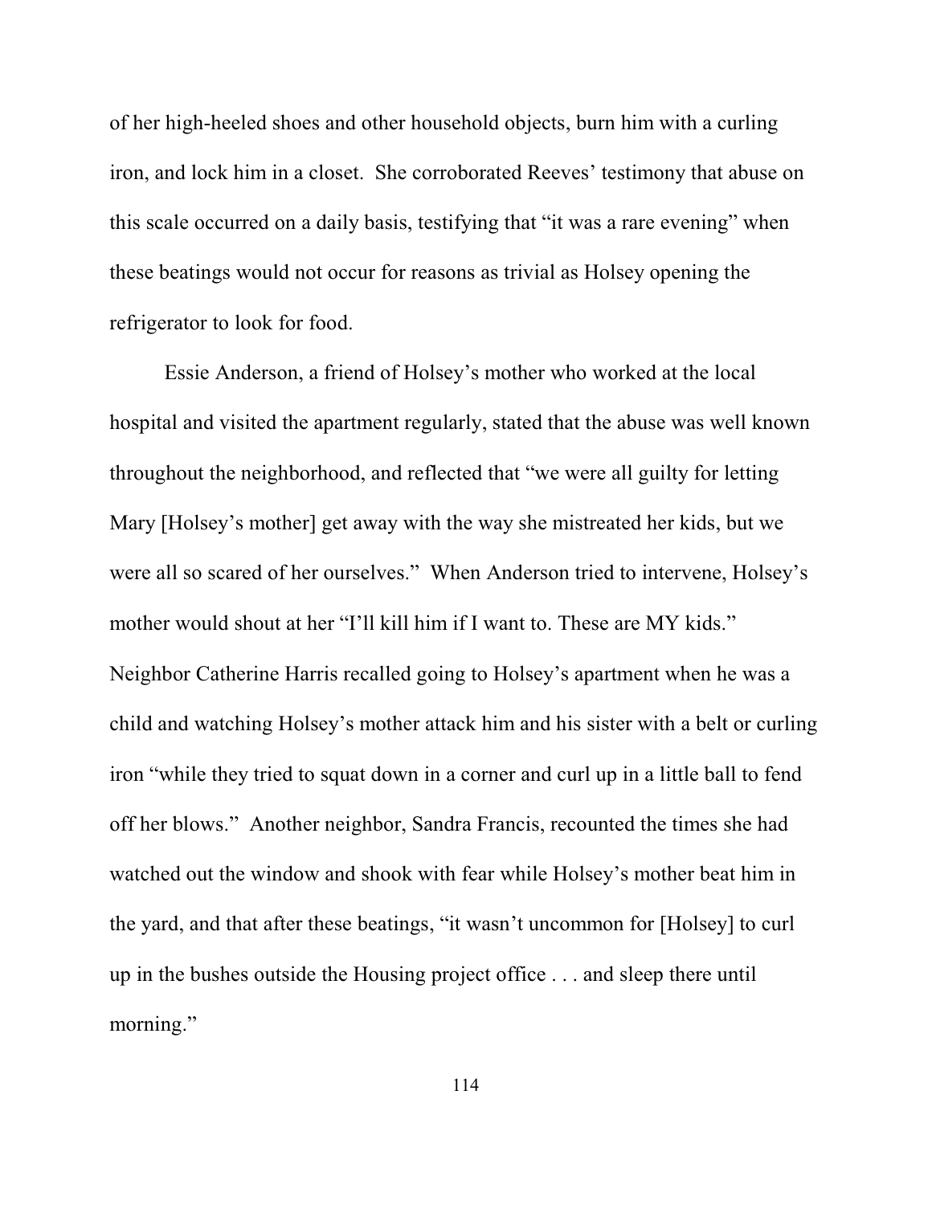of her high-heeled shoes and other household objects, burn him with a curling iron, and lock him in a closet. She corroborated Reeves' testimony that abuse on this scale occurred on a daily basis, testifying that "it was a rare evening" when these beatings would not occur for reasons as trivial as Holsey opening the refrigerator to look for food.

Essie Anderson, a friend of Holsey's mother who worked at the local hospital and visited the apartment regularly, stated that the abuse was well known throughout the neighborhood, and reflected that "we were all guilty for letting Mary [Holsey's mother] get away with the way she mistreated her kids, but we were all so scared of her ourselves." When Anderson tried to intervene, Holsey's mother would shout at her "I'll kill him if I want to. These are MY kids." Neighbor Catherine Harris recalled going to Holsey's apartment when he was a child and watching Holsey's mother attack him and his sister with a belt or curling iron "while they tried to squat down in a corner and curl up in a little ball to fend off her blows." Another neighbor, Sandra Francis, recounted the times she had watched out the window and shook with fear while Holsey's mother beat him in the yard, and that after these beatings, "it wasn't uncommon for [Holsey] to curl up in the bushes outside the Housing project office . . . and sleep there until morning."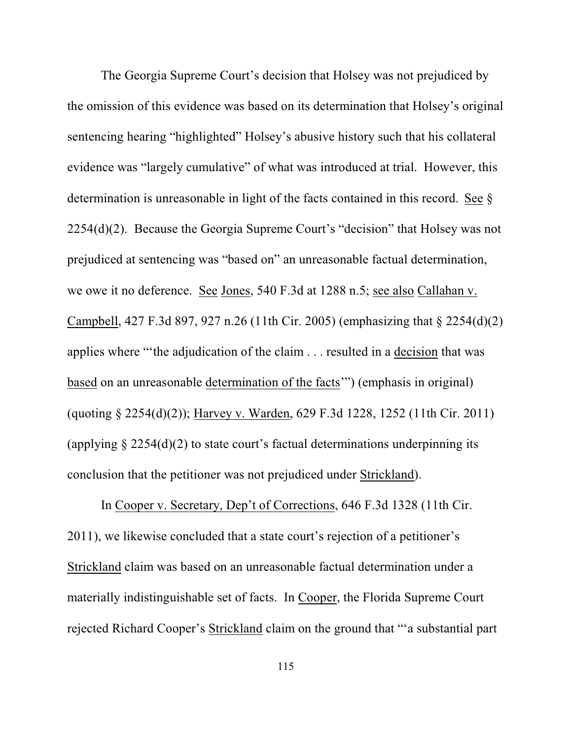The Georgia Supreme Court's decision that Holsey was not prejudiced by the omission of this evidence was based on its determination that Holsey's original sentencing hearing "highlighted" Holsey's abusive history such that his collateral evidence was "largely cumulative" of what was introduced at trial. However, this determination is unreasonable in light of the facts contained in this record. See § 2254(d)(2). Because the Georgia Supreme Court's "decision" that Holsey was not prejudiced at sentencing was "based on" an unreasonable factual determination, we owe it no deference. See Jones, 540 F.3d at 1288 n.5; see also Callahan v. Campbell, 427 F.3d 897, 927 n.26 (11th Cir. 2005) (emphasizing that § 2254(d)(2) applies where "'the adjudication of the claim . . . resulted in a decision that was based on an unreasonable determination of the facts'") (emphasis in original) (quoting § 2254(d)(2)); Harvey v. Warden, 629 F.3d 1228, 1252 (11th Cir. 2011) (applying § 2254(d)(2) to state court's factual determinations underpinning its conclusion that the petitioner was not prejudiced under Strickland).

In Cooper v. Secretary, Dep't of Corrections, 646 F.3d 1328 (11th Cir. 2011), we likewise concluded that a state court's rejection of a petitioner's Strickland claim was based on an unreasonable factual determination under a materially indistinguishable set of facts. In Cooper, the Florida Supreme Court rejected Richard Cooper's Strickland claim on the ground that "'a substantial part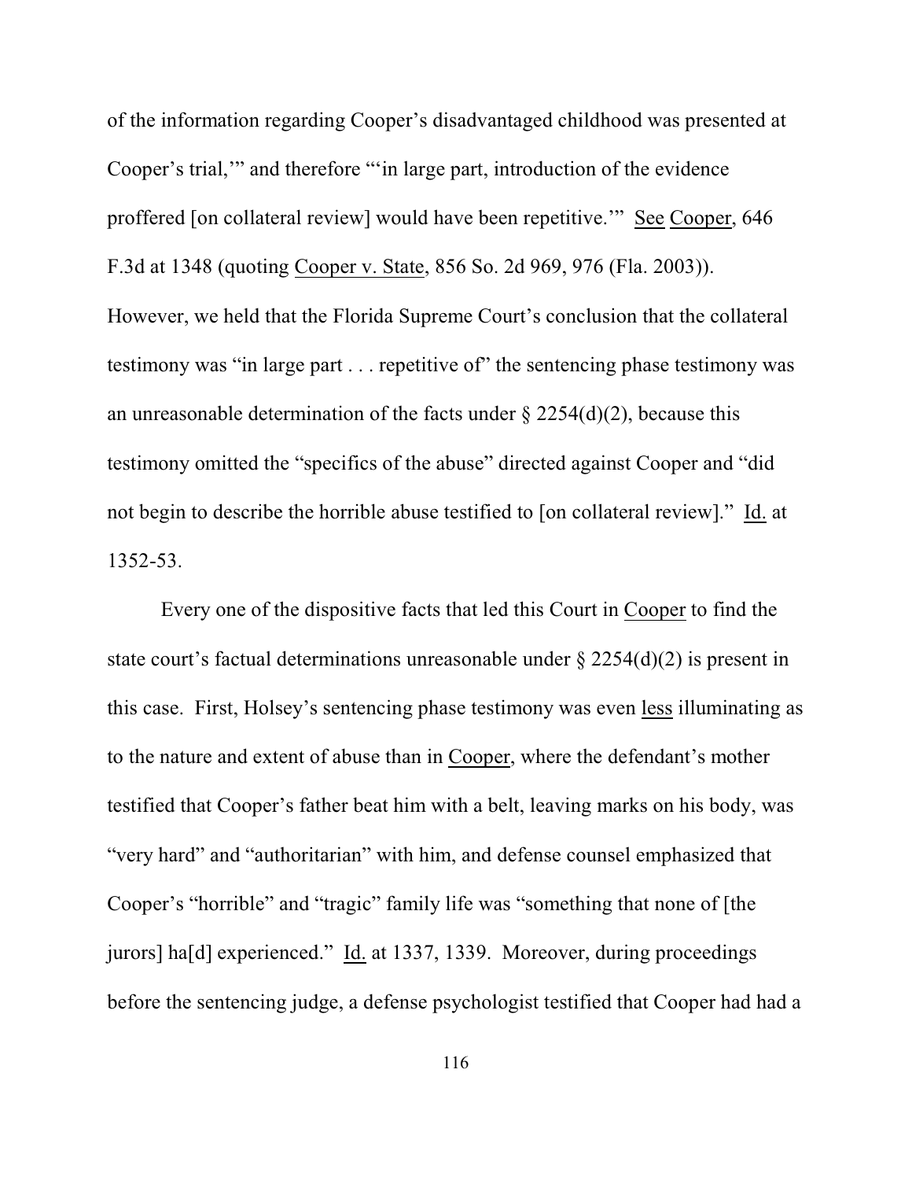of the information regarding Cooper's disadvantaged childhood was presented at Cooper's trial,'" and therefore "'in large part, introduction of the evidence proffered [on collateral review] would have been repetitive.'" See Cooper, 646 F.3d at 1348 (quoting Cooper v. State, 856 So. 2d 969, 976 (Fla. 2003)). However, we held that the Florida Supreme Court's conclusion that the collateral testimony was "in large part . . . repetitive of" the sentencing phase testimony was an unreasonable determination of the facts under § 2254(d)(2), because this testimony omitted the "specifics of the abuse" directed against Cooper and "did not begin to describe the horrible abuse testified to [on collateral review]." Id. at 1352-53.

Every one of the dispositive facts that led this Court in Cooper to find the state court's factual determinations unreasonable under § 2254(d)(2) is present in this case. First, Holsey's sentencing phase testimony was even less illuminating as to the nature and extent of abuse than in Cooper, where the defendant's mother testified that Cooper's father beat him with a belt, leaving marks on his body, was "very hard" and "authoritarian" with him, and defense counsel emphasized that Cooper's "horrible" and "tragic" family life was "something that none of [the jurors] ha[d] experienced." Id. at 1337, 1339. Moreover, during proceedings before the sentencing judge, a defense psychologist testified that Cooper had had a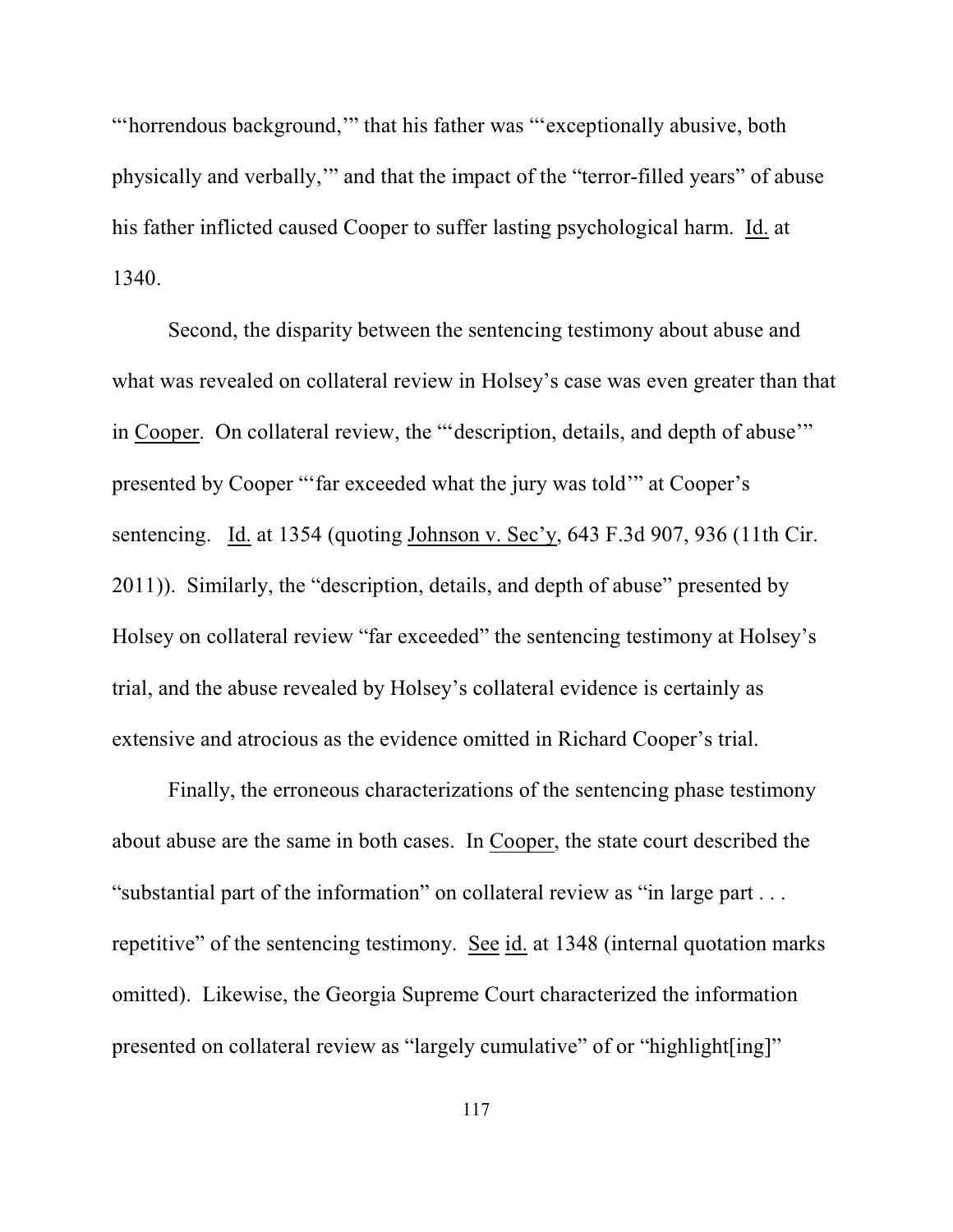"'horrendous background,'" that his father was "'exceptionally abusive, both physically and verbally,'" and that the impact of the "terror-filled years" of abuse his father inflicted caused Cooper to suffer lasting psychological harm. Id. at 1340.

Second, the disparity between the sentencing testimony about abuse and what was revealed on collateral review in Holsey's case was even greater than that in Cooper. On collateral review, the "'description, details, and depth of abuse'" presented by Cooper "'far exceeded what the jury was told'" at Cooper's sentencing. Id. at 1354 (quoting Johnson v. Sec'y, 643 F.3d 907, 936 (11th Cir. 2011)). Similarly, the "description, details, and depth of abuse" presented by Holsey on collateral review "far exceeded" the sentencing testimony at Holsey's trial, and the abuse revealed by Holsey's collateral evidence is certainly as extensive and atrocious as the evidence omitted in Richard Cooper's trial.

Finally, the erroneous characterizations of the sentencing phase testimony about abuse are the same in both cases. In Cooper, the state court described the "substantial part of the information" on collateral review as "in large part . . . repetitive" of the sentencing testimony. See id. at 1348 (internal quotation marks omitted). Likewise, the Georgia Supreme Court characterized the information presented on collateral review as "largely cumulative" of or "highlight[ing]"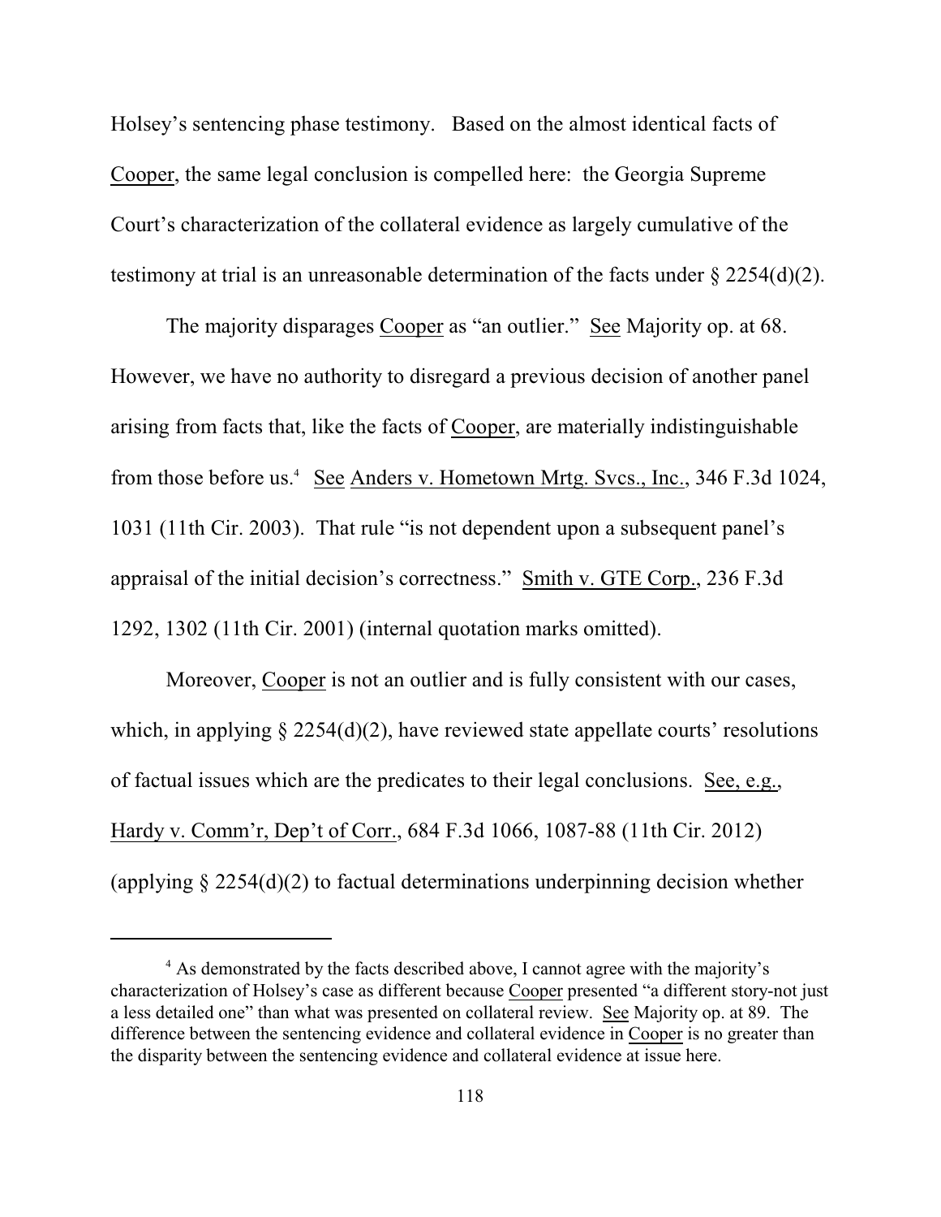Holsey's sentencing phase testimony. Based on the almost identical facts of Cooper, the same legal conclusion is compelled here: the Georgia Supreme Court's characterization of the collateral evidence as largely cumulative of the testimony at trial is an unreasonable determination of the facts under § 2254(d)(2).

The majority disparages Cooper as "an outlier." See Majority op. at 68. However, we have no authority to disregard a previous decision of another panel arising from facts that, like the facts of Cooper, are materially indistinguishable from those before us.[4] See Anders v. Hometown Mrtg. Svcs., Inc., 346 F.3d 1024, 1031 (11th Cir. 2003). That rule "is not dependent upon a subsequent panel's appraisal of the initial decision's correctness." Smith v. GTE Corp., 236 F.3d 1292, 1302 (11th Cir. 2001) (internal quotation marks omitted).

Moreover, Cooper is not an outlier and is fully consistent with our cases, which, in applying § 2254(d)(2), have reviewed state appellate courts' resolutions of factual issues which are the predicates to their legal conclusions. See, e.g., Hardy v. Comm'r, Dep't of Corr., 684 F.3d 1066, 1087-88 (11th Cir. 2012) (applying § 2254(d)(2) to factual determinations underpinning decision whether

---

[4] As demonstrated by the facts described above, I cannot agree with the majority's characterization of Holsey's case as different because Cooper presented "a different story-not just a less detailed one" than what was presented on collateral review. See Majority op. at 89. The difference between the sentencing evidence and collateral evidence in Cooper is no greater than the disparity between the sentencing evidence and collateral evidence at issue here.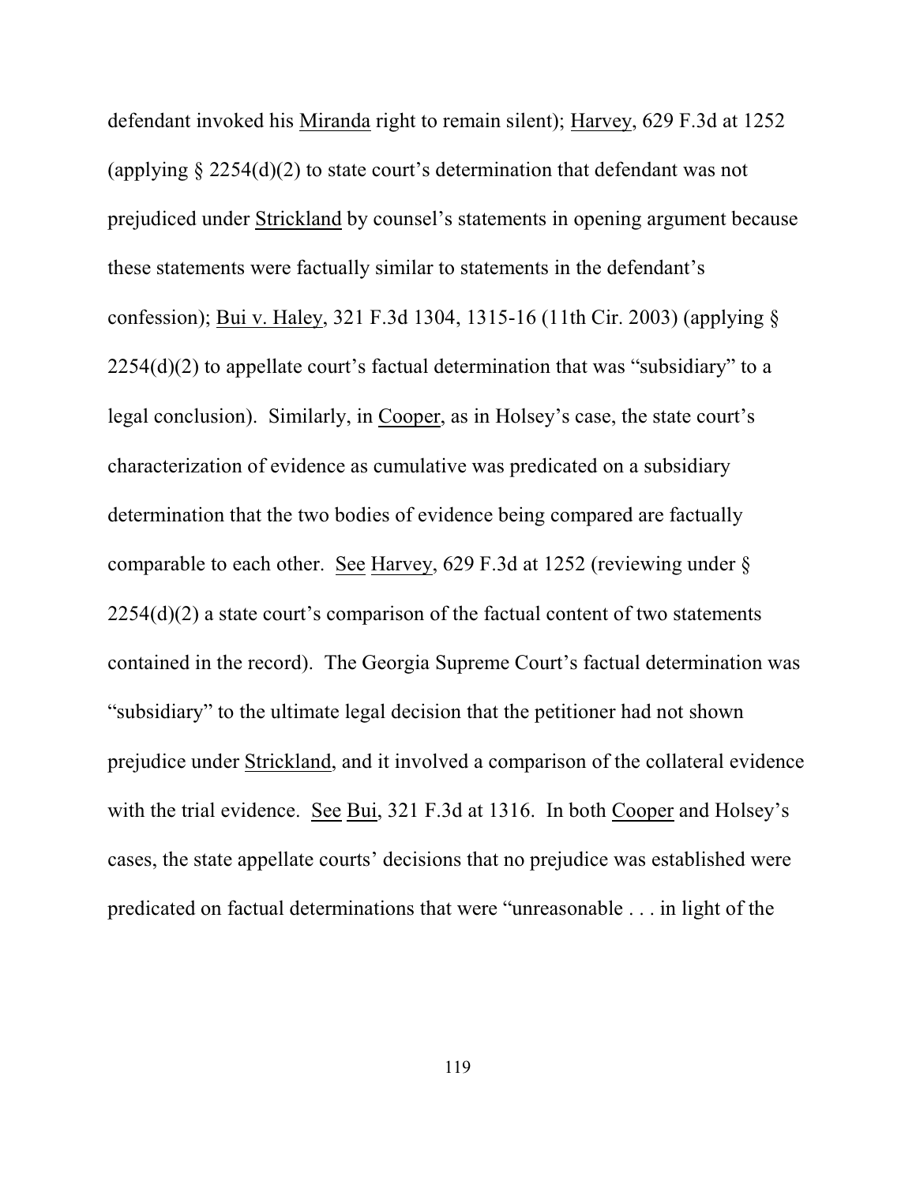defendant invoked his Miranda right to remain silent); Harvey, 629 F.3d at 1252 (applying § 2254(d)(2) to state court's determination that defendant was not prejudiced under Strickland by counsel's statements in opening argument because these statements were factually similar to statements in the defendant's confession); Bui v. Haley, 321 F.3d 1304, 1315-16 (11th Cir. 2003) (applying § 2254(d)(2) to appellate court's factual determination that was "subsidiary" to a legal conclusion). Similarly, in Cooper, as in Holsey's case, the state court's characterization of evidence as cumulative was predicated on a subsidiary determination that the two bodies of evidence being compared are factually comparable to each other. See Harvey, 629 F.3d at 1252 (reviewing under § 2254(d)(2) a state court's comparison of the factual content of two statements contained in the record). The Georgia Supreme Court's factual determination was "subsidiary" to the ultimate legal decision that the petitioner had not shown prejudice under Strickland, and it involved a comparison of the collateral evidence with the trial evidence. See Bui, 321 F.3d at 1316. In both Cooper and Holsey's cases, the state appellate courts' decisions that no prejudice was established were predicated on factual determinations that were "unreasonable . . . in light of the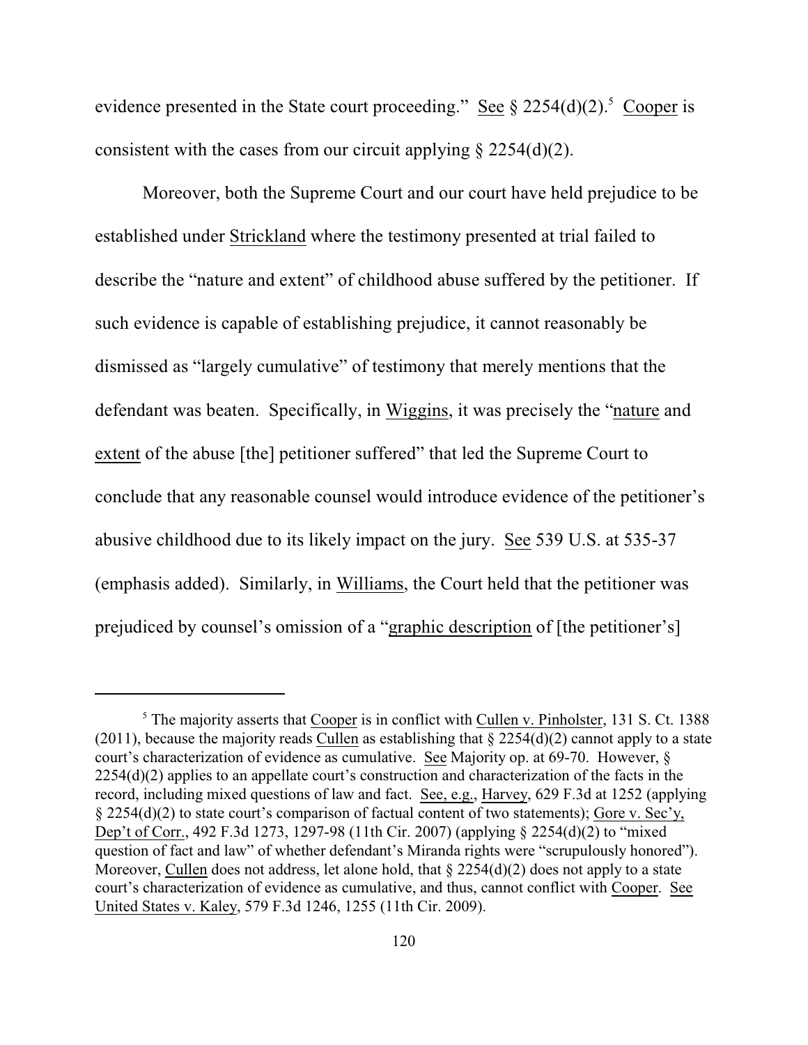evidence presented in the State court proceeding." See § 2254(d)(2).[5] Cooper is consistent with the cases from our circuit applying § 2254(d)(2).

Moreover, both the Supreme Court and our court have held prejudice to be established under Strickland where the testimony presented at trial failed to describe the "nature and extent" of childhood abuse suffered by the petitioner. If such evidence is capable of establishing prejudice, it cannot reasonably be dismissed as "largely cumulative" of testimony that merely mentions that the defendant was beaten. Specifically, in Wiggins, it was precisely the "nature and extent of the abuse [the] petitioner suffered" that led the Supreme Court to conclude that any reasonable counsel would introduce evidence of the petitioner's abusive childhood due to its likely impact on the jury. See 539 U.S. at 535-37 (emphasis added). Similarly, in Williams, the Court held that the petitioner was prejudiced by counsel's omission of a "graphic description of [the petitioner's]

---

[5] The majority asserts that Cooper is in conflict with Cullen v. Pinholster, 131 S. Ct. 1388 (2011), because the majority reads Cullen as establishing that § 2254(d)(2) cannot apply to a state court's characterization of evidence as cumulative. See Majority op. at 69-70. However, § 2254(d)(2) applies to an appellate court's construction and characterization of the facts in the record, including mixed questions of law and fact. See, e.g., Harvey, 629 F.3d at 1252 (applying § 2254(d)(2) to state court's comparison of factual content of two statements); Gore v. Sec'y, Dep't of Corr., 492 F.3d 1273, 1297-98 (11th Cir. 2007) (applying § 2254(d)(2) to "mixed question of fact and law" of whether defendant's Miranda rights were "scrupulously honored"). Moreover, Cullen does not address, let alone hold, that § 2254(d)(2) does not apply to a state court's characterization of evidence as cumulative, and thus, cannot conflict with Cooper. See United States v. Kaley, 579 F.3d 1246, 1255 (11th Cir. 2009).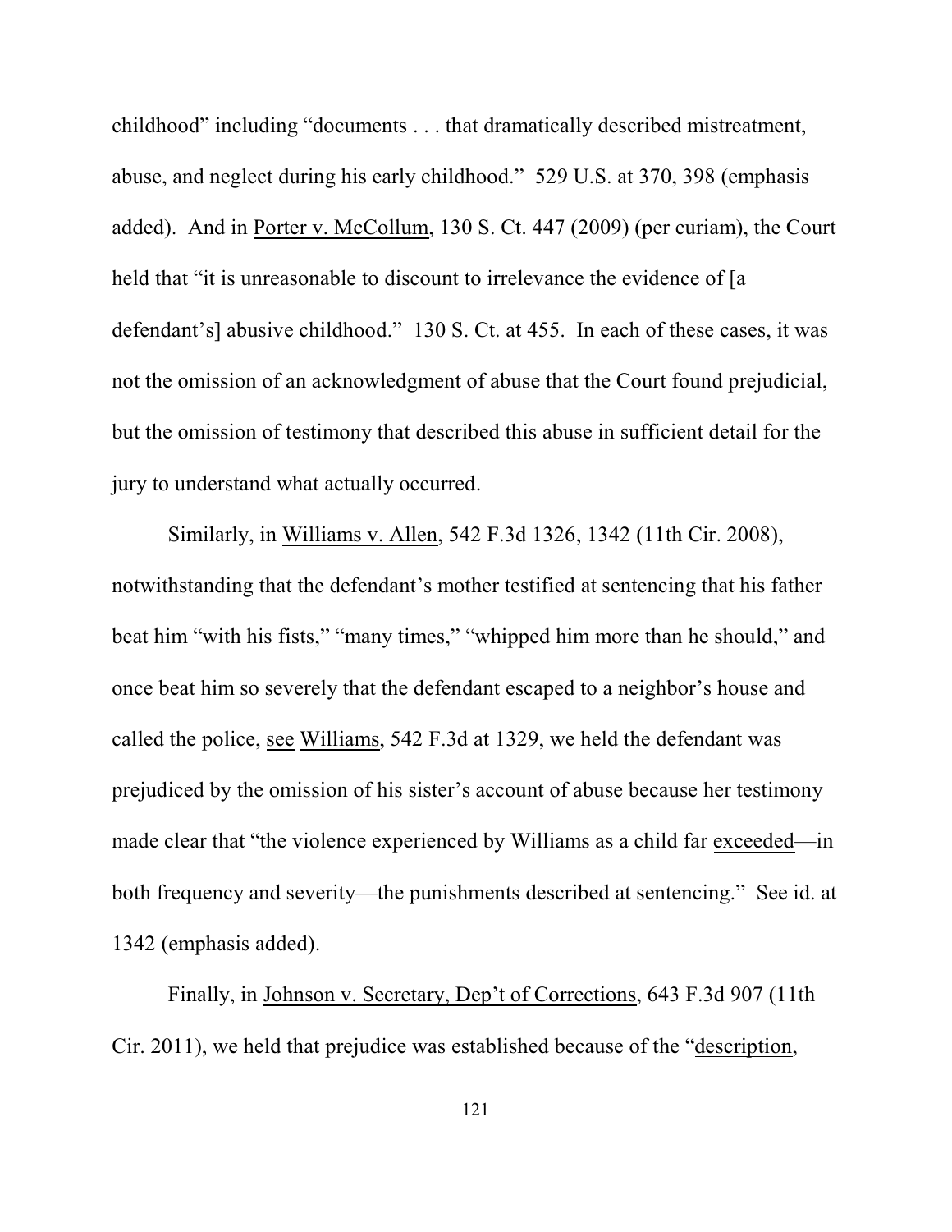childhood" including "documents . . . that <u>dramatically described</u> mistreatment, abuse, and neglect during his early childhood." 529 U.S. at 370, 398 (emphasis added). And in <u>Porter v. McCollum</u>, 130 S. Ct. 447 (2009) (per curiam), the Court held that "it is unreasonable to discount to irrelevance the evidence of [a defendant's] abusive childhood." 130 S. Ct. at 455. In each of these cases, it was not the omission of an acknowledgment of abuse that the Court found prejudicial, but the omission of testimony that described this abuse in sufficient detail for the jury to understand what actually occurred.

Similarly, in <u>Williams v. Allen</u>, 542 F.3d 1326, 1342 (11th Cir. 2008), notwithstanding that the defendant's mother testified at sentencing that his father beat him "with his fists," "many times," "whipped him more than he should," and once beat him so severely that the defendant escaped to a neighbor's house and called the police, <u>see</u> <u>Williams</u>, 542 F.3d at 1329, we held the defendant was prejudiced by the omission of his sister's account of abuse because her testimony made clear that "the violence experienced by Williams as a child far <u>exceeded</u>—in both <u>frequency</u> and <u>severity</u>—the punishments described at sentencing." <u>See</u> <u>id.</u> at 1342 (emphasis added).

Finally, in <u>Johnson v. Secretary, Dep't of Corrections</u>, 643 F.3d 907 (11th Cir. 2011), we held that prejudice was established because of the "<u>description</u>,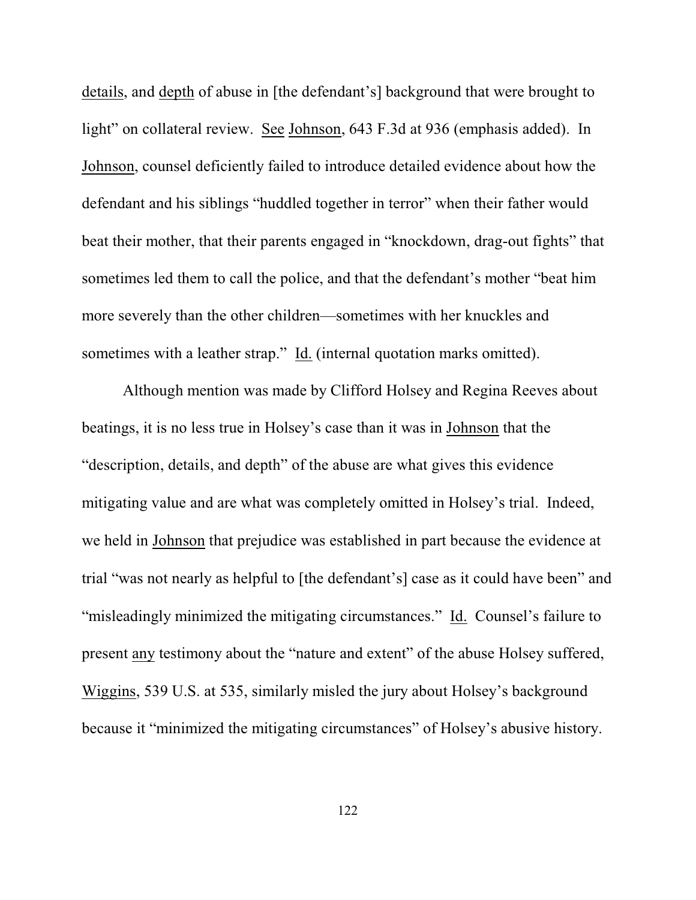details, and depth of abuse in [the defendant's] background that were brought to light" on collateral review. See Johnson, 643 F.3d at 936 (emphasis added). In Johnson, counsel deficiently failed to introduce detailed evidence about how the defendant and his siblings "huddled together in terror" when their father would beat their mother, that their parents engaged in "knockdown, drag-out fights" that sometimes led them to call the police, and that the defendant's mother "beat him more severely than the other children—sometimes with her knuckles and sometimes with a leather strap." Id. (internal quotation marks omitted).

Although mention was made by Clifford Holsey and Regina Reeves about beatings, it is no less true in Holsey's case than it was in Johnson that the "description, details, and depth" of the abuse are what gives this evidence mitigating value and are what was completely omitted in Holsey's trial. Indeed, we held in Johnson that prejudice was established in part because the evidence at trial "was not nearly as helpful to [the defendant's] case as it could have been" and "misleadingly minimized the mitigating circumstances." Id. Counsel's failure to present any testimony about the "nature and extent" of the abuse Holsey suffered, Wiggins, 539 U.S. at 535, similarly misled the jury about Holsey's background because it "minimized the mitigating circumstances" of Holsey's abusive history.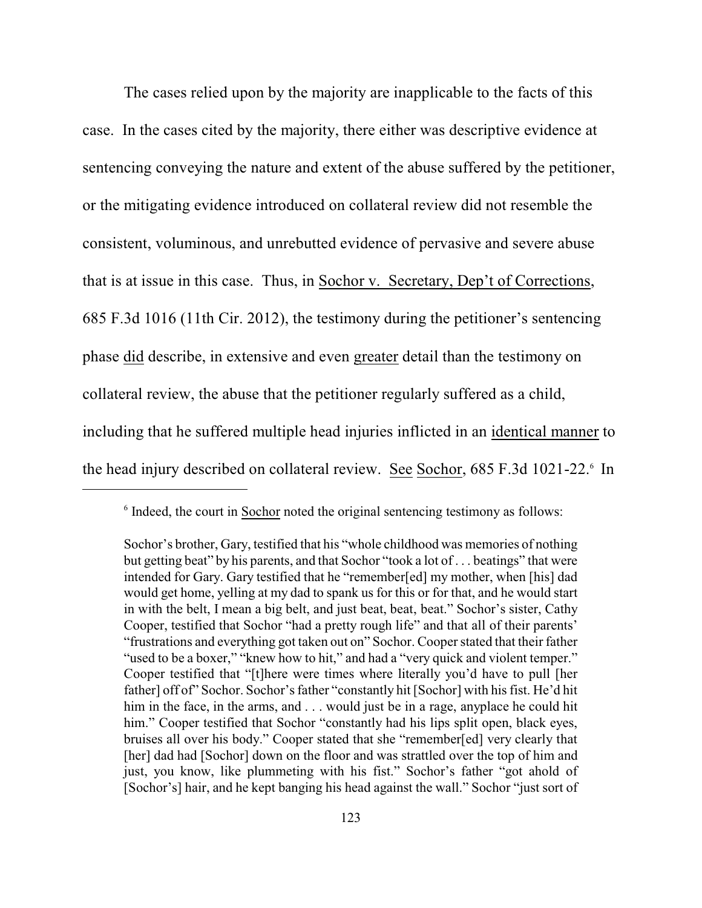The cases relied upon by the majority are inapplicable to the facts of this case. In the cases cited by the majority, there either was descriptive evidence at sentencing conveying the nature and extent of the abuse suffered by the petitioner, or the mitigating evidence introduced on collateral review did not resemble the consistent, voluminous, and unrebutted evidence of pervasive and severe abuse that is at issue in this case. Thus, in Sochor v. Secretary, Dep't of Corrections, 685 F.3d 1016 (11th Cir. 2012), the testimony during the petitioner's sentencing phase did describe, in extensive and even greater detail than the testimony on collateral review, the abuse that the petitioner regularly suffered as a child, including that he suffered multiple head injuries inflicted in an identical manner to the head injury described on collateral review. See Sochor, 685 F.3d 1021-22.[6] In

---

[6] Indeed, the court in Sochor noted the original sentencing testimony as follows:

Sochor's brother, Gary, testified that his "whole childhood was memories of nothing but getting beat" by his parents, and that Sochor "took a lot of . . . beatings" that were intended for Gary. Gary testified that he "remember[ed] my mother, when [his] dad would get home, yelling at my dad to spank us for this or for that, and he would start in with the belt, I mean a big belt, and just beat, beat, beat." Sochor's sister, Cathy Cooper, testified that Sochor "had a pretty rough life" and that all of their parents' "frustrations and everything got taken out on" Sochor. Cooper stated that their father "used to be a boxer," "knew how to hit," and had a "very quick and violent temper." Cooper testified that "[t]here were times where literally you'd have to pull [her father] off of" Sochor. Sochor's father "constantly hit [Sochor] with his fist. He'd hit him in the face, in the arms, and . . . would just be in a rage, anyplace he could hit him." Cooper testified that Sochor "constantly had his lips split open, black eyes, bruises all over his body." Cooper stated that she "remember[ed] very clearly that [her] dad had [Sochor] down on the floor and was strattled over the top of him and just, you know, like plummeting with his fist." Sochor's father "got ahold of [Sochor's] hair, and he kept banging his head against the wall." Sochor "just sort of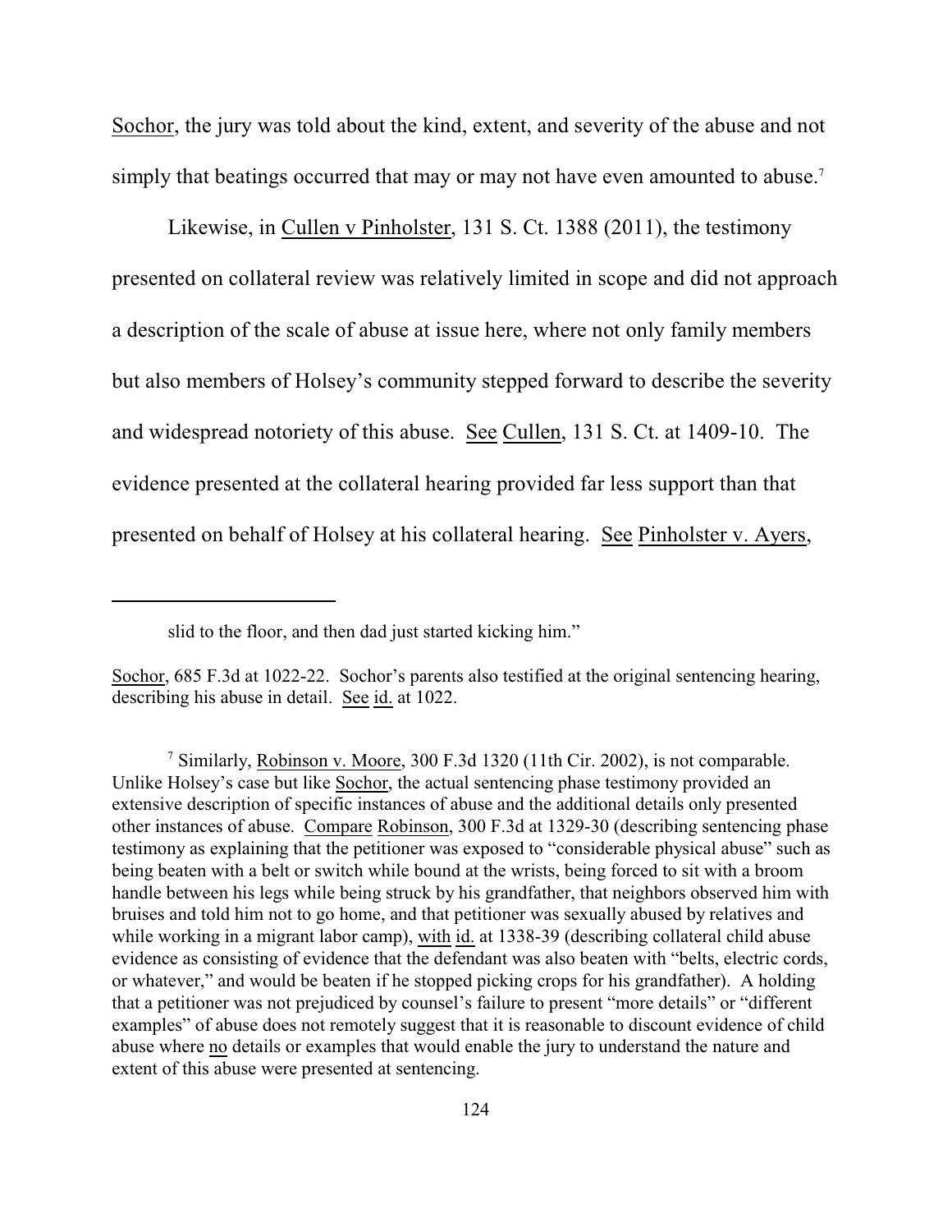Sochor, the jury was told about the kind, extent, and severity of the abuse and not simply that beatings occurred that may or may not have even amounted to abuse.[7]

Likewise, in Cullen v Pinholster, 131 S. Ct. 1388 (2011), the testimony presented on collateral review was relatively limited in scope and did not approach a description of the scale of abuse at issue here, where not only family members but also members of Holsey's community stepped forward to describe the severity and widespread notoriety of this abuse. See Cullen, 131 S. Ct. at 1409-10. The evidence presented at the collateral hearing provided far less support than that presented on behalf of Holsey at his collateral hearing. See Pinholster v. Ayers,

---

slid to the floor, and then dad just started kicking him."

Sochor, 685 F.3d at 1022-22. Sochor's parents also testified at the original sentencing hearing, describing his abuse in detail. See id. at 1022.

[7] Similarly, Robinson v. Moore, 300 F.3d 1320 (11th Cir. 2002), is not comparable. Unlike Holsey's case but like Sochor, the actual sentencing phase testimony provided an extensive description of specific instances of abuse and the additional details only presented other instances of abuse. Compare Robinson, 300 F.3d at 1329-30 (describing sentencing phase testimony as explaining that the petitioner was exposed to "considerable physical abuse" such as being beaten with a belt or switch while bound at the wrists, being forced to sit with a broom handle between his legs while being struck by his grandfather, that neighbors observed him with bruises and told him not to go home, and that petitioner was sexually abused by relatives and while working in a migrant labor camp), with id. at 1338-39 (describing collateral child abuse evidence as consisting of evidence that the defendant was also beaten with "belts, electric cords, or whatever," and would be beaten if he stopped picking crops for his grandfather). A holding that a petitioner was not prejudiced by counsel's failure to present "more details" or "different examples" of abuse does not remotely suggest that it is reasonable to discount evidence of child abuse where no details or examples that would enable the jury to understand the nature and extent of this abuse were presented at sentencing.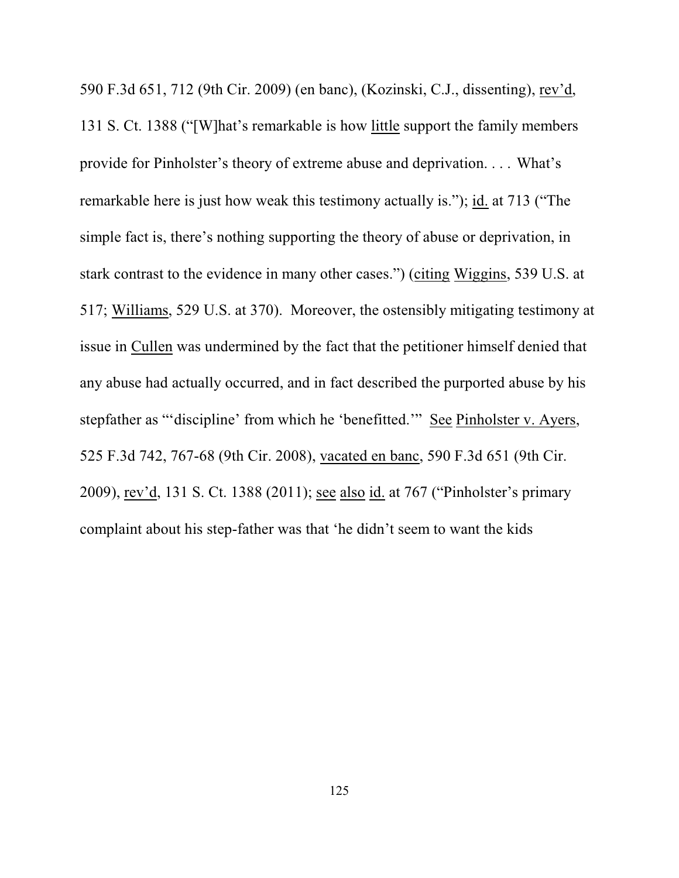590 F.3d 651, 712 (9th Cir. 2009) (en banc), (Kozinski, C.J., dissenting), rev'd, 131 S. Ct. 1388 ("[W]hat's remarkable is how little support the family members provide for Pinholster's theory of extreme abuse and deprivation. . . . What's remarkable here is just how weak this testimony actually is."); id. at 713 ("The simple fact is, there's nothing supporting the theory of abuse or deprivation, in stark contrast to the evidence in many other cases.") (citing Wiggins, 539 U.S. at 517; Williams, 529 U.S. at 370). Moreover, the ostensibly mitigating testimony at issue in Cullen was undermined by the fact that the petitioner himself denied that any abuse had actually occurred, and in fact described the purported abuse by his stepfather as "'discipline' from which he 'benefitted.'" See Pinholster v. Ayers, 525 F.3d 742, 767-68 (9th Cir. 2008), vacated en banc, 590 F.3d 651 (9th Cir. 2009), rev'd, 131 S. Ct. 1388 (2011); see also id. at 767 ("Pinholster's primary complaint about his step-father was that 'he didn't seem to want the kids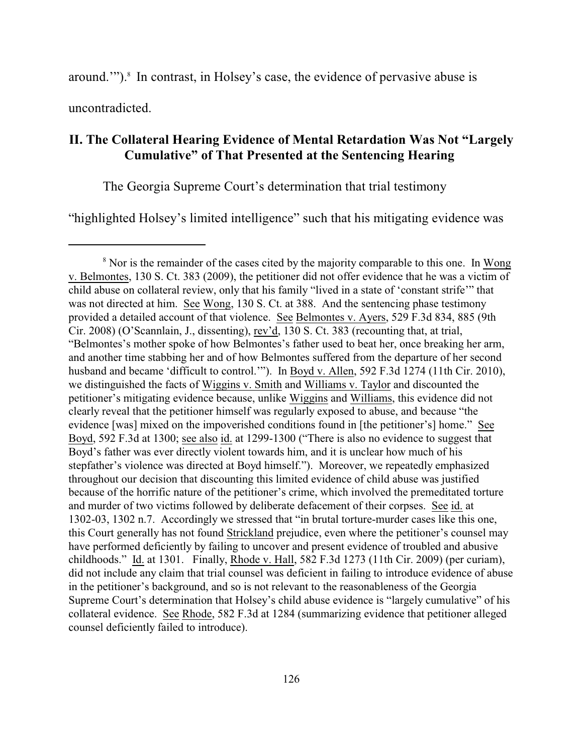around.'").[8] In contrast, in Holsey's case, the evidence of pervasive abuse is uncontradicted.

## II. The Collateral Hearing Evidence of Mental Retardation Was Not "Largely Cumulative" of That Presented at the Sentencing Hearing

The Georgia Supreme Court's determination that trial testimony "highlighted Holsey's limited intelligence" such that his mitigating evidence was

---

[8] Nor is the remainder of the cases cited by the majority comparable to this one. In Wong v. Belmontes, 130 S. Ct. 383 (2009), the petitioner did not offer evidence that he was a victim of child abuse on collateral review, only that his family "lived in a state of 'constant strife'" that was not directed at him. See Wong, 130 S. Ct. at 388. And the sentencing phase testimony provided a detailed account of that violence. See Belmontes v. Ayers, 529 F.3d 834, 885 (9th Cir. 2008) (O'Scannlain, J., dissenting), rev'd, 130 S. Ct. 383 (recounting that, at trial, "Belmontes's mother spoke of how Belmontes's father used to beat her, once breaking her arm, and another time stabbing her and of how Belmontes suffered from the departure of her second husband and became 'difficult to control.'"). In Boyd v. Allen, 592 F.3d 1274 (11th Cir. 2010), we distinguished the facts of Wiggins v. Smith and Williams v. Taylor and discounted the petitioner's mitigating evidence because, unlike Wiggins and Williams, this evidence did not clearly reveal that the petitioner himself was regularly exposed to abuse, and because "the evidence [was] mixed on the impoverished conditions found in [the petitioner's] home." See Boyd, 592 F.3d at 1300; see also id. at 1299-1300 ("There is also no evidence to suggest that Boyd's father was ever directly violent towards him, and it is unclear how much of his stepfather's violence was directed at Boyd himself."). Moreover, we repeatedly emphasized throughout our decision that discounting this limited evidence of child abuse was justified because of the horrific nature of the petitioner's crime, which involved the premeditated torture and murder of two victims followed by deliberate defacement of their corpses. See id. at 1302-03, 1302 n.7. Accordingly we stressed that "in brutal torture-murder cases like this one, this Court generally has not found Strickland prejudice, even where the petitioner's counsel may have performed deficiently by failing to uncover and present evidence of troubled and abusive childhoods." Id. at 1301. Finally, Rhode v. Hall, 582 F.3d 1273 (11th Cir. 2009) (per curiam), did not include any claim that trial counsel was deficient in failing to introduce evidence of abuse in the petitioner's background, and so is not relevant to the reasonableness of the Georgia Supreme Court's determination that Holsey's child abuse evidence is "largely cumulative" of his collateral evidence. See Rhode, 582 F.3d at 1284 (summarizing evidence that petitioner alleged counsel deficiently failed to introduce).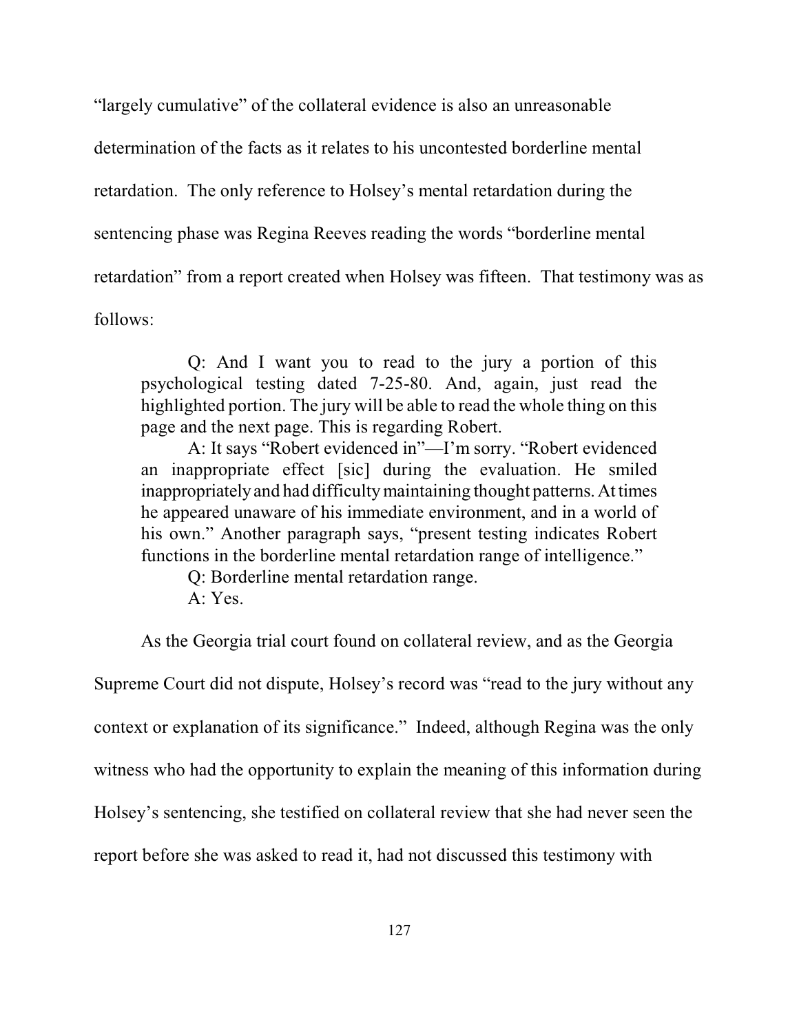"largely cumulative" of the collateral evidence is also an unreasonable determination of the facts as it relates to his uncontested borderline mental retardation. The only reference to Holsey's mental retardation during the sentencing phase was Regina Reeves reading the words "borderline mental retardation" from a report created when Holsey was fifteen. That testimony was as follows:

> Q: And I want you to read to the jury a portion of this psychological testing dated 7-25-80. And, again, just read the highlighted portion. The jury will be able to read the whole thing on this page and the next page. This is regarding Robert.
>
> A: It says "Robert evidenced in"—I'm sorry. "Robert evidenced an inappropriate effect [sic] during the evaluation. He smiled inappropriately and had difficulty maintaining thought patterns. At times he appeared unaware of his immediate environment, and in a world of his own." Another paragraph says, "present testing indicates Robert functions in the borderline mental retardation range of intelligence."
>
> Q: Borderline mental retardation range.
>
> A: Yes.

As the Georgia trial court found on collateral review, and as the Georgia Supreme Court did not dispute, Holsey's record was "read to the jury without any context or explanation of its significance." Indeed, although Regina was the only witness who had the opportunity to explain the meaning of this information during Holsey's sentencing, she testified on collateral review that she had never seen the report before she was asked to read it, had not discussed this testimony with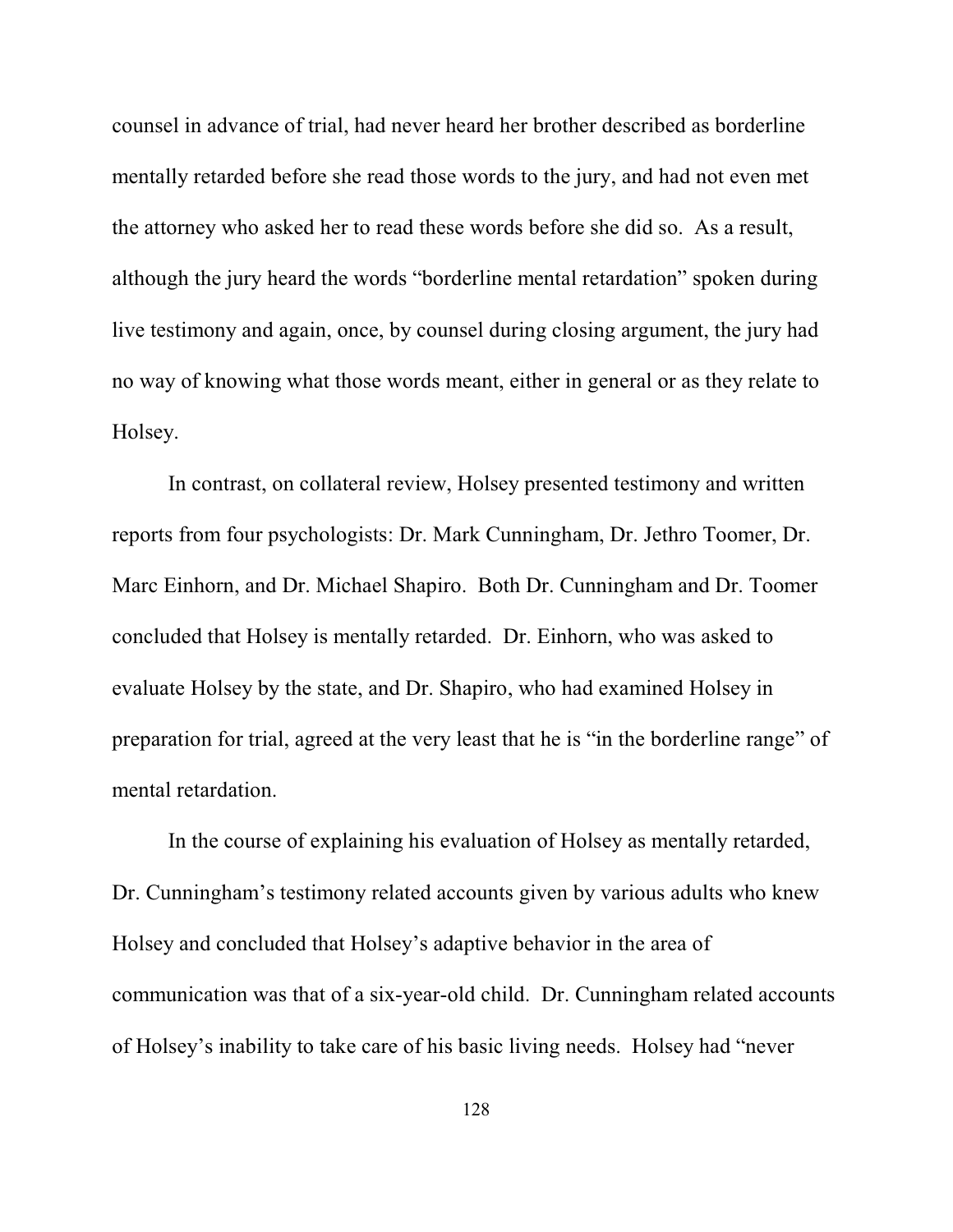counsel in advance of trial, had never heard her brother described as borderline mentally retarded before she read those words to the jury, and had not even met the attorney who asked her to read these words before she did so. As a result, although the jury heard the words "borderline mental retardation" spoken during live testimony and again, once, by counsel during closing argument, the jury had no way of knowing what those words meant, either in general or as they relate to Holsey.

In contrast, on collateral review, Holsey presented testimony and written reports from four psychologists: Dr. Mark Cunningham, Dr. Jethro Toomer, Dr. Marc Einhorn, and Dr. Michael Shapiro. Both Dr. Cunningham and Dr. Toomer concluded that Holsey is mentally retarded. Dr. Einhorn, who was asked to evaluate Holsey by the state, and Dr. Shapiro, who had examined Holsey in preparation for trial, agreed at the very least that he is "in the borderline range" of mental retardation.

In the course of explaining his evaluation of Holsey as mentally retarded, Dr. Cunningham's testimony related accounts given by various adults who knew Holsey and concluded that Holsey's adaptive behavior in the area of communication was that of a six-year-old child. Dr. Cunningham related accounts of Holsey's inability to take care of his basic living needs. Holsey had "never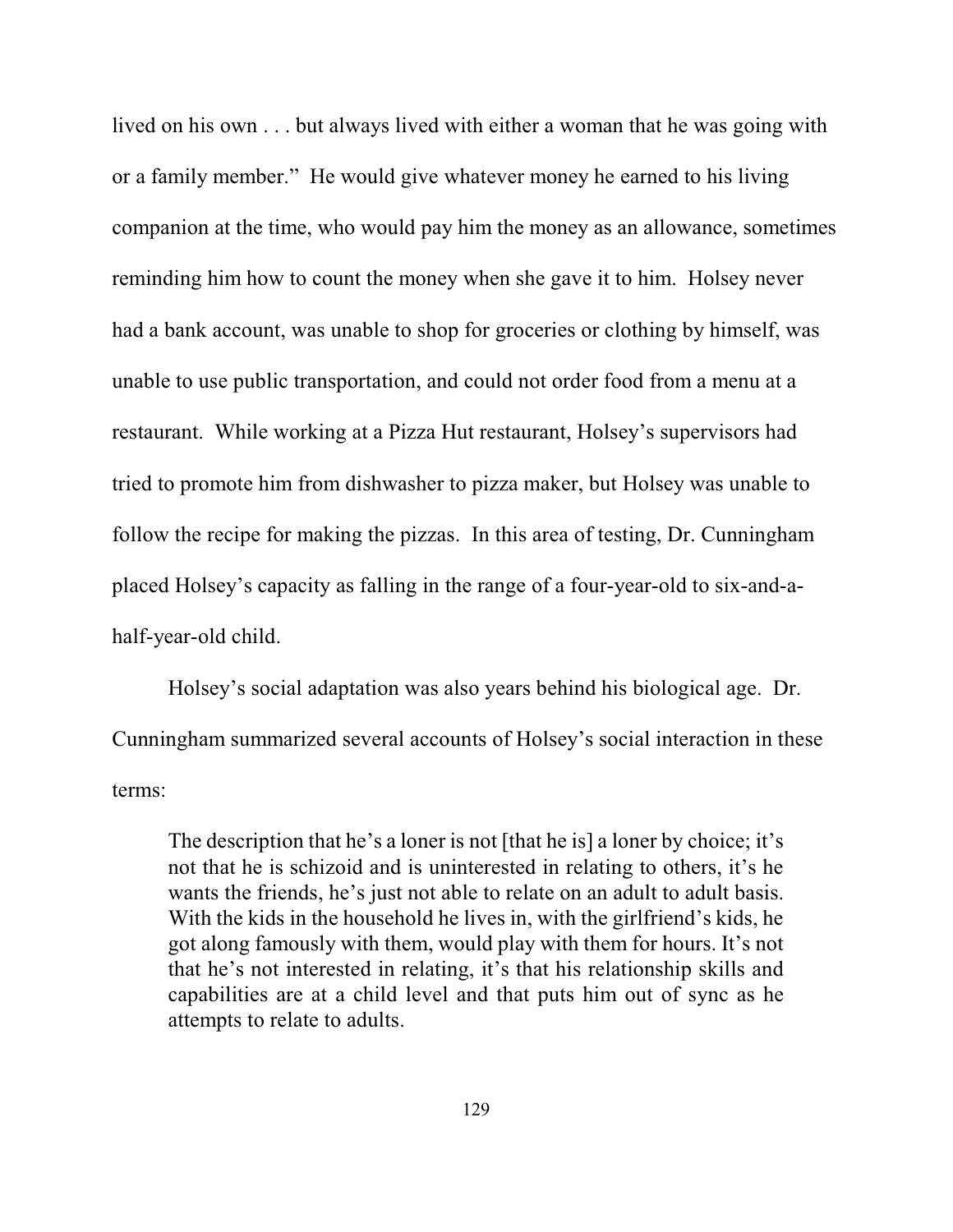lived on his own . . . but always lived with either a woman that he was going with or a family member." He would give whatever money he earned to his living companion at the time, who would pay him the money as an allowance, sometimes reminding him how to count the money when she gave it to him. Holsey never had a bank account, was unable to shop for groceries or clothing by himself, was unable to use public transportation, and could not order food from a menu at a restaurant. While working at a Pizza Hut restaurant, Holsey's supervisors had tried to promote him from dishwasher to pizza maker, but Holsey was unable to follow the recipe for making the pizzas. In this area of testing, Dr. Cunningham placed Holsey's capacity as falling in the range of a four-year-old to six-and-a-half-year-old child.

Holsey's social adaptation was also years behind his biological age. Dr. Cunningham summarized several accounts of Holsey's social interaction in these terms:

> The description that he's a loner is not [that he is] a loner by choice; it's not that he is schizoid and is uninterested in relating to others, it's he wants the friends, he's just not able to relate on an adult to adult basis. With the kids in the household he lives in, with the girlfriend's kids, he got along famously with them, would play with them for hours. It's not that he's not interested in relating, it's that his relationship skills and capabilities are at a child level and that puts him out of sync as he attempts to relate to adults.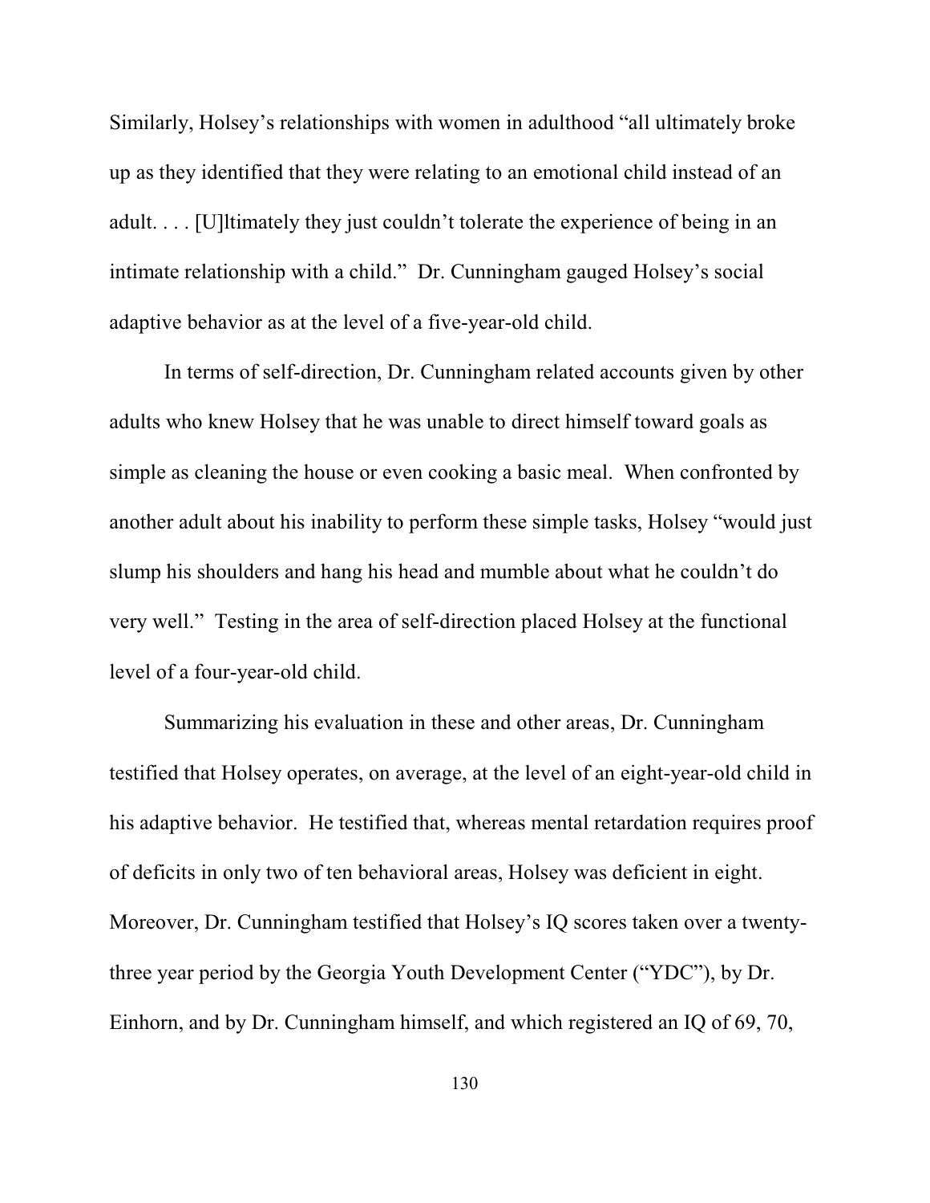Similarly, Holsey's relationships with women in adulthood "all ultimately broke up as they identified that they were relating to an emotional child instead of an adult. . . . [U]ltimately they just couldn't tolerate the experience of being in an intimate relationship with a child." Dr. Cunningham gauged Holsey's social adaptive behavior as at the level of a five-year-old child.

In terms of self-direction, Dr. Cunningham related accounts given by other adults who knew Holsey that he was unable to direct himself toward goals as simple as cleaning the house or even cooking a basic meal. When confronted by another adult about his inability to perform these simple tasks, Holsey "would just slump his shoulders and hang his head and mumble about what he couldn't do very well." Testing in the area of self-direction placed Holsey at the functional level of a four-year-old child.

Summarizing his evaluation in these and other areas, Dr. Cunningham testified that Holsey operates, on average, at the level of an eight-year-old child in his adaptive behavior. He testified that, whereas mental retardation requires proof of deficits in only two of ten behavioral areas, Holsey was deficient in eight. Moreover, Dr. Cunningham testified that Holsey's IQ scores taken over a twenty-three year period by the Georgia Youth Development Center ("YDC"), by Dr. Einhorn, and by Dr. Cunningham himself, and which registered an IQ of 69, 70,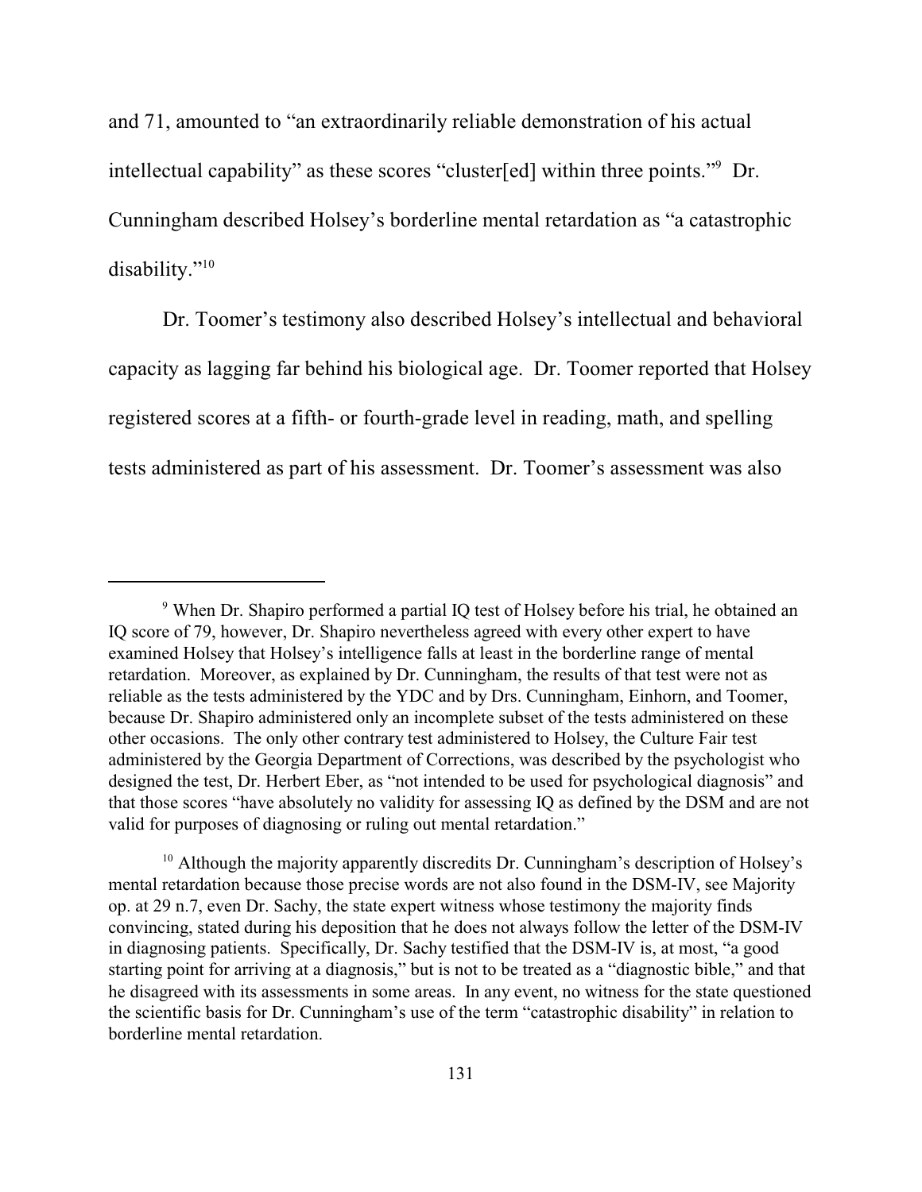and 71, amounted to "an extraordinarily reliable demonstration of his actual intellectual capability" as these scores "cluster[ed] within three points."[9] Dr. Cunningham described Holsey's borderline mental retardation as "a catastrophic disability."[10]

Dr. Toomer's testimony also described Holsey's intellectual and behavioral capacity as lagging far behind his biological age. Dr. Toomer reported that Holsey registered scores at a fifth- or fourth-grade level in reading, math, and spelling tests administered as part of his assessment. Dr. Toomer's assessment was also

---

[9] When Dr. Shapiro performed a partial IQ test of Holsey before his trial, he obtained an IQ score of 79, however, Dr. Shapiro nevertheless agreed with every other expert to have examined Holsey that Holsey's intelligence falls at least in the borderline range of mental retardation. Moreover, as explained by Dr. Cunningham, the results of that test were not as reliable as the tests administered by the YDC and by Drs. Cunningham, Einhorn, and Toomer, because Dr. Shapiro administered only an incomplete subset of the tests administered on these other occasions. The only other contrary test administered to Holsey, the Culture Fair test administered by the Georgia Department of Corrections, was described by the psychologist who designed the test, Dr. Herbert Eber, as "not intended to be used for psychological diagnosis" and that those scores "have absolutely no validity for assessing IQ as defined by the DSM and are not valid for purposes of diagnosing or ruling out mental retardation."

[10] Although the majority apparently discredits Dr. Cunningham's description of Holsey's mental retardation because those precise words are not also found in the DSM-IV, see Majority op. at 29 n.7, even Dr. Sachy, the state expert witness whose testimony the majority finds convincing, stated during his deposition that he does not always follow the letter of the DSM-IV in diagnosing patients. Specifically, Dr. Sachy testified that the DSM-IV is, at most, "a good starting point for arriving at a diagnosis," but is not to be treated as a "diagnostic bible," and that he disagreed with its assessments in some areas. In any event, no witness for the state questioned the scientific basis for Dr. Cunningham's use of the term "catastrophic disability" in relation to borderline mental retardation.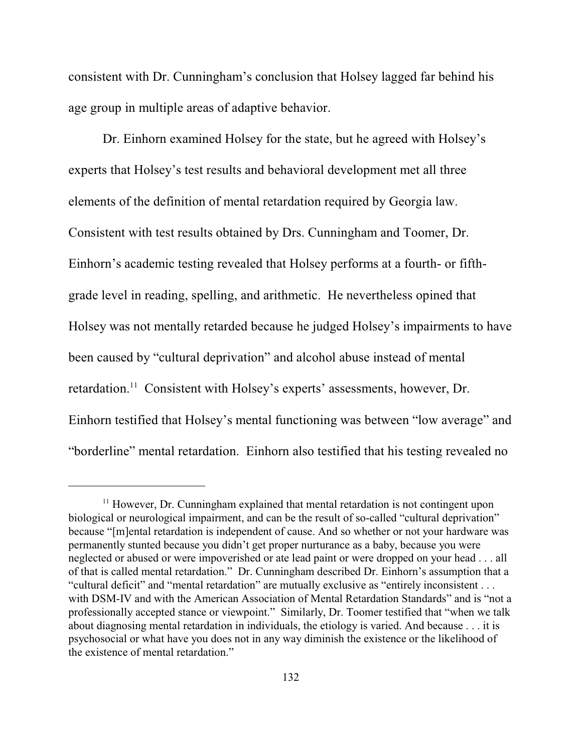consistent with Dr. Cunningham's conclusion that Holsey lagged far behind his age group in multiple areas of adaptive behavior.

Dr. Einhorn examined Holsey for the state, but he agreed with Holsey's experts that Holsey's test results and behavioral development met all three elements of the definition of mental retardation required by Georgia law. Consistent with test results obtained by Drs. Cunningham and Toomer, Dr. Einhorn's academic testing revealed that Holsey performs at a fourth- or fifth-grade level in reading, spelling, and arithmetic. He nevertheless opined that Holsey was not mentally retarded because he judged Holsey's impairments to have been caused by "cultural deprivation" and alcohol abuse instead of mental retardation.[11] Consistent with Holsey's experts' assessments, however, Dr. Einhorn testified that Holsey's mental functioning was between "low average" and "borderline" mental retardation. Einhorn also testified that his testing revealed no

---

[11] However, Dr. Cunningham explained that mental retardation is not contingent upon biological or neurological impairment, and can be the result of so-called "cultural deprivation" because "[m]ental retardation is independent of cause. And so whether or not your hardware was permanently stunted because you didn't get proper nurturance as a baby, because you were neglected or abused or were impoverished or ate lead paint or were dropped on your head . . . all of that is called mental retardation." Dr. Cunningham described Dr. Einhorn's assumption that a "cultural deficit" and "mental retardation" are mutually exclusive as "entirely inconsistent . . . with DSM-IV and with the American Association of Mental Retardation Standards" and is "not a professionally accepted stance or viewpoint." Similarly, Dr. Toomer testified that "when we talk about diagnosing mental retardation in individuals, the etiology is varied. And because . . . it is psychosocial or what have you does not in any way diminish the existence or the likelihood of the existence of mental retardation."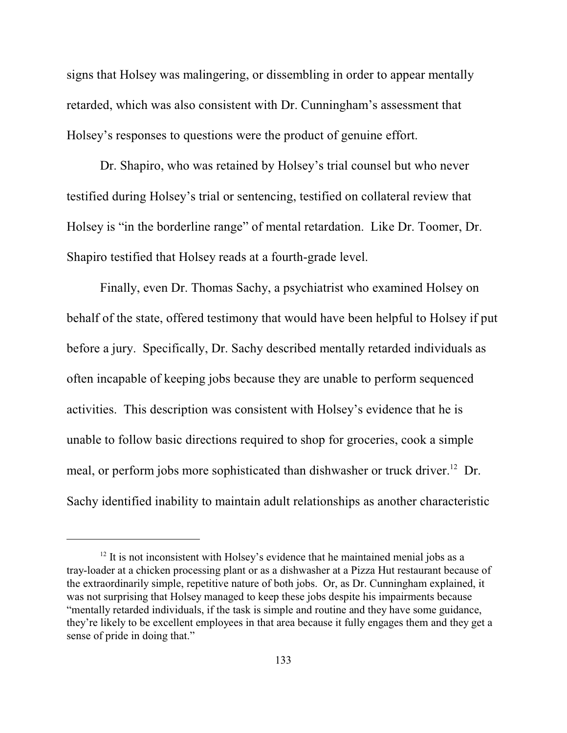signs that Holsey was malingering, or dissembling in order to appear mentally retarded, which was also consistent with Dr. Cunningham's assessment that Holsey's responses to questions were the product of genuine effort.

Dr. Shapiro, who was retained by Holsey's trial counsel but who never testified during Holsey's trial or sentencing, testified on collateral review that Holsey is "in the borderline range" of mental retardation. Like Dr. Toomer, Dr. Shapiro testified that Holsey reads at a fourth-grade level.

Finally, even Dr. Thomas Sachy, a psychiatrist who examined Holsey on behalf of the state, offered testimony that would have been helpful to Holsey if put before a jury. Specifically, Dr. Sachy described mentally retarded individuals as often incapable of keeping jobs because they are unable to perform sequenced activities. This description was consistent with Holsey's evidence that he is unable to follow basic directions required to shop for groceries, cook a simple meal, or perform jobs more sophisticated than dishwasher or truck driver.[12] Dr. Sachy identified inability to maintain adult relationships as another characteristic

[12] It is not inconsistent with Holsey's evidence that he maintained menial jobs as a tray-loader at a chicken processing plant or as a dishwasher at a Pizza Hut restaurant because of the extraordinarily simple, repetitive nature of both jobs. Or, as Dr. Cunningham explained, it was not surprising that Holsey managed to keep these jobs despite his impairments because "mentally retarded individuals, if the task is simple and routine and they have some guidance, they're likely to be excellent employees in that area because it fully engages them and they get a sense of pride in doing that."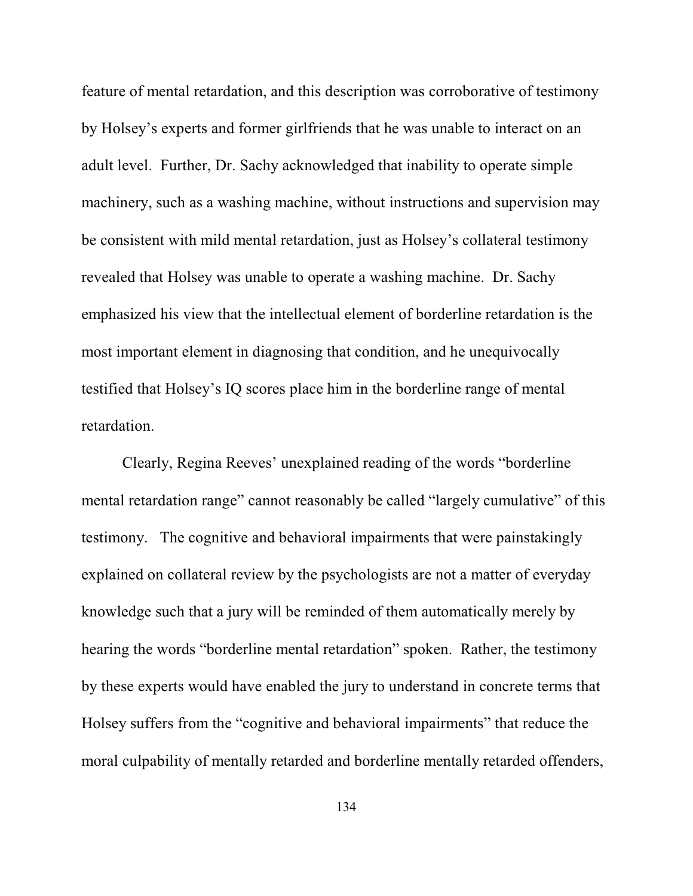feature of mental retardation, and this description was corroborative of testimony by Holsey's experts and former girlfriends that he was unable to interact on an adult level. Further, Dr. Sachy acknowledged that inability to operate simple machinery, such as a washing machine, without instructions and supervision may be consistent with mild mental retardation, just as Holsey's collateral testimony revealed that Holsey was unable to operate a washing machine. Dr. Sachy emphasized his view that the intellectual element of borderline retardation is the most important element in diagnosing that condition, and he unequivocally testified that Holsey's IQ scores place him in the borderline range of mental retardation.

Clearly, Regina Reeves' unexplained reading of the words "borderline mental retardation range" cannot reasonably be called "largely cumulative" of this testimony. The cognitive and behavioral impairments that were painstakingly explained on collateral review by the psychologists are not a matter of everyday knowledge such that a jury will be reminded of them automatically merely by hearing the words "borderline mental retardation" spoken. Rather, the testimony by these experts would have enabled the jury to understand in concrete terms that Holsey suffers from the "cognitive and behavioral impairments" that reduce the moral culpability of mentally retarded and borderline mentally retarded offenders,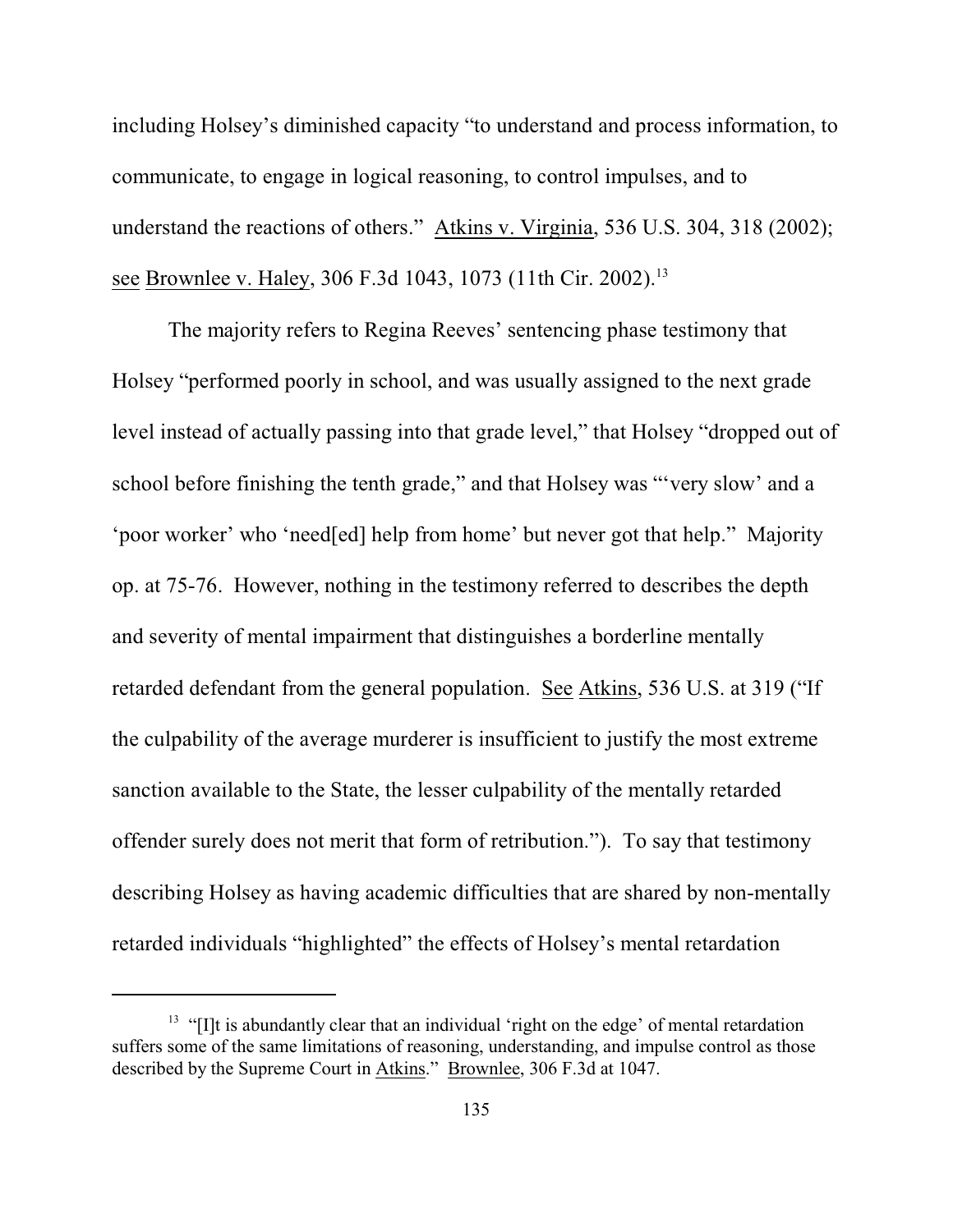including Holsey's diminished capacity "to understand and process information, to communicate, to engage in logical reasoning, to control impulses, and to understand the reactions of others." Atkins v. Virginia, 536 U.S. 304, 318 (2002); see Brownlee v. Haley, 306 F.3d 1043, 1073 (11th Cir. 2002).[13]

The majority refers to Regina Reeves' sentencing phase testimony that Holsey "performed poorly in school, and was usually assigned to the next grade level instead of actually passing into that grade level," that Holsey "dropped out of school before finishing the tenth grade," and that Holsey was "'very slow' and a 'poor worker' who 'need[ed] help from home' but never got that help." Majority op. at 75-76. However, nothing in the testimony referred to describes the depth and severity of mental impairment that distinguishes a borderline mentally retarded defendant from the general population. See Atkins, 536 U.S. at 319 ("If the culpability of the average murderer is insufficient to justify the most extreme sanction available to the State, the lesser culpability of the mentally retarded offender surely does not merit that form of retribution."). To say that testimony describing Holsey as having academic difficulties that are shared by non-mentally retarded individuals "highlighted" the effects of Holsey's mental retardation

---

[13] "[I]t is abundantly clear that an individual 'right on the edge' of mental retardation suffers some of the same limitations of reasoning, understanding, and impulse control as those described by the Supreme Court in Atkins." Brownlee, 306 F.3d at 1047.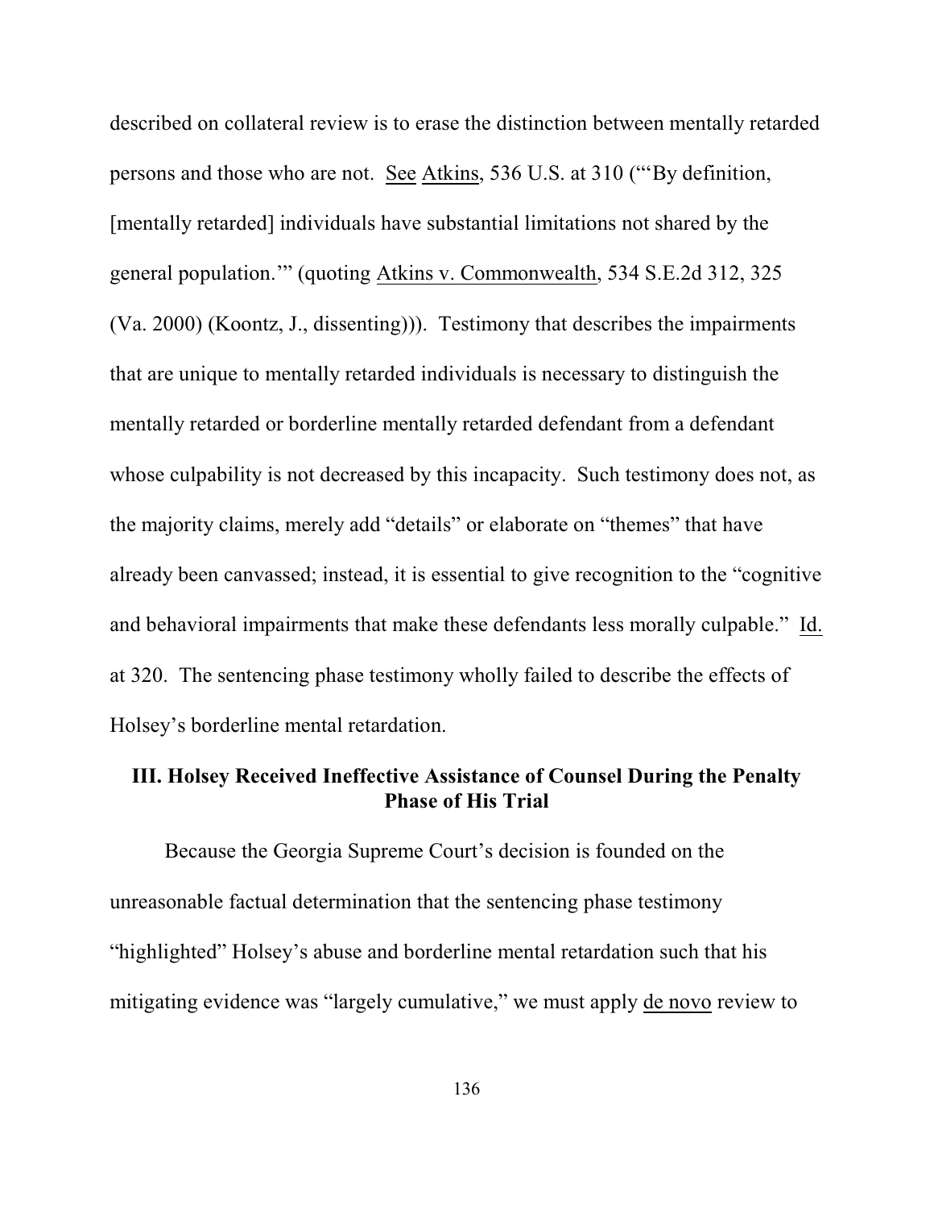described on collateral review is to erase the distinction between mentally retarded persons and those who are not. See Atkins, 536 U.S. at 310 ("'By definition, [mentally retarded] individuals have substantial limitations not shared by the general population.'" (quoting Atkins v. Commonwealth, 534 S.E.2d 312, 325 (Va. 2000) (Koontz, J., dissenting))). Testimony that describes the impairments that are unique to mentally retarded individuals is necessary to distinguish the mentally retarded or borderline mentally retarded defendant from a defendant whose culpability is not decreased by this incapacity. Such testimony does not, as the majority claims, merely add "details" or elaborate on "themes" that have already been canvassed; instead, it is essential to give recognition to the "cognitive and behavioral impairments that make these defendants less morally culpable." Id. at 320. The sentencing phase testimony wholly failed to describe the effects of Holsey's borderline mental retardation.

## III. Holsey Received Ineffective Assistance of Counsel During the Penalty Phase of His Trial

Because the Georgia Supreme Court's decision is founded on the unreasonable factual determination that the sentencing phase testimony "highlighted" Holsey's abuse and borderline mental retardation such that his mitigating evidence was "largely cumulative," we must apply de novo review to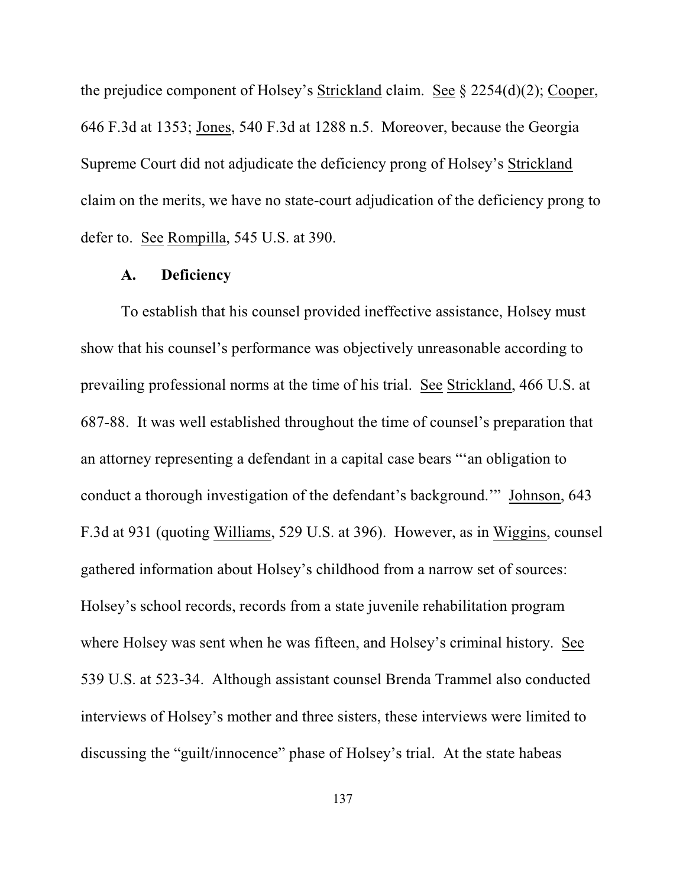the prejudice component of Holsey's Strickland claim. See § 2254(d)(2); Cooper, 646 F.3d at 1353; Jones, 540 F.3d at 1288 n.5. Moreover, because the Georgia Supreme Court did not adjudicate the deficiency prong of Holsey's Strickland claim on the merits, we have no state-court adjudication of the deficiency prong to defer to. See Rompilla, 545 U.S. at 390.

### A. Deficiency

To establish that his counsel provided ineffective assistance, Holsey must show that his counsel's performance was objectively unreasonable according to prevailing professional norms at the time of his trial. See Strickland, 466 U.S. at 687-88. It was well established throughout the time of counsel's preparation that an attorney representing a defendant in a capital case bears "'an obligation to conduct a thorough investigation of the defendant's background.'" Johnson, 643 F.3d at 931 (quoting Williams, 529 U.S. at 396). However, as in Wiggins, counsel gathered information about Holsey's childhood from a narrow set of sources: Holsey's school records, records from a state juvenile rehabilitation program where Holsey was sent when he was fifteen, and Holsey's criminal history. See 539 U.S. at 523-34. Although assistant counsel Brenda Trammel also conducted interviews of Holsey's mother and three sisters, these interviews were limited to discussing the "guilt/innocence" phase of Holsey's trial. At the state habeas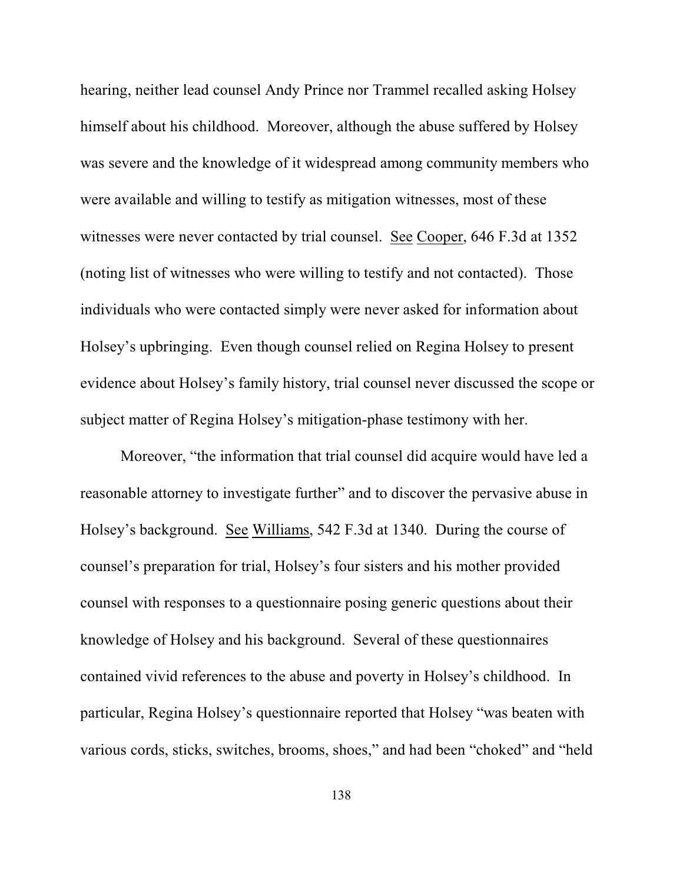hearing, neither lead counsel Andy Prince nor Trammel recalled asking Holsey himself about his childhood. Moreover, although the abuse suffered by Holsey was severe and the knowledge of it widespread among community members who were available and willing to testify as mitigation witnesses, most of these witnesses were never contacted by trial counsel. See Cooper, 646 F.3d at 1352 (noting list of witnesses who were willing to testify and not contacted). Those individuals who were contacted simply were never asked for information about Holsey's upbringing. Even though counsel relied on Regina Holsey to present evidence about Holsey's family history, trial counsel never discussed the scope or subject matter of Regina Holsey's mitigation-phase testimony with her.

Moreover, "the information that trial counsel did acquire would have led a reasonable attorney to investigate further" and to discover the pervasive abuse in Holsey's background. See Williams, 542 F.3d at 1340. During the course of counsel's preparation for trial, Holsey's four sisters and his mother provided counsel with responses to a questionnaire posing generic questions about their knowledge of Holsey and his background. Several of these questionnaires contained vivid references to the abuse and poverty in Holsey's childhood. In particular, Regina Holsey's questionnaire reported that Holsey "was beaten with various cords, sticks, switches, brooms, shoes," and had been "choked" and "held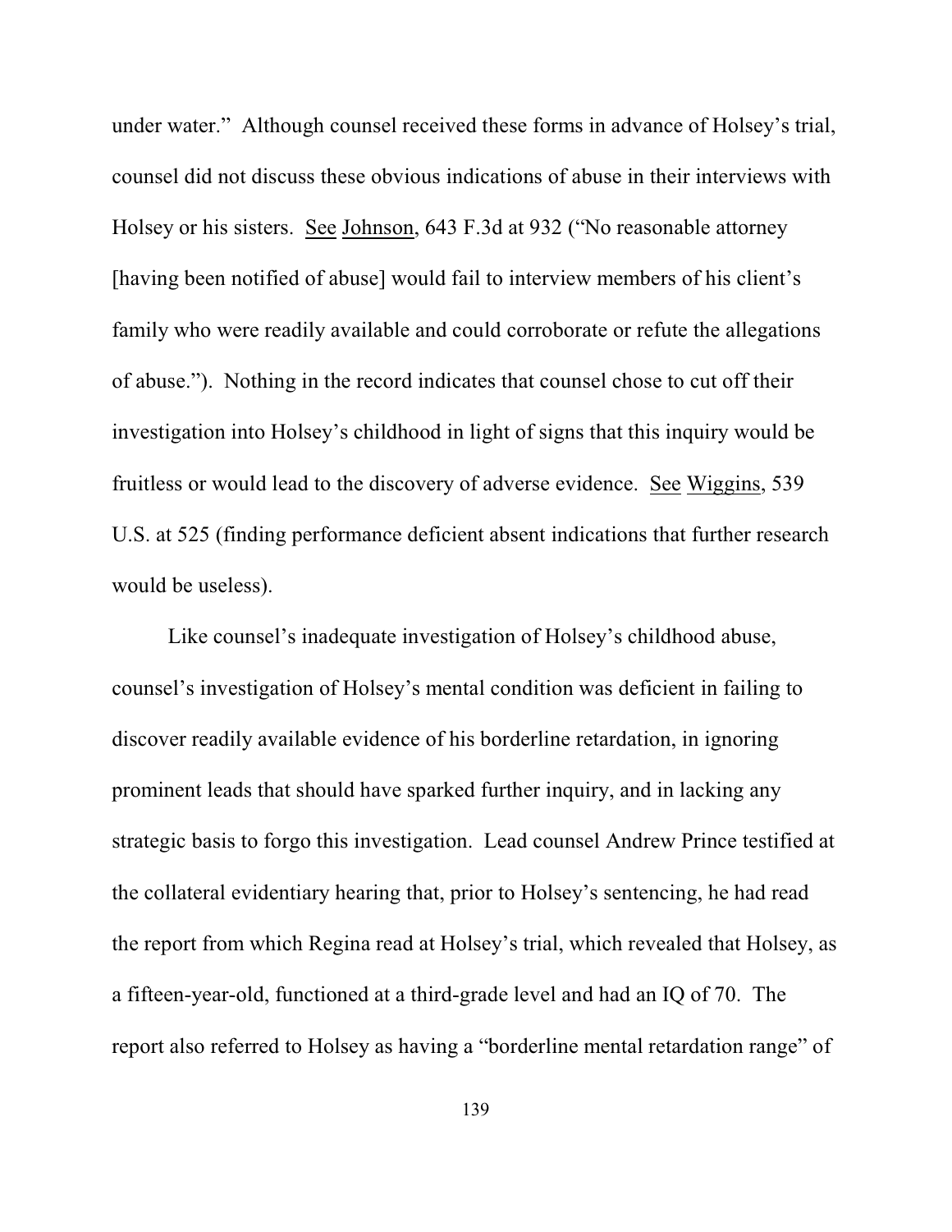under water." Although counsel received these forms in advance of Holsey's trial, counsel did not discuss these obvious indications of abuse in their interviews with Holsey or his sisters. See Johnson, 643 F.3d at 932 ("No reasonable attorney [having been notified of abuse] would fail to interview members of his client's family who were readily available and could corroborate or refute the allegations of abuse."). Nothing in the record indicates that counsel chose to cut off their investigation into Holsey's childhood in light of signs that this inquiry would be fruitless or would lead to the discovery of adverse evidence. See Wiggins, 539 U.S. at 525 (finding performance deficient absent indications that further research would be useless).

Like counsel's inadequate investigation of Holsey's childhood abuse, counsel's investigation of Holsey's mental condition was deficient in failing to discover readily available evidence of his borderline retardation, in ignoring prominent leads that should have sparked further inquiry, and in lacking any strategic basis to forgo this investigation. Lead counsel Andrew Prince testified at the collateral evidentiary hearing that, prior to Holsey's sentencing, he had read the report from which Regina read at Holsey's trial, which revealed that Holsey, as a fifteen-year-old, functioned at a third-grade level and had an IQ of 70. The report also referred to Holsey as having a "borderline mental retardation range" of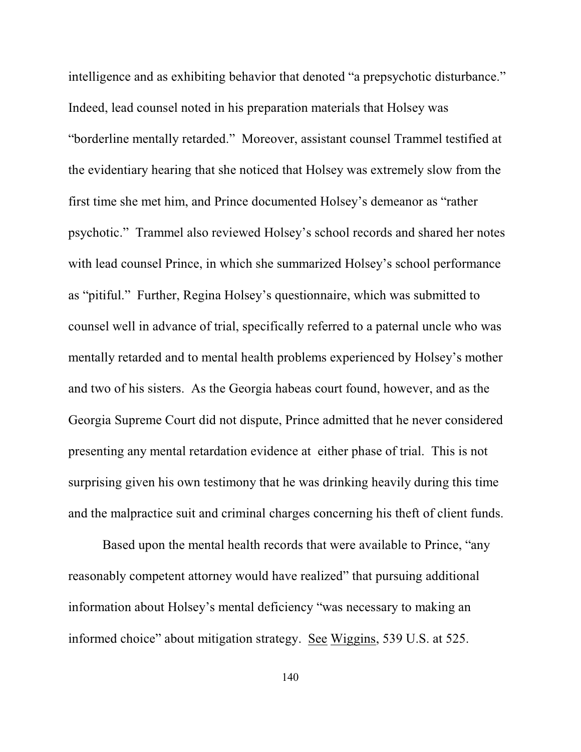intelligence and as exhibiting behavior that denoted "a prepsychotic disturbance." Indeed, lead counsel noted in his preparation materials that Holsey was "borderline mentally retarded." Moreover, assistant counsel Trammel testified at the evidentiary hearing that she noticed that Holsey was extremely slow from the first time she met him, and Prince documented Holsey's demeanor as "rather psychotic." Trammel also reviewed Holsey's school records and shared her notes with lead counsel Prince, in which she summarized Holsey's school performance as "pitiful." Further, Regina Holsey's questionnaire, which was submitted to counsel well in advance of trial, specifically referred to a paternal uncle who was mentally retarded and to mental health problems experienced by Holsey's mother and two of his sisters. As the Georgia habeas court found, however, and as the Georgia Supreme Court did not dispute, Prince admitted that he never considered presenting any mental retardation evidence at either phase of trial. This is not surprising given his own testimony that he was drinking heavily during this time and the malpractice suit and criminal charges concerning his theft of client funds.

Based upon the mental health records that were available to Prince, "any reasonably competent attorney would have realized" that pursuing additional information about Holsey's mental deficiency "was necessary to making an informed choice" about mitigation strategy. See Wiggins, 539 U.S. at 525.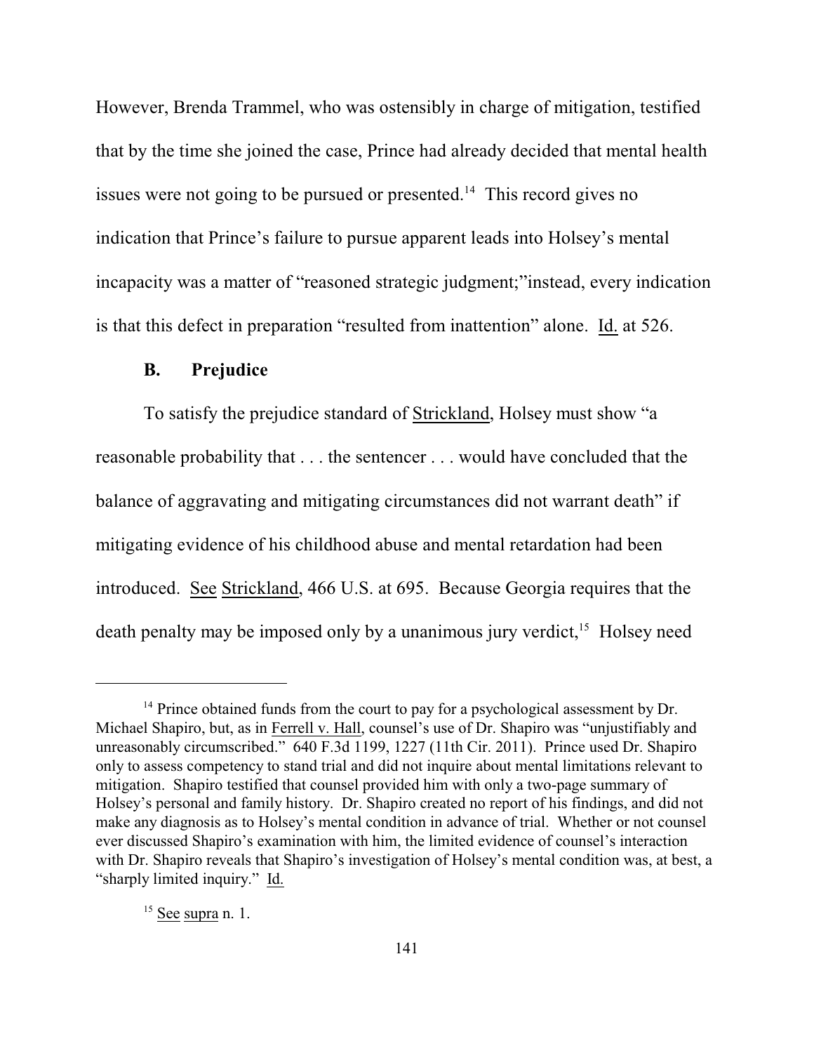However, Brenda Trammel, who was ostensibly in charge of mitigation, testified that by the time she joined the case, Prince had already decided that mental health issues were not going to be pursued or presented.[14] This record gives no indication that Prince's failure to pursue apparent leads into Holsey's mental incapacity was a matter of "reasoned strategic judgment;"instead, every indication is that this defect in preparation "resulted from inattention" alone. Id. at 526.

### B. Prejudice

To satisfy the prejudice standard of Strickland, Holsey must show "a reasonable probability that . . . the sentencer . . . would have concluded that the balance of aggravating and mitigating circumstances did not warrant death" if mitigating evidence of his childhood abuse and mental retardation had been introduced. See Strickland, 466 U.S. at 695. Because Georgia requires that the death penalty may be imposed only by a unanimous jury verdict,[15] Holsey need

---

[14] Prince obtained funds from the court to pay for a psychological assessment by Dr. Michael Shapiro, but, as in Ferrell v. Hall, counsel's use of Dr. Shapiro was "unjustifiably and unreasonably circumscribed." 640 F.3d 1199, 1227 (11th Cir. 2011). Prince used Dr. Shapiro only to assess competency to stand trial and did not inquire about mental limitations relevant to mitigation. Shapiro testified that counsel provided him with only a two-page summary of Holsey's personal and family history. Dr. Shapiro created no report of his findings, and did not make any diagnosis as to Holsey's mental condition in advance of trial. Whether or not counsel ever discussed Shapiro's examination with him, the limited evidence of counsel's interaction with Dr. Shapiro reveals that Shapiro's investigation of Holsey's mental condition was, at best, a "sharply limited inquiry." Id.

[15] See supra n. 1.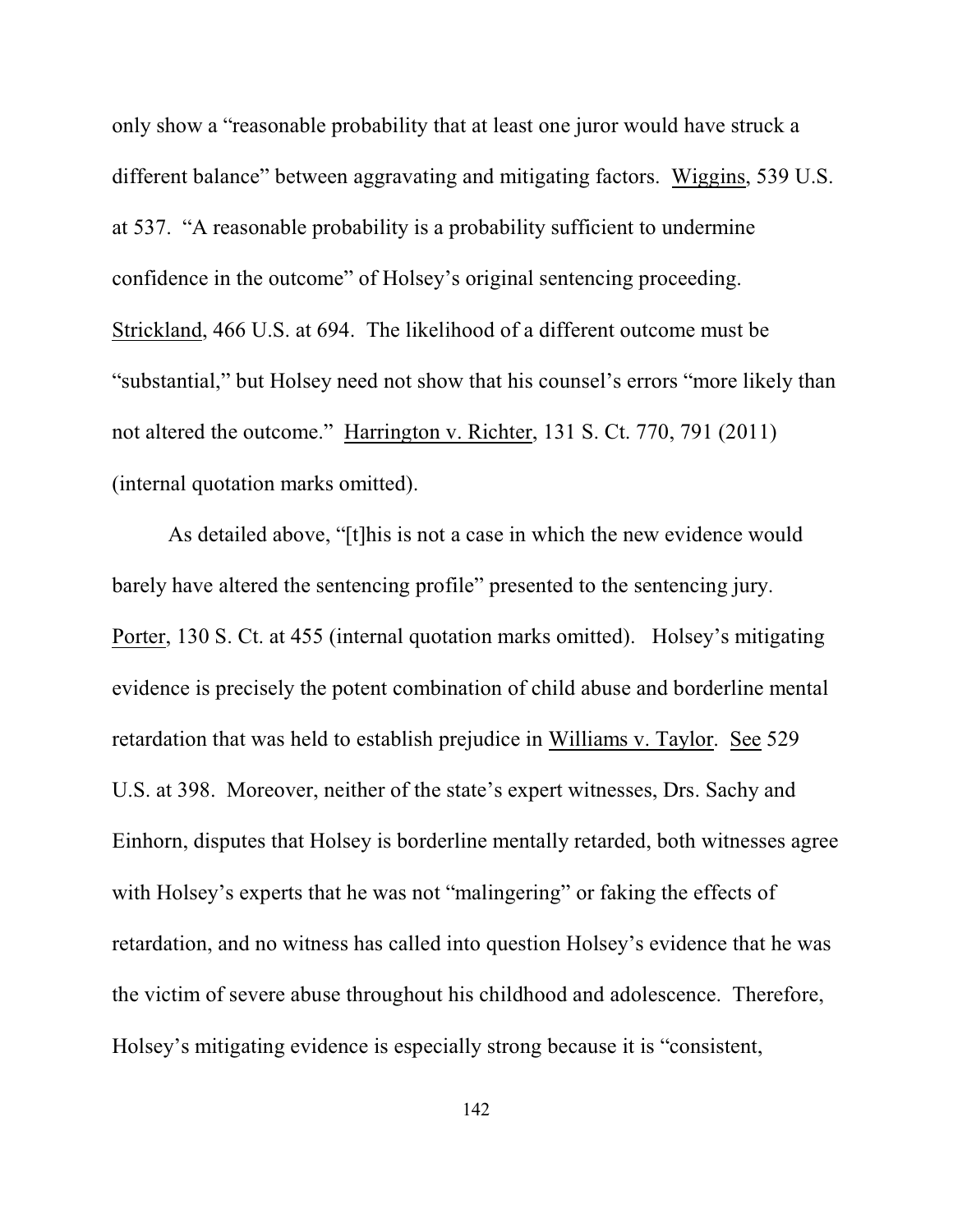only show a "reasonable probability that at least one juror would have struck a different balance" between aggravating and mitigating factors. Wiggins, 539 U.S. at 537. "A reasonable probability is a probability sufficient to undermine confidence in the outcome" of Holsey's original sentencing proceeding. Strickland, 466 U.S. at 694. The likelihood of a different outcome must be "substantial," but Holsey need not show that his counsel's errors "more likely than not altered the outcome." Harrington v. Richter, 131 S. Ct. 770, 791 (2011) (internal quotation marks omitted).

As detailed above, "[t]his is not a case in which the new evidence would barely have altered the sentencing profile" presented to the sentencing jury. Porter, 130 S. Ct. at 455 (internal quotation marks omitted). Holsey's mitigating evidence is precisely the potent combination of child abuse and borderline mental retardation that was held to establish prejudice in Williams v. Taylor. See 529 U.S. at 398. Moreover, neither of the state's expert witnesses, Drs. Sachy and Einhorn, disputes that Holsey is borderline mentally retarded, both witnesses agree with Holsey's experts that he was not "malingering" or faking the effects of retardation, and no witness has called into question Holsey's evidence that he was the victim of severe abuse throughout his childhood and adolescence. Therefore, Holsey's mitigating evidence is especially strong because it is "consistent,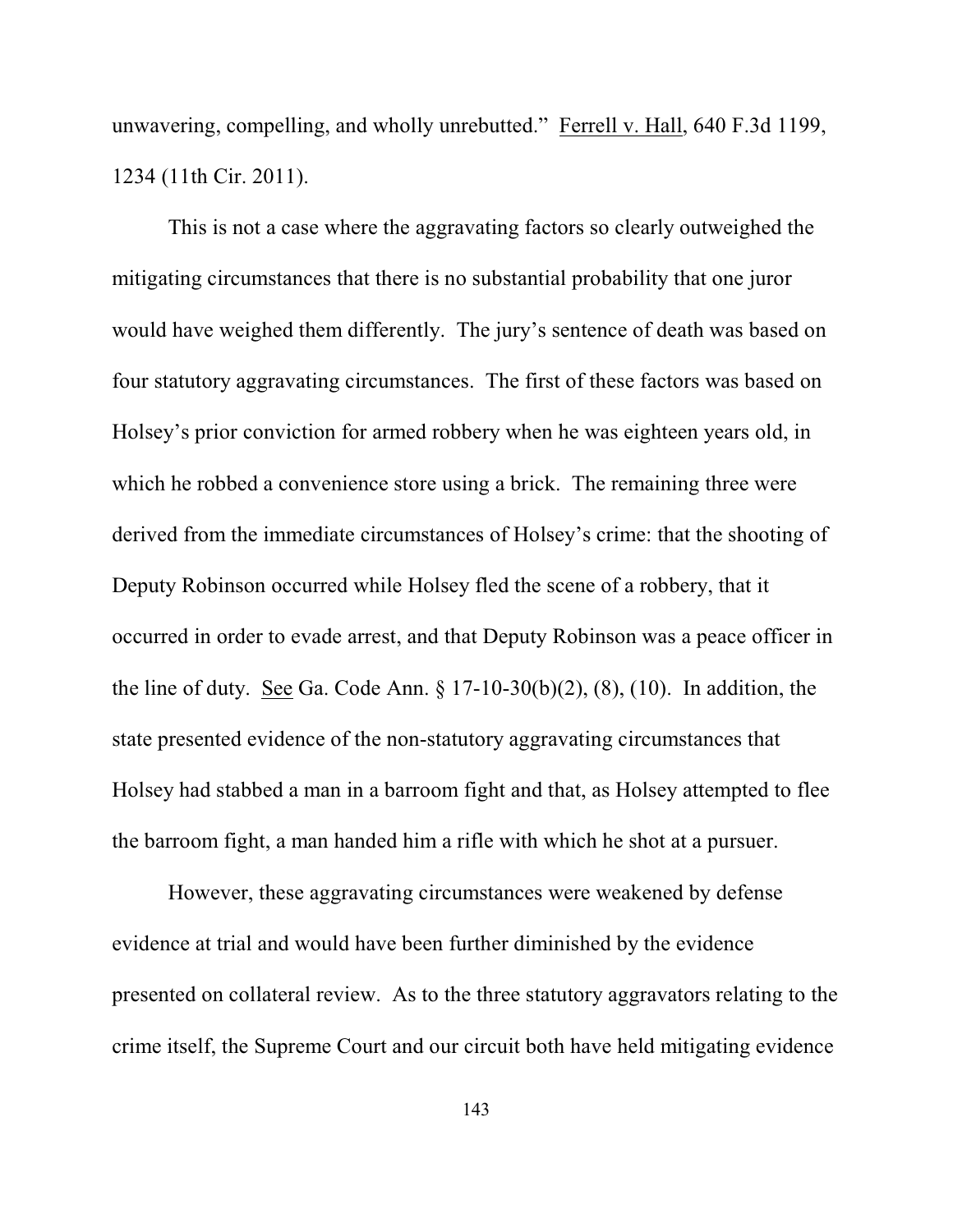unwavering, compelling, and wholly unrebutted." Ferrell v. Hall, 640 F.3d 1199, 1234 (11th Cir. 2011).

This is not a case where the aggravating factors so clearly outweighed the mitigating circumstances that there is no substantial probability that one juror would have weighed them differently. The jury's sentence of death was based on four statutory aggravating circumstances. The first of these factors was based on Holsey's prior conviction for armed robbery when he was eighteen years old, in which he robbed a convenience store using a brick. The remaining three were derived from the immediate circumstances of Holsey's crime: that the shooting of Deputy Robinson occurred while Holsey fled the scene of a robbery, that it occurred in order to evade arrest, and that Deputy Robinson was a peace officer in the line of duty. See Ga. Code Ann. § 17-10-30(b)(2), (8), (10). In addition, the state presented evidence of the non-statutory aggravating circumstances that Holsey had stabbed a man in a barroom fight and that, as Holsey attempted to flee the barroom fight, a man handed him a rifle with which he shot at a pursuer.

However, these aggravating circumstances were weakened by defense evidence at trial and would have been further diminished by the evidence presented on collateral review. As to the three statutory aggravators relating to the crime itself, the Supreme Court and our circuit both have held mitigating evidence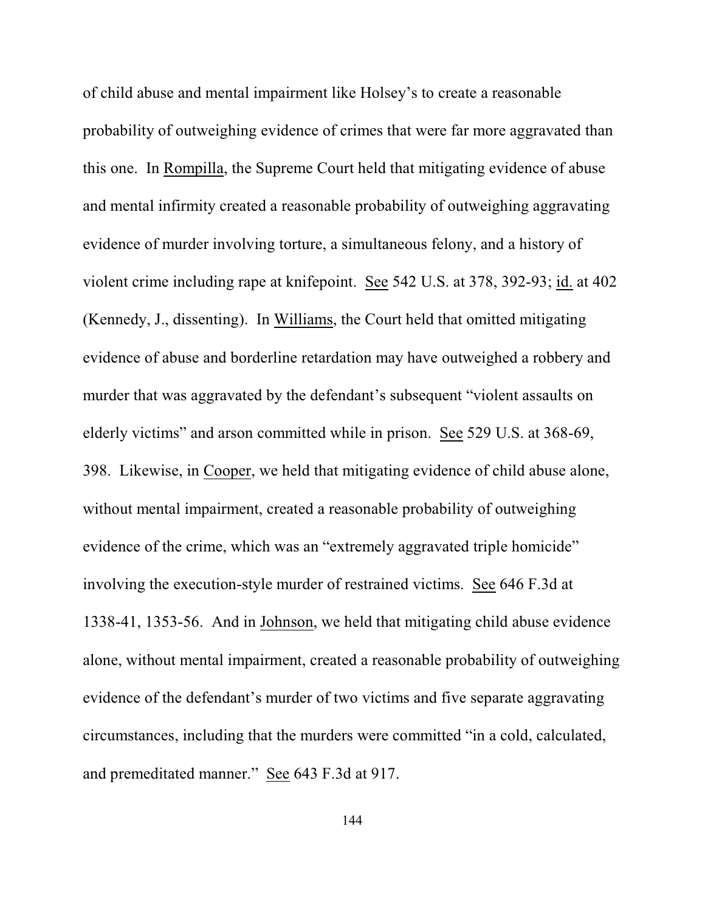of child abuse and mental impairment like Holsey's to create a reasonable probability of outweighing evidence of crimes that were far more aggravated than this one. In Rompilla, the Supreme Court held that mitigating evidence of abuse and mental infirmity created a reasonable probability of outweighing aggravating evidence of murder involving torture, a simultaneous felony, and a history of violent crime including rape at knifepoint. See 542 U.S. at 378, 392-93; id. at 402 (Kennedy, J., dissenting). In Williams, the Court held that omitted mitigating evidence of abuse and borderline retardation may have outweighed a robbery and murder that was aggravated by the defendant's subsequent "violent assaults on elderly victims" and arson committed while in prison. See 529 U.S. at 368-69, 398. Likewise, in Cooper, we held that mitigating evidence of child abuse alone, without mental impairment, created a reasonable probability of outweighing evidence of the crime, which was an "extremely aggravated triple homicide" involving the execution-style murder of restrained victims. See 646 F.3d at 1338-41, 1353-56. And in Johnson, we held that mitigating child abuse evidence alone, without mental impairment, created a reasonable probability of outweighing evidence of the defendant's murder of two victims and five separate aggravating circumstances, including that the murders were committed "in a cold, calculated, and premeditated manner." See 643 F.3d at 917.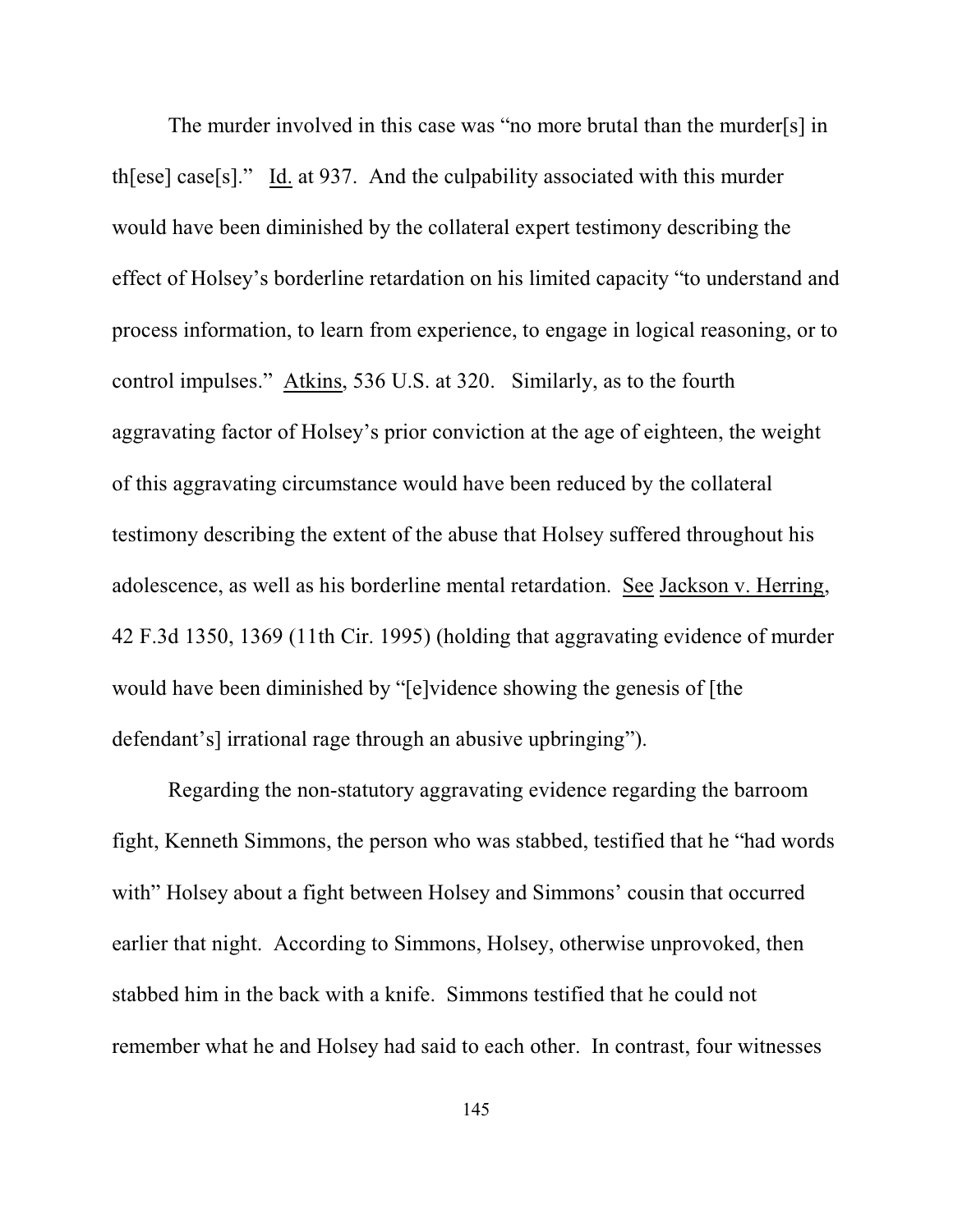The murder involved in this case was "no more brutal than the murder[s] in th[ese] case[s]." Id. at 937. And the culpability associated with this murder would have been diminished by the collateral expert testimony describing the effect of Holsey's borderline retardation on his limited capacity "to understand and process information, to learn from experience, to engage in logical reasoning, or to control impulses." Atkins, 536 U.S. at 320. Similarly, as to the fourth aggravating factor of Holsey's prior conviction at the age of eighteen, the weight of this aggravating circumstance would have been reduced by the collateral testimony describing the extent of the abuse that Holsey suffered throughout his adolescence, as well as his borderline mental retardation. See Jackson v. Herring, 42 F.3d 1350, 1369 (11th Cir. 1995) (holding that aggravating evidence of murder would have been diminished by "[e]vidence showing the genesis of [the defendant's] irrational rage through an abusive upbringing").

Regarding the non-statutory aggravating evidence regarding the barroom fight, Kenneth Simmons, the person who was stabbed, testified that he "had words with" Holsey about a fight between Holsey and Simmons' cousin that occurred earlier that night. According to Simmons, Holsey, otherwise unprovoked, then stabbed him in the back with a knife. Simmons testified that he could not remember what he and Holsey had said to each other. In contrast, four witnesses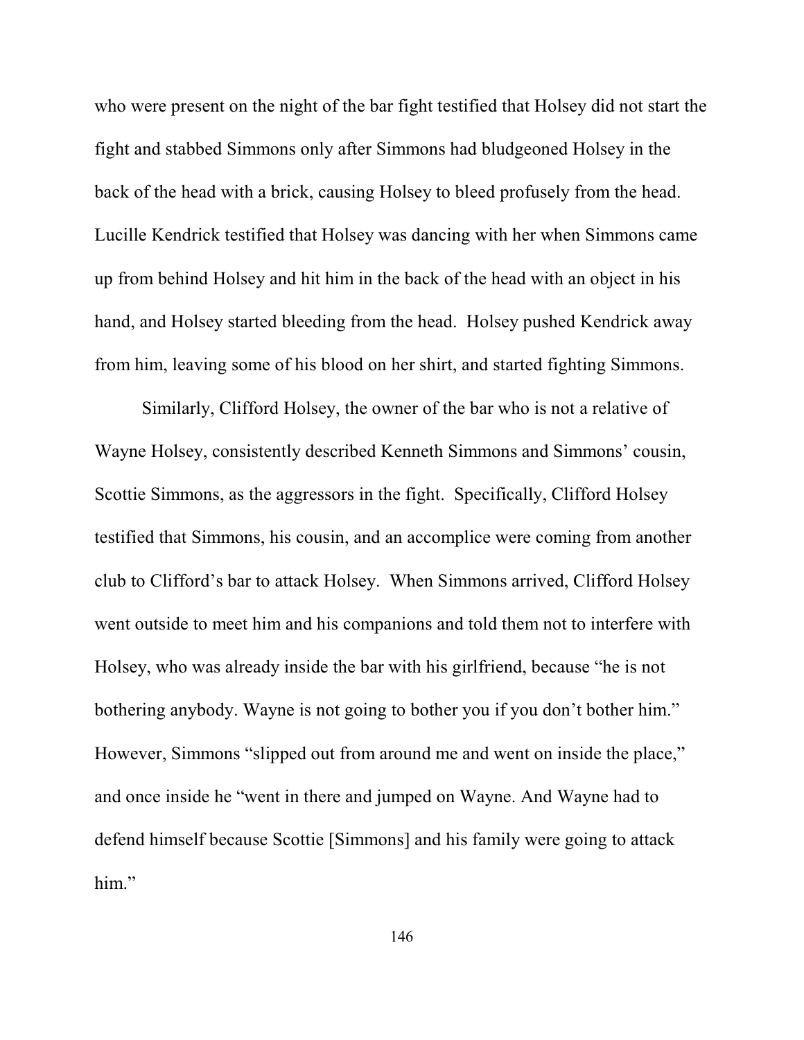who were present on the night of the bar fight testified that Holsey did not start the fight and stabbed Simmons only after Simmons had bludgeoned Holsey in the back of the head with a brick, causing Holsey to bleed profusely from the head. Lucille Kendrick testified that Holsey was dancing with her when Simmons came up from behind Holsey and hit him in the back of the head with an object in his hand, and Holsey started bleeding from the head. Holsey pushed Kendrick away from him, leaving some of his blood on her shirt, and started fighting Simmons.

Similarly, Clifford Holsey, the owner of the bar who is not a relative of Wayne Holsey, consistently described Kenneth Simmons and Simmons' cousin, Scottie Simmons, as the aggressors in the fight. Specifically, Clifford Holsey testified that Simmons, his cousin, and an accomplice were coming from another club to Clifford's bar to attack Holsey. When Simmons arrived, Clifford Holsey went outside to meet him and his companions and told them not to interfere with Holsey, who was already inside the bar with his girlfriend, because "he is not bothering anybody. Wayne is not going to bother you if you don't bother him." However, Simmons "slipped out from around me and went on inside the place," and once inside he "went in there and jumped on Wayne. And Wayne had to defend himself because Scottie [Simmons] and his family were going to attack him."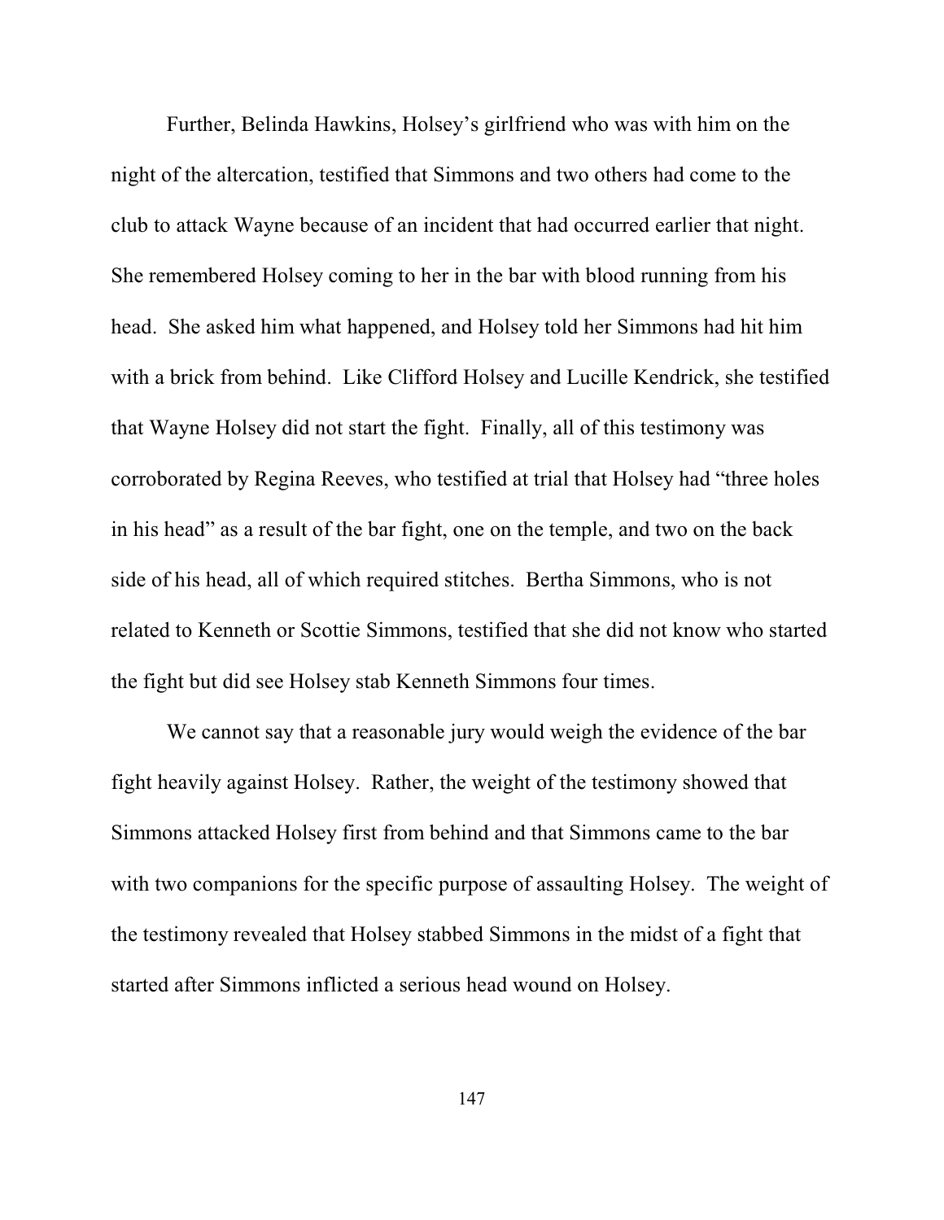Further, Belinda Hawkins, Holsey's girlfriend who was with him on the night of the altercation, testified that Simmons and two others had come to the club to attack Wayne because of an incident that had occurred earlier that night. She remembered Holsey coming to her in the bar with blood running from his head. She asked him what happened, and Holsey told her Simmons had hit him with a brick from behind. Like Clifford Holsey and Lucille Kendrick, she testified that Wayne Holsey did not start the fight. Finally, all of this testimony was corroborated by Regina Reeves, who testified at trial that Holsey had "three holes in his head" as a result of the bar fight, one on the temple, and two on the back side of his head, all of which required stitches. Bertha Simmons, who is not related to Kenneth or Scottie Simmons, testified that she did not know who started the fight but did see Holsey stab Kenneth Simmons four times.

We cannot say that a reasonable jury would weigh the evidence of the bar fight heavily against Holsey. Rather, the weight of the testimony showed that Simmons attacked Holsey first from behind and that Simmons came to the bar with two companions for the specific purpose of assaulting Holsey. The weight of the testimony revealed that Holsey stabbed Simmons in the midst of a fight that started after Simmons inflicted a serious head wound on Holsey.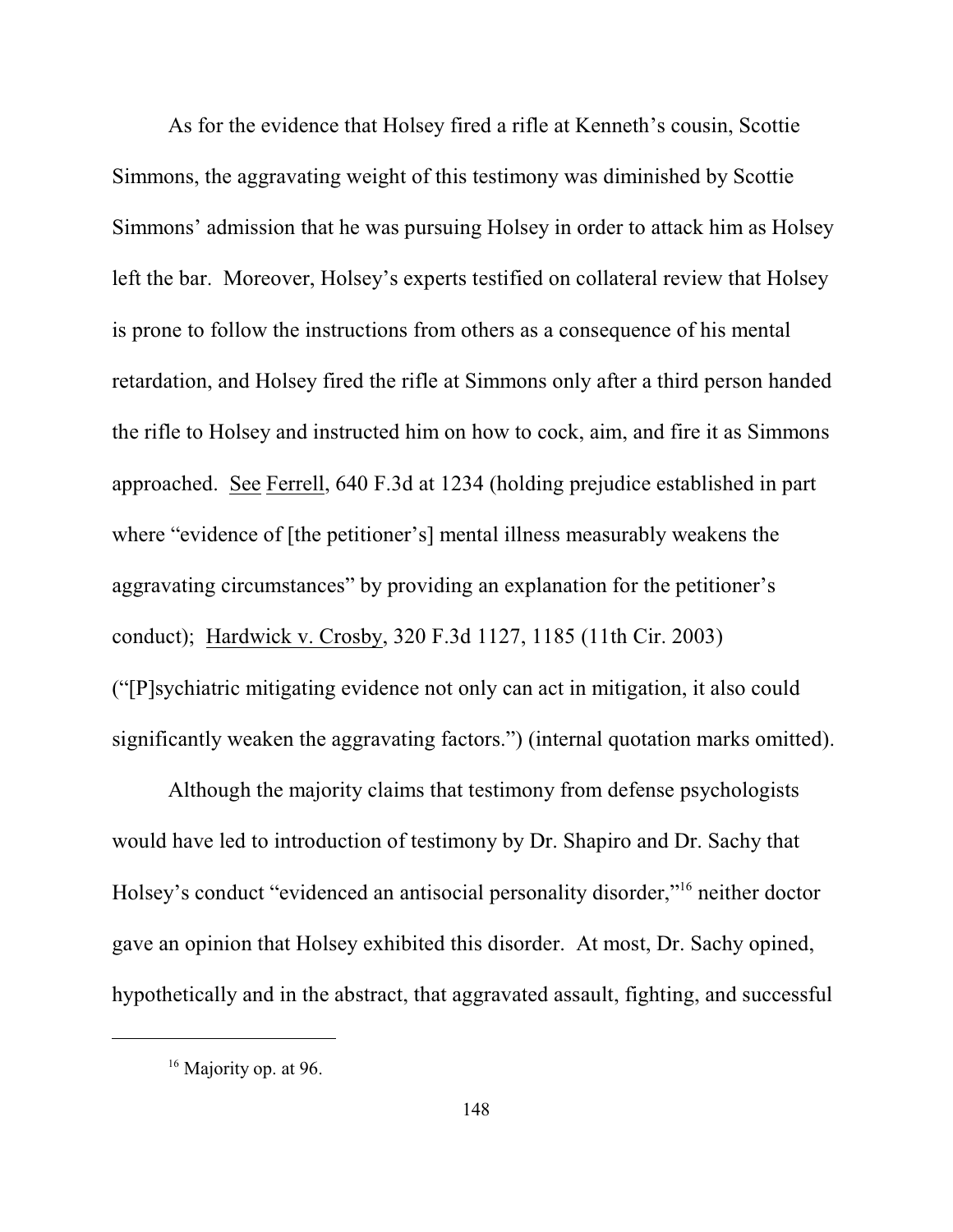As for the evidence that Holsey fired a rifle at Kenneth's cousin, Scottie Simmons, the aggravating weight of this testimony was diminished by Scottie Simmons' admission that he was pursuing Holsey in order to attack him as Holsey left the bar. Moreover, Holsey's experts testified on collateral review that Holsey is prone to follow the instructions from others as a consequence of his mental retardation, and Holsey fired the rifle at Simmons only after a third person handed the rifle to Holsey and instructed him on how to cock, aim, and fire it as Simmons approached. See Ferrell, 640 F.3d at 1234 (holding prejudice established in part where "evidence of [the petitioner's] mental illness measurably weakens the aggravating circumstances" by providing an explanation for the petitioner's conduct); Hardwick v. Crosby, 320 F.3d 1127, 1185 (11th Cir. 2003) ("[P]sychiatric mitigating evidence not only can act in mitigation, it also could significantly weaken the aggravating factors.") (internal quotation marks omitted).

Although the majority claims that testimony from defense psychologists would have led to introduction of testimony by Dr. Shapiro and Dr. Sachy that Holsey's conduct "evidenced an antisocial personality disorder,"[16] neither doctor gave an opinion that Holsey exhibited this disorder. At most, Dr. Sachy opined, hypothetically and in the abstract, that aggravated assault, fighting, and successful

[16] Majority op. at 96.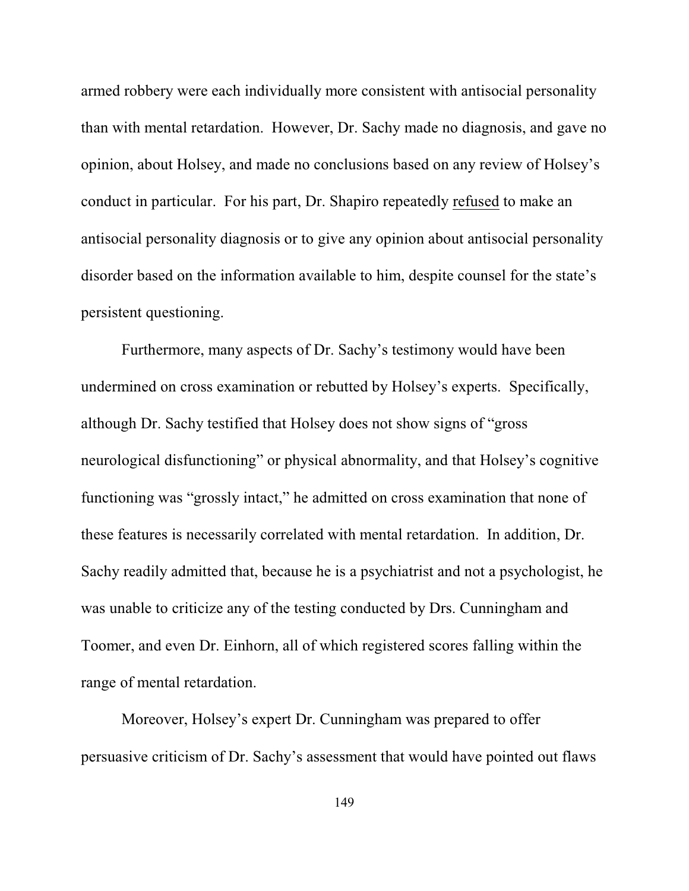armed robbery were each individually more consistent with antisocial personality than with mental retardation. However, Dr. Sachy made no diagnosis, and gave no opinion, about Holsey, and made no conclusions based on any review of Holsey's conduct in particular. For his part, Dr. Shapiro repeatedly <u>refused</u> to make an antisocial personality diagnosis or to give any opinion about antisocial personality disorder based on the information available to him, despite counsel for the state's persistent questioning.

Furthermore, many aspects of Dr. Sachy's testimony would have been undermined on cross examination or rebutted by Holsey's experts. Specifically, although Dr. Sachy testified that Holsey does not show signs of "gross neurological disfunctioning" or physical abnormality, and that Holsey's cognitive functioning was "grossly intact," he admitted on cross examination that none of these features is necessarily correlated with mental retardation. In addition, Dr. Sachy readily admitted that, because he is a psychiatrist and not a psychologist, he was unable to criticize any of the testing conducted by Drs. Cunningham and Toomer, and even Dr. Einhorn, all of which registered scores falling within the range of mental retardation.

Moreover, Holsey's expert Dr. Cunningham was prepared to offer persuasive criticism of Dr. Sachy's assessment that would have pointed out flaws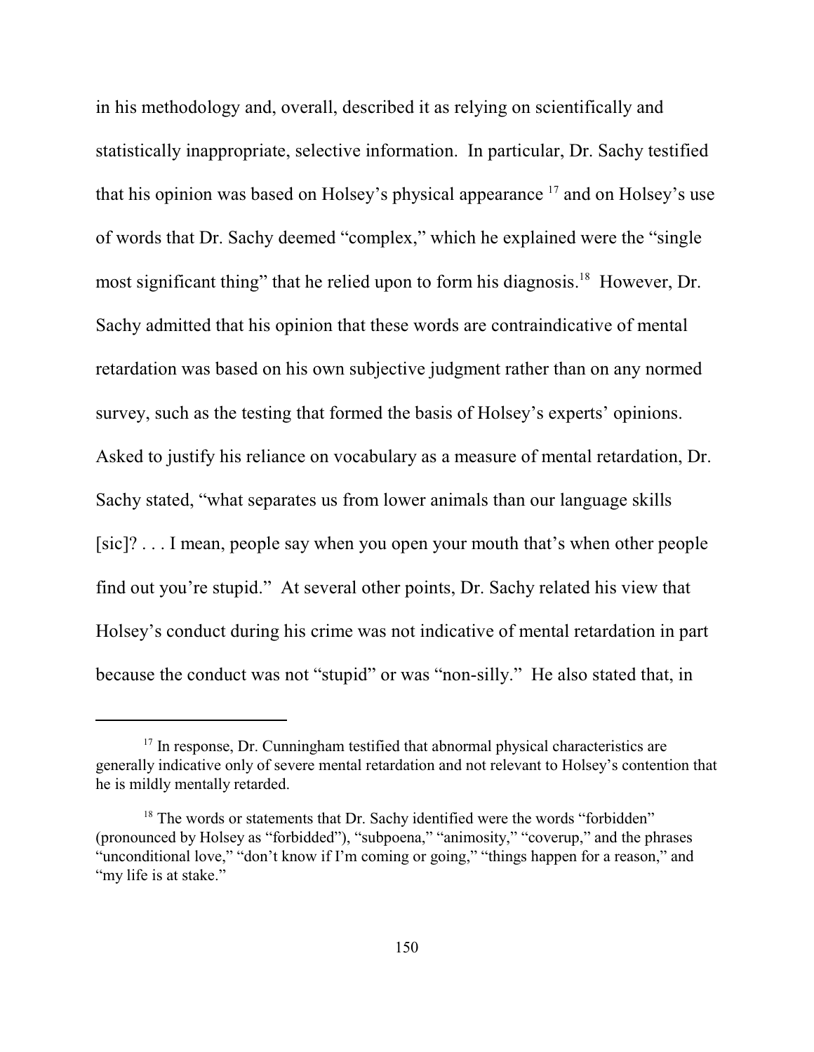in his methodology and, overall, described it as relying on scientifically and statistically inappropriate, selective information. In particular, Dr. Sachy testified that his opinion was based on Holsey's physical appearance [17] and on Holsey's use of words that Dr. Sachy deemed "complex," which he explained were the "single most significant thing" that he relied upon to form his diagnosis.[18] However, Dr. Sachy admitted that his opinion that these words are contraindicative of mental retardation was based on his own subjective judgment rather than on any normed survey, such as the testing that formed the basis of Holsey's experts' opinions. Asked to justify his reliance on vocabulary as a measure of mental retardation, Dr. Sachy stated, "what separates us from lower animals than our language skills [sic]? . . . I mean, people say when you open your mouth that's when other people find out you're stupid." At several other points, Dr. Sachy related his view that Holsey's conduct during his crime was not indicative of mental retardation in part because the conduct was not "stupid" or was "non-silly." He also stated that, in

---

[17] In response, Dr. Cunningham testified that abnormal physical characteristics are generally indicative only of severe mental retardation and not relevant to Holsey's contention that he is mildly mentally retarded.

[18] The words or statements that Dr. Sachy identified were the words "forbidden" (pronounced by Holsey as "forbidded"), "subpoena," "animosity," "coverup," and the phrases "unconditional love," "don't know if I'm coming or going," "things happen for a reason," and "my life is at stake."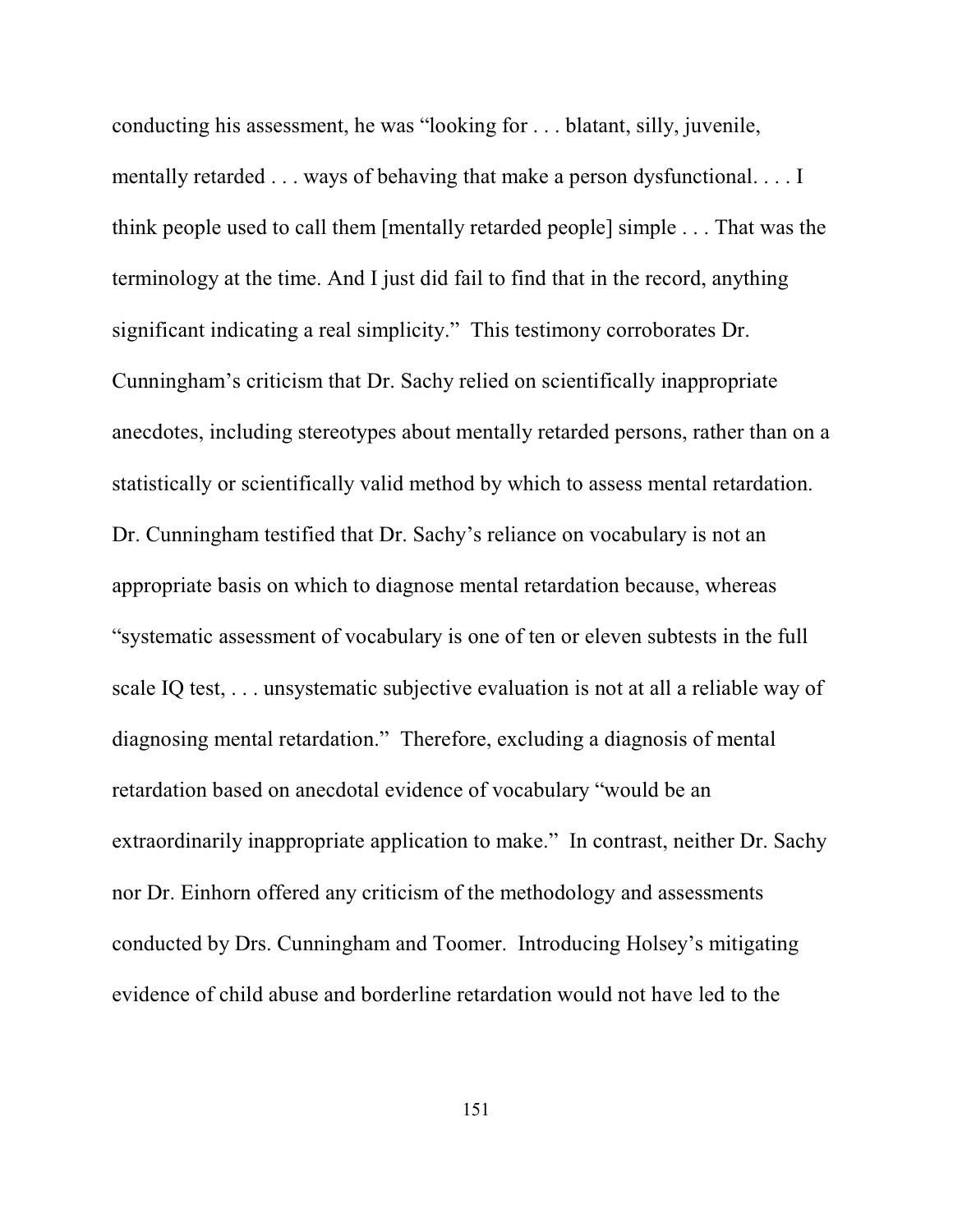conducting his assessment, he was "looking for . . . blatant, silly, juvenile, mentally retarded . . . ways of behaving that make a person dysfunctional. . . . I think people used to call them [mentally retarded people] simple . . . That was the terminology at the time. And I just did fail to find that in the record, anything significant indicating a real simplicity." This testimony corroborates Dr. Cunningham's criticism that Dr. Sachy relied on scientifically inappropriate anecdotes, including stereotypes about mentally retarded persons, rather than on a statistically or scientifically valid method by which to assess mental retardation. Dr. Cunningham testified that Dr. Sachy's reliance on vocabulary is not an appropriate basis on which to diagnose mental retardation because, whereas "systematic assessment of vocabulary is one of ten or eleven subtests in the full scale IQ test, . . . unsystematic subjective evaluation is not at all a reliable way of diagnosing mental retardation." Therefore, excluding a diagnosis of mental retardation based on anecdotal evidence of vocabulary "would be an extraordinarily inappropriate application to make." In contrast, neither Dr. Sachy nor Dr. Einhorn offered any criticism of the methodology and assessments conducted by Drs. Cunningham and Toomer. Introducing Holsey's mitigating evidence of child abuse and borderline retardation would not have led to the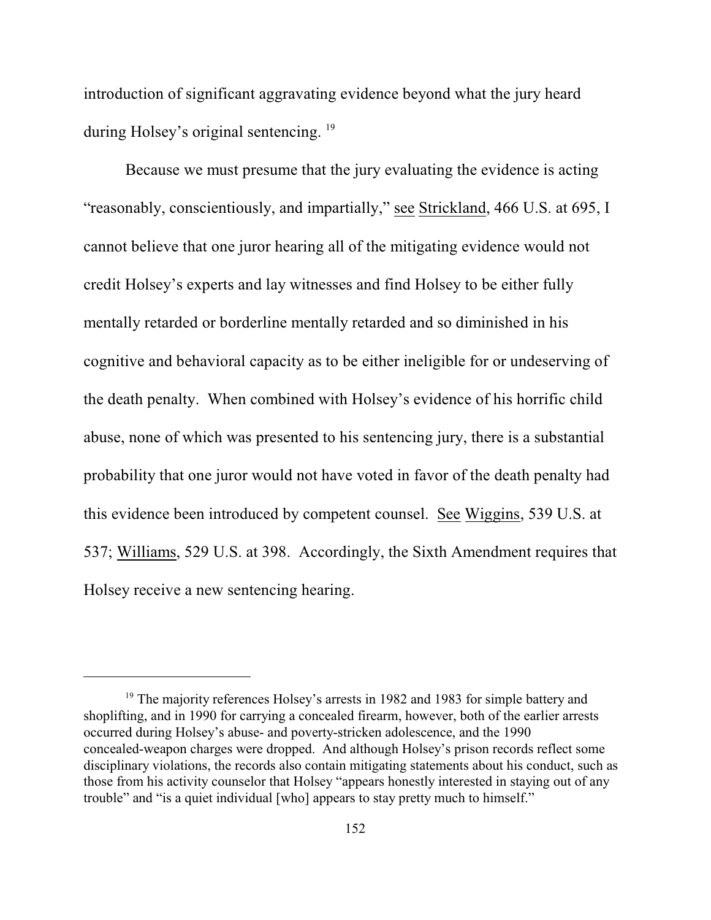introduction of significant aggravating evidence beyond what the jury heard during Holsey's original sentencing. [19]

Because we must presume that the jury evaluating the evidence is acting "reasonably, conscientiously, and impartially," see Strickland, 466 U.S. at 695, I cannot believe that one juror hearing all of the mitigating evidence would not credit Holsey's experts and lay witnesses and find Holsey to be either fully mentally retarded or borderline mentally retarded and so diminished in his cognitive and behavioral capacity as to be either ineligible for or undeserving of the death penalty. When combined with Holsey's evidence of his horrific child abuse, none of which was presented to his sentencing jury, there is a substantial probability that one juror would not have voted in favor of the death penalty had this evidence been introduced by competent counsel. See Wiggins, 539 U.S. at 537; Williams, 529 U.S. at 398. Accordingly, the Sixth Amendment requires that Holsey receive a new sentencing hearing.

---

[19] The majority references Holsey's arrests in 1982 and 1983 for simple battery and shoplifting, and in 1990 for carrying a concealed firearm, however, both of the earlier arrests occurred during Holsey's abuse- and poverty-stricken adolescence, and the 1990 concealed-weapon charges were dropped. And although Holsey's prison records reflect some disciplinary violations, the records also contain mitigating statements about his conduct, such as those from his activity counselor that Holsey "appears honestly interested in staying out of any trouble" and "is a quiet individual [who] appears to stay pretty much to himself."